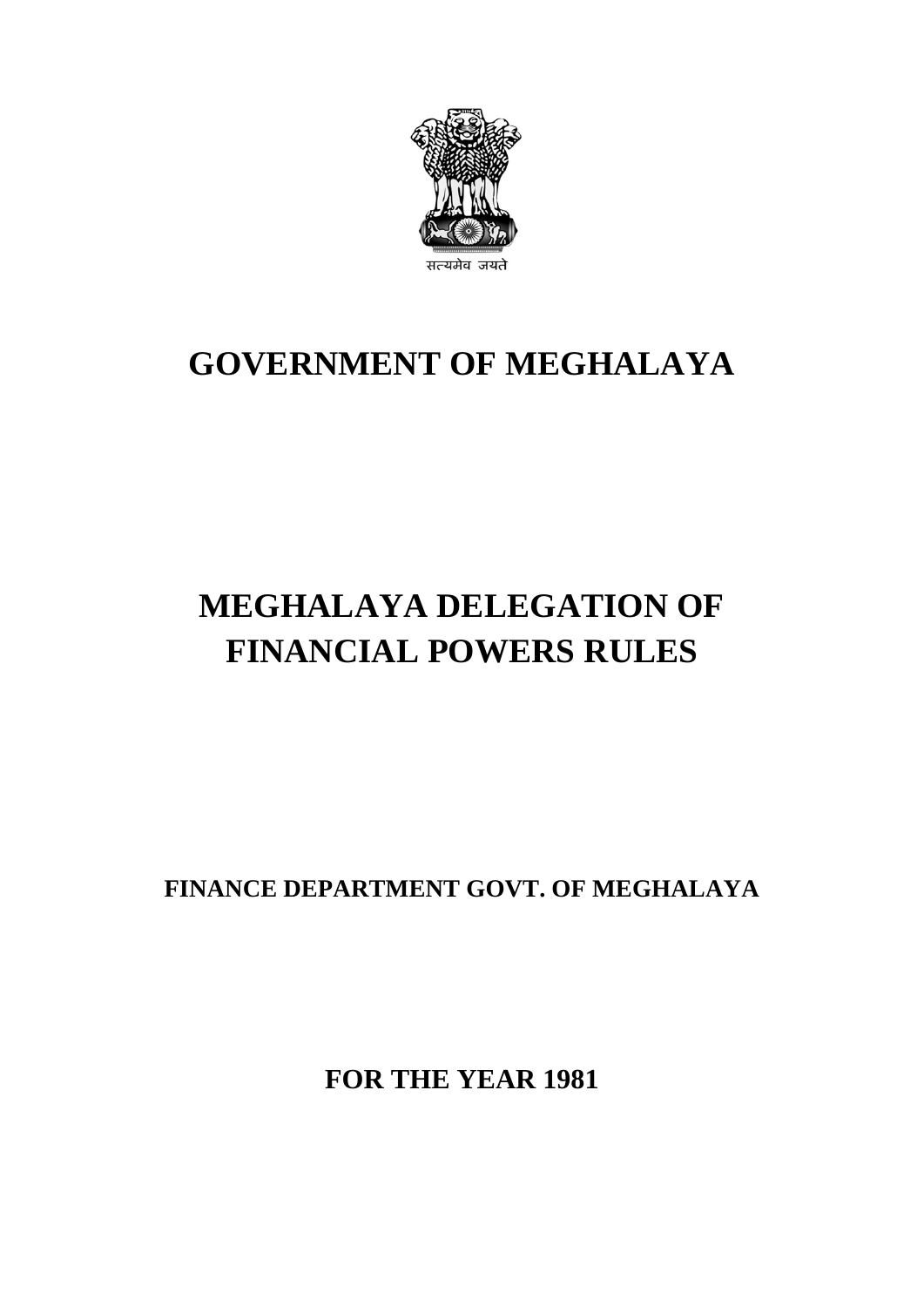सत्यमेव जयते

# GOVERNMENT OF MEGHALAYA

# MEGHALAYA DELEGATION OF FINANCIAL POWERS RULES

**FINANCE DEPARTMENT GOVT. OF MEGHALAYA**

**FOR THE YEAR 1981**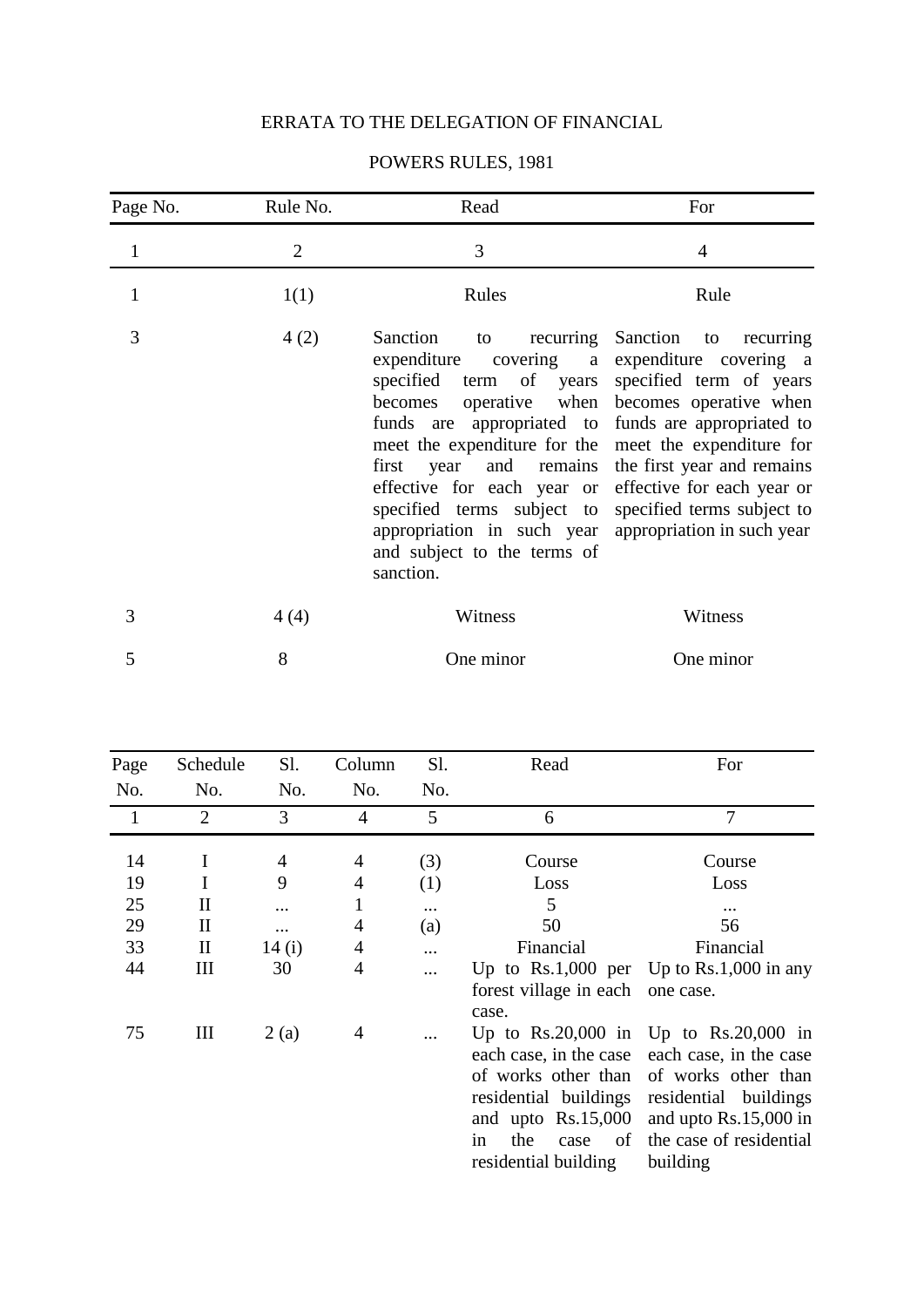# ERRATA TO THE DELEGATION OF FINANCIAL POWERS RULES, 1981

| Page No. | Rule No. | Read | For |
|---|---|---|---|
| 1 | 2 | 3 | 4 |
| 1 | 1(1) | Rules | Rule |
| 3 | 4 (2) | Sanction to recurring expenditure covering a specified term of years becomes operative when funds are appropriated to meet the expenditure for the first year and remains effective for each year or specified terms subject to appropriation in such year and subject to the terms of sanction. | Sanction to recurring expenditure covering a specified term of years becomes operative when funds are appropriated to meet the expenditure for the first year and remains effective for each year or specified terms subject to appropriation in such year |
| 3 | 4 (4) | Witness | Witness |
| 5 | 8 | One minor | One minor |

| Page No. | Schedule No. | Sl. No. | Column No. | Sl. No. | Read | For |
|---|---|---|---|---|---|---|
| 1 | 2 | 3 | 4 | 5 | 6 | 7 |
| 14 | I | 4 | 4 | (3) | Course | Course |
| 19 | I | 9 | 4 | (1) | Loss | Loss |
| 25 | II | ... | 1 | ... | 5 | ... |
| 29 | II | ... | 4 | (a) | 50 | 56 |
| 33 | II | 14 (i) | 4 | ... | Financial | Financial |
| 44 | III | 30 | 4 | ... | Up to Rs.1,000 per forest village in each case. | Up to Rs.1,000 in any one case. |
| 75 | III | 2 (a) | 4 | ... | Up to Rs.20,000 in each case, in the case of works other than residential buildings and upto Rs.15,000 in the case of residential building | Up to Rs.20,000 in each case, in the case of works other than residential buildings and upto Rs.15,000 in the case of residential building |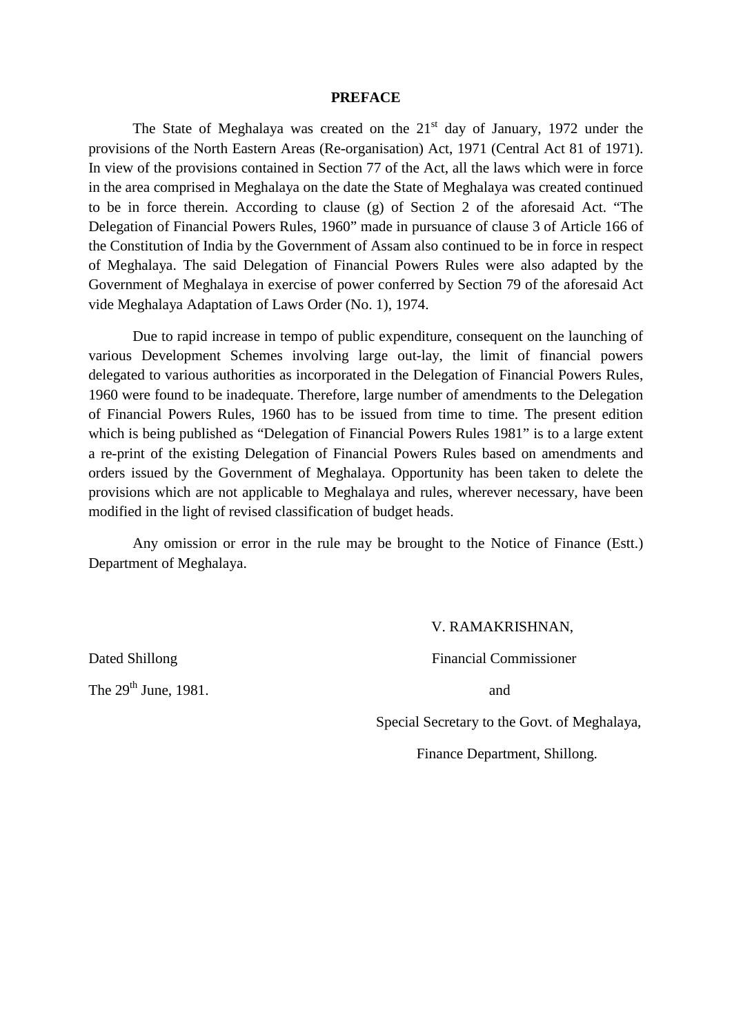# PREFACE

The State of Meghalaya was created on the 21st day of January, 1972 under the provisions of the North Eastern Areas (Re-organisation) Act, 1971 (Central Act 81 of 1971). In view of the provisions contained in Section 77 of the Act, all the laws which were in force in the area comprised in Meghalaya on the date the State of Meghalaya was created continued to be in force therein. According to clause (g) of Section 2 of the aforesaid Act. "The Delegation of Financial Powers Rules, 1960" made in pursuance of clause 3 of Article 166 of the Constitution of India by the Government of Assam also continued to be in force in respect of Meghalaya. The said Delegation of Financial Powers Rules were also adapted by the Government of Meghalaya in exercise of power conferred by Section 79 of the aforesaid Act vide Meghalaya Adaptation of Laws Order (No. 1), 1974.

Due to rapid increase in tempo of public expenditure, consequent on the launching of various Development Schemes involving large out-lay, the limit of financial powers delegated to various authorities as incorporated in the Delegation of Financial Powers Rules, 1960 were found to be inadequate. Therefore, large number of amendments to the Delegation of Financial Powers Rules, 1960 has to be issued from time to time. The present edition which is being published as "Delegation of Financial Powers Rules 1981" is to a large extent a re-print of the existing Delegation of Financial Powers Rules based on amendments and orders issued by the Government of Meghalaya. Opportunity has been taken to delete the provisions which are not applicable to Meghalaya and rules, wherever necessary, have been modified in the light of revised classification of budget heads.

Any omission or error in the rule may be brought to the Notice of Finance (Estt.) Department of Meghalaya.

V. RAMAKRISHNAN,

Financial Commissioner

and

Special Secretary to the Govt. of Meghalaya,

Finance Department, Shillong.

Dated Shillong

The 29th June, 1981.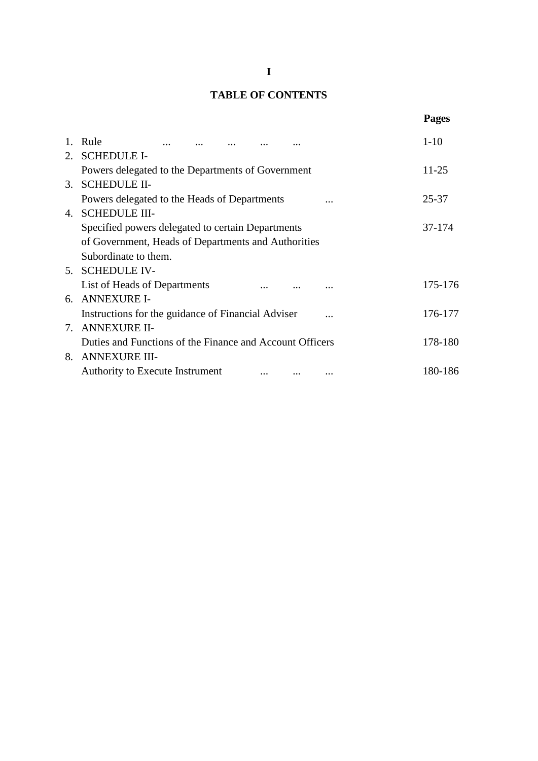**I**

# TABLE OF CONTENTS

| | | Pages |
|---|---|---|
| 1. | Rule ... ... ... ... ... | 1-10 |
| 2. | SCHEDULE I- Powers delegated to the Departments of Government | 11-25 |
| 3. | SCHEDULE II- Powers delegated to the Heads of Departments ... | 25-37 |
| 4. | SCHEDULE III- Specified powers delegated to certain Departments of Government, Heads of Departments and Authorities Subordinate to them. | 37-174 |
| 5. | SCHEDULE IV- List of Heads of Departments ... ... ... | 175-176 |
| 6. | ANNEXURE I- Instructions for the guidance of Financial Adviser ... | 176-177 |
| 7. | ANNEXURE II- Duties and Functions of the Finance and Account Officers | 178-180 |
| 8. | ANNEXURE III- Authority to Execute Instrument ... ... ... | 180-186 |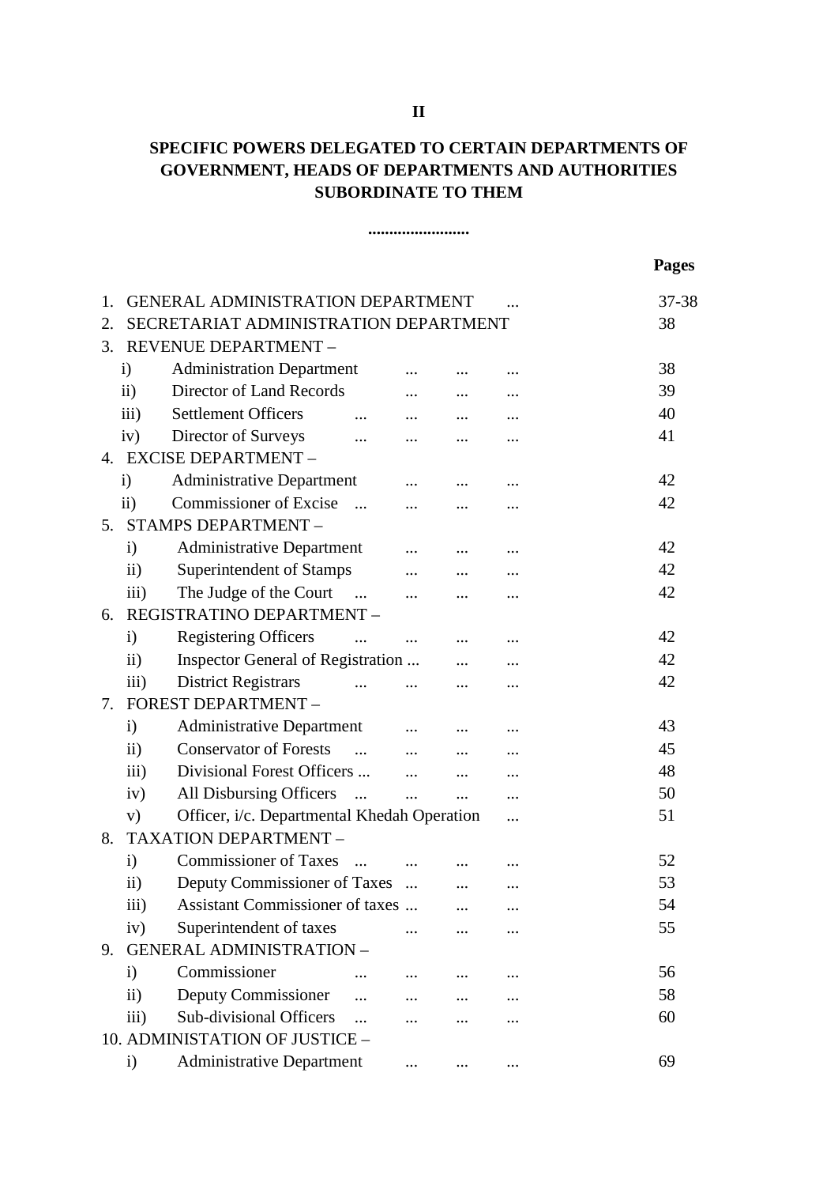**II**

# SPECIFIC POWERS DELEGATED TO CERTAIN DEPARTMENTS OF GOVERNMENT, HEADS OF DEPARTMENTS AND AUTHORITIES SUBORDINATE TO THEM

........................

| | | Pages |
|---|---|---|
| 1. | GENERAL ADMINISTRATION DEPARTMENT ... | 37-38 |
| 2. | SECRETARIAT ADMINISTRATION DEPARTMENT | 38 |
| 3. | REVENUE DEPARTMENT – | |
| i) | Administration Department ... ... ... | 38 |
| ii) | Director of Land Records ... ... ... | 39 |
| iii) | Settlement Officers ... ... ... ... | 40 |
| iv) | Director of Surveys ... ... ... ... | 41 |
| 4. | EXCISE DEPARTMENT – | |
| i) | Administrative Department ... ... ... | 42 |
| ii) | Commissioner of Excise ... ... ... ... | 42 |
| 5. | STAMPS DEPARTMENT – | |
| i) | Administrative Department ... ... ... | 42 |
| ii) | Superintendent of Stamps ... ... ... | 42 |
| iii) | The Judge of the Court ... ... ... ... | 42 |
| 6. | REGISTRATINO DEPARTMENT – | |
| i) | Registering Officers ... ... ... ... | 42 |
| ii) | Inspector General of Registration ... ... ... | 42 |
| iii) | District Registrars ... ... ... ... | 42 |
| 7. | FOREST DEPARTMENT – | |
| i) | Administrative Department ... ... ... | 43 |
| ii) | Conservator of Forests ... ... ... ... | 45 |
| iii) | Divisional Forest Officers ... ... ... ... | 48 |
| iv) | All Disbursing Officers ... ... ... ... | 50 |
| v) | Officer, i/c. Departmental Khedah Operation ... | 51 |
| 8. | TAXATION DEPARTMENT – | |
| i) | Commissioner of Taxes ... ... ... ... | 52 |
| ii) | Deputy Commissioner of Taxes ... ... ... | 53 |
| iii) | Assistant Commissioner of taxes ... ... ... | 54 |
| iv) | Superintendent of taxes ... ... ... | 55 |
| 9. | GENERAL ADMINISTRATION – | |
| i) | Commissioner ... ... ... ... | 56 |
| ii) | Deputy Commissioner ... ... ... ... | 58 |
| iii) | Sub-divisional Officers ... ... ... ... | 60 |
| 10. | ADMINISTATION OF JUSTICE – | |
| i) | Administrative Department ... ... ... | 69 |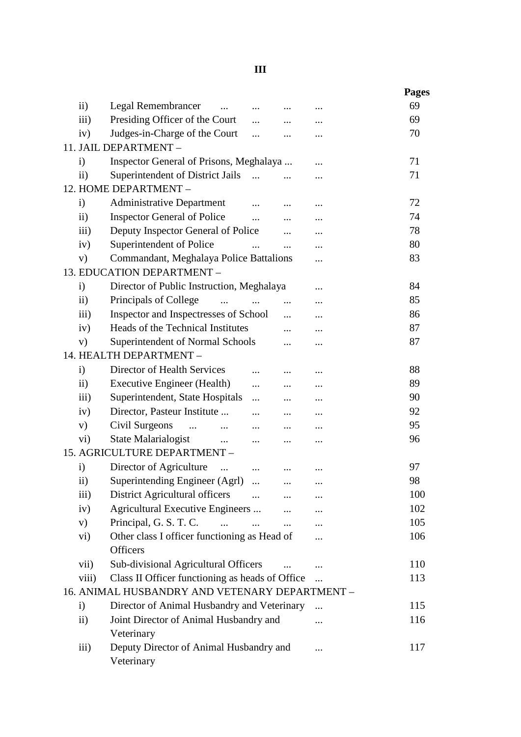| | | Pages |
|---|---|---|
| ii) | Legal Remembrancer ... ... ... ... | 69 |
| iii) | Presiding Officer of the Court ... ... ... | 69 |
| iv) | Judges-in-Charge of the Court ... ... ... | 70 |
| **11. JAIL DEPARTMENT –** | | |
| i) | Inspector General of Prisons, Meghalaya ... ... | 71 |
| ii) | Superintendent of District Jails ... ... ... | 71 |
| **12. HOME DEPARTMENT –** | | |
| i) | Administrative Department ... ... ... | 72 |
| ii) | Inspector General of Police ... ... ... | 74 |
| iii) | Deputy Inspector General of Police ... ... | 78 |
| iv) | Superintendent of Police ... ... ... | 80 |
| v) | Commandant, Meghalaya Police Battalions ... | 83 |
| **13. EDUCATION DEPARTMENT –** | | |
| i) | Director of Public Instruction, Meghalaya ... | 84 |
| ii) | Principals of College ... ... ... ... | 85 |
| iii) | Inspector and Inspectresses of School ... ... | 86 |
| iv) | Heads of the Technical Institutes ... ... | 87 |
| v) | Superintendent of Normal Schools ... ... | 87 |
| **14. HEALTH DEPARTMENT –** | | |
| i) | Director of Health Services ... ... ... | 88 |
| ii) | Executive Engineer (Health) ... ... ... | 89 |
| iii) | Superintendent, State Hospitals ... ... ... | 90 |
| iv) | Director, Pasteur Institute ... ... ... ... | 92 |
| v) | Civil Surgeons ... ... ... ... ... | 95 |
| vi) | State Malarialogist ... ... ... ... | 96 |
| **15. AGRICULTURE DEPARTMENT –** | | |
| i) | Director of Agriculture ... ... ... ... | 97 |
| ii) | Superintending Engineer (Agrl) ... ... ... | 98 |
| iii) | District Agricultural officers ... ... ... | 100 |
| iv) | Agricultural Executive Engineers ... ... ... | 102 |
| v) | Principal, G. S. T. C. ... ... ... ... | 105 |
| vi) | Other class I officer functioning as Head of Officers ... | 106 |
| vii) | Sub-divisional Agricultural Officers ... ... | 110 |
| viii) | Class II Officer functioning as heads of Office ... | 113 |
| **16. ANIMAL HUSBANDRY AND VETENARY DEPARTMENT –** | | |
| i) | Director of Animal Husbandry and Veterinary ... | 115 |
| ii) | Joint Director of Animal Husbandry and Veterinary ... | 116 |
| iii) | Deputy Director of Animal Husbandry and Veterinary ... | 117 |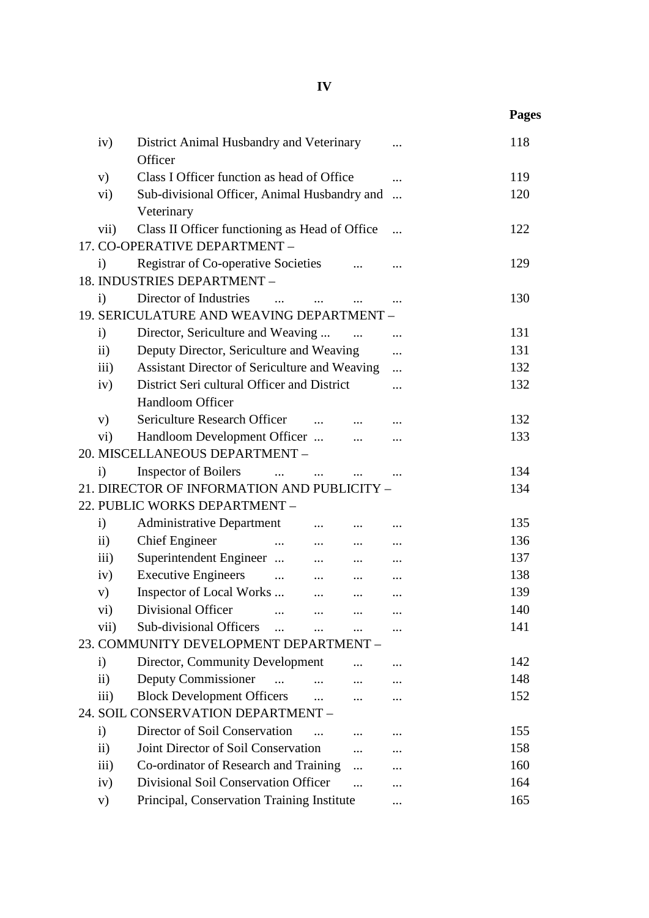| | | Pages |
|---|---|---|
| iv) | District Animal Husbandry and Veterinary Officer ... | 118 |
| v) | Class I Officer function as head of Office ... | 119 |
| vi) | Sub-divisional Officer, Animal Husbandry and Veterinary ... | 120 |
| vii) | Class II Officer functioning as Head of Office ... | 122 |
| 17. CO-OPERATIVE DEPARTMENT – | | |
| i) | Registrar of Co-operative Societies ... ... | 129 |
| 18. INDUSTRIES DEPARTMENT – | | |
| i) | Director of Industries ... ... ... ... | 130 |
| 19. SERICULATURE AND WEAVING DEPARTMENT – | | |
| i) | Director, Sericulture and Weaving ... ... ... | 131 |
| ii) | Deputy Director, Sericulture and Weaving ... | 131 |
| iii) | Assistant Director of Sericulture and Weaving ... | 132 |
| iv) | District Seri cultural Officer and District Handloom Officer ... | 132 |
| v) | Sericulture Research Officer ... ... ... | 132 |
| vi) | Handloom Development Officer ... ... ... | 133 |
| 20. MISCELLANEOUS DEPARTMENT – | | |
| i) | Inspector of Boilers ... ... ... ... | 134 |
| 21. DIRECTOR OF INFORMATION AND PUBLICITY – | | 134 |
| 22. PUBLIC WORKS DEPARTMENT – | | |
| i) | Administrative Department ... ... ... | 135 |
| ii) | Chief Engineer ... ... ... ... | 136 |
| iii) | Superintendent Engineer ... ... ... ... | 137 |
| iv) | Executive Engineers ... ... ... ... | 138 |
| v) | Inspector of Local Works ... ... ... ... | 139 |
| vi) | Divisional Officer ... ... ... ... | 140 |
| vii) | Sub-divisional Officers ... ... ... ... | 141 |
| 23. COMMUNITY DEVELOPMENT DEPARTMENT – | | |
| i) | Director, Community Development ... ... | 142 |
| ii) | Deputy Commissioner ... ... ... ... | 148 |
| iii) | Block Development Officers ... ... ... | 152 |
| 24. SOIL CONSERVATION DEPARTMENT – | | |
| i) | Director of Soil Conservation ... ... ... | 155 |
| ii) | Joint Director of Soil Conservation ... ... | 158 |
| iii) | Co-ordinator of Research and Training ... ... | 160 |
| iv) | Divisional Soil Conservation Officer ... ... | 164 |
| v) | Principal, Conservation Training Institute ... | 165 |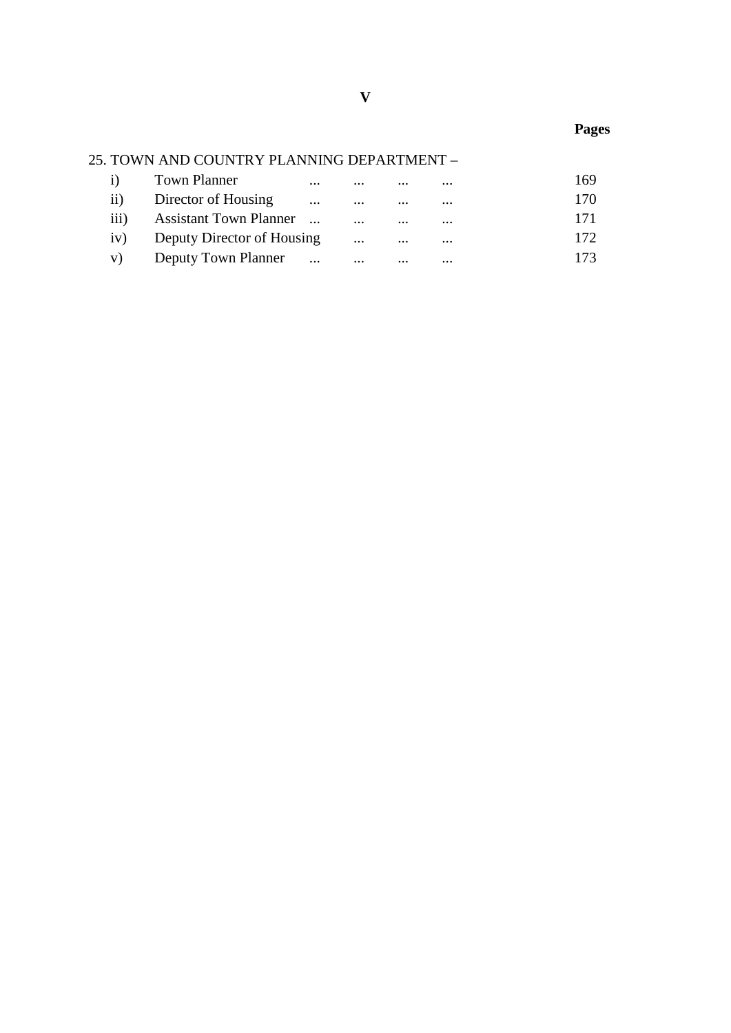| | | Pages |
|---|---|---|
| **25. TOWN AND COUNTRY PLANNING DEPARTMENT –** | | |
| i) | Town Planner ... ... ... ... | 169 |
| ii) | Director of Housing ... ... ... ... | 170 |
| iii) | Assistant Town Planner ... ... ... ... | 171 |
| iv) | Deputy Director of Housing ... ... ... | 172 |
| v) | Deputy Town Planner ... ... ... ... | 173 |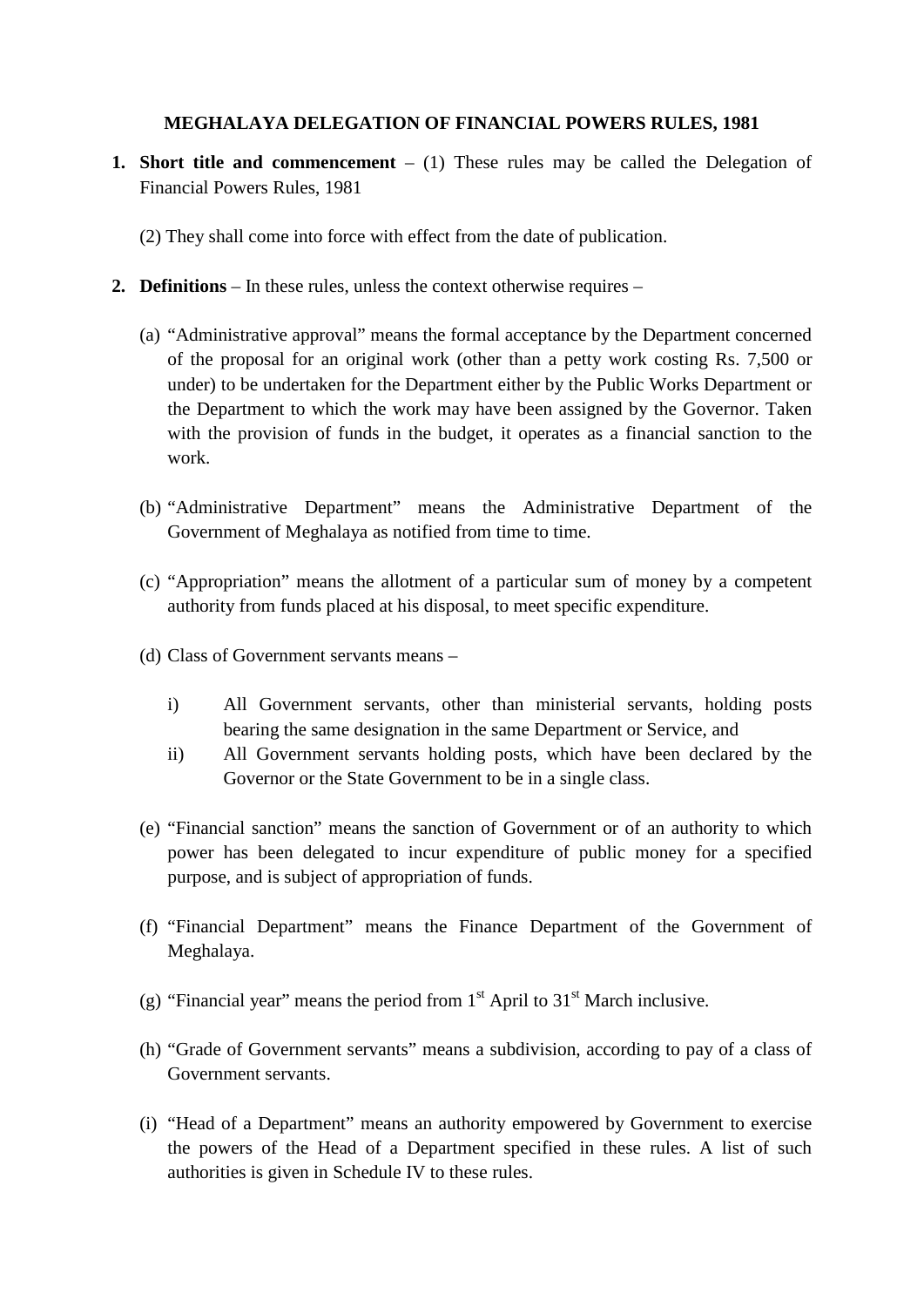## MEGHALAYA DELEGATION OF FINANCIAL POWERS RULES, 1981

1. **Short title and commencement** – (1) These rules may be called the Delegation of Financial Powers Rules, 1981

   (2) They shall come into force with effect from the date of publication.

2. **Definitions** – In these rules, unless the context otherwise requires –

   (a) "Administrative approval" means the formal acceptance by the Department concerned of the proposal for an original work (other than a petty work costing Rs. 7,500 or under) to be undertaken for the Department either by the Public Works Department or the Department to which the work may have been assigned by the Governor. Taken with the provision of funds in the budget, it operates as a financial sanction to the work.

   (b) "Administrative Department" means the Administrative Department of the Government of Meghalaya as notified from time to time.

   (c) "Appropriation" means the allotment of a particular sum of money by a competent authority from funds placed at his disposal, to meet specific expenditure.

   (d) Class of Government servants means –

      i) All Government servants, other than ministerial servants, holding posts bearing the same designation in the same Department or Service, and
      ii) All Government servants holding posts, which have been declared by the Governor or the State Government to be in a single class.

   (e) "Financial sanction" means the sanction of Government or of an authority to which power has been delegated to incur expenditure of public money for a specified purpose, and is subject of appropriation of funds.

   (f) "Financial Department" means the Finance Department of the Government of Meghalaya.

   (g) "Financial year" means the period from 1st April to 31st March inclusive.

   (h) "Grade of Government servants" means a subdivision, according to pay of a class of Government servants.

   (i) "Head of a Department" means an authority empowered by Government to exercise the powers of the Head of a Department specified in these rules. A list of such authorities is given in Schedule IV to these rules.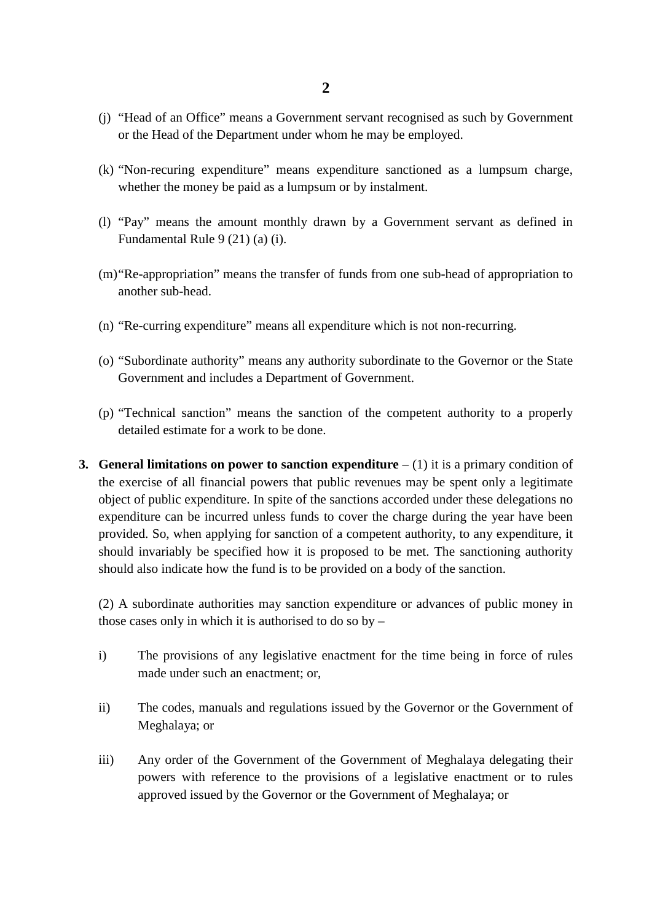(j) "Head of an Office" means a Government servant recognised as such by Government or the Head of the Department under whom he may be employed.

(k) "Non-recuring expenditure" means expenditure sanctioned as a lumpsum charge, whether the money be paid as a lumpsum or by instalment.

(l) "Pay" means the amount monthly drawn by a Government servant as defined in Fundamental Rule 9 (21) (a) (i).

(m) "Re-appropriation" means the transfer of funds from one sub-head of appropriation to another sub-head.

(n) "Re-curring expenditure" means all expenditure which is not non-recurring.

(o) "Subordinate authority" means any authority subordinate to the Governor or the State Government and includes a Department of Government.

(p) "Technical sanction" means the sanction of the competent authority to a properly detailed estimate for a work to be done.

**3. General limitations on power to sanction expenditure** – (1) it is a primary condition of the exercise of all financial powers that public revenues may be spent only a legitimate object of public expenditure. In spite of the sanctions accorded under these delegations no expenditure can be incurred unless funds to cover the charge during the year have been provided. So, when applying for sanction of a competent authority, to any expenditure, it should invariably be specified how it is proposed to be met. The sanctioning authority should also indicate how the fund is to be provided on a body of the sanction.

(2) A subordinate authorities may sanction expenditure or advances of public money in those cases only in which it is authorised to do so by –

i) The provisions of any legislative enactment for the time being in force of rules made under such an enactment; or,

ii) The codes, manuals and regulations issued by the Governor or the Government of Meghalaya; or

iii) Any order of the Government of the Government of Meghalaya delegating their powers with reference to the provisions of a legislative enactment or to rules approved issued by the Governor or the Government of Meghalaya; or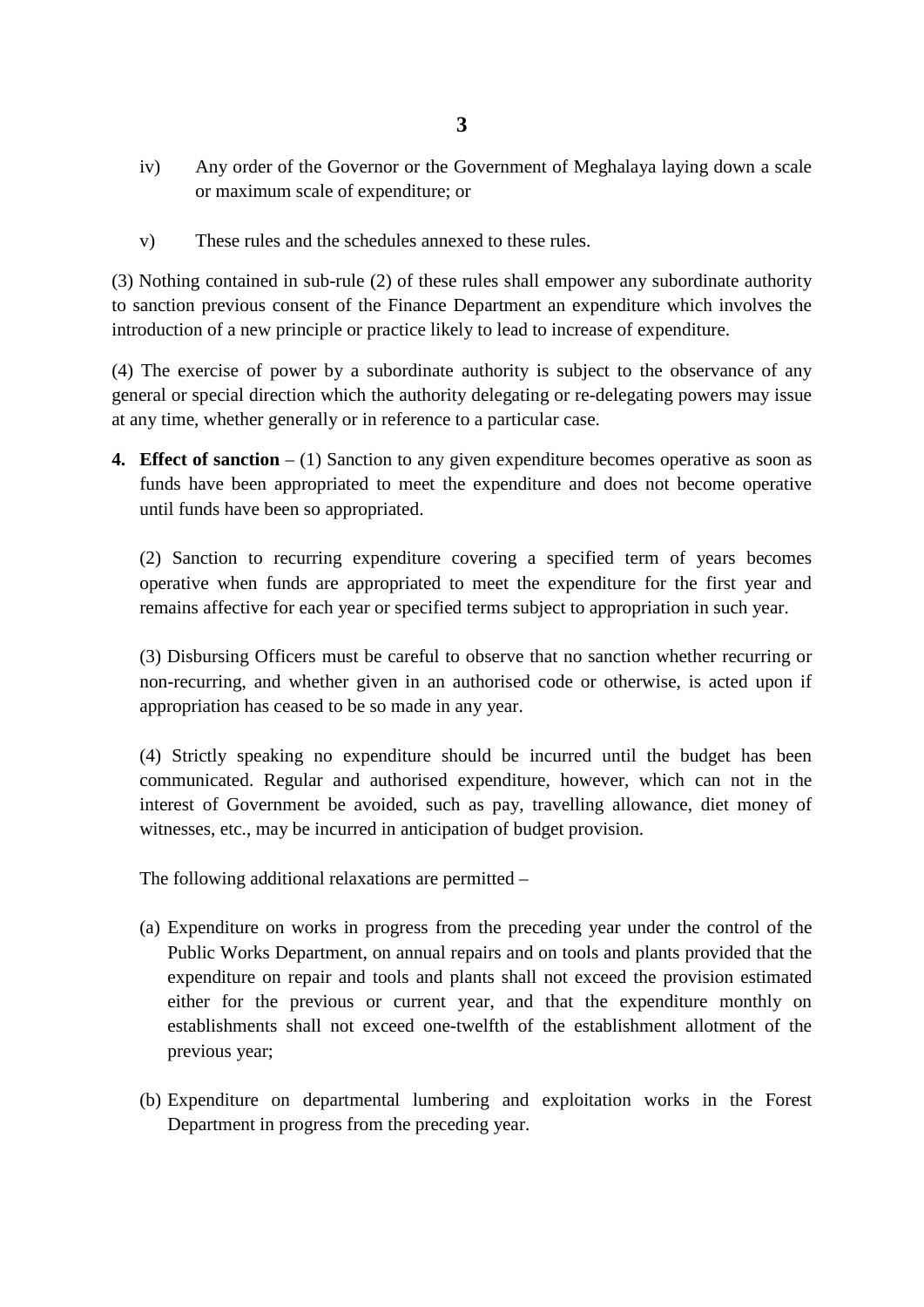iv) Any order of the Governor or the Government of Meghalaya laying down a scale or maximum scale of expenditure; or

v) These rules and the schedules annexed to these rules.

(3) Nothing contained in sub-rule (2) of these rules shall empower any subordinate authority to sanction previous consent of the Finance Department an expenditure which involves the introduction of a new principle or practice likely to lead to increase of expenditure.

(4) The exercise of power by a subordinate authority is subject to the observance of any general or special direction which the authority delegating or re-delegating powers may issue at any time, whether generally or in reference to a particular case.

**4. Effect of sanction** – (1) Sanction to any given expenditure becomes operative as soon as funds have been appropriated to meet the expenditure and does not become operative until funds have been so appropriated.

(2) Sanction to recurring expenditure covering a specified term of years becomes operative when funds are appropriated to meet the expenditure for the first year and remains affective for each year or specified terms subject to appropriation in such year.

(3) Disbursing Officers must be careful to observe that no sanction whether recurring or non-recurring, and whether given in an authorised code or otherwise, is acted upon if appropriation has ceased to be so made in any year.

(4) Strictly speaking no expenditure should be incurred until the budget has been communicated. Regular and authorised expenditure, however, which can not in the interest of Government be avoided, such as pay, travelling allowance, diet money of witnesses, etc., may be incurred in anticipation of budget provision.

The following additional relaxations are permitted –

(a) Expenditure on works in progress from the preceding year under the control of the Public Works Department, on annual repairs and on tools and plants provided that the expenditure on repair and tools and plants shall not exceed the provision estimated either for the previous or current year, and that the expenditure monthly on establishments shall not exceed one-twelfth of the establishment allotment of the previous year;

(b) Expenditure on departmental lumbering and exploitation works in the Forest Department in progress from the preceding year.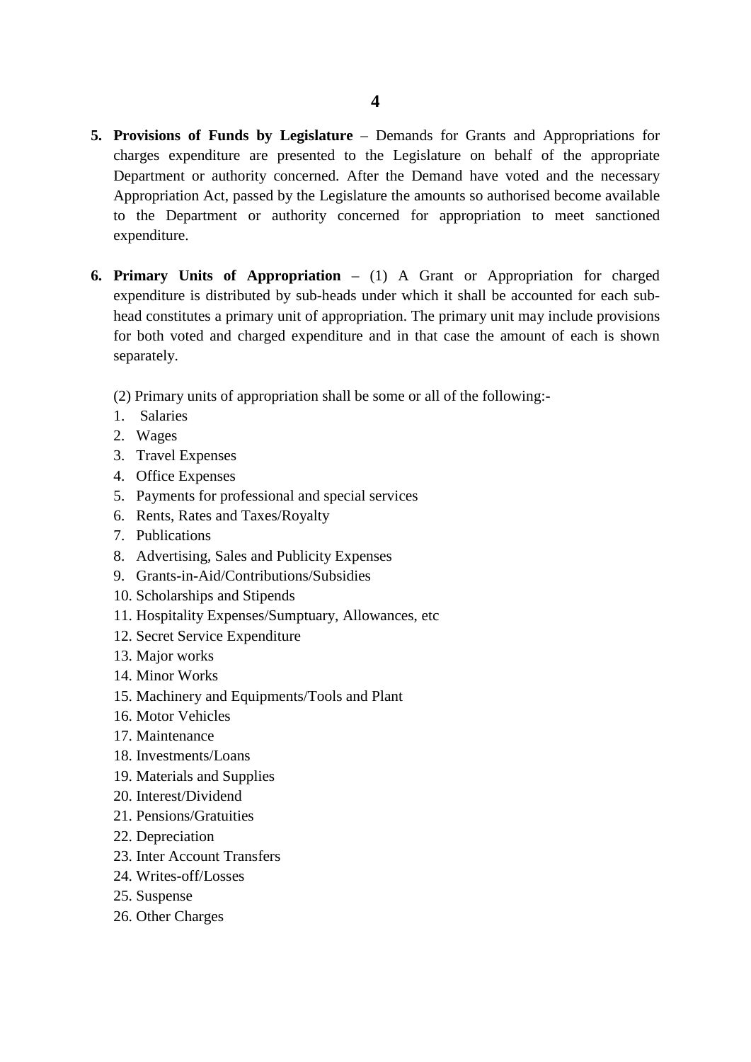5. **Provisions of Funds by Legislature** – Demands for Grants and Appropriations for charges expenditure are presented to the Legislature on behalf of the appropriate Department or authority concerned. After the Demand have voted and the necessary Appropriation Act, passed by the Legislature the amounts so authorised become available to the Department or authority concerned for appropriation to meet sanctioned expenditure.

6. **Primary Units of Appropriation** – (1) A Grant or Appropriation for charged expenditure is distributed by sub-heads under which it shall be accounted for each sub-head constitutes a primary unit of appropriation. The primary unit may include provisions for both voted and charged expenditure and in that case the amount of each is shown separately.

   (2) Primary units of appropriation shall be some or all of the following:-

   1. Salaries
   2. Wages
   3. Travel Expenses
   4. Office Expenses
   5. Payments for professional and special services
   6. Rents, Rates and Taxes/Royalty
   7. Publications
   8. Advertising, Sales and Publicity Expenses
   9. Grants-in-Aid/Contributions/Subsidies
   10. Scholarships and Stipends
   11. Hospitality Expenses/Sumptuary, Allowances, etc
   12. Secret Service Expenditure
   13. Major works
   14. Minor Works
   15. Machinery and Equipments/Tools and Plant
   16. Motor Vehicles
   17. Maintenance
   18. Investments/Loans
   19. Materials and Supplies
   20. Interest/Dividend
   21. Pensions/Gratuities
   22. Depreciation
   23. Inter Account Transfers
   24. Writes-off/Losses
   25. Suspense
   26. Other Charges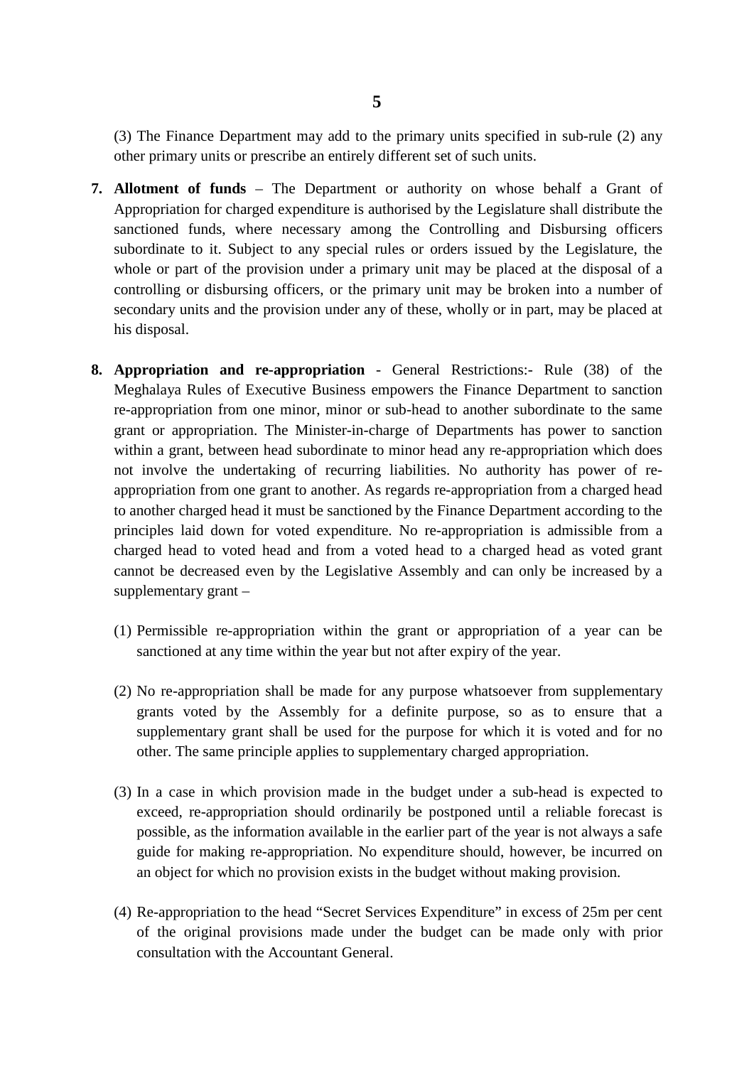(3) The Finance Department may add to the primary units specified in sub-rule (2) any other primary units or prescribe an entirely different set of such units.

7. **Allotment of funds** – The Department or authority on whose behalf a Grant of Appropriation for charged expenditure is authorised by the Legislature shall distribute the sanctioned funds, where necessary among the Controlling and Disbursing officers subordinate to it. Subject to any special rules or orders issued by the Legislature, the whole or part of the provision under a primary unit may be placed at the disposal of a controlling or disbursing officers, or the primary unit may be broken into a number of secondary units and the provision under any of these, wholly or in part, may be placed at his disposal.

8. **Appropriation and re-appropriation** - General Restrictions:- Rule (38) of the Meghalaya Rules of Executive Business empowers the Finance Department to sanction re-appropriation from one minor, minor or sub-head to another subordinate to the same grant or appropriation. The Minister-in-charge of Departments has power to sanction within a grant, between head subordinate to minor head any re-appropriation which does not involve the undertaking of recurring liabilities. No authority has power of re-appropriation from one grant to another. As regards re-appropriation from a charged head to another charged head it must be sanctioned by the Finance Department according to the principles laid down for voted expenditure. No re-appropriation is admissible from a charged head to voted head and from a voted head to a charged head as voted grant cannot be decreased even by the Legislative Assembly and can only be increased by a supplementary grant –

   (1) Permissible re-appropriation within the grant or appropriation of a year can be sanctioned at any time within the year but not after expiry of the year.

   (2) No re-appropriation shall be made for any purpose whatsoever from supplementary grants voted by the Assembly for a definite purpose, so as to ensure that a supplementary grant shall be used for the purpose for which it is voted and for no other. The same principle applies to supplementary charged appropriation.

   (3) In a case in which provision made in the budget under a sub-head is expected to exceed, re-appropriation should ordinarily be postponed until a reliable forecast is possible, as the information available in the earlier part of the year is not always a safe guide for making re-appropriation. No expenditure should, however, be incurred on an object for which no provision exists in the budget without making provision.

   (4) Re-appropriation to the head "Secret Services Expenditure" in excess of 25m per cent of the original provisions made under the budget can be made only with prior consultation with the Accountant General.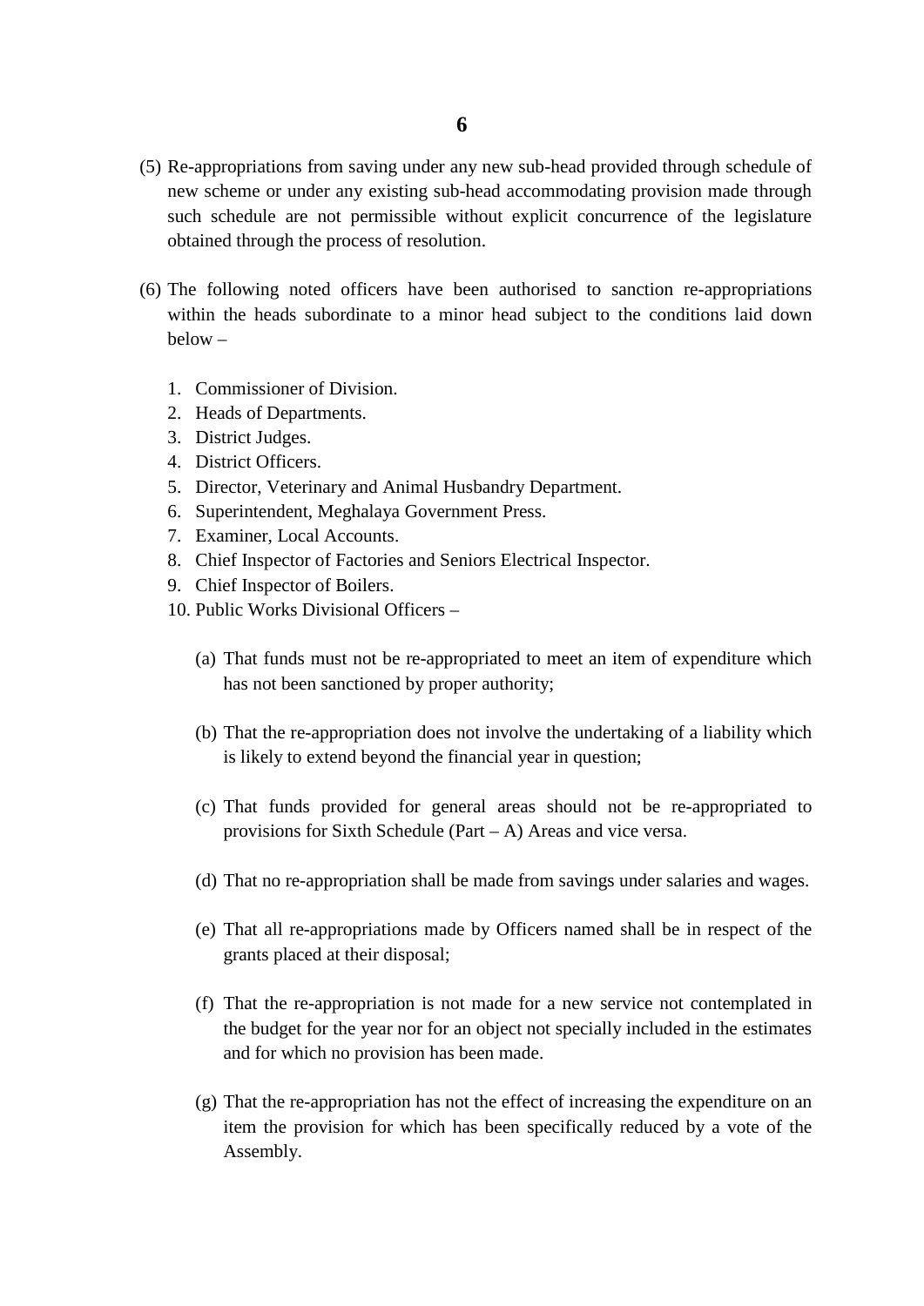(5) Re-appropriations from saving under any new sub-head provided through schedule of new scheme or under any existing sub-head accommodating provision made through such schedule are not permissible without explicit concurrence of the legislature obtained through the process of resolution.

(6) The following noted officers have been authorised to sanction re-appropriations within the heads subordinate to a minor head subject to the conditions laid down below –

1. Commissioner of Division.
2. Heads of Departments.
3. District Judges.
4. District Officers.
5. Director, Veterinary and Animal Husbandry Department.
6. Superintendent, Meghalaya Government Press.
7. Examiner, Local Accounts.
8. Chief Inspector of Factories and Seniors Electrical Inspector.
9. Chief Inspector of Boilers.
10. Public Works Divisional Officers –

   (a) That funds must not be re-appropriated to meet an item of expenditure which has not been sanctioned by proper authority;

   (b) That the re-appropriation does not involve the undertaking of a liability which is likely to extend beyond the financial year in question;

   (c) That funds provided for general areas should not be re-appropriated to provisions for Sixth Schedule (Part – A) Areas and vice versa.

   (d) That no re-appropriation shall be made from savings under salaries and wages.

   (e) That all re-appropriations made by Officers named shall be in respect of the grants placed at their disposal;

   (f) That the re-appropriation is not made for a new service not contemplated in the budget for the year nor for an object not specially included in the estimates and for which no provision has been made.

   (g) That the re-appropriation has not the effect of increasing the expenditure on an item the provision for which has been specifically reduced by a vote of the Assembly.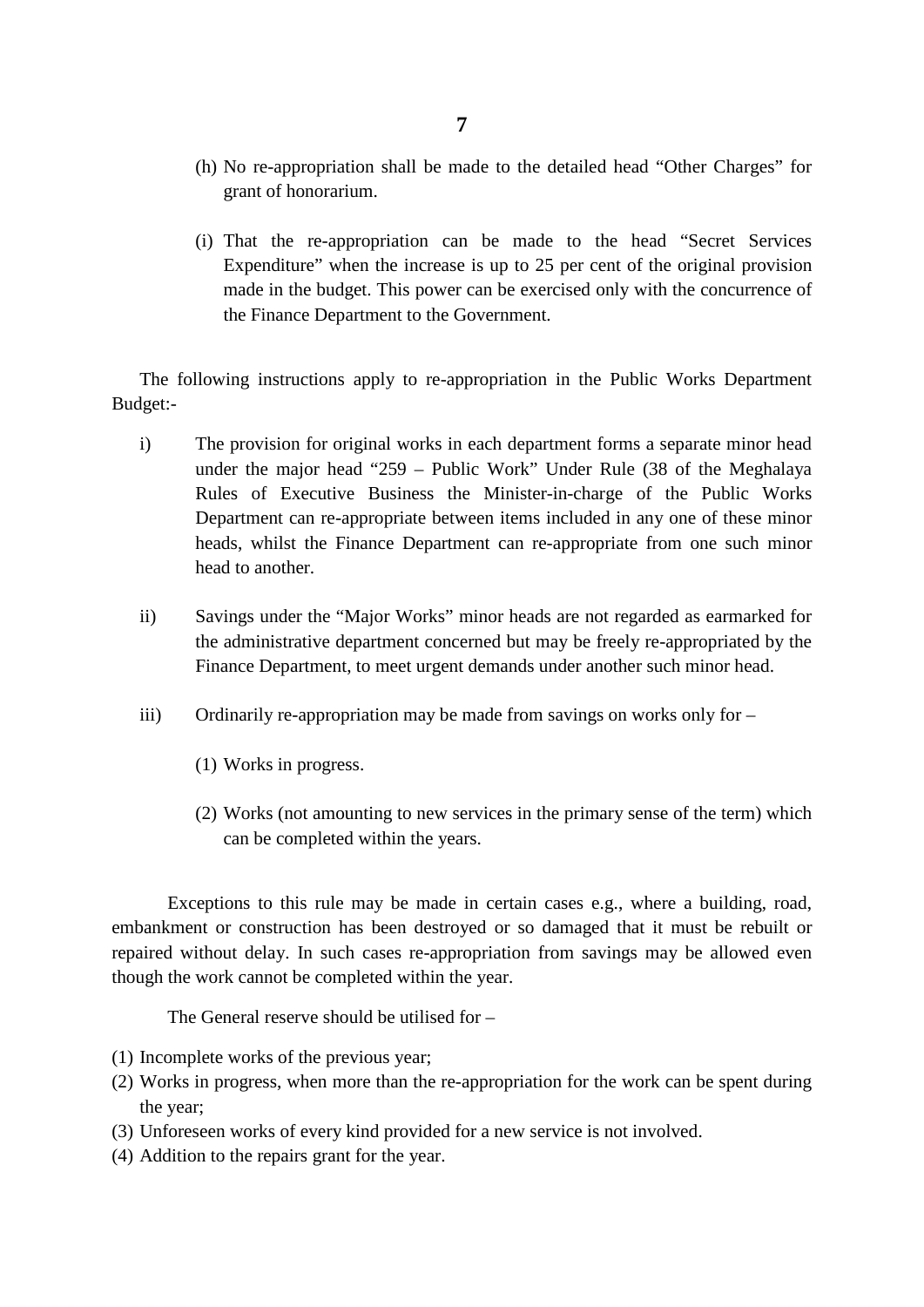(h) No re-appropriation shall be made to the detailed head "Other Charges" for grant of honorarium.

(i) That the re-appropriation can be made to the head "Secret Services Expenditure" when the increase is up to 25 per cent of the original provision made in the budget. This power can be exercised only with the concurrence of the Finance Department to the Government.

The following instructions apply to re-appropriation in the Public Works Department Budget:-

i) The provision for original works in each department forms a separate minor head under the major head "259 – Public Work" Under Rule (38 of the Meghalaya Rules of Executive Business the Minister-in-charge of the Public Works Department can re-appropriate between items included in any one of these minor heads, whilst the Finance Department can re-appropriate from one such minor head to another.

ii) Savings under the "Major Works" minor heads are not regarded as earmarked for the administrative department concerned but may be freely re-appropriated by the Finance Department, to meet urgent demands under another such minor head.

iii) Ordinarily re-appropriation may be made from savings on works only for –

(1) Works in progress.

(2) Works (not amounting to new services in the primary sense of the term) which can be completed within the years.

Exceptions to this rule may be made in certain cases e.g., where a building, road, embankment or construction has been destroyed or so damaged that it must be rebuilt or repaired without delay. In such cases re-appropriation from savings may be allowed even though the work cannot be completed within the year.

The General reserve should be utilised for –

(1) Incomplete works of the previous year;
(2) Works in progress, when more than the re-appropriation for the work can be spent during the year;
(3) Unforeseen works of every kind provided for a new service is not involved.
(4) Addition to the repairs grant for the year.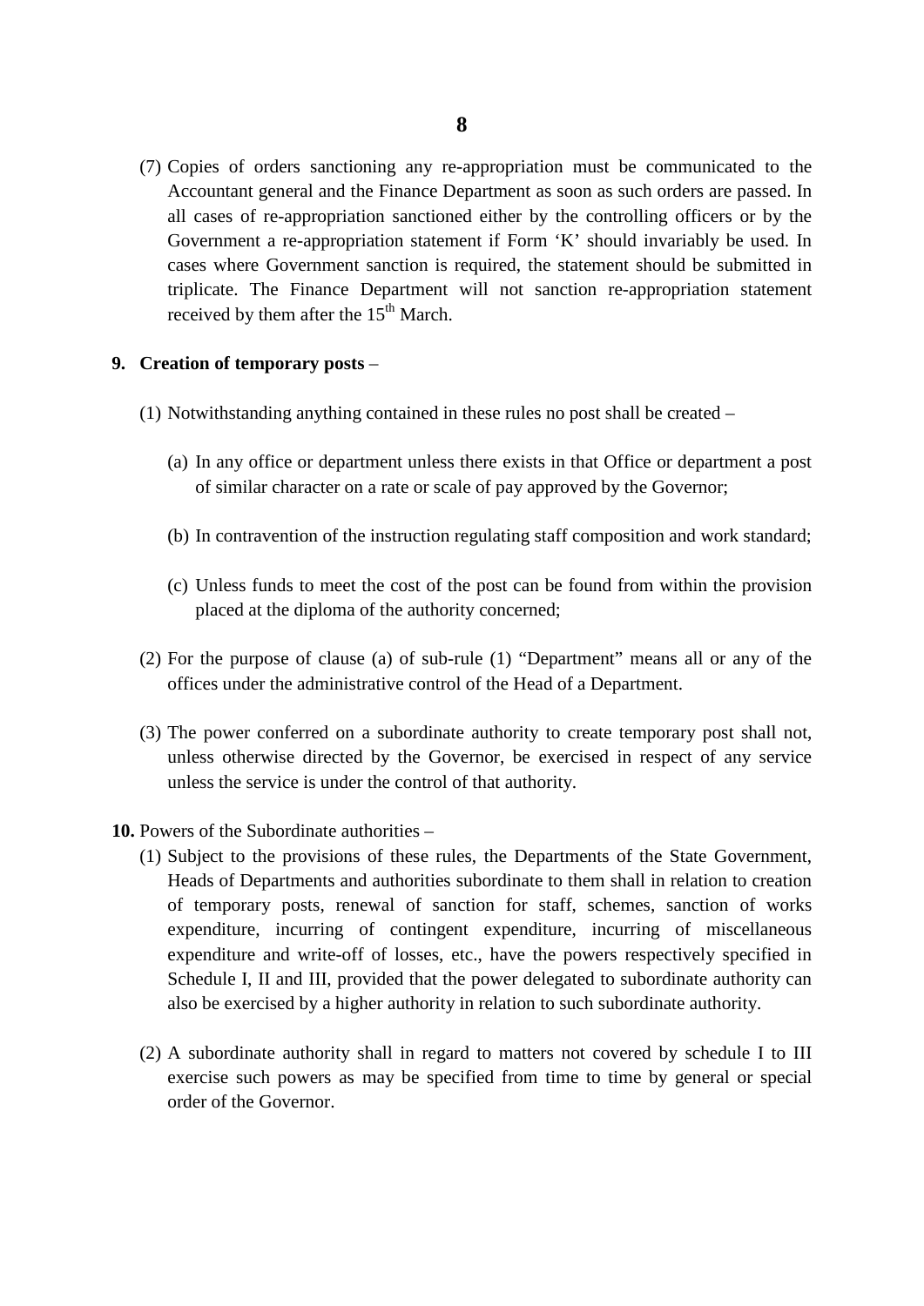(7) Copies of orders sanctioning any re-appropriation must be communicated to the Accountant general and the Finance Department as soon as such orders are passed. In all cases of re-appropriation sanctioned either by the controlling officers or by the Government a re-appropriation statement if Form 'K' should invariably be used. In cases where Government sanction is required, the statement should be submitted in triplicate. The Finance Department will not sanction re-appropriation statement received by them after the 15th March.

**9. Creation of temporary posts** –

(1) Notwithstanding anything contained in these rules no post shall be created –

(a) In any office or department unless there exists in that Office or department a post of similar character on a rate or scale of pay approved by the Governor;

(b) In contravention of the instruction regulating staff composition and work standard;

(c) Unless funds to meet the cost of the post can be found from within the provision placed at the diploma of the authority concerned;

(2) For the purpose of clause (a) of sub-rule (1) "Department" means all or any of the offices under the administrative control of the Head of a Department.

(3) The power conferred on a subordinate authority to create temporary post shall not, unless otherwise directed by the Governor, be exercised in respect of any service unless the service is under the control of that authority.

**10.** Powers of the Subordinate authorities –

(1) Subject to the provisions of these rules, the Departments of the State Government, Heads of Departments and authorities subordinate to them shall in relation to creation of temporary posts, renewal of sanction for staff, schemes, sanction of works expenditure, incurring of contingent expenditure, incurring of miscellaneous expenditure and write-off of losses, etc., have the powers respectively specified in Schedule I, II and III, provided that the power delegated to subordinate authority can also be exercised by a higher authority in relation to such subordinate authority.

(2) A subordinate authority shall in regard to matters not covered by schedule I to III exercise such powers as may be specified from time to time by general or special order of the Governor.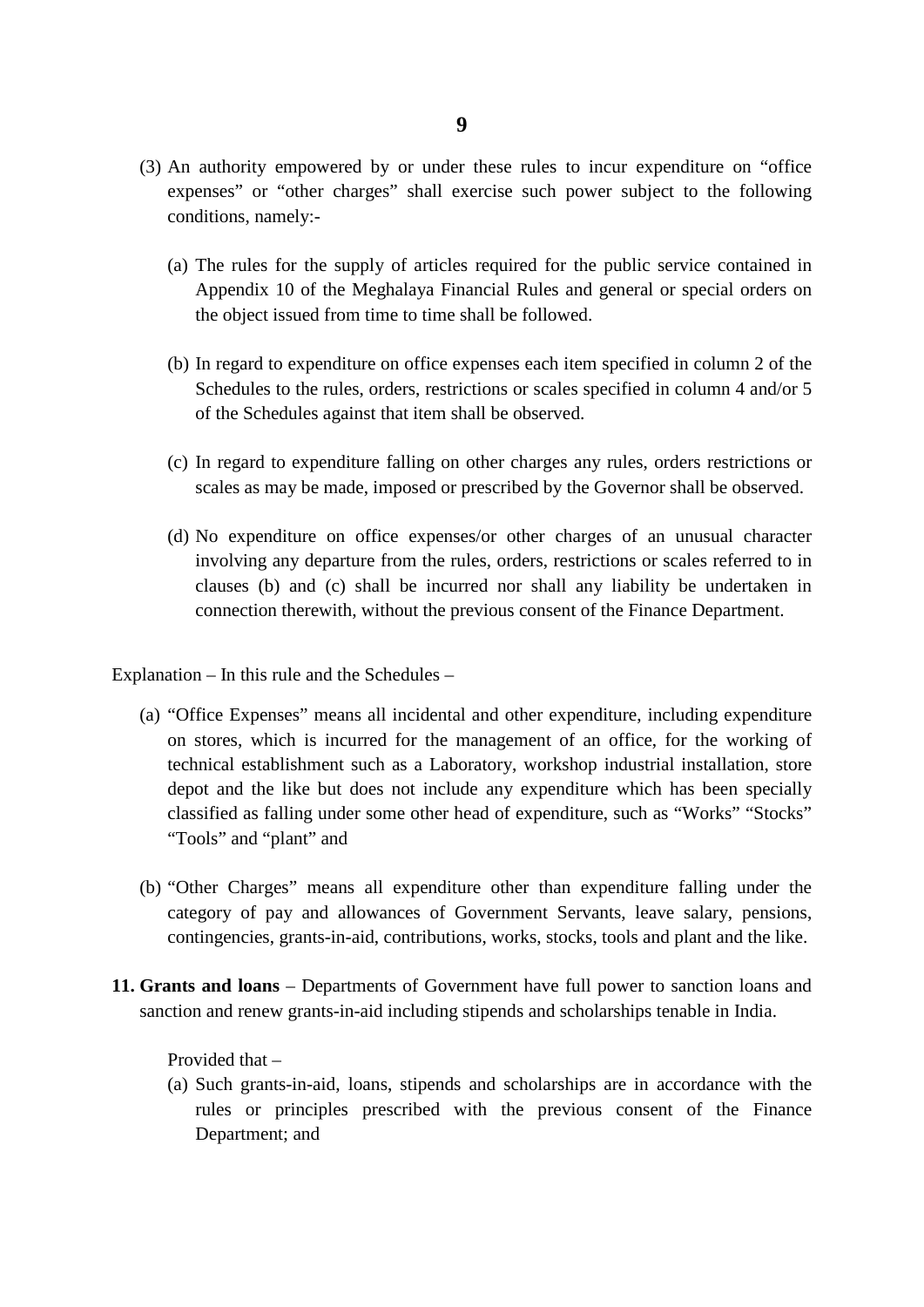(3) An authority empowered by or under these rules to incur expenditure on "office expenses" or "other charges" shall exercise such power subject to the following conditions, namely:-

   (a) The rules for the supply of articles required for the public service contained in Appendix 10 of the Meghalaya Financial Rules and general or special orders on the object issued from time to time shall be followed.

   (b) In regard to expenditure on office expenses each item specified in column 2 of the Schedules to the rules, orders, restrictions or scales specified in column 4 and/or 5 of the Schedules against that item shall be observed.

   (c) In regard to expenditure falling on other charges any rules, orders restrictions or scales as may be made, imposed or prescribed by the Governor shall be observed.

   (d) No expenditure on office expenses/or other charges of an unusual character involving any departure from the rules, orders, restrictions or scales referred to in clauses (b) and (c) shall be incurred nor shall any liability be undertaken in connection therewith, without the previous consent of the Finance Department.

Explanation – In this rule and the Schedules –

(a) "Office Expenses" means all incidental and other expenditure, including expenditure on stores, which is incurred for the management of an office, for the working of technical establishment such as a Laboratory, workshop industrial installation, store depot and the like but does not include any expenditure which has been specially classified as falling under some other head of expenditure, such as "Works" "Stocks" "Tools" and "plant" and

(b) "Other Charges" means all expenditure other than expenditure falling under the category of pay and allowances of Government Servants, leave salary, pensions, contingencies, grants-in-aid, contributions, works, stocks, tools and plant and the like.

**11. Grants and loans** – Departments of Government have full power to sanction loans and sanction and renew grants-in-aid including stipends and scholarships tenable in India.

Provided that –

(a) Such grants-in-aid, loans, stipends and scholarships are in accordance with the rules or principles prescribed with the previous consent of the Finance Department; and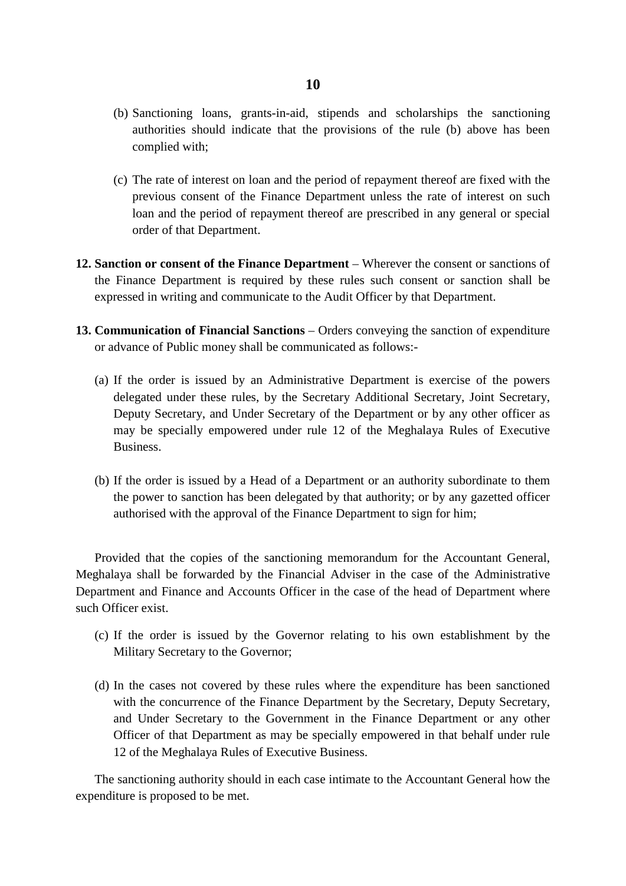(b) Sanctioning loans, grants-in-aid, stipends and scholarships the sanctioning authorities should indicate that the provisions of the rule (b) above has been complied with;

(c) The rate of interest on loan and the period of repayment thereof are fixed with the previous consent of the Finance Department unless the rate of interest on such loan and the period of repayment thereof are prescribed in any general or special order of that Department.

**12. Sanction or consent of the Finance Department** – Wherever the consent or sanctions of the Finance Department is required by these rules such consent or sanction shall be expressed in writing and communicate to the Audit Officer by that Department.

**13. Communication of Financial Sanctions** – Orders conveying the sanction of expenditure or advance of Public money shall be communicated as follows:-

(a) If the order is issued by an Administrative Department is exercise of the powers delegated under these rules, by the Secretary Additional Secretary, Joint Secretary, Deputy Secretary, and Under Secretary of the Department or by any other officer as may be specially empowered under rule 12 of the Meghalaya Rules of Executive Business.

(b) If the order is issued by a Head of a Department or an authority subordinate to them the power to sanction has been delegated by that authority; or by any gazetted officer authorised with the approval of the Finance Department to sign for him;

Provided that the copies of the sanctioning memorandum for the Accountant General, Meghalaya shall be forwarded by the Financial Adviser in the case of the Administrative Department and Finance and Accounts Officer in the case of the head of Department where such Officer exist.

(c) If the order is issued by the Governor relating to his own establishment by the Military Secretary to the Governor;

(d) In the cases not covered by these rules where the expenditure has been sanctioned with the concurrence of the Finance Department by the Secretary, Deputy Secretary, and Under Secretary to the Government in the Finance Department or any other Officer of that Department as may be specially empowered in that behalf under rule 12 of the Meghalaya Rules of Executive Business.

The sanctioning authority should in each case intimate to the Accountant General how the expenditure is proposed to be met.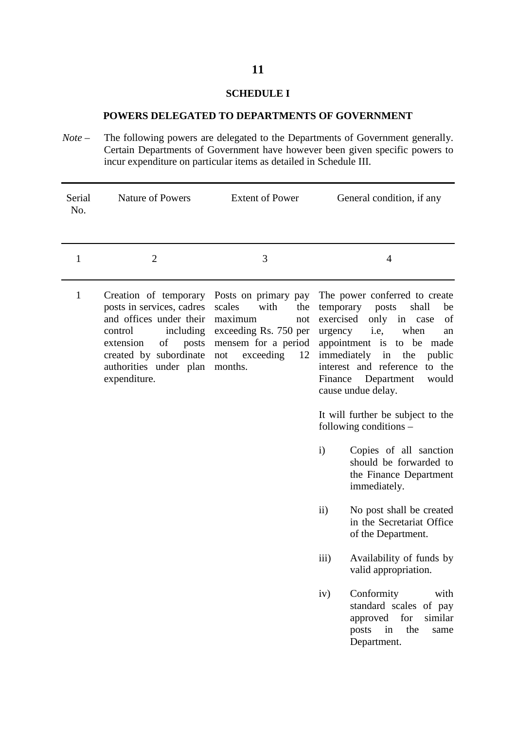## SCHEDULE I

## POWERS DELEGATED TO DEPARTMENTS OF GOVERNMENT

*Note* – The following powers are delegated to the Departments of Government generally. Certain Departments of Government have however been given specific powers to incur expenditure on particular items as detailed in Schedule III.

| Serial No. | Nature of Powers | Extent of Power | General condition, if any |
|---|---|---|---|
| 1 | 2 | 3 | 4 |
| 1 | Creation of temporary posts in services, cadres and offices under their control including extension of posts created by subordinate authorities under plan expenditure. | Posts on primary pay scales with the maximum not exceeding Rs. 750 per mensem for a period not exceeding 12 months. | The power conferred to create temporary posts shall be exercised only in case of urgency i.e, when an appointment is to be made immediately in the public interest and reference to the Finance Department would cause undue delay.<br><br>It will further be subject to the following conditions –<br><br>i) Copies of all sanction should be forwarded to the Finance Department immediately.<br><br>ii) No post shall be created in the Secretariat Office of the Department.<br><br>iii) Availability of funds by valid appropriation.<br><br>iv) Conformity with standard scales of pay approved for similar posts in the same Department. |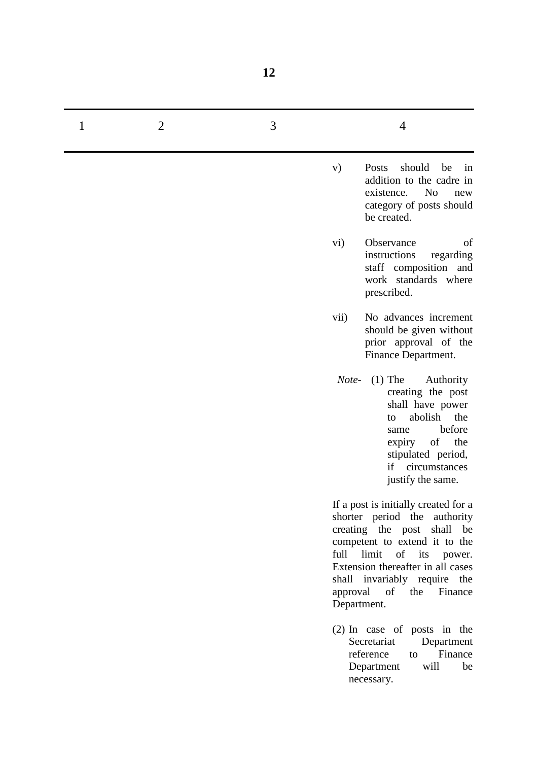| 1 | 2 | 3 | 4 |
|---|---|---|---|
| | | | v) Posts should be in addition to the cadre in existence. No new category of posts should be created.<br><br>vi) Observance of instructions regarding staff composition and work standards where prescribed.<br><br>vii) No advances increment should be given without prior approval of the Finance Department.<br><br>*Note-* (1) The Authority creating the post shall have power to abolish the same before expiry of the stipulated period, if circumstances justify the same.<br><br>If a post is initially created for a shorter period the authority creating the post shall be competent to extend it to the full limit of its power. Extension thereafter in all cases shall invariably require the approval of the Finance Department.<br><br>(2) In case of posts in the Secretariat Department reference to Finance Department will be necessary. |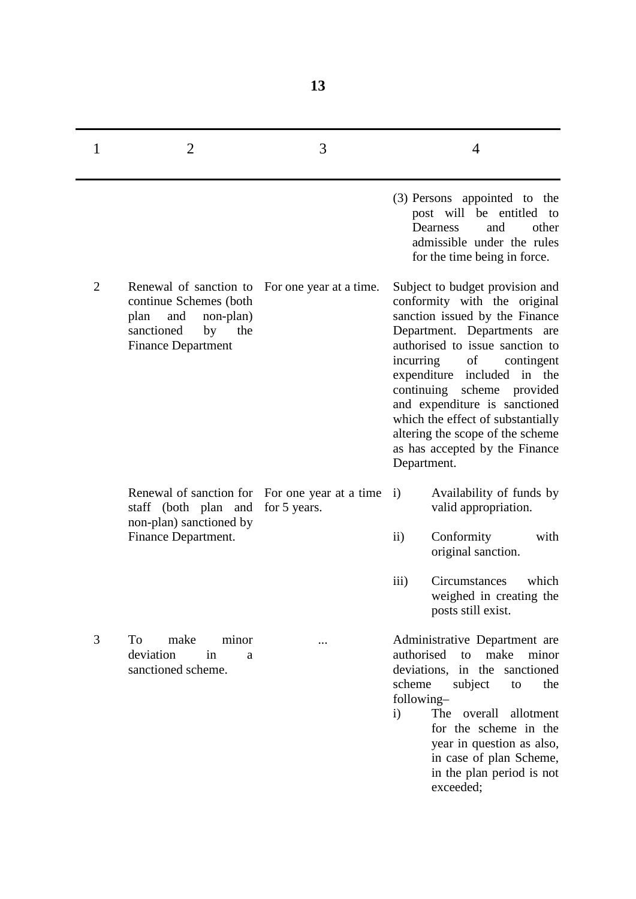| 1 | 2 | 3 | 4 |
|---|---|---|---|
| | | | (3) Persons appointed to the post will be entitled to Dearness and other admissible under the rules for the time being in force. |
| 2 | Renewal of sanction to continue Schemes (both plan and non-plan) sanctioned by the Finance Department | For one year at a time. | Subject to budget provision and conformity with the original sanction issued by the Finance Department. Departments are authorised to issue sanction to incurring of contingent expenditure included in the continuing scheme provided and expenditure is sanctioned which the effect of substantially altering the scope of the scheme as has accepted by the Finance Department. |
| | Renewal of sanction for staff (both plan and non-plan) sanctioned by Finance Department. | For one year at a time for 5 years. | i) Availability of funds by valid appropriation.<br><br>ii) Conformity with original sanction.<br><br>iii) Circumstances which weighed in creating the posts still exist. |
| 3 | To make minor deviation in a sanctioned scheme. | ... | Administrative Department are authorised to make minor deviations, in the sanctioned scheme subject to the following–<br>i) The overall allotment for the scheme in the year in question as also, in case of plan Scheme, in the plan period is not exceeded; |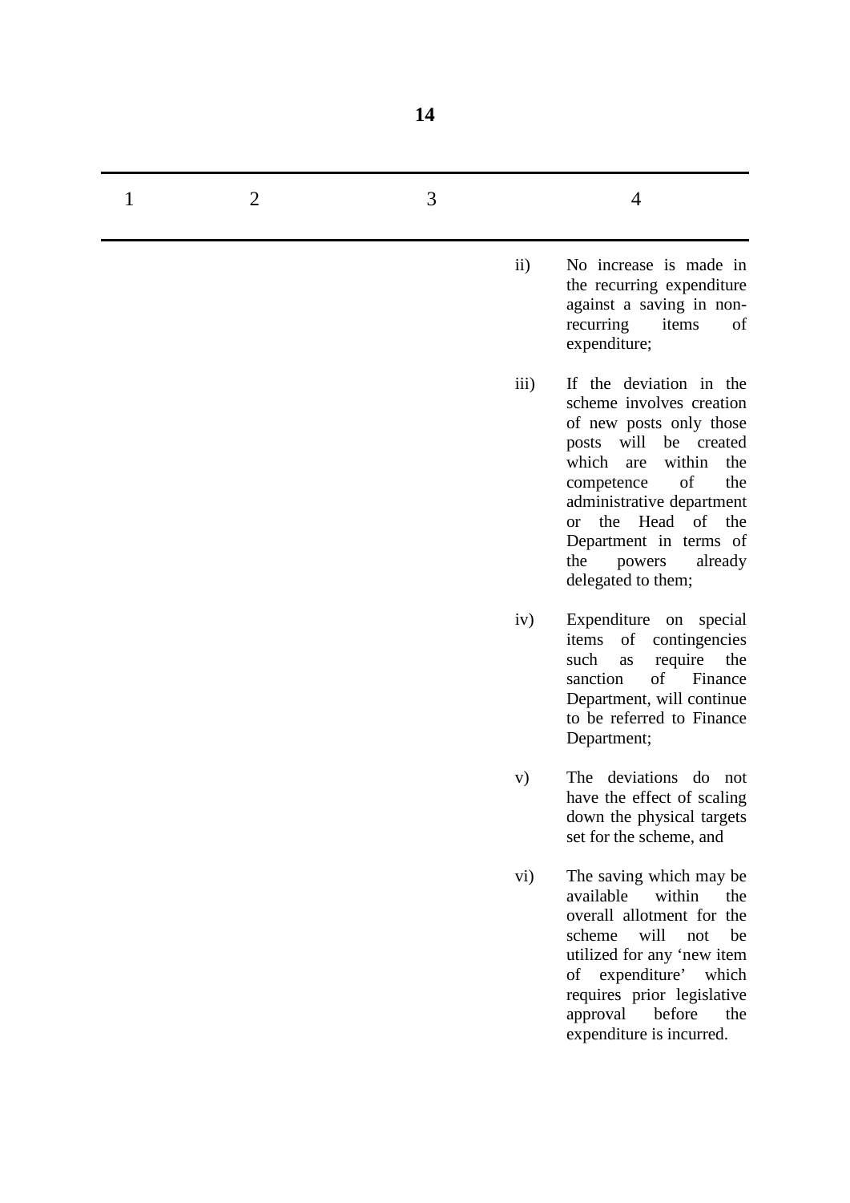| 1 | 2 | 3 | 4 |
|---|---|---|---|
| | | | ii) No increase is made in the recurring expenditure against a saving in non-recurring items of expenditure; |
| | | | iii) If the deviation in the scheme involves creation of new posts only those posts will be created which are within the competence of the administrative department or the Head of the Department in terms of the powers already delegated to them; |
| | | | iv) Expenditure on special items of contingencies such as require the sanction of Finance Department, will continue to be referred to Finance Department; |
| | | | v) The deviations do not have the effect of scaling down the physical targets set for the scheme, and |
| | | | vi) The saving which may be available within the overall allotment for the scheme will not be utilized for any ‘new item of expenditure’ which requires prior legislative approval before the expenditure is incurred. |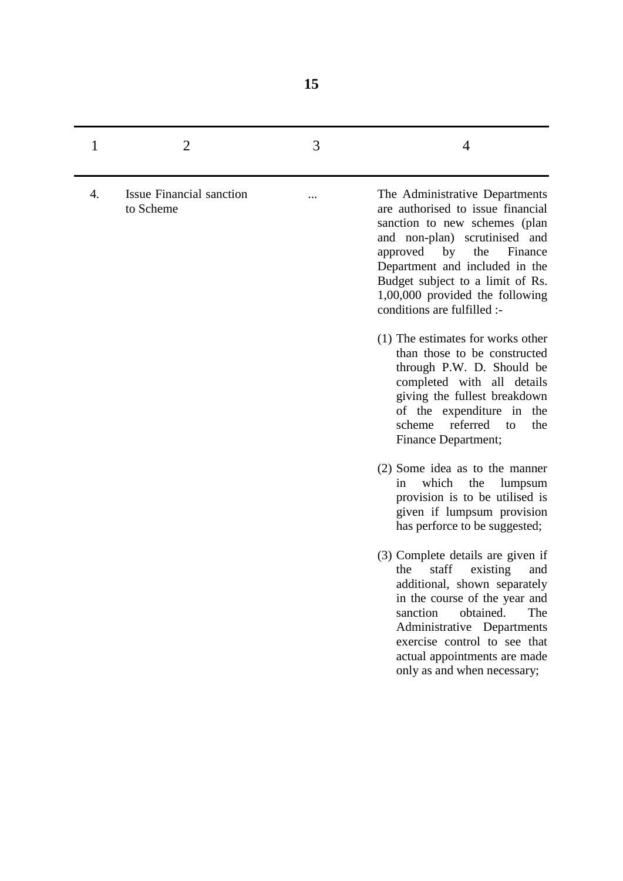| 1 | 2 | 3 | 4 |
|---|---|---|---|
| 4. | Issue Financial sanction to Scheme | ... | The Administrative Departments are authorised to issue financial sanction to new schemes (plan and non-plan) scrutinised and approved by the Finance Department and included in the Budget subject to a limit of Rs. 1,00,000 provided the following conditions are fulfilled :-<br><br>(1) The estimates for works other than those to be constructed through P.W. D. Should be completed with all details giving the fullest breakdown of the expenditure in the scheme referred to the Finance Department;<br><br>(2) Some idea as to the manner in which the lumpsum provision is to be utilised is given if lumpsum provision has perforce to be suggested;<br><br>(3) Complete details are given if the staff existing and additional, shown separately in the course of the year and sanction obtained. The Administrative Departments exercise control to see that actual appointments are made only as and when necessary; |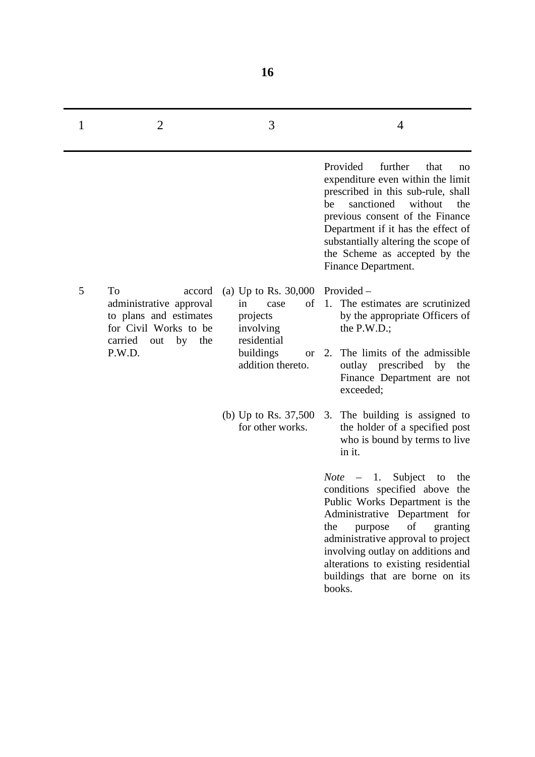| 1 | 2 | 3 | 4 |
|---|---|---|---|
| | | | Provided further that no expenditure even within the limit prescribed in this sub-rule, shall be sanctioned without the previous consent of the Finance Department if it has the effect of substantially altering the scope of the Scheme as accepted by the Finance Department. |
| 5 | To accord administrative approval to plans and estimates for Civil Works to be carried out by the P.W.D. | (a) Up to Rs. 30,000 in case of projects involving residential buildings or addition thereto. | Provided –<br>1. The estimates are scrutinized by the appropriate Officers of the P.W.D.;<br>2. The limits of the admissible outlay prescribed by the Finance Department are not exceeded; |
| | | (b) Up to Rs. 37,500 for other works. | 3. The building is assigned to the holder of a specified post who is bound by terms to live in it.<br><br>*Note* – 1. Subject to the conditions specified above the Public Works Department is the Administrative Department for the purpose of granting administrative approval to project involving outlay on additions and alterations to existing residential buildings that are borne on its books. |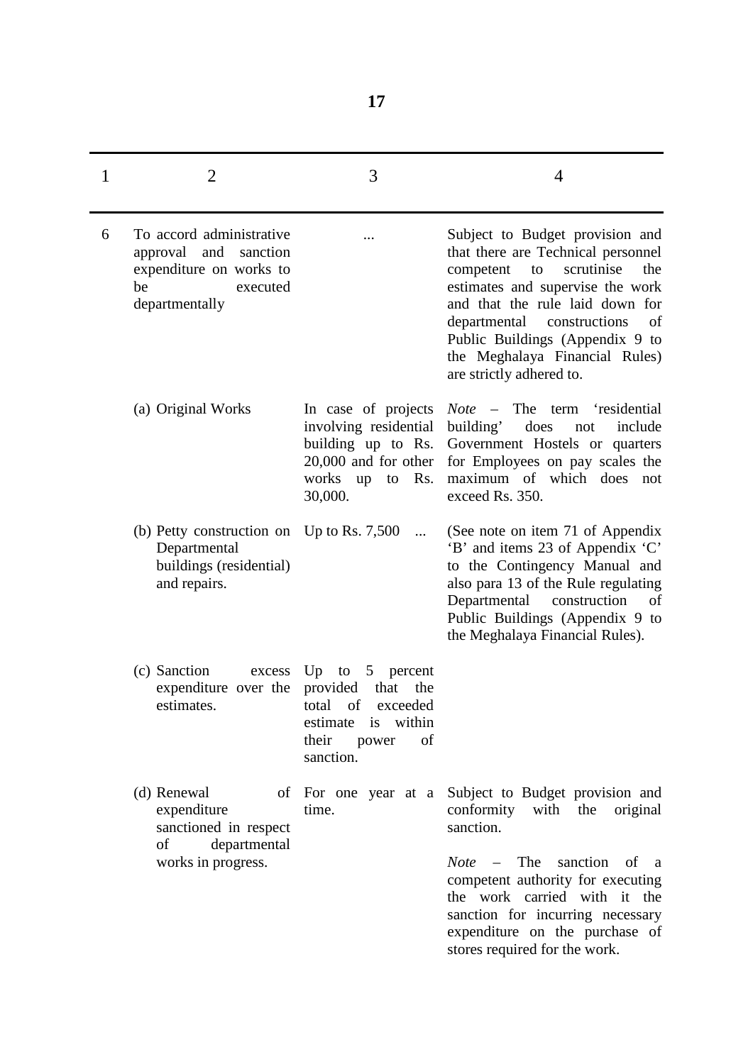| 1 | 2 | 3 | 4 |
|---|---|---|---|
| 6 | To accord administrative approval and sanction expenditure on works to be executed departmentally | ... | Subject to Budget provision and that there are Technical personnel competent to scrutinise the estimates and supervise the work and that the rule laid down for departmental constructions of Public Buildings (Appendix 9 to the Meghalaya Financial Rules) are strictly adhered to. |
| | (a) Original Works | In case of projects involving residential building up to Rs. 20,000 and for other works up to Rs. 30,000. | *Note* – The term 'residential building' does not include Government Hostels or quarters for Employees on pay scales the maximum of which does not exceed Rs. 350. |
| | (b) Petty construction on Departmental buildings (residential) and repairs. | Up to Rs. 7,500 ... | (See note on item 71 of Appendix 'B' and items 23 of Appendix 'C' to the Contingency Manual and also para 13 of the Rule regulating Departmental construction of Public Buildings (Appendix 9 to the Meghalaya Financial Rules). |
| | (c) Sanction excess expenditure over the estimates. | Up to 5 percent provided that the total of exceeded estimate is within their power of sanction. | |
| | (d) Renewal of expenditure sanctioned in respect of departmental works in progress. | For one year at a time. | Subject to Budget provision and conformity with the original sanction.<br><br>*Note* – The sanction of a competent authority for executing the work carried with it the sanction for incurring necessary expenditure on the purchase of stores required for the work. |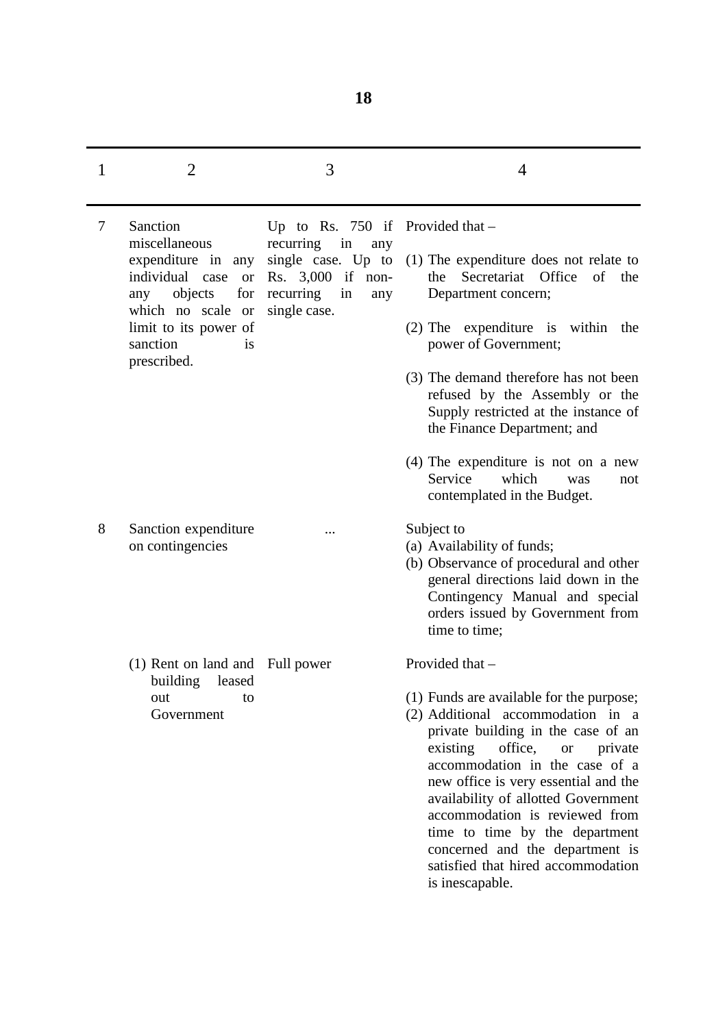| 1 | 2 | 3 | 4 |
|---|---|---|---|
| 7 | Sanction miscellaneous expenditure in any individual case or any objects for which no scale or limit to its power of sanction is prescribed. | Up to Rs. 750 if recurring in any single case. Up to Rs. 3,000 if non-recurring in any single case. | Provided that –<br><br>(1) The expenditure does not relate to the Secretariat Office of the Department concern;<br><br>(2) The expenditure is within the power of Government;<br><br>(3) The demand therefore has not been refused by the Assembly or the Supply restricted at the instance of the Finance Department; and<br><br>(4) The expenditure is not on a new Service which was not contemplated in the Budget. |
| 8 | Sanction expenditure on contingencies | ... | Subject to<br>(a) Availability of funds;<br>(b) Observance of procedural and other general directions laid down in the Contingency Manual and special orders issued by Government from time to time; |
| | (1) Rent on land and building leased out to Government | Full power | Provided that –<br><br>(1) Funds are available for the purpose;<br>(2) Additional accommodation in a private building in the case of an existing office, or private accommodation in the case of a new office is very essential and the availability of allotted Government accommodation is reviewed from time to time by the department concerned and the department is satisfied that hired accommodation is inescapable. |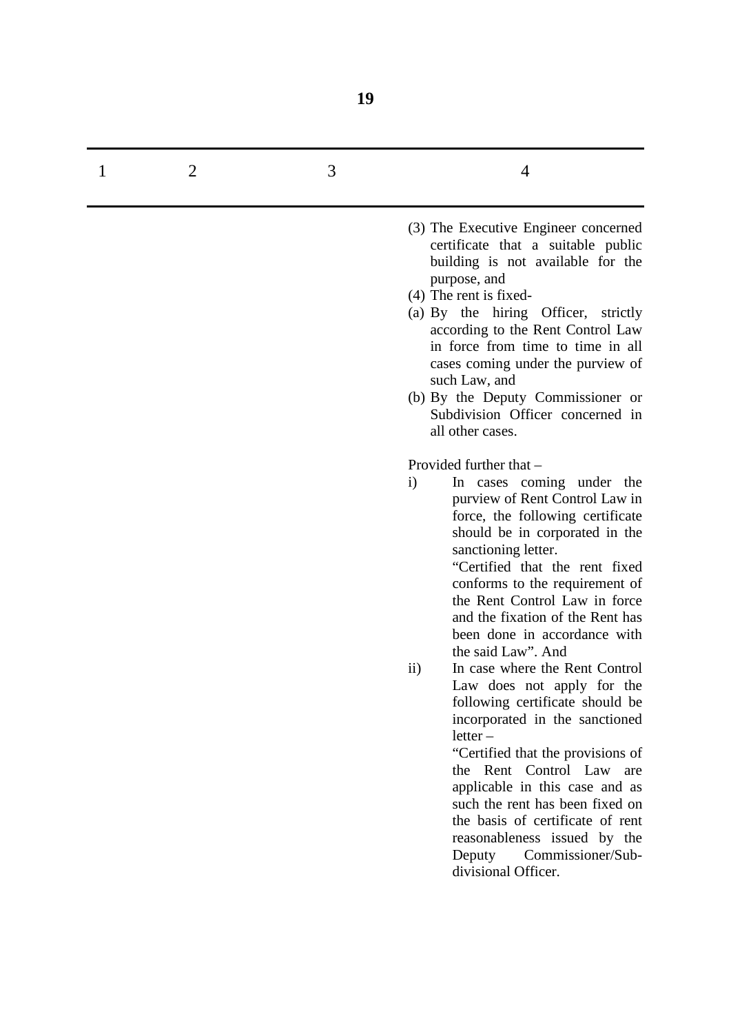| 1 | 2 | 3 | 4 |
|---|---|---|---|
| | | | (3) The Executive Engineer concerned certificate that a suitable public building is not available for the purpose, and<br>(4) The rent is fixed-<br>(a) By the hiring Officer, strictly according to the Rent Control Law in force from time to time in all cases coming under the purview of such Law, and<br>(b) By the Deputy Commissioner or Subdivision Officer concerned in all other cases.<br><br>Provided further that –<br>i) In cases coming under the purview of Rent Control Law in force, the following certificate should be in corporated in the sanctioning letter.<br>"Certified that the rent fixed conforms to the requirement of the Rent Control Law in force and the fixation of the Rent has been done in accordance with the said Law". And<br>ii) In case where the Rent Control Law does not apply for the following certificate should be incorporated in the sanctioned letter –<br>"Certified that the provisions of the Rent Control Law are applicable in this case and as such the rent has been fixed on the basis of certificate of rent reasonableness issued by the Deputy Commissioner/Sub-divisional Officer. |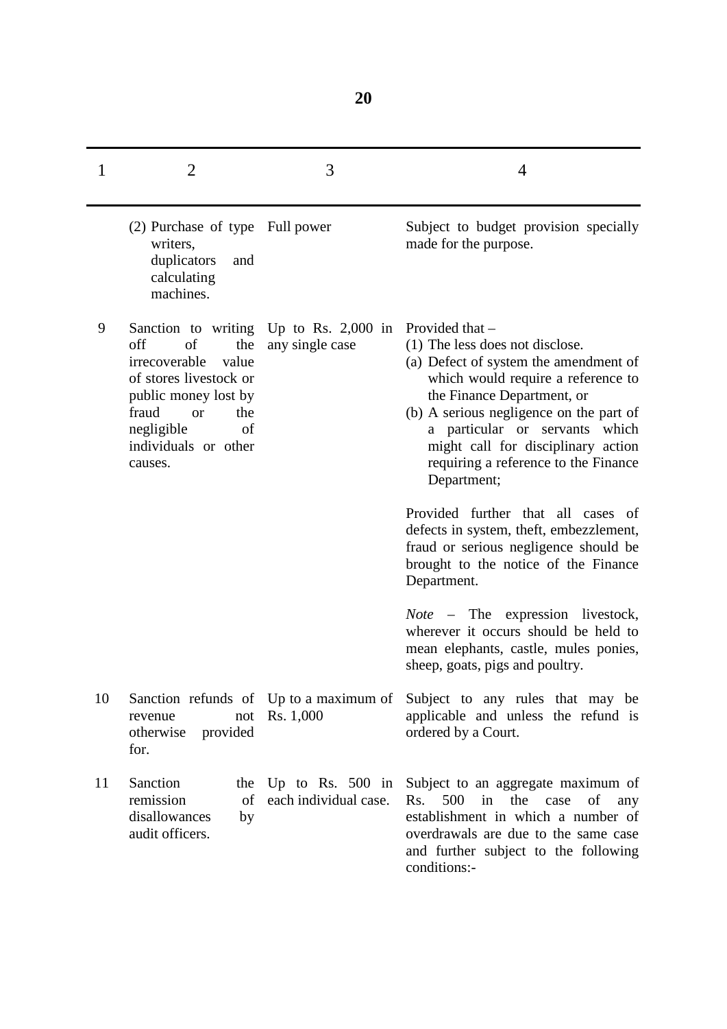| 1 | 2 | 3 | 4 |
|---|---|---|---|
| | (2) Purchase of type writers, duplicators and calculating machines. | Full power | Subject to budget provision specially made for the purpose. |
| 9 | Sanction to writing off of the irrecoverable value of stores livestock or public money lost by fraud or the negligible of individuals or other causes. | Up to Rs. 2,000 in any single case | Provided that –<br>(1) The less does not disclose.<br>(a) Defect of system the amendment of which would require a reference to the Finance Department, or<br>(b) A serious negligence on the part of a particular or servants which might call for disciplinary action requiring a reference to the Finance Department;<br><br>Provided further that all cases of defects in system, theft, embezzlement, fraud or serious negligence should be brought to the notice of the Finance Department.<br><br>*Note* – The expression livestock, wherever it occurs should be held to mean elephants, castle, mules ponies, sheep, goats, pigs and poultry. |
| 10 | Sanction refunds of revenue not otherwise provided for. | Up to a maximum of Rs. 1,000 | Subject to any rules that may be applicable and unless the refund is ordered by a Court. |
| 11 | Sanction the remission of disallowances by audit officers. | Up to Rs. 500 in each individual case. | Subject to an aggregate maximum of Rs. 500 in the case of any establishment in which a number of overdrawals are due to the same case and further subject to the following conditions:- |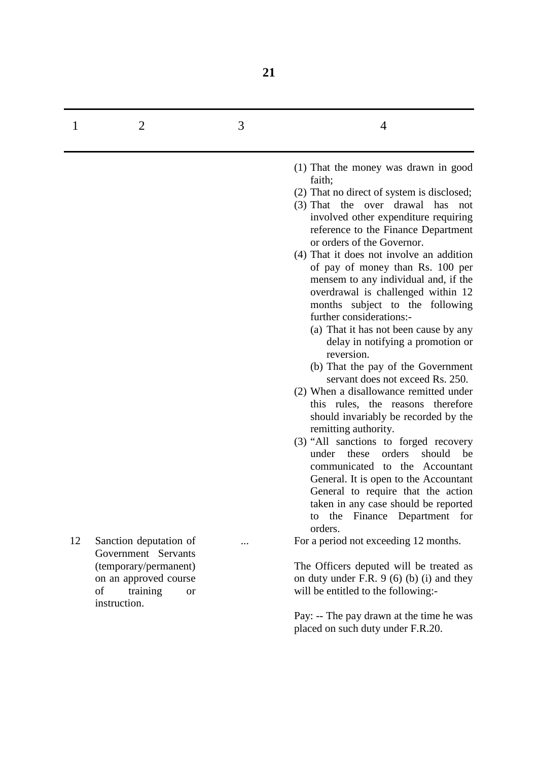| 1 | 2 | 3 | 4 |
|---|---|---|---|
| | | | (1) That the money was drawn in good faith;<br>(2) That no direct of system is disclosed;<br>(3) That the over drawal has not involved other expenditure requiring reference to the Finance Department or orders of the Governor.<br>(4) That it does not involve an addition of pay of money than Rs. 100 per mensem to any individual and, if the overdrawal is challenged within 12 months subject to the following further considerations:-<br>(a) That it has not been cause by any delay in notifying a promotion or reversion.<br>(b) That the pay of the Government servant does not exceed Rs. 250.<br>(2) When a disallowance remitted under this rules, the reasons therefore should invariably be recorded by the remitting authority.<br>(3) "All sanctions to forged recovery under these orders should be communicated to the Accountant General. It is open to the Accountant General to require that the action taken in any case should be reported to the Finance Department for orders. |
| 12 | Sanction deputation of Government Servants (temporary/permanent) on an approved course of training or instruction. | ... | For a period not exceeding 12 months.<br><br>The Officers deputed will be treated as on duty under F.R. 9 (6) (b) (i) and they will be entitled to the following:-<br><br>Pay: -- The pay drawn at the time he was placed on such duty under F.R.20. |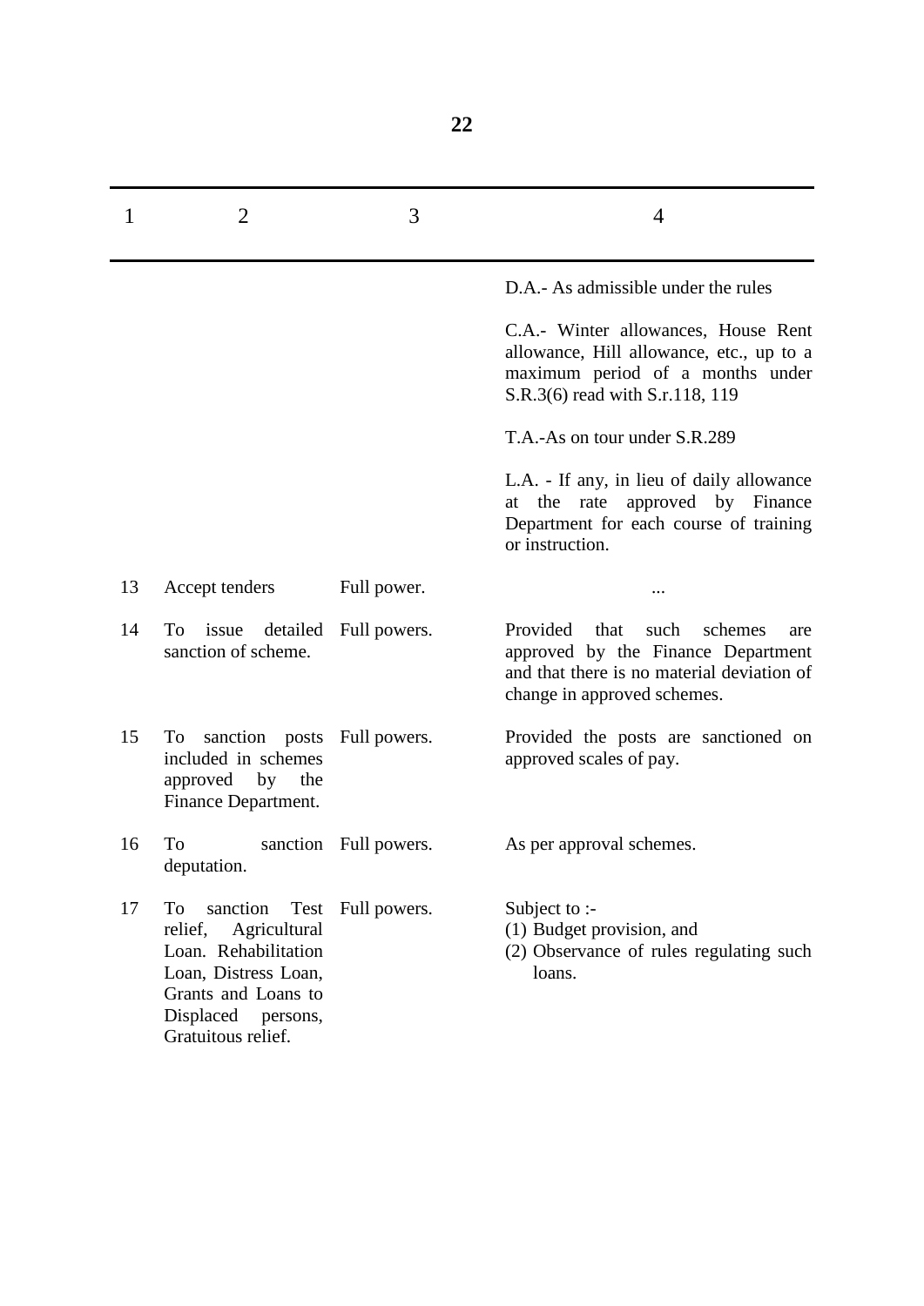| 1 | 2 | 3 | 4 |
|---|---|---|---|
| | | | D.A.- As admissible under the rules<br><br>C.A.- Winter allowances, House Rent allowance, Hill allowance, etc., up to a maximum period of a months under S.R.3(6) read with S.r.118, 119<br><br>T.A.-As on tour under S.R.289<br><br>L.A. - If any, in lieu of daily allowance at the rate approved by Finance Department for each course of training or instruction. |
| 13 | Accept tenders | Full power. | ... |
| 14 | To issue detailed sanction of scheme. | Full powers. | Provided that such schemes are approved by the Finance Department and that there is no material deviation of change in approved schemes. |
| 15 | To sanction posts included in schemes approved by the Finance Department. | Full powers. | Provided the posts are sanctioned on approved scales of pay. |
| 16 | To sanction deputation. | Full powers. | As per approval schemes. |
| 17 | To sanction Test relief, Agricultural Loan. Rehabilitation Loan, Distress Loan, Grants and Loans to Displaced persons, Gratuitous relief. | Full powers. | Subject to :-<br>(1) Budget provision, and<br>(2) Observance of rules regulating such loans. |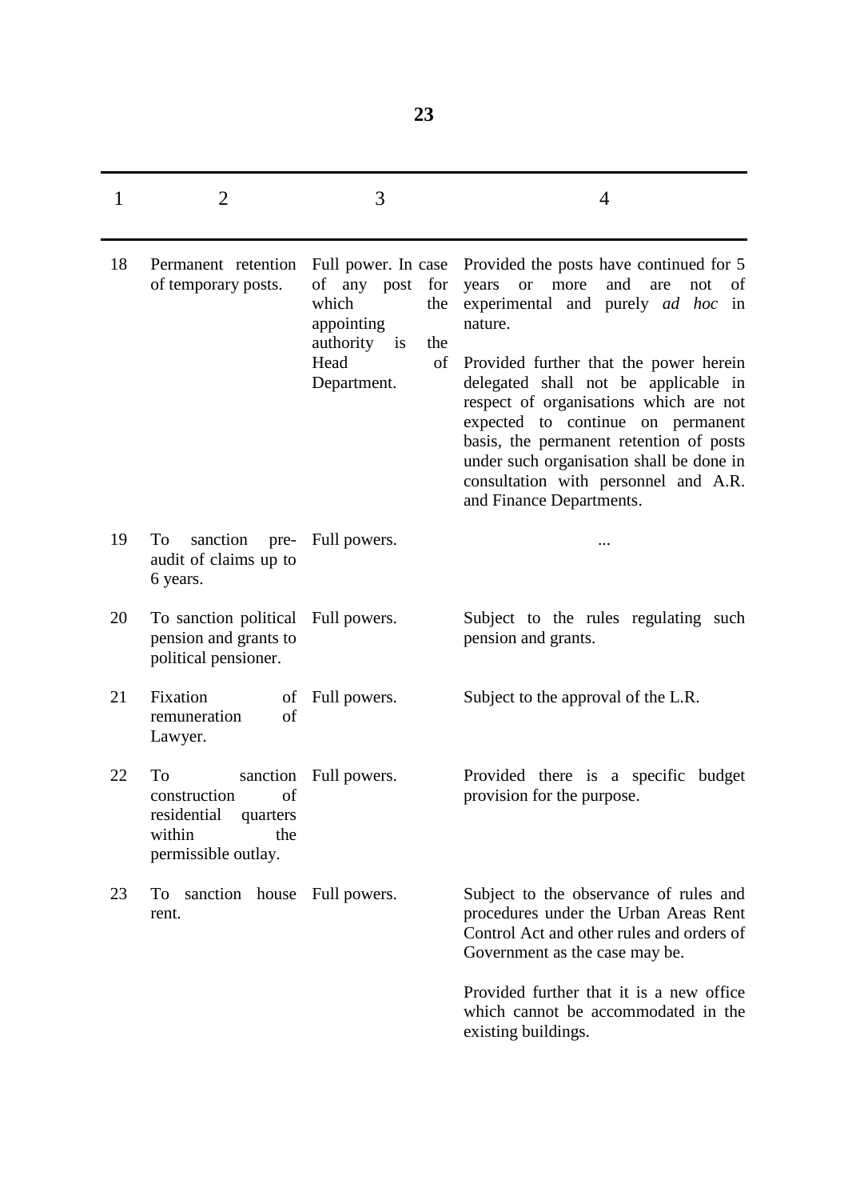| 1 | 2 | 3 | 4 |
|---|---|---|---|
| 18 | Permanent retention of temporary posts. | Full power. In case of any post for which the appointing authority is the Head of Department. | Provided the posts have continued for 5 years or more and are not of experimental and purely *ad hoc* in nature.<br><br>Provided further that the power herein delegated shall not be applicable in respect of organisations which are not expected to continue on permanent basis, the permanent retention of posts under such organisation shall be done in consultation with personnel and A.R. and Finance Departments. |
| 19 | To sanction pre-audit of claims up to 6 years. | Full powers. | ... |
| 20 | To sanction political pension and grants to political pensioner. | Full powers. | Subject to the rules regulating such pension and grants. |
| 21 | Fixation of remuneration of Lawyer. | Full powers. | Subject to the approval of the L.R. |
| 22 | To sanction construction of residential quarters within the permissible outlay. | Full powers. | Provided there is a specific budget provision for the purpose. |
| 23 | To sanction house rent. | Full powers. | Subject to the observance of rules and procedures under the Urban Areas Rent Control Act and other rules and orders of Government as the case may be.<br><br>Provided further that it is a new office which cannot be accommodated in the existing buildings. |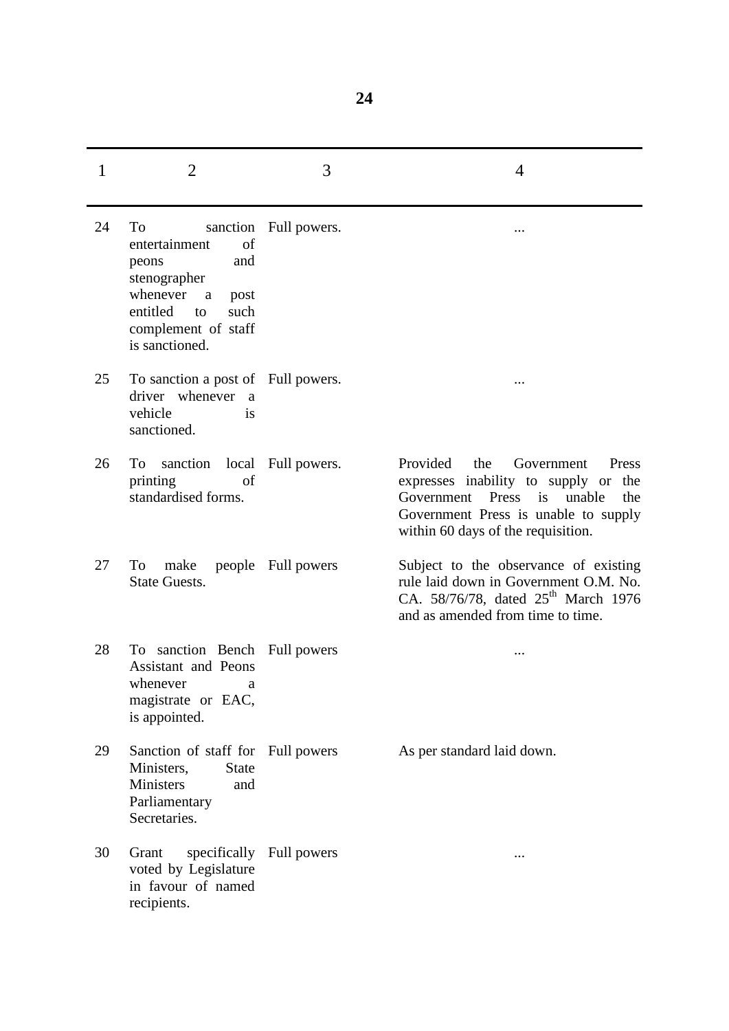| 1 | 2 | 3 | 4 |
|---|---|---|---|
| 24 | To sanction entertainment of peons and stenographer whenever a post entitled to such complement of staff is sanctioned. | Full powers. | ... |
| 25 | To sanction a post of driver whenever a vehicle is sanctioned. | Full powers. | ... |
| 26 | To sanction local printing of standardised forms. | Full powers. | Provided the Government Press expresses inability to supply or the Government Press is unable the Government Press is unable to supply within 60 days of the requisition. |
| 27 | To make people State Guests. | Full powers | Subject to the observance of existing rule laid down in Government O.M. No. CA. 58/76/78, dated 25th March 1976 and as amended from time to time. |
| 28 | To sanction Bench Assistant and Peons whenever a magistrate or EAC, is appointed. | Full powers | ... |
| 29 | Sanction of staff for Ministers, State Ministers and Parliamentary Secretaries. | Full powers | As per standard laid down. |
| 30 | Grant specifically voted by Legislature in favour of named recipients. | Full powers | ... |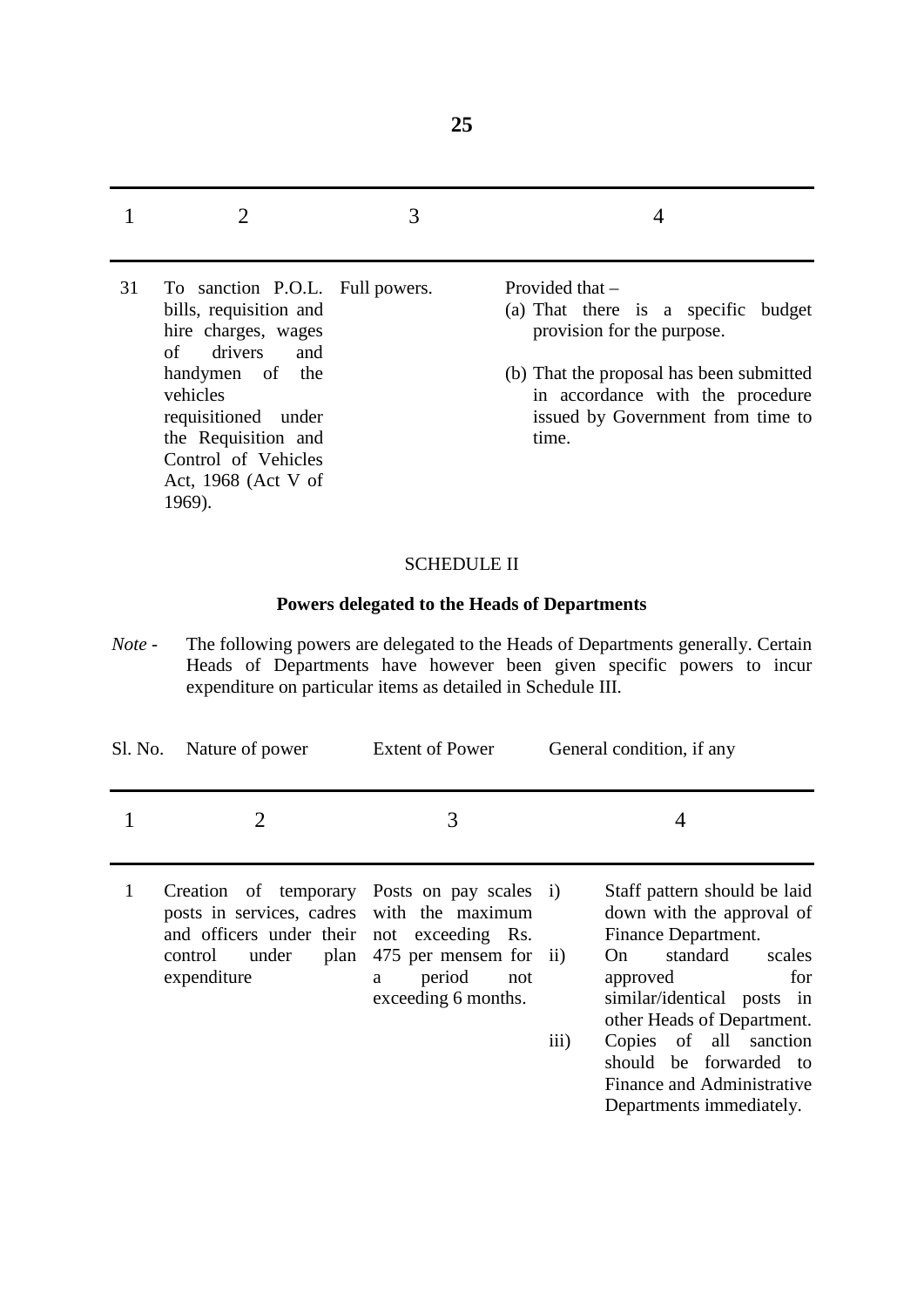| 1 | 2 | 3 | 4 |
|---|---|---|---|
| 31 | To sanction P.O.L. bills, requisition and hire charges, wages of drivers and handymen of the vehicles requisitioned under the Requisition and Control of Vehicles Act, 1968 (Act V of 1969). | Full powers. | Provided that –<br>(a) That there is a specific budget provision for the purpose.<br>(b) That the proposal has been submitted in accordance with the procedure issued by Government from time to time. |

SCHEDULE II

## Powers delegated to the Heads of Departments

*Note -* The following powers are delegated to the Heads of Departments generally. Certain Heads of Departments have however been given specific powers to incur expenditure on particular items as detailed in Schedule III.

| Sl. No. | Nature of power | Extent of Power | General condition, if any |
|---|---|---|---|
| 1 | 2 | 3 | 4 |
| 1 | Creation of temporary posts in services, cadres and officers under their control under plan expenditure | Posts on pay scales with the maximum not exceeding Rs. 475 per mensem for a period not exceeding 6 months. | i) Staff pattern should be laid down with the approval of Finance Department.<br>ii) On standard scales approved for similar/identical posts in other Heads of Department.<br>iii) Copies of all sanction should be forwarded to Finance and Administrative Departments immediately. |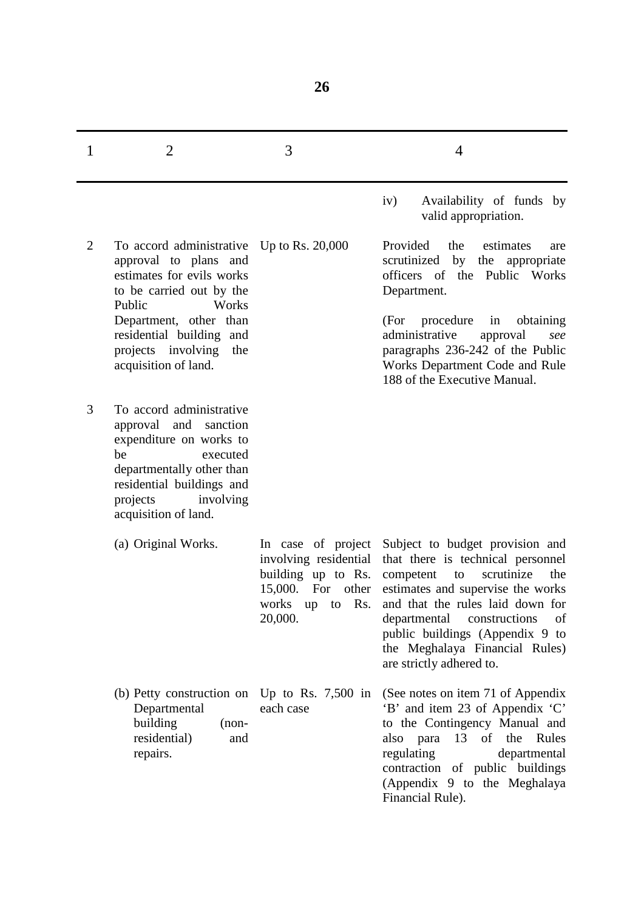| 1 | 2 | 3 | 4 |
|---|---|---|---|
| | | | iv) Availability of funds by valid appropriation. |
| 2 | To accord administrative approval to plans and estimates for evils works to be carried out by the Public Works Department, other than residential building and projects involving the acquisition of land. | Up to Rs. 20,000 | Provided the estimates are scrutinized by the appropriate officers of the Public Works Department.<br><br>(For procedure in obtaining administrative approval *see* paragraphs 236-242 of the Public Works Department Code and Rule 188 of the Executive Manual. |
| 3 | To accord administrative approval and sanction expenditure on works to be executed departmentally other than residential buildings and projects involving acquisition of land. | | |
| | (a) Original Works. | In case of project involving residential building up to Rs. 15,000. For other works up to Rs. 20,000. | Subject to budget provision and that there is technical personnel competent to scrutinize the estimates and supervise the works and that the rules laid down for departmental constructions of public buildings (Appendix 9 to the Meghalaya Financial Rules) are strictly adhered to. |
| | (b) Petty construction on Departmental building (non-residential) and repairs. | Up to Rs. 7,500 in each case | (See notes on item 71 of Appendix 'B' and item 23 of Appendix 'C' to the Contingency Manual and also para 13 of the Rules regulating departmental contraction of public buildings (Appendix 9 to the Meghalaya Financial Rule). |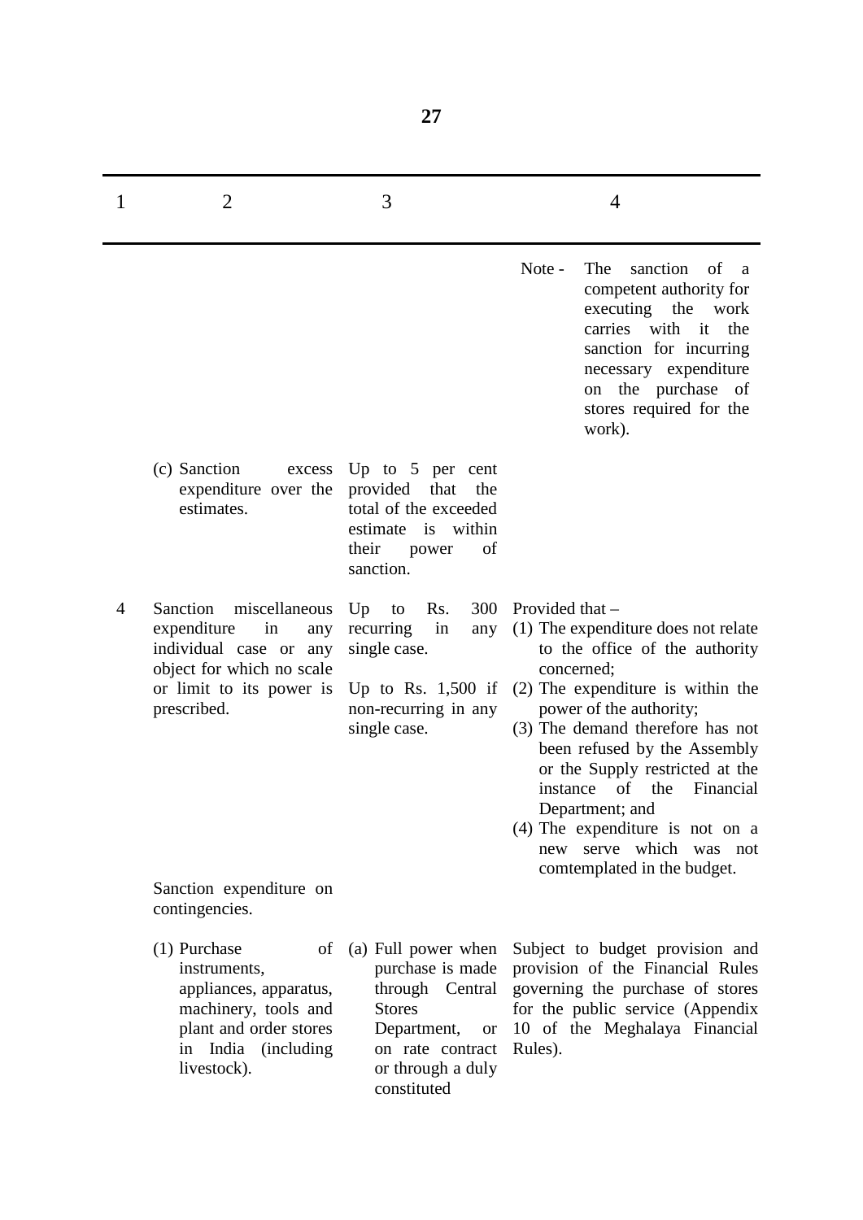| 1 | 2 | 3 | 4 |
|---|---|---|---|
| | | | Note - The sanction of a competent authority for executing the work carries with it the sanction for incurring necessary expenditure on the purchase of stores required for the work). |
| | (c) Sanction excess expenditure over the estimates. | Up to 5 per cent provided that the total of the exceeded estimate is within their power of sanction. | |
| 4 | Sanction miscellaneous expenditure in any individual case or any object for which no scale or limit to its power is prescribed. | Up to Rs. 300 recurring in any single case.<br><br>Up to Rs. 1,500 if non-recurring in any single case. | Provided that –<br>(1) The expenditure does not relate to the office of the authority concerned;<br>(2) The expenditure is within the power of the authority;<br>(3) The demand therefore has not been refused by the Assembly or the Supply restricted at the instance of the Financial Department; and<br>(4) The expenditure is not on a new serve which was not comtemplated in the budget. |
| | Sanction expenditure on contingencies. | | |
| | (1) Purchase of instruments, appliances, apparatus, machinery, tools and plant and order stores in India (including livestock). | (a) Full power when purchase is made through Central Stores Department, or on rate contract or through a duly constituted | Subject to budget provision and provision of the Financial Rules governing the purchase of stores for the public service (Appendix 10 of the Meghalaya Financial Rules). |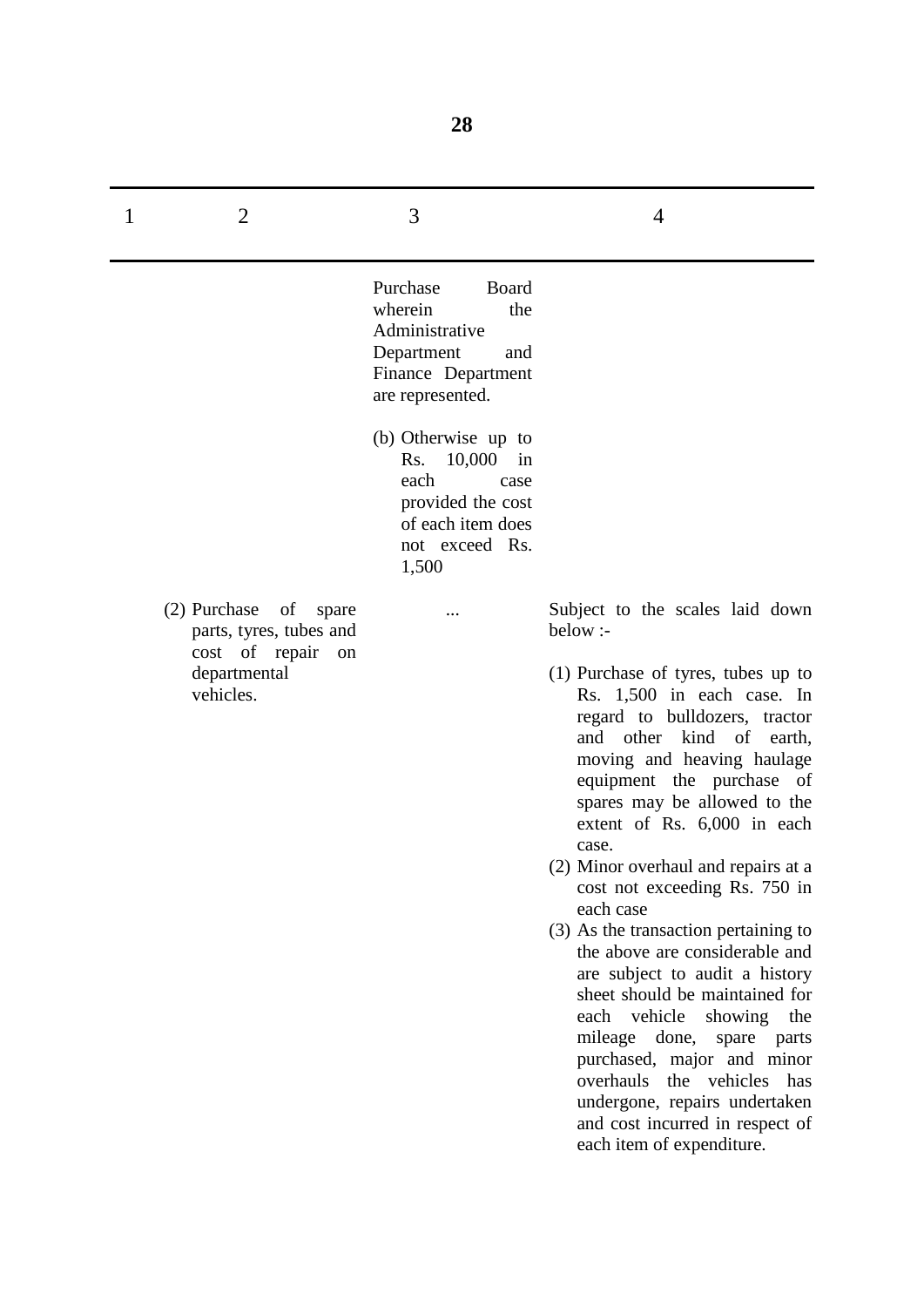| 1 | 2 | 3 | 4 |
|---|---|---|---|
| | | Purchase Board wherein the Administrative Department and Finance Department are represented.<br><br>(b) Otherwise up to Rs. 10,000 in each case provided the cost of each item does not exceed Rs. 1,500 | |
| | (2) Purchase of spare parts, tyres, tubes and cost of repair on departmental vehicles. | ... | Subject to the scales laid down below :-<br><br>(1) Purchase of tyres, tubes up to Rs. 1,500 in each case. In regard to bulldozers, tractor and other kind of earth, moving and heaving haulage equipment the purchase of spares may be allowed to the extent of Rs. 6,000 in each case.<br>(2) Minor overhaul and repairs at a cost not exceeding Rs. 750 in each case<br>(3) As the transaction pertaining to the above are considerable and are subject to audit a history sheet should be maintained for each vehicle showing the mileage done, spare parts purchased, major and minor overhauls the vehicles has undergone, repairs undertaken and cost incurred in respect of each item of expenditure. |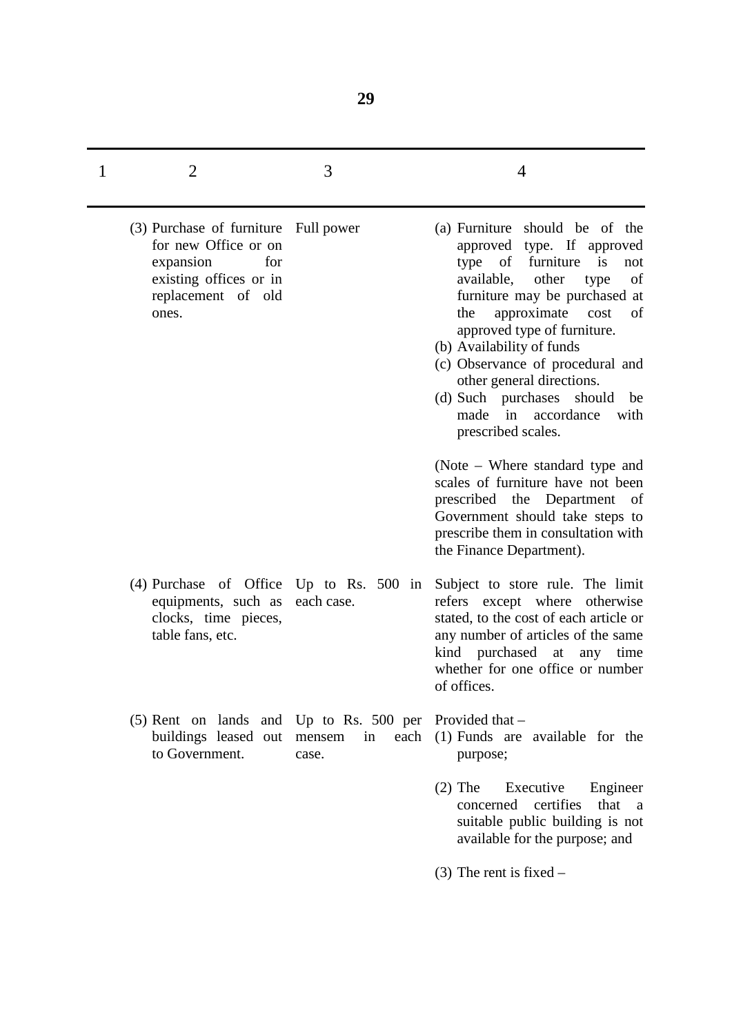| 1 | 2 | 3 | 4 |
|---|---|---|---|
| | (3) Purchase of furniture for new Office or on expansion for existing offices or in replacement of old ones. | Full power | (a) Furniture should be of the approved type. If approved type of furniture is not available, other type of furniture may be purchased at the approximate cost of approved type of furniture.<br>(b) Availability of funds<br>(c) Observance of procedural and other general directions.<br>(d) Such purchases should be made in accordance with prescribed scales.<br><br>(Note – Where standard type and scales of furniture have not been prescribed the Department of Government should take steps to prescribe them in consultation with the Finance Department). |
| | (4) Purchase of Office equipments, such as clocks, time pieces, table fans, etc. | Up to Rs. 500 in each case. | Subject to store rule. The limit refers except where otherwise stated, to the cost of each article or any number of articles of the same kind purchased at any time whether for one office or number of offices. |
| | (5) Rent on lands and buildings leased out to Government. | Up to Rs. 500 per mensem in each case. | Provided that –<br>(1) Funds are available for the purpose;<br><br>(2) The Executive Engineer concerned certifies that a suitable public building is not available for the purpose; and<br><br>(3) The rent is fixed – |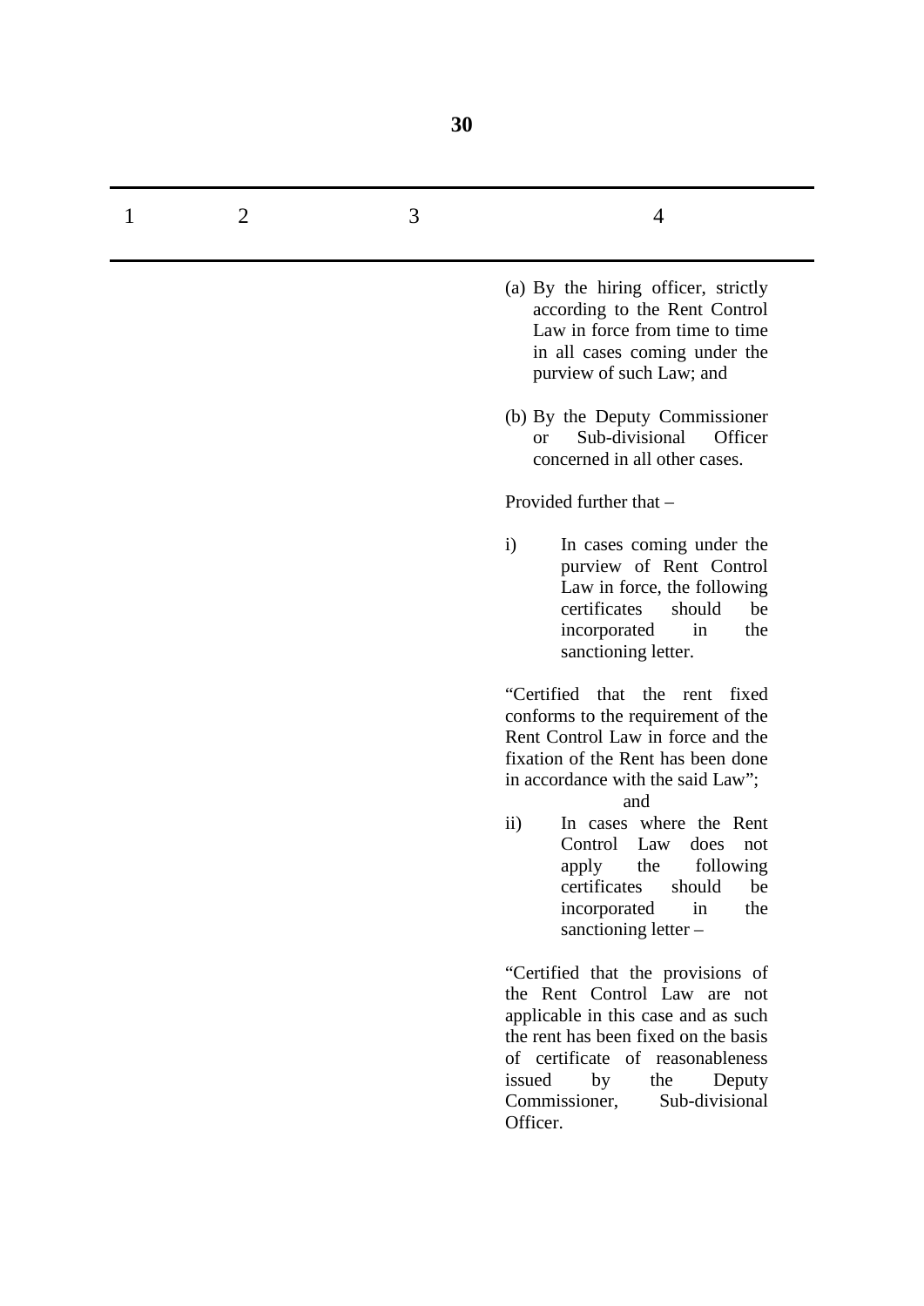| 1 | 2 | 3 | 4 |
|---|---|---|---|
| | | | (a) By the hiring officer, strictly according to the Rent Control Law in force from time to time in all cases coming under the purview of such Law; and<br><br>(b) By the Deputy Commissioner or Sub-divisional Officer concerned in all other cases.<br><br>Provided further that –<br><br>i) In cases coming under the purview of Rent Control Law in force, the following certificates should be incorporated in the sanctioning letter.<br><br>"Certified that the rent fixed conforms to the requirement of the Rent Control Law in force and the fixation of the Rent has been done in accordance with the said Law";<br>and<br>ii) In cases where the Rent Control Law does not apply the following certificates should be incorporated in the sanctioning letter –<br><br>"Certified that the provisions of the Rent Control Law are not applicable in this case and as such the rent has been fixed on the basis of certificate of reasonableness issued by the Deputy Commissioner, Sub-divisional Officer. |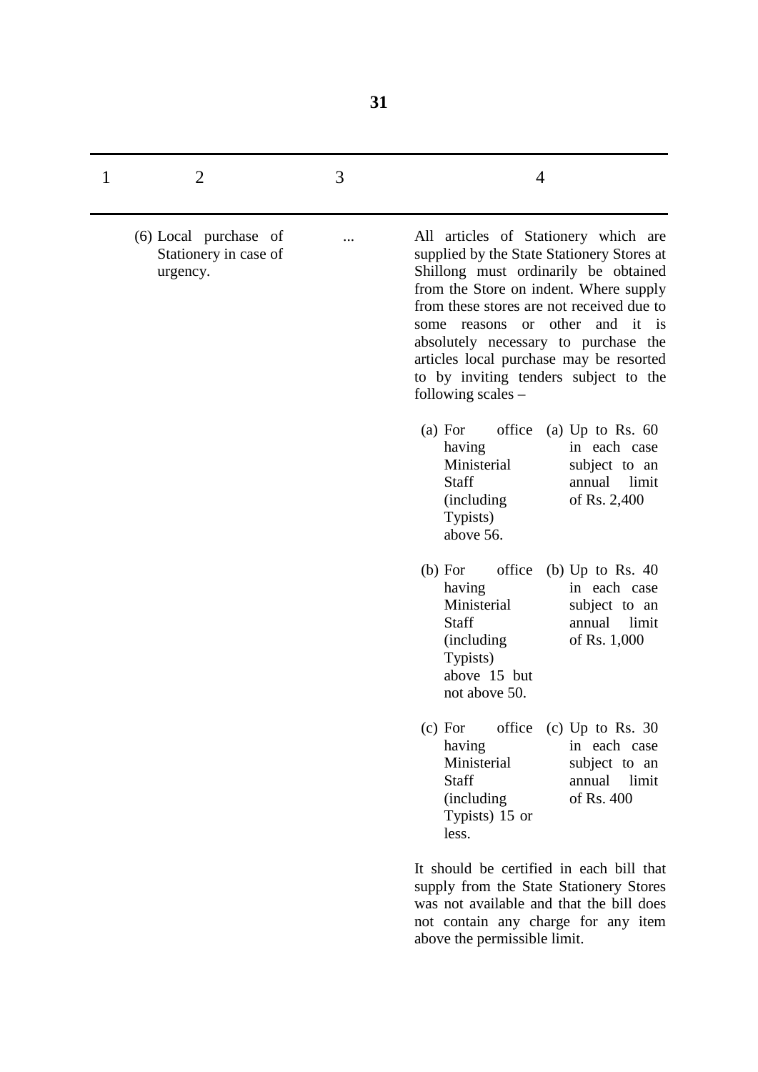| 1 | 2 | 3 | 4 |
|---|---|---|---|
| | (6) Local purchase of Stationery in case of urgency. | ... | All articles of Stationery which are supplied by the State Stationery Stores at Shillong must ordinarily be obtained from the Store on indent. Where supply from these stores are not received due to some reasons or other and it is absolutely necessary to purchase the articles local purchase may be resorted to by inviting tenders subject to the following scales –<br><br>(a) For office having Ministerial Staff (including Typists) above 56. — (a) Up to Rs. 60 in each case subject to an annual limit of Rs. 2,400<br><br>(b) For office having Ministerial Staff (including Typists) above 15 but not above 50. — (b) Up to Rs. 40 in each case subject to an annual limit of Rs. 1,000<br><br>(c) For office having Ministerial Staff (including Typists) 15 or less. — (c) Up to Rs. 30 in each case subject to an annual limit of Rs. 400<br><br>It should be certified in each bill that supply from the State Stationery Stores was not available and that the bill does not contain any charge for any item above the permissible limit. |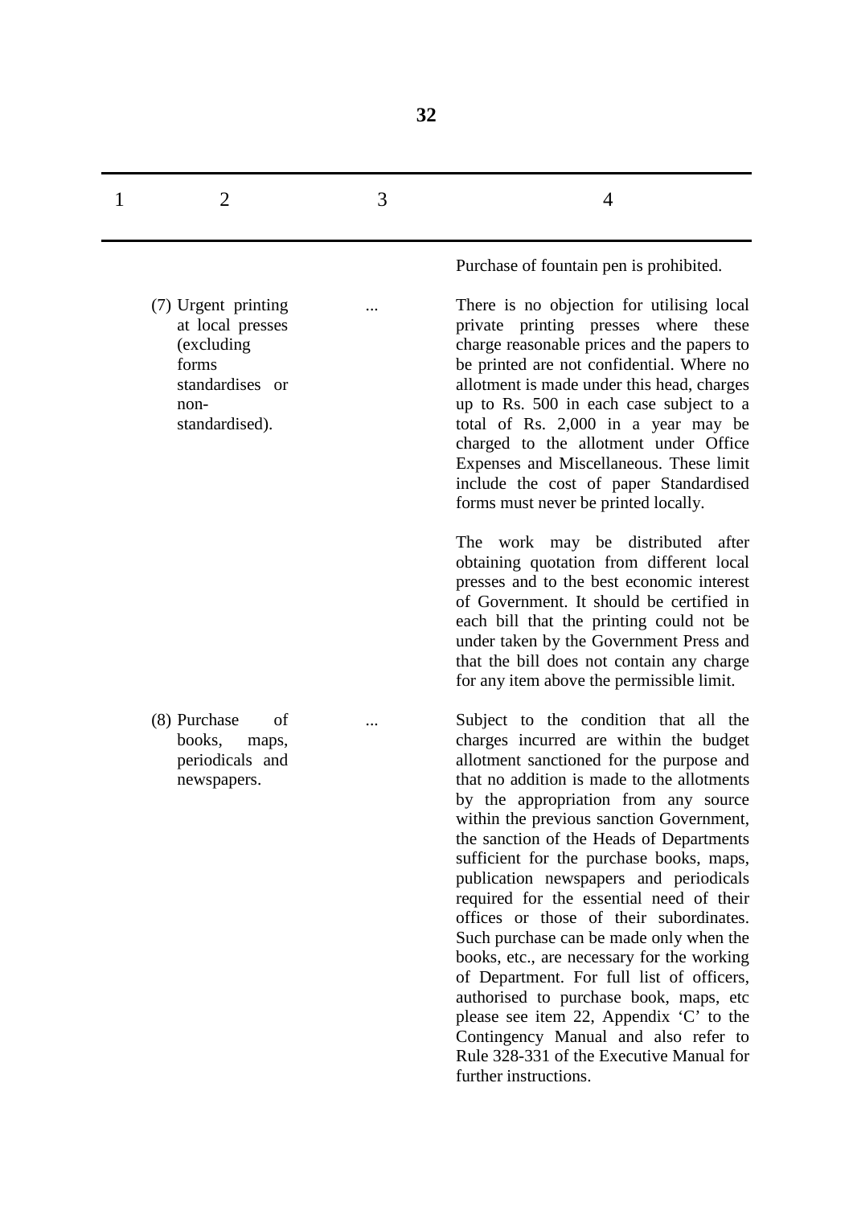| 1 | 2 | 3 | 4 |
|---|---|---|---|
| | | | Purchase of fountain pen is prohibited. |
| | (7) Urgent printing at local presses (excluding forms standardises or non-standardised). | ... | There is no objection for utilising local private printing presses where these charge reasonable prices and the papers to be printed are not confidential. Where no allotment is made under this head, charges up to Rs. 500 in each case subject to a total of Rs. 2,000 in a year may be charged to the allotment under Office Expenses and Miscellaneous. These limit include the cost of paper Standardised forms must never be printed locally.<br><br>The work may be distributed after obtaining quotation from different local presses and to the best economic interest of Government. It should be certified in each bill that the printing could not be under taken by the Government Press and that the bill does not contain any charge for any item above the permissible limit. |
| | (8) Purchase of books, maps, periodicals and newspapers. | ... | Subject to the condition that all the charges incurred are within the budget allotment sanctioned for the purpose and that no addition is made to the allotments by the appropriation from any source within the previous sanction Government, the sanction of the Heads of Departments sufficient for the purchase books, maps, publication newspapers and periodicals required for the essential need of their offices or those of their subordinates. Such purchase can be made only when the books, etc., are necessary for the working of Department. For full list of officers, authorised to purchase book, maps, etc please see item 22, Appendix 'C' to the Contingency Manual and also refer to Rule 328-331 of the Executive Manual for further instructions. |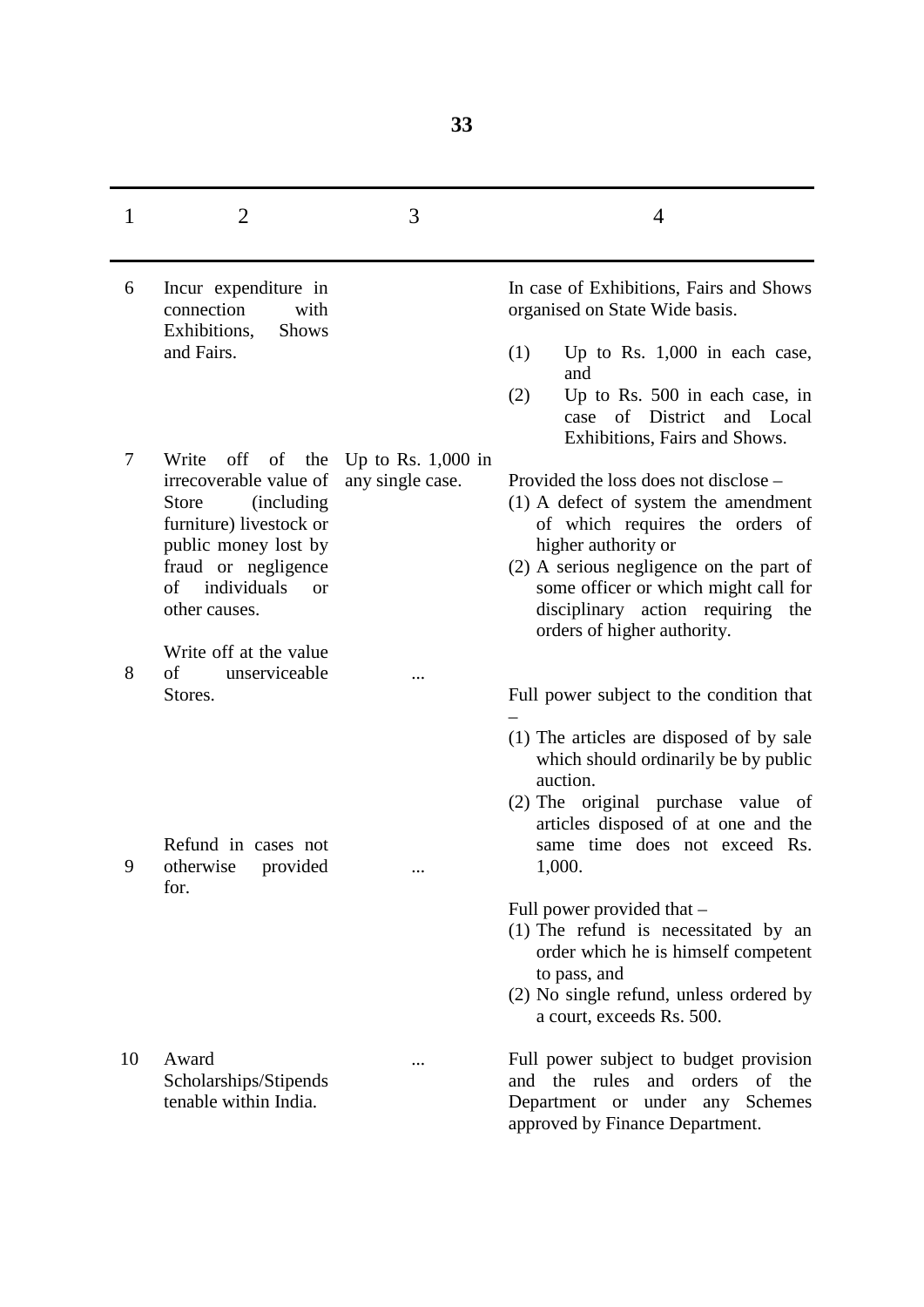| 1 | 2 | 3 | 4 |
|---|---|---|---|
| 6 | Incur expenditure in connection with Exhibitions, Shows and Fairs. | | In case of Exhibitions, Fairs and Shows organised on State Wide basis.<br>(1) Up to Rs. 1,000 in each case, and<br>(2) Up to Rs. 500 in each case, in case of District and Local Exhibitions, Fairs and Shows. |
| 7 | Write off of the irrecoverable value of Store (including furniture) livestock or public money lost by fraud or negligence of individuals or other causes. | Up to Rs. 1,000 in any single case. | Provided the loss does not disclose –<br>(1) A defect of system the amendment of which requires the orders of higher authority or<br>(2) A serious negligence on the part of some officer or which might call for disciplinary action requiring the orders of higher authority. |
| 8 | Write off at the value of unserviceable Stores. | ... | Full power subject to the condition that –<br>(1) The articles are disposed of by sale which should ordinarily be by public auction.<br>(2) The original purchase value of articles disposed of at one and the same time does not exceed Rs. 1,000. |
| 9 | Refund in cases not otherwise provided for. | ... | Full power provided that –<br>(1) The refund is necessitated by an order which he is himself competent to pass, and<br>(2) No single refund, unless ordered by a court, exceeds Rs. 500. |
| 10 | Award Scholarships/Stipends tenable within India. | ... | Full power subject to budget provision and the rules and orders of the Department or under any Schemes approved by Finance Department. |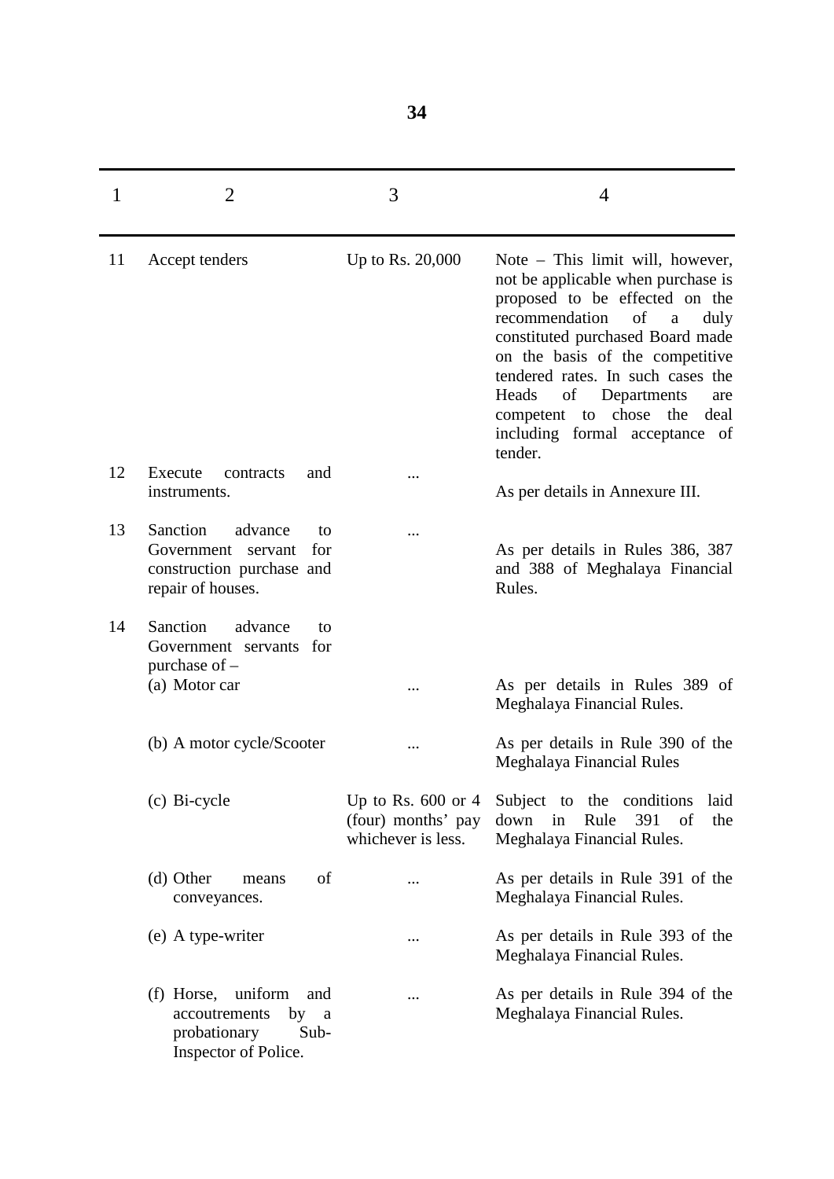| 1 | 2 | 3 | 4 |
|---|---|---|---|
| 11 | Accept tenders | Up to Rs. 20,000 | Note – This limit will, however, not be applicable when purchase is proposed to be effected on the recommendation of a duly constituted purchased Board made on the basis of the competitive tendered rates. In such cases the Heads of Departments are competent to chose the deal including formal acceptance of tender. |
| 12 | Execute contracts and instruments. | ... | As per details in Annexure III. |
| 13 | Sanction advance to Government servant for construction purchase and repair of houses. | ... | As per details in Rules 386, 387 and 388 of Meghalaya Financial Rules. |
| 14 | Sanction advance to Government servants for purchase of – | | |
| | (a) Motor car | ... | As per details in Rules 389 of Meghalaya Financial Rules. |
| | (b) A motor cycle/Scooter | ... | As per details in Rule 390 of the Meghalaya Financial Rules |
| | (c) Bi-cycle | Up to Rs. 600 or 4 (four) months' pay whichever is less. | Subject to the conditions laid down in Rule 391 of the Meghalaya Financial Rules. |
| | (d) Other means of conveyances. | ... | As per details in Rule 391 of the Meghalaya Financial Rules. |
| | (e) A type-writer | ... | As per details in Rule 393 of the Meghalaya Financial Rules. |
| | (f) Horse, uniform and accoutrements by a probationary Sub-Inspector of Police. | ... | As per details in Rule 394 of the Meghalaya Financial Rules. |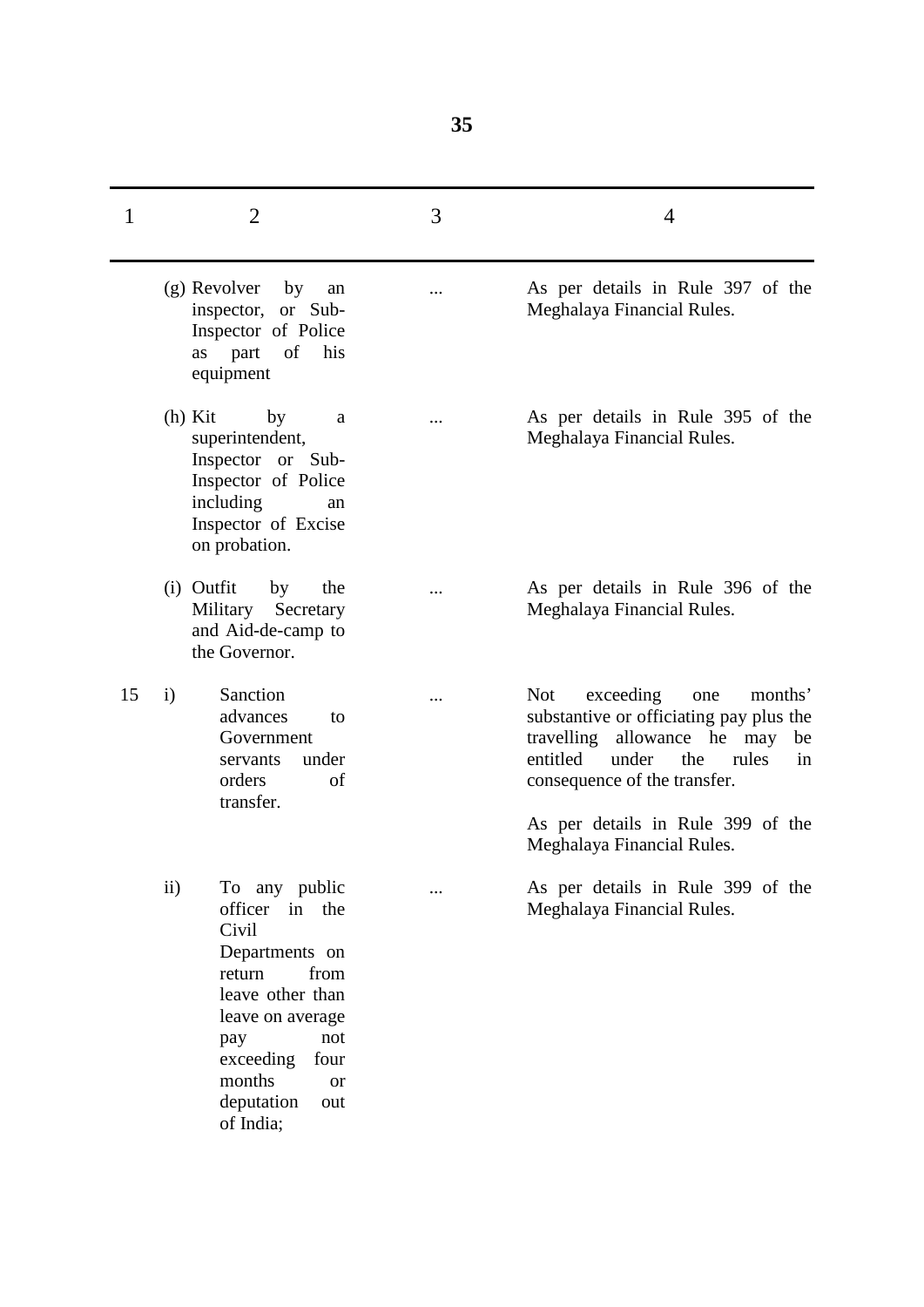| 1 | 2 | 3 | 4 |
|---|---|---|---|
| | (g) Revolver by an inspector, or Sub-Inspector of Police as part of his equipment | ... | As per details in Rule 397 of the Meghalaya Financial Rules. |
| | (h) Kit by a superintendent, Inspector or Sub-Inspector of Police including an Inspector of Excise on probation. | ... | As per details in Rule 395 of the Meghalaya Financial Rules. |
| | (i) Outfit by the Military Secretary and Aid-de-camp to the Governor. | ... | As per details in Rule 396 of the Meghalaya Financial Rules. |
| 15 | i) Sanction advances to Government servants under orders of transfer. | ... | Not exceeding one months' substantive or officiating pay plus the travelling allowance he may be entitled under the rules in consequence of the transfer.<br><br>As per details in Rule 399 of the Meghalaya Financial Rules. |
| | ii) To any public officer in the Civil Departments on return from leave other than leave on average pay not exceeding four months or deputation out of India; | ... | As per details in Rule 399 of the Meghalaya Financial Rules. |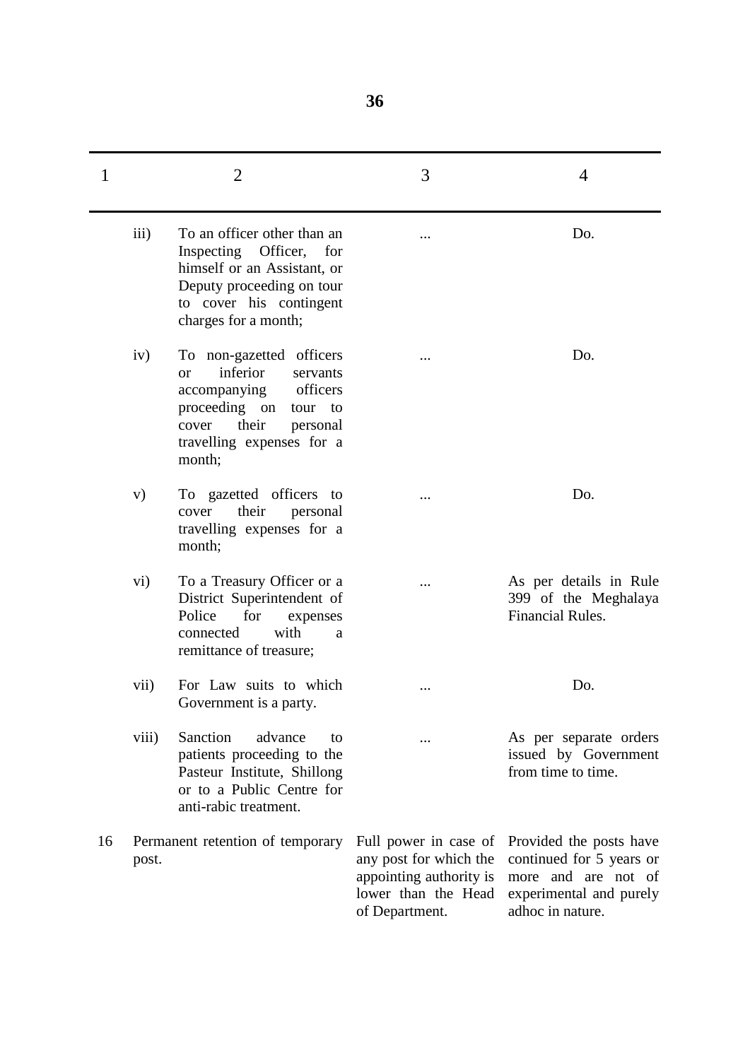| 1 | 2 | 3 | 4 |
|---|---|---|---|
| | iii) To an officer other than an Inspecting Officer, for himself or an Assistant, or Deputy proceeding on tour to cover his contingent charges for a month; | ... | Do. |
| | iv) To non-gazetted officers or inferior servants accompanying officers proceeding on tour to cover their personal travelling expenses for a month; | ... | Do. |
| | v) To gazetted officers to cover their personal travelling expenses for a month; | ... | Do. |
| | vi) To a Treasury Officer or a District Superintendent of Police for expenses connected with a remittance of treasure; | ... | As per details in Rule 399 of the Meghalaya Financial Rules. |
| | vii) For Law suits to which Government is a party. | ... | Do. |
| | viii) Sanction advance to patients proceeding to the Pasteur Institute, Shillong or to a Public Centre for anti-rabic treatment. | ... | As per separate orders issued by Government from time to time. |
| 16 | Permanent retention of temporary post. | Full power in case of any post for which the appointing authority is lower than the Head of Department. | Provided the posts have continued for 5 years or more and are not of experimental and purely adhoc in nature. |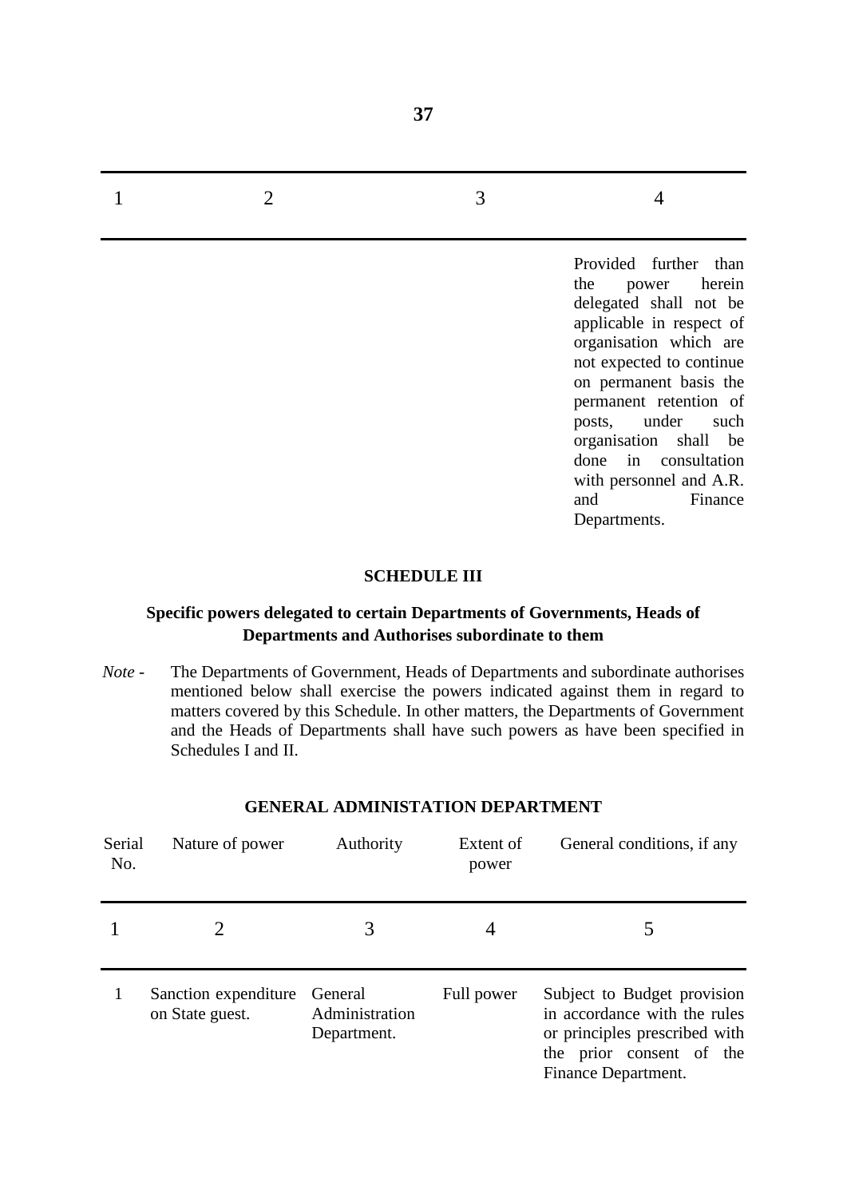| 1 | 2 | 3 | 4 |
|---|---|---|---|
| | | | Provided further than the power herein delegated shall not be applicable in respect of organisation which are not expected to continue on permanent basis the permanent retention of posts, under such organisation shall be done in consultation with personnel and A.R. and Finance Departments. |

## SCHEDULE III

### Specific powers delegated to certain Departments of Governments, Heads of Departments and Authorises subordinate to them

*Note -* The Departments of Government, Heads of Departments and subordinate authorises mentioned below shall exercise the powers indicated against them in regard to matters covered by this Schedule. In other matters, the Departments of Government and the Heads of Departments shall have such powers as have been specified in Schedules I and II.

### GENERAL ADMINISTATION DEPARTMENT

| Serial No. | Nature of power | Authority | Extent of power | General conditions, if any |
|---|---|---|---|---|
| 1 | 2 | 3 | 4 | 5 |
| 1 | Sanction expenditure on State guest. | General Administration Department. | Full power | Subject to Budget provision in accordance with the rules or principles prescribed with the prior consent of the Finance Department. |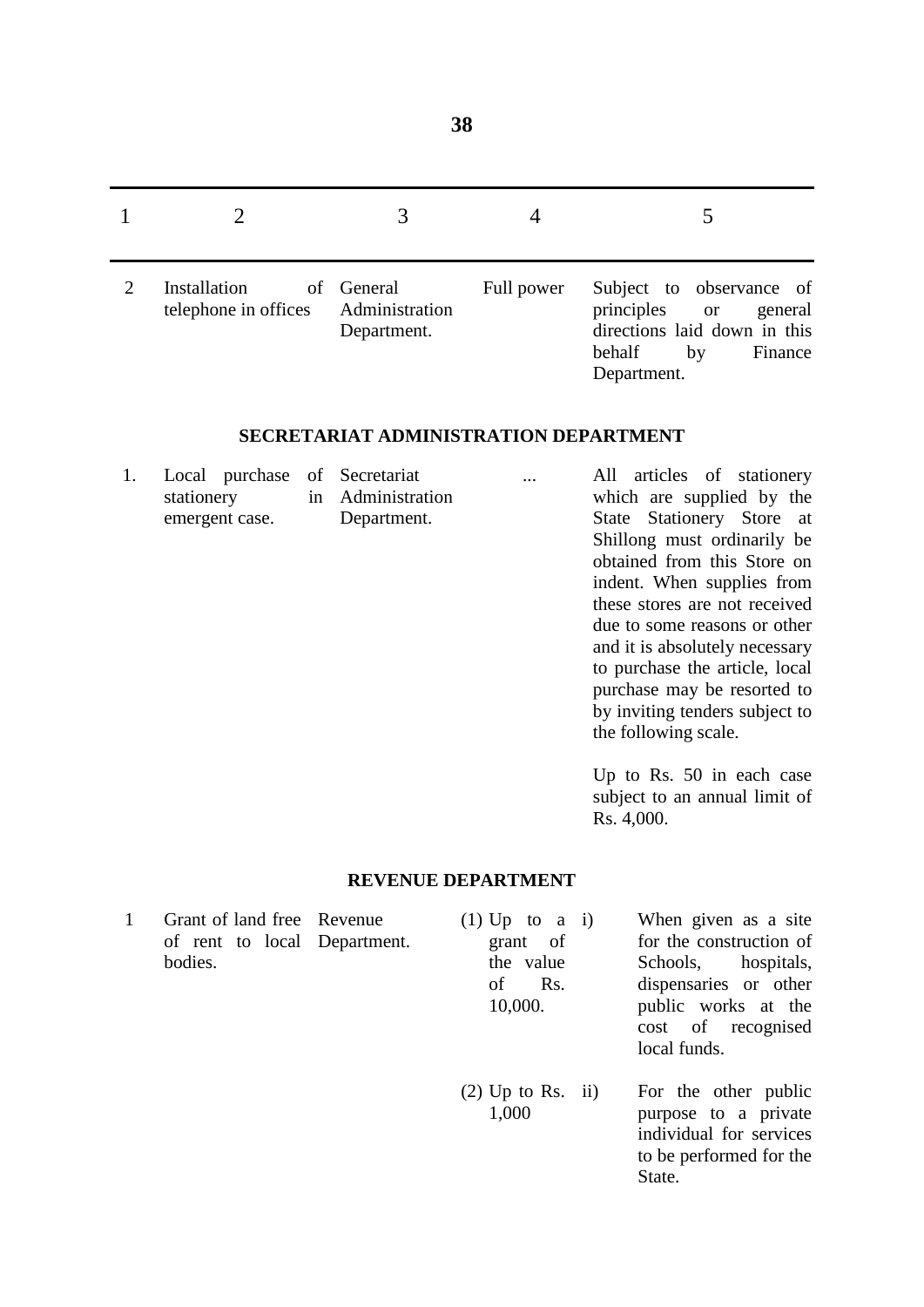| 1 | 2 | 3 | 4 | 5 |
|---|---|---|---|---|
| 2 | Installation of telephone in offices | General Administration Department. | Full power | Subject to observance of principles or general directions laid down in this behalf by Finance Department. |

### SECRETARIAT ADMINISTRATION DEPARTMENT

| 1 | 2 | 3 | 4 | 5 |
|---|---|---|---|---|
| 1. | Local purchase of stationery in emergent case. | Secretariat Administration Department. | ... | All articles of stationery which are supplied by the State Stationery Store at Shillong must ordinarily be obtained from this Store on indent. When supplies from these stores are not received due to some reasons or other and it is absolutely necessary to purchase the article, local purchase may be resorted to by inviting tenders subject to the following scale. Up to Rs. 50 in each case subject to an annual limit of Rs. 4,000. |

### REVENUE DEPARTMENT

| 1 | 2 | 3 | 4 | 5 |
|---|---|---|---|---|
| 1 | Grant of land free of rent to local bodies. | Revenue Department. | (1) Up to a grant of the value of Rs. 10,000. | i) When given as a site for the construction of Schools, hospitals, dispensaries or other public works at the cost of recognised local funds. |
| | | | (2) Up to Rs. 1,000 | ii) For the other public purpose to a private individual for services to be performed for the State. |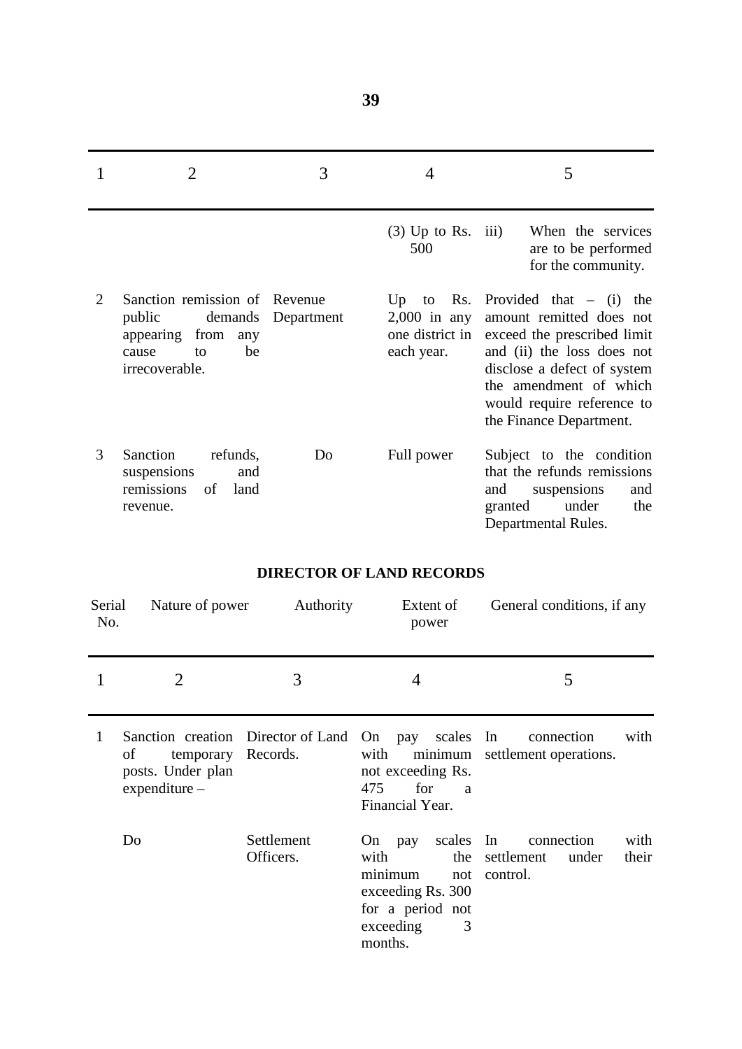| 1 | 2 | 3 | 4 | 5 |
|---|---|---|---|---|
| | | | (3) Up to Rs. 500 | iii) When the services are to be performed for the community. |
| 2 | Sanction remission of public demands appearing from any cause to be irrecoverable. | Revenue Department | Up to Rs. 2,000 in any one district in each year. | Provided that – (i) the amount remitted does not exceed the prescribed limit and (ii) the loss does not disclose a defect of system the amendment of which would require reference to the Finance Department. |
| 3 | Sanction refunds, suspensions and remissions of land revenue. | Do | Full power | Subject to the condition that the refunds remissions and suspensions and granted under the Departmental Rules. |

## DIRECTOR OF LAND RECORDS

| Serial No. | Nature of power | Authority | Extent of power | General conditions, if any |
|---|---|---|---|---|
| 1 | 2 | 3 | 4 | 5 |
| 1 | Sanction creation of temporary posts. Under plan expenditure – | Director of Land Records. | On pay scales with minimum not exceeding Rs. 475 for a Financial Year. | In connection with settlement operations. |
| | Do | Settlement Officers. | On pay scales with the minimum not exceeding Rs. 300 for a period not exceeding 3 months. | In connection with settlement under their control. |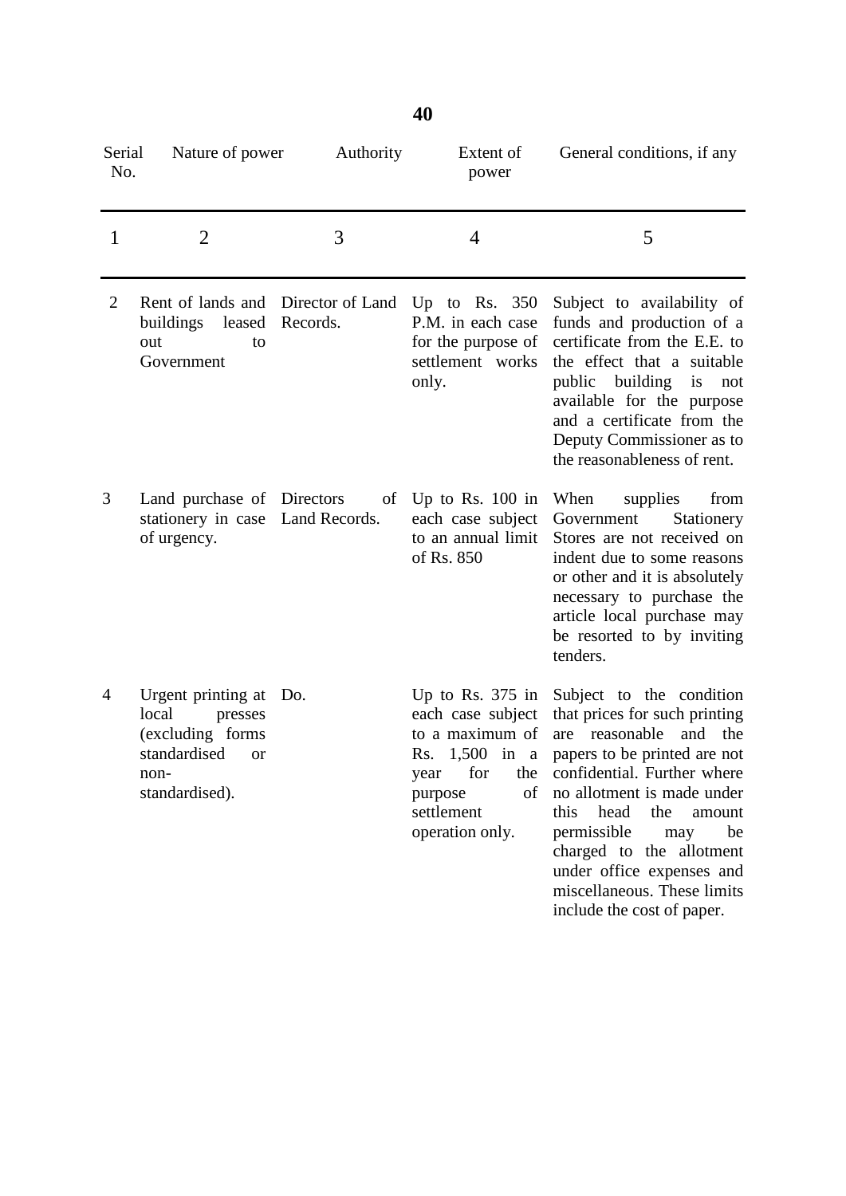| Serial No. | Nature of power | Authority | Extent of power | General conditions, if any |
|---|---|---|---|---|
| 1 | 2 | 3 | 4 | 5 |
| 2 | Rent of lands and buildings leased out to Government | Director of Land Records. | Up to Rs. 350 P.M. in each case for the purpose of settlement works only. | Subject to availability of funds and production of a certificate from the E.E. to the effect that a suitable public building is not available for the purpose and a certificate from the Deputy Commissioner as to the reasonableness of rent. |
| 3 | Land purchase of stationery in case of urgency. | Directors of Land Records. | Up to Rs. 100 in each case subject to an annual limit of Rs. 850 | When supplies from Government Stationery Stores are not received on indent due to some reasons or other and it is absolutely necessary to purchase the article local purchase may be resorted to by inviting tenders. |
| 4 | Urgent printing at local presses (excluding forms standardised or non-standardised). | Do. | Up to Rs. 375 in each case subject to a maximum of Rs. 1,500 in a year for the purpose of settlement operation only. | Subject to the condition that prices for such printing are reasonable and the papers to be printed are not confidential. Further where no allotment is made under this head the amount permissible may be charged to the allotment under office expenses and miscellaneous. These limits include the cost of paper. |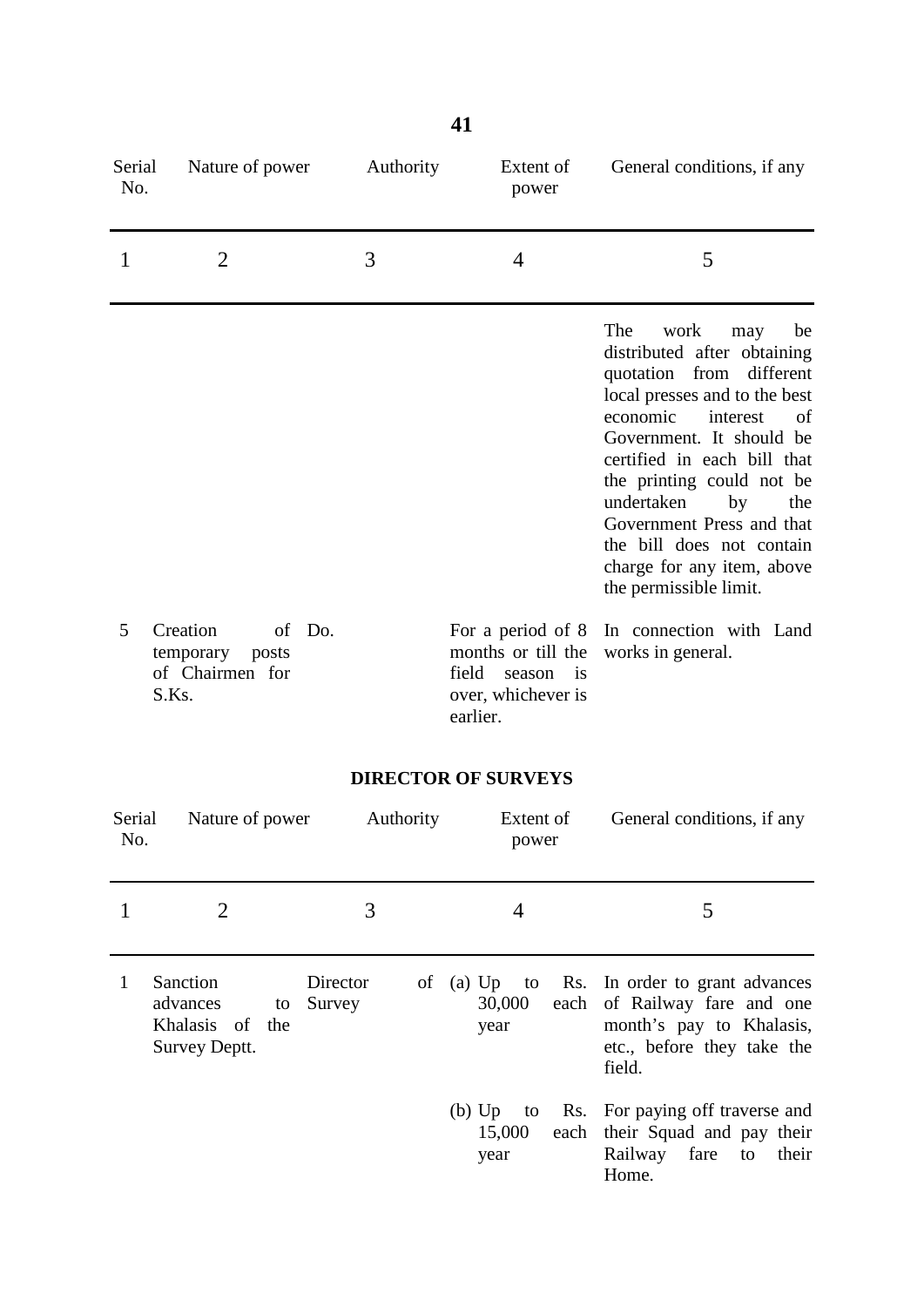| Serial No. | Nature of power | Authority | Extent of power | General conditions, if any |
|---|---|---|---|---|
| 1 | 2 | 3 | 4 | 5 |
| | | | | The work may be distributed after obtaining quotation from different local presses and to the best economic interest of Government. It should be certified in each bill that the printing could not be undertaken by the Government Press and that the bill does not contain charge for any item, above the permissible limit. |
| 5 | Creation of temporary posts of Chairmen for S.Ks. | Do. | For a period of 8 months or till the field season is over, whichever is earlier. | In connection with Land works in general. |

**DIRECTOR OF SURVEYS**

| Serial No. | Nature of power | Authority | Extent of power | General conditions, if any |
|---|---|---|---|---|
| 1 | 2 | 3 | 4 | 5 |
| 1 | Sanction advances to Khalasis of the Survey Deptt. | Director of Survey | (a) Up to Rs. 30,000 each year | In order to grant advances of Railway fare and one month's pay to Khalasis, etc., before they take the field. |
| | | | (b) Up to Rs. 15,000 each year | For paying off traverse and their Squad and pay their Railway fare to their Home. |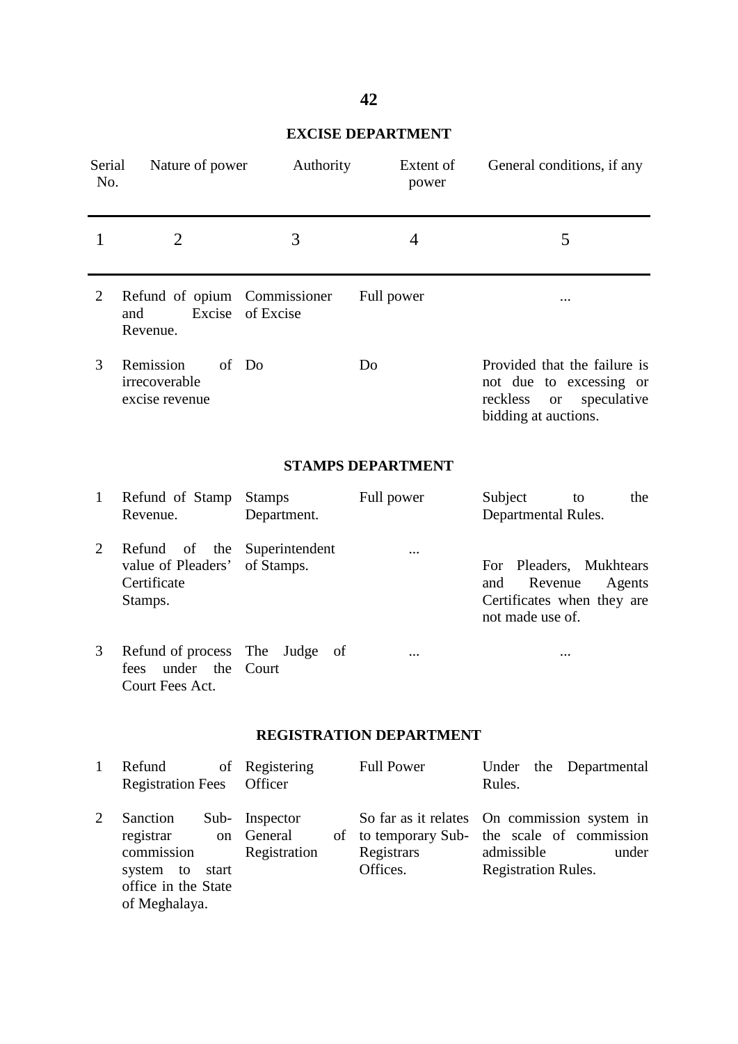## EXCISE DEPARTMENT

| Serial No. | Nature of power | Authority | Extent of power | General conditions, if any |
|---|---|---|---|---|
| 1 | 2 | 3 | 4 | 5 |
| 2 | Refund of opium and Excise Revenue. | Commissioner of Excise | Full power | ... |
| 3 | Remission of irrecoverable excise revenue | Do | Do | Provided that the failure is not due to excessing or reckless or speculative bidding at auctions. |

## STAMPS DEPARTMENT

| Serial No. | Nature of power | Authority | Extent of power | General conditions, if any |
|---|---|---|---|---|
| 1 | Refund of Stamp Revenue. | Stamps Department. | Full power | Subject to the Departmental Rules. |
| 2 | Refund of the value of Pleaders' Certificate Stamps. | Superintendent of Stamps. | ... | For Pleaders, Mukhtears and Revenue Agents Certificates when they are not made use of. |
| 3 | Refund of process fees under the Court Fees Act. | The Judge of Court | ... | ... |

## REGISTRATION DEPARTMENT

| Serial No. | Nature of power | Authority | Extent of power | General conditions, if any |
|---|---|---|---|---|
| 1 | Refund of Registration Fees | Registering Officer | Full Power | Under the Departmental Rules. |
| 2 | Sanction Sub-registrar on commission system to start office in the State of Meghalaya. | Inspector General of Registration | So far as it relates to temporary Sub-Registrars Offices. | On commission system in the scale of commission admissible under Registration Rules. |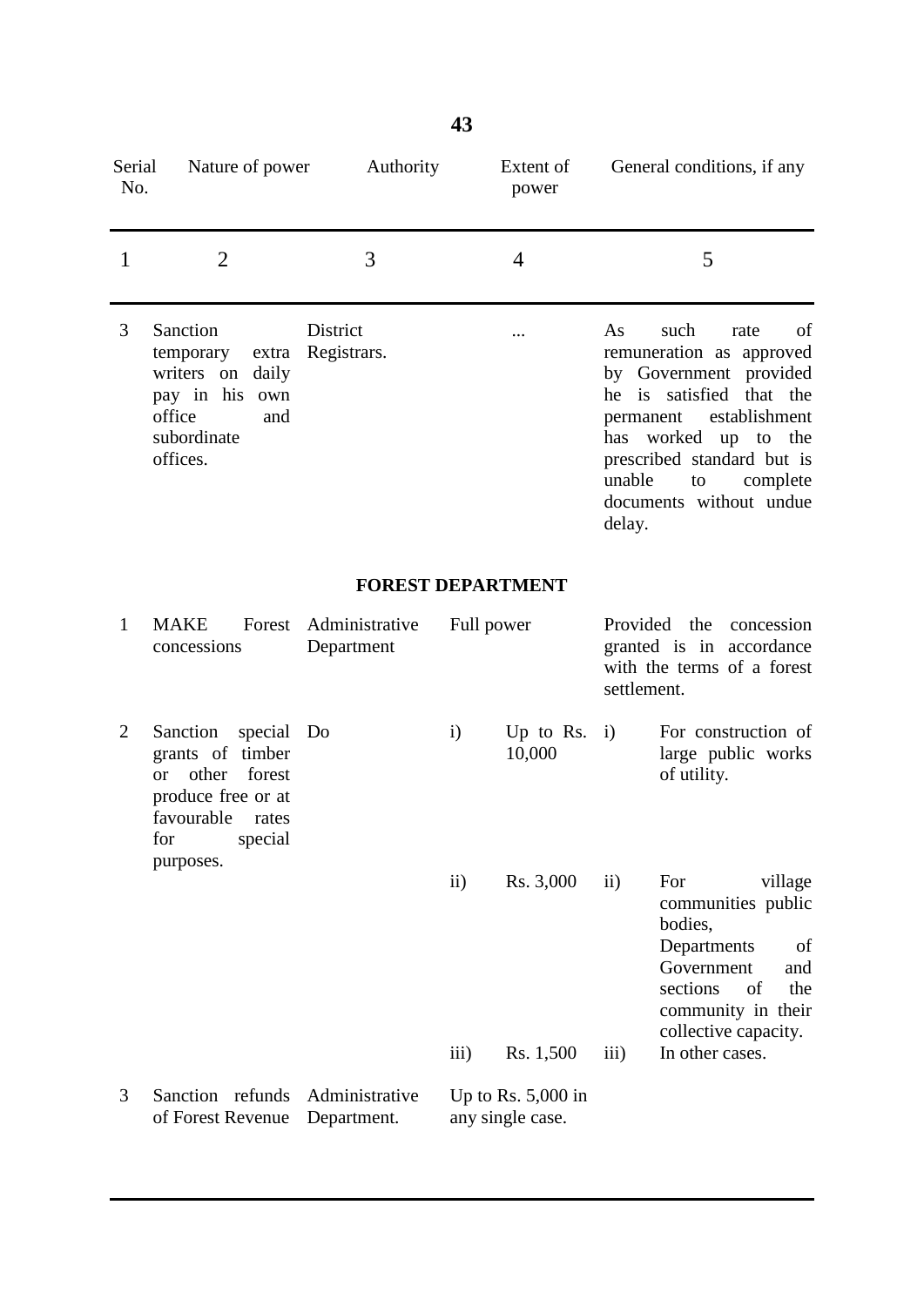| Serial No. | Nature of power | Authority | Extent of power | General conditions, if any |
|---|---|---|---|---|
| 1 | 2 | 3 | 4 | 5 |
| 3 | Sanction temporary extra writers on daily pay in his own office and subordinate offices. | District Registrars. | ... | As such rate of remuneration as approved by Government provided he is satisfied that the permanent establishment has worked up to the prescribed standard but is unable to complete documents without undue delay. |

**FOREST DEPARTMENT**

| Serial No. | Nature of power | Authority | Extent of power | General conditions, if any |
|---|---|---|---|---|
| 1 | MAKE Forest concessions | Administrative Department | Full power | Provided the concession granted is in accordance with the terms of a forest settlement. |
| 2 | Sanction special grants of timber or other forest produce free or at favourable rates for special purposes. | Do | i) Up to Rs. 10,000 | i) For construction of large public works of utility. |
| | | | ii) Rs. 3,000 | ii) For village communities public bodies, Departments of Government and sections of the community in their collective capacity. |
| | | | iii) Rs. 1,500 | iii) In other cases. |
| 3 | Sanction refunds of Forest Revenue | Administrative Department. | Up to Rs. 5,000 in any single case. | |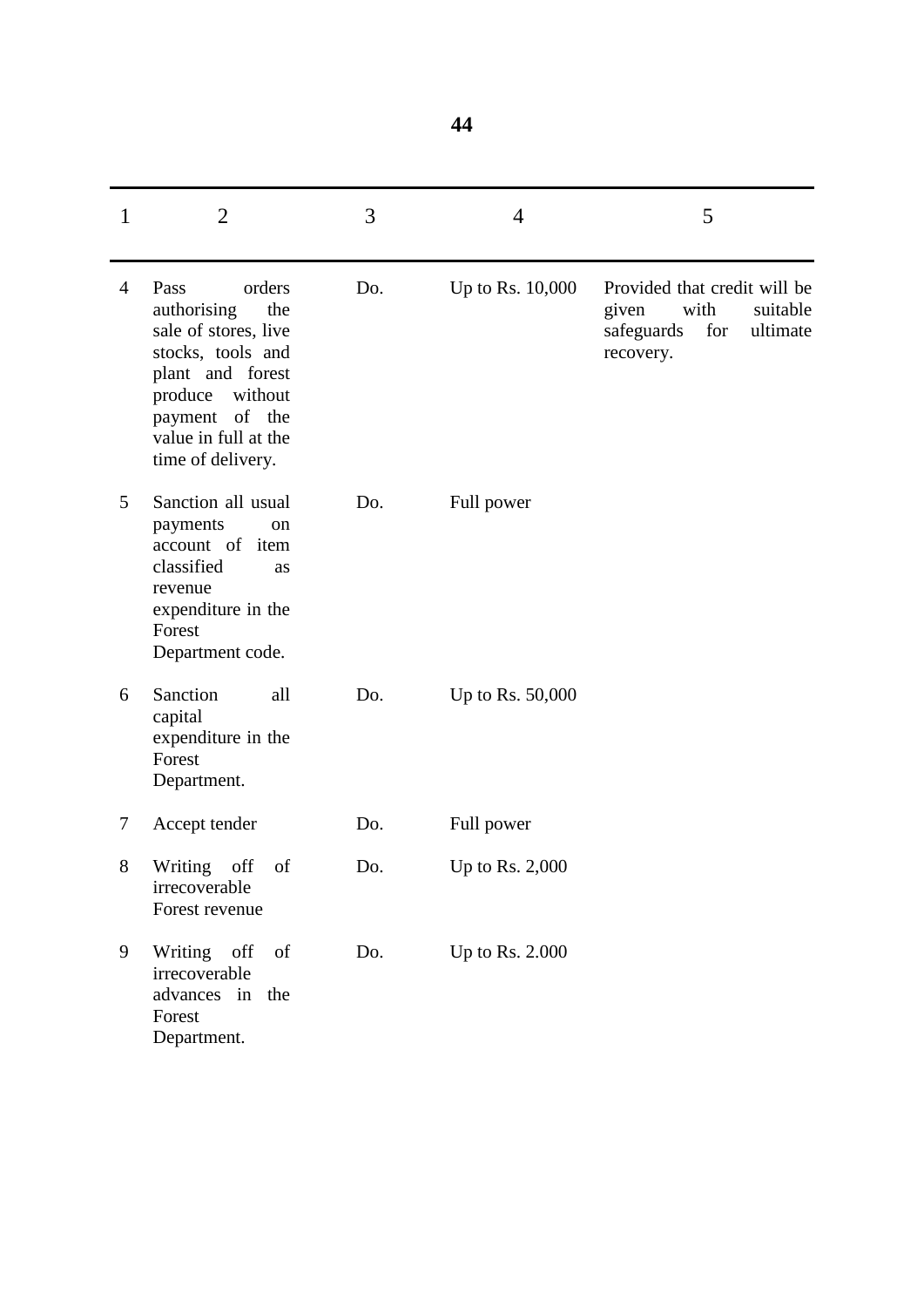| 1 | 2 | 3 | 4 | 5 |
|---|---|---|---|---|
| 4 | Pass orders authorising the sale of stores, live stocks, tools and plant and forest produce without payment of the value in full at the time of delivery. | Do. | Up to Rs. 10,000 | Provided that credit will be given with suitable safeguards for ultimate recovery. |
| 5 | Sanction all usual payments on account of item classified as revenue expenditure in the Forest Department code. | Do. | Full power | |
| 6 | Sanction all capital expenditure in the Forest Department. | Do. | Up to Rs. 50,000 | |
| 7 | Accept tender | Do. | Full power | |
| 8 | Writing off of irrecoverable Forest revenue | Do. | Up to Rs. 2,000 | |
| 9 | Writing off of irrecoverable advances in the Forest Department. | Do. | Up to Rs. 2.000 | |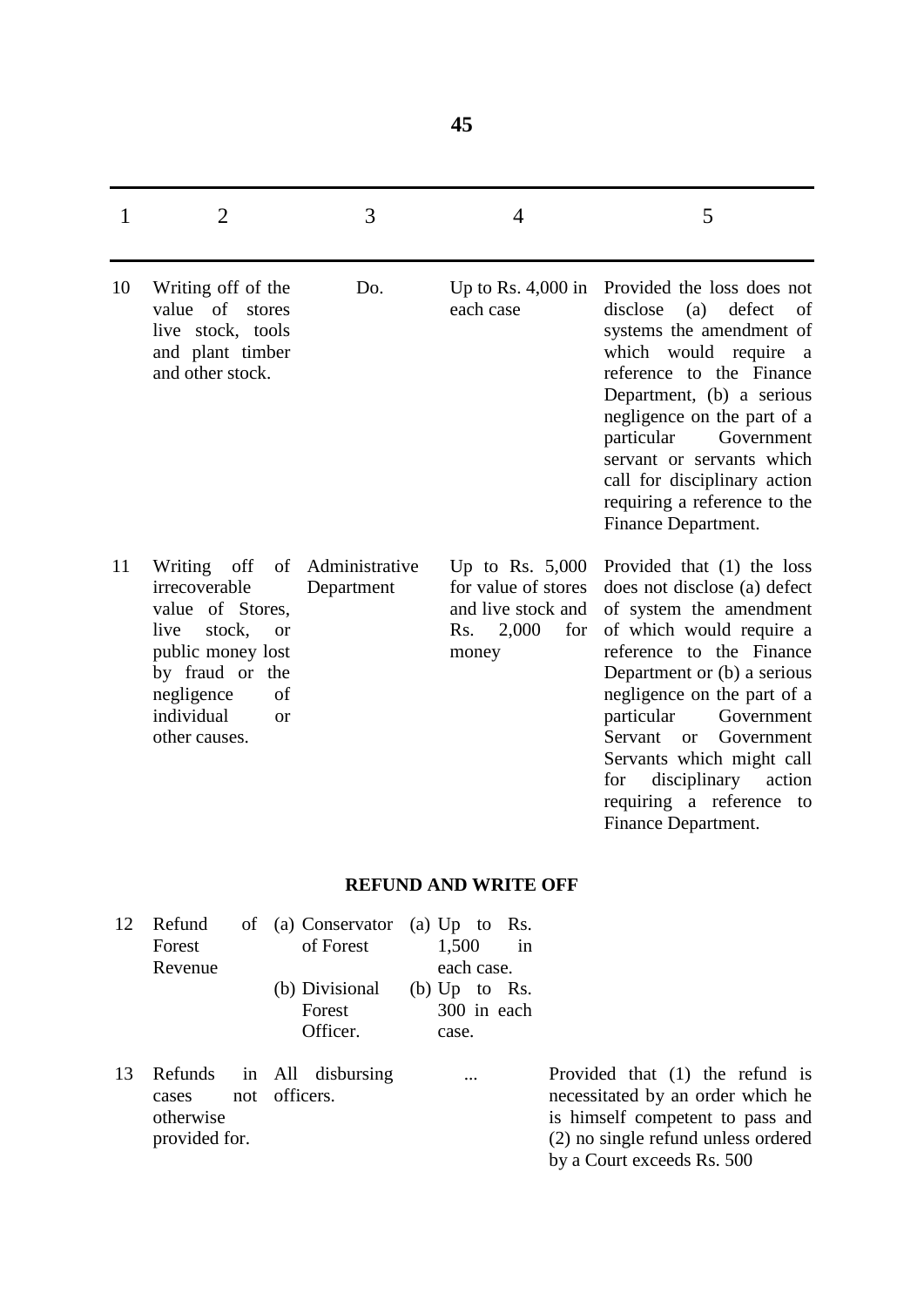| 1 | 2 | 3 | 4 | 5 |
|---|---|---|---|---|
| 10 | Writing off of the value of stores live stock, tools and plant timber and other stock. | Do. | Up to Rs. 4,000 in each case | Provided the loss does not disclose (a) defect of systems the amendment of which would require a reference to the Finance Department, (b) a serious negligence on the part of a particular Government servant or servants which call for disciplinary action requiring a reference to the Finance Department. |
| 11 | Writing off of irrecoverable value of Stores, live stock, or public money lost by fraud or the negligence of individual or other causes. | Administrative Department | Up to Rs. 5,000 for value of stores and live stock and Rs. 2,000 for money | Provided that (1) the loss does not disclose (a) defect of system the amendment of which would require a reference to the Finance Department or (b) a serious negligence on the part of a particular Government Servant or Government Servants which might call for disciplinary action requiring a reference to Finance Department. |

**REFUND AND WRITE OFF**

| 1 | 2 | 3 | 4 | 5 |
|---|---|---|---|---|
| 12 | Refund of Forest Revenue | (a) Conservator of Forest<br>(b) Divisional Forest Officer. | (a) Up to Rs. 1,500 in each case.<br>(b) Up to Rs. 300 in each case. | |
| 13 | Refunds in cases not otherwise provided for. | All disbursing officers. | ... | Provided that (1) the refund is necessitated by an order which he is himself competent to pass and (2) no single refund unless ordered by a Court exceeds Rs. 500 |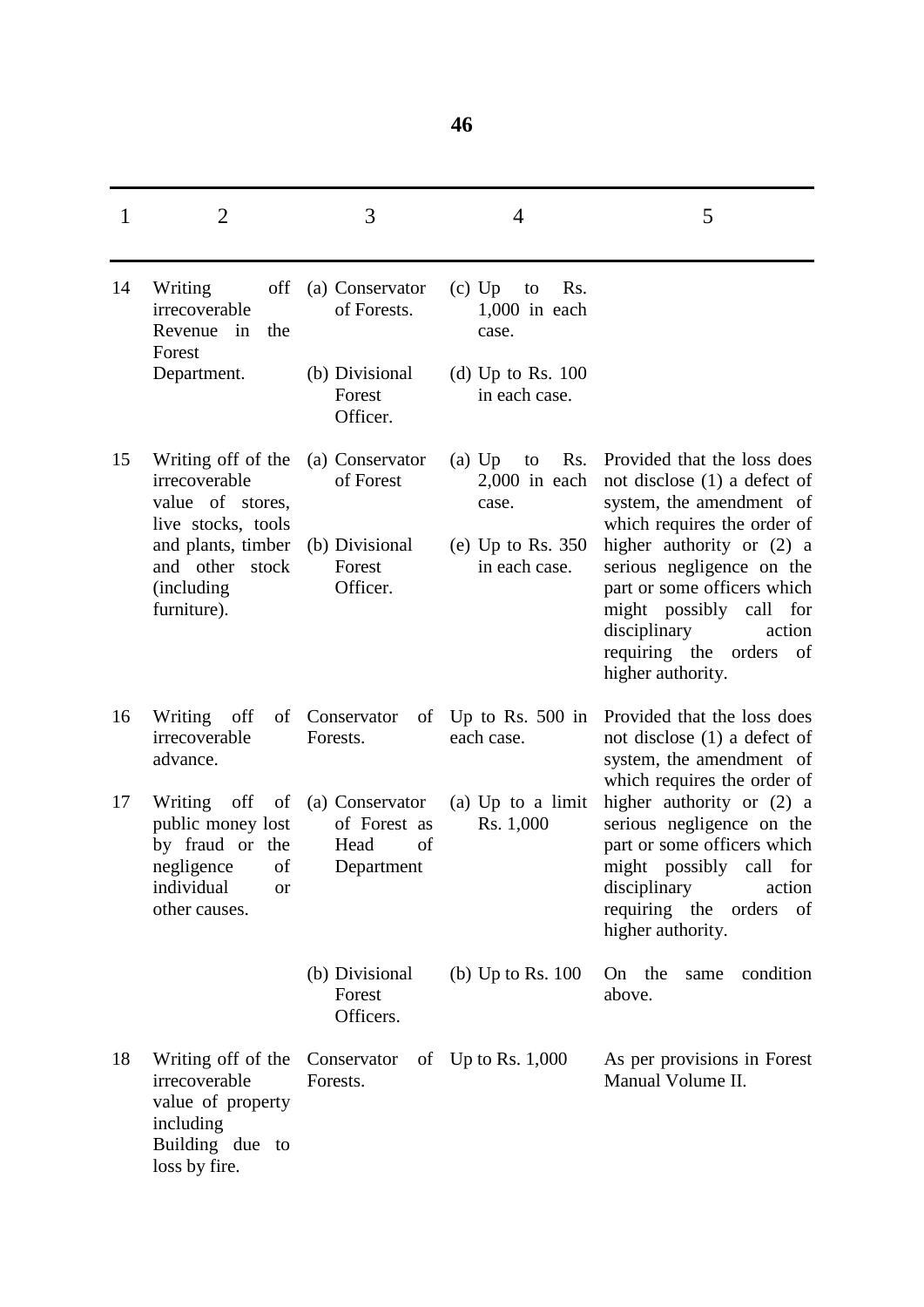| 1 | 2 | 3 | 4 | 5 |
|---|---|---|---|---|
| 14 | Writing off irrecoverable Revenue in the Forest Department. | (a) Conservator of Forests. | (c) Up to Rs. 1,000 in each case. | |
| | | (b) Divisional Forest Officer. | (d) Up to Rs. 100 in each case. | |
| 15 | Writing off of the irrecoverable value of stores, live stocks, tools and plants, timber and other stock (including furniture). | (a) Conservator of Forest | (a) Up to Rs. 2,000 in each case. | Provided that the loss does not disclose (1) a defect of system, the amendment of which requires the order of higher authority or (2) a serious negligence on the part or some officers which might possibly call for disciplinary action requiring the orders of higher authority. |
| | | (b) Divisional Forest Officer. | (e) Up to Rs. 350 in each case. | |
| 16 | Writing off of irrecoverable advance. | Conservator of Forests. | Up to Rs. 500 in each case. | Provided that the loss does not disclose (1) a defect of system, the amendment of which requires the order of higher authority or (2) a serious negligence on the part or some officers which might possibly call for disciplinary action requiring the orders of higher authority. |
| 17 | Writing off of public money lost by fraud or the negligence of individual or other causes. | (a) Conservator of Forest as Head of Department | (a) Up to a limit Rs. 1,000 | |
| | | (b) Divisional Forest Officers. | (b) Up to Rs. 100 | On the same condition above. |
| 18 | Writing off of the irrecoverable value of property including Building due to loss by fire. | Conservator of Forests. | Up to Rs. 1,000 | As per provisions in Forest Manual Volume II. |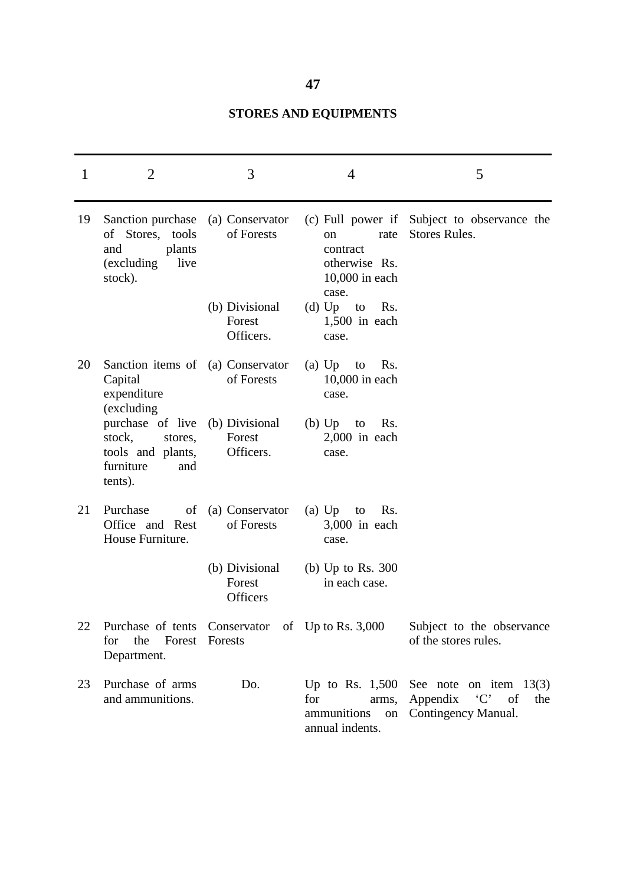## STORES AND EQUIPMENTS

| 1 | 2 | 3 | 4 | 5 |
|---|---|---|---|---|
| 19 | Sanction purchase of Stores, tools and plants (excluding live stock). | (a) Conservator of Forests | (c) Full power if on rate contract otherwise Rs. 10,000 in each case. | Subject to observance the Stores Rules. |
| | | (b) Divisional Forest Officers. | (d) Up to Rs. 1,500 in each case. | |
| 20 | Sanction items of Capital expenditure (excluding purchase of live stock, stores, tools and plants, furniture and tents). | (a) Conservator of Forests | (a) Up to Rs. 10,000 in each case. | |
| | | (b) Divisional Forest Officers. | (b) Up to Rs. 2,000 in each case. | |
| 21 | Purchase of Office and Rest House Furniture. | (a) Conservator of Forests | (a) Up to Rs. 3,000 in each case. | |
| | | (b) Divisional Forest Officers | (b) Up to Rs. 300 in each case. | |
| 22 | Purchase of tents for the Forest Department. | Conservator of Forests | Up to Rs. 3,000 | Subject to the observance of the stores rules. |
| 23 | Purchase of arms and ammunitions. | Do. | Up to Rs. 1,500 for arms, ammunitions on annual indents. | See note on item 13(3) Appendix 'C' of the Contingency Manual. |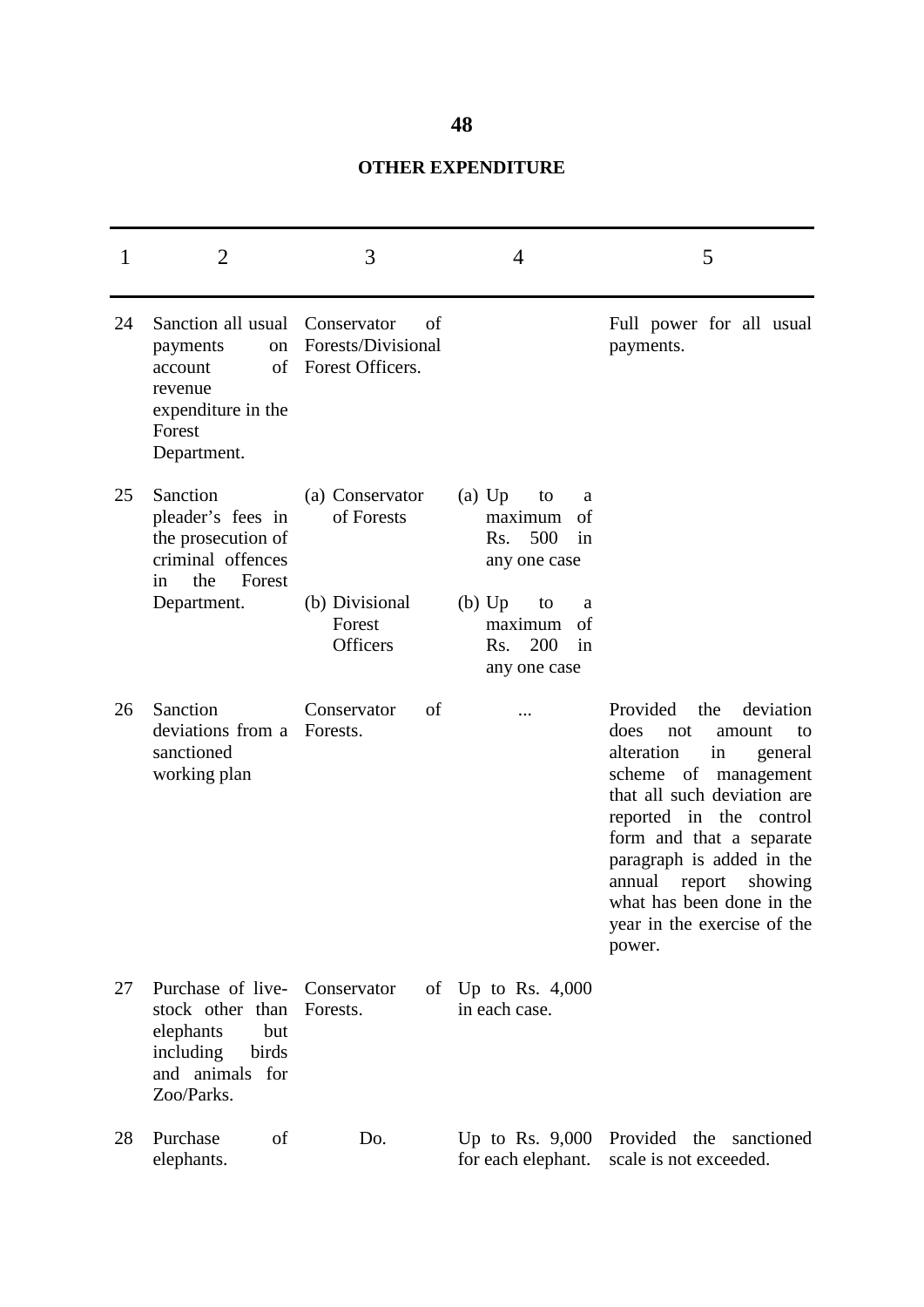## OTHER EXPENDITURE

| 1 | 2 | 3 | 4 | 5 |
|---|---|---|---|---|
| 24 | Sanction all usual payments on account of revenue expenditure in the Forest Department. | Conservator of Forests/Divisional Forest Officers. | | Full power for all usual payments. |
| 25 | Sanction pleader's fees in the prosecution of criminal offences in the Forest Department. | (a) Conservator of Forests | (a) Up to a maximum of Rs. 500 in any one case | |
| | | (b) Divisional Forest Officers | (b) Up to a maximum of Rs. 200 in any one case | |
| 26 | Sanction deviations from a sanctioned working plan | Conservator of Forests. | ... | Provided the deviation does not amount to alteration in general scheme of management that all such deviation are reported in the control form and that a separate paragraph is added in the annual report showing what has been done in the year in the exercise of the power. |
| 27 | Purchase of live-stock other than elephants but including birds and animals for Zoo/Parks. | Conservator of Forests. | Up to Rs. 4,000 in each case. | |
| 28 | Purchase of elephants. | Do. | Up to Rs. 9,000 for each elephant. | Provided the sanctioned scale is not exceeded. |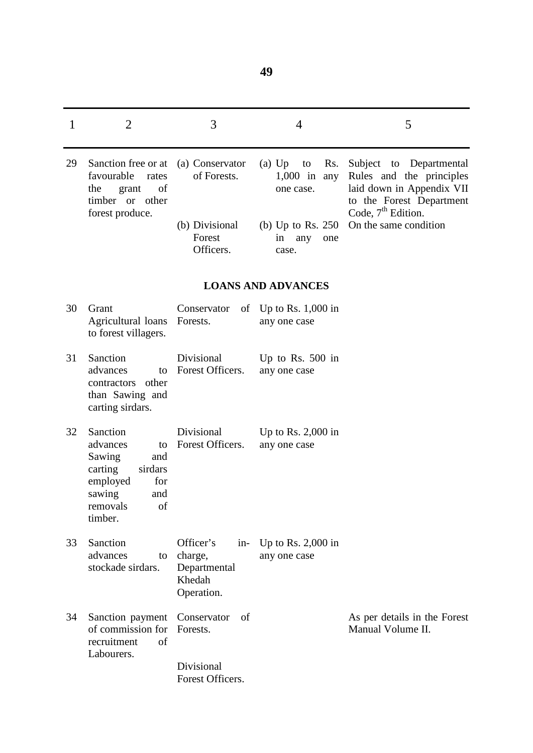| 1 | 2 | 3 | 4 | 5 |
|---|---|---|---|---|
| 29 | Sanction free or at favourable rates the grant of timber or other forest produce. | (a) Conservator of Forests. | (a) Up to Rs. 1,000 in any one case. | Subject to Departmental Rules and the principles laid down in Appendix VII to the Forest Department Code, 7th Edition. |
| | | (b) Divisional Forest Officers. | (b) Up to Rs. 250 in any one case. | On the same condition |
| | | **LOANS AND ADVANCES** | | |
| 30 | Grant Agricultural loans to forest villagers. | Conservator of Forests. | Up to Rs. 1,000 in any one case | |
| 31 | Sanction advances to contractors other than Sawing and carting sirdars. | Divisional Forest Officers. | Up to Rs. 500 in any one case | |
| 32 | Sanction advances to Sawing and carting sirdars employed for sawing and removals of timber. | Divisional Forest Officers. | Up to Rs. 2,000 in any one case | |
| 33 | Sanction advances to stockade sirdars. | Officer's in-charge, Departmental Khedah Operation. | Up to Rs. 2,000 in any one case | |
| 34 | Sanction payment of commission for recruitment of Labourers. | Conservator of Forests. | | As per details in the Forest Manual Volume II. |
| | | Divisional Forest Officers. | | |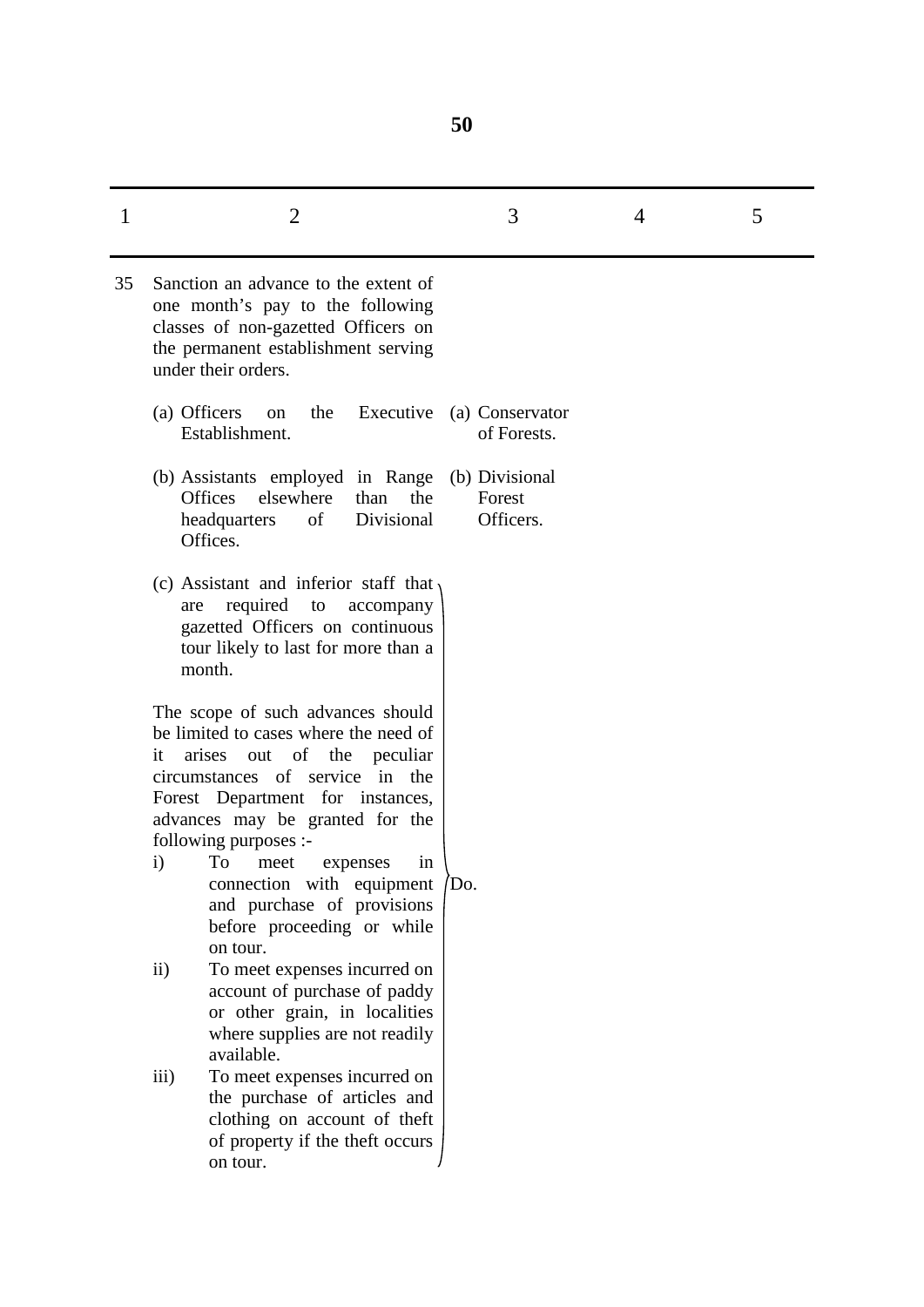| 1 | 2 | 3 | 4 | 5 |
|---|---|---|---|---|
| 35 | Sanction an advance to the extent of one month's pay to the following classes of non-gazetted Officers on the permanent establishment serving under their orders. | | | |
| | (a) Officers on the Executive Establishment. | (a) Conservator of Forests. | | |
| | (b) Assistants employed in Range Offices elsewhere than the headquarters of Divisional Offices. | (b) Divisional Forest Officers. | | |
| | (c) Assistant and inferior staff that are required to accompany gazetted Officers on continuous tour likely to last for more than a month.<br><br>The scope of such advances should be limited to cases where the need of it arises out of the peculiar circumstances of service in the Forest Department for instances, advances may be granted for the following purposes :-<br>i) To meet expenses in connection with equipment and purchase of provisions before proceeding or while on tour.<br>ii) To meet expenses incurred on account of purchase of paddy or other grain, in localities where supplies are not readily available.<br>iii) To meet expenses incurred on the purchase of articles and clothing on account of theft of property if the theft occurs on tour. | Do. | | |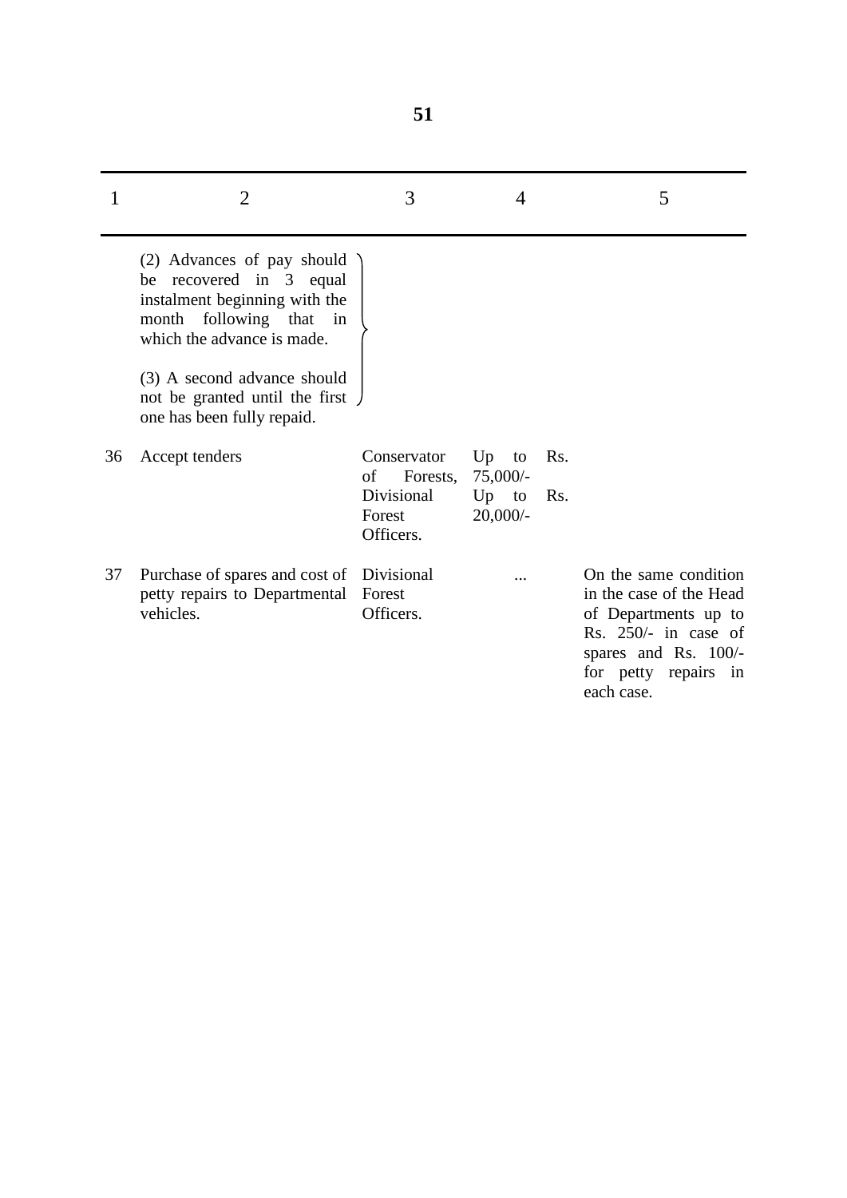| 1 | 2 | 3 | 4 | 5 |
|---|---|---|---|---|
| | (2) Advances of pay should be recovered in 3 equal instalment beginning with the month following that in which the advance is made.<br><br>(3) A second advance should not be granted until the first one has been fully repaid. | | | |
| 36 | Accept tenders | Conservator of Forests,<br>Divisional Forest Officers. | Up to Rs. 75,000/-<br>Up to Rs. 20,000/- | |
| 37 | Purchase of spares and cost of petty repairs to Departmental vehicles. | Divisional Forest Officers. | ... | On the same condition in the case of the Head of Departments up to Rs. 250/- in case of spares and Rs. 100/- for petty repairs in each case. |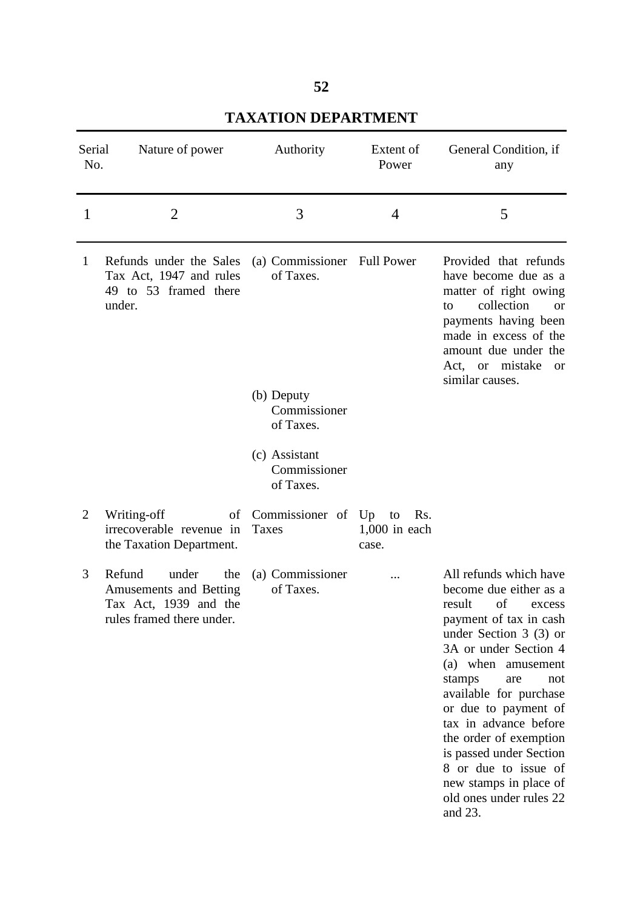# TAXATION DEPARTMENT

| Serial No. | Nature of power | Authority | Extent of Power | General Condition, if any |
|---|---|---|---|---|
| 1 | 2 | 3 | 4 | 5 |
| 1 | Refunds under the Sales Tax Act, 1947 and rules 49 to 53 framed there under. | (a) Commissioner of Taxes. | Full Power | Provided that refunds have become due as a matter of right owing to collection or payments having been made in excess of the amount due under the Act, or mistake or similar causes. |
| | | (b) Deputy Commissioner of Taxes. | | |
| | | (c) Assistant Commissioner of Taxes. | | |
| 2 | Writing-off of irrecoverable revenue in the Taxation Department. | Commissioner of Taxes | Up to Rs. 1,000 in each case. | |
| 3 | Refund under the Amusements and Betting Tax Act, 1939 and the rules framed there under. | (a) Commissioner of Taxes. | ... | All refunds which have become due either as a result of excess payment of tax in cash under Section 3 (3) or 3A or under Section 4 (a) when amusement stamps are not available for purchase or due to payment of tax in advance before the order of exemption is passed under Section 8 or due to issue of new stamps in place of old ones under rules 22 and 23. |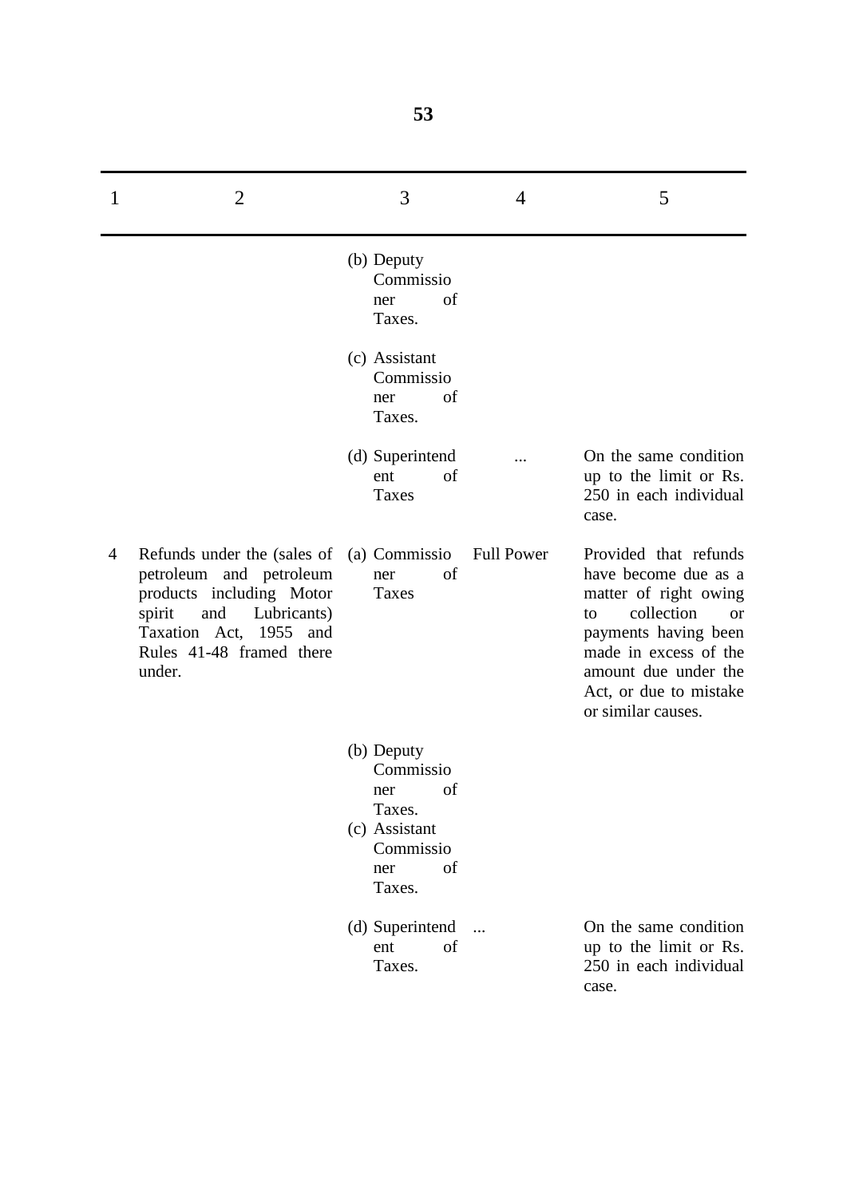| 1 | 2 | 3 | 4 | 5 |
|---|---|---|---|---|
| | | (b) Deputy Commissioner of Taxes. | | |
| | | (c) Assistant Commissioner of Taxes. | | |
| | | (d) Superintendent of Taxes | ... | On the same condition up to the limit or Rs. 250 in each individual case. |
| 4 | Refunds under the (sales of petroleum and petroleum products including Motor spirit and Lubricants) Taxation Act, 1955 and Rules 41-48 framed there under. | (a) Commissioner of Taxes | Full Power | Provided that refunds have become due as a matter of right owing to collection or payments having been made in excess of the amount due under the Act, or due to mistake or similar causes. |
| | | (b) Deputy Commissioner of Taxes. | | |
| | | (c) Assistant Commissioner of Taxes. | | |
| | | (d) Superintendent of Taxes. | ... | On the same condition up to the limit or Rs. 250 in each individual case. |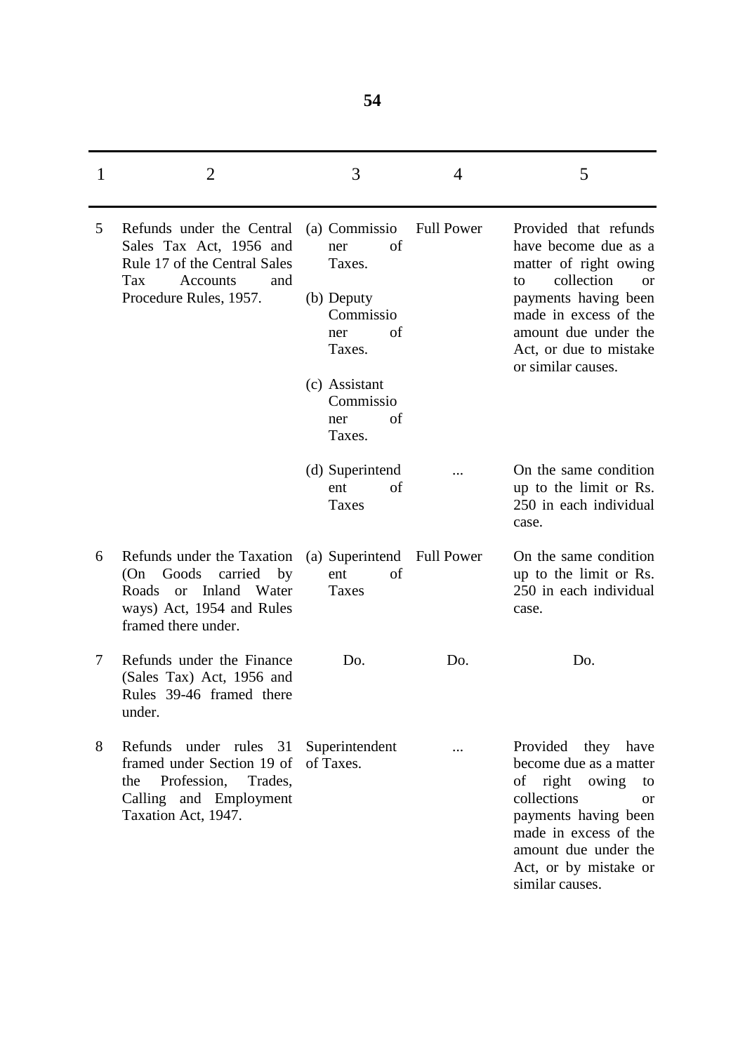| 1 | 2 | 3 | 4 | 5 |
|---|---|---|---|---|
| 5 | Refunds under the Central Sales Tax Act, 1956 and Rule 17 of the Central Sales Tax Accounts and Procedure Rules, 1957. | (a) Commissioner of Taxes.<br>(b) Deputy Commissioner of Taxes.<br>(c) Assistant Commissioner of Taxes. | Full Power | Provided that refunds have become due as a matter of right owing to collection or payments having been made in excess of the amount due under the Act, or due to mistake or similar causes. |
| | | (d) Superintendent of Taxes | ... | On the same condition up to the limit or Rs. 250 in each individual case. |
| 6 | Refunds under the Taxation (On Goods carried by Roads or Inland Water ways) Act, 1954 and Rules framed there under. | (a) Superintendent of Taxes | Full Power | On the same condition up to the limit or Rs. 250 in each individual case. |
| 7 | Refunds under the Finance (Sales Tax) Act, 1956 and Rules 39-46 framed there under. | Do. | Do. | Do. |
| 8 | Refunds under rules 31 framed under Section 19 of the Profession, Trades, Calling and Employment Taxation Act, 1947. | Superintendent of Taxes. | ... | Provided they have become due as a matter of right owing to collections or payments having been made in excess of the amount due under the Act, or by mistake or similar causes. |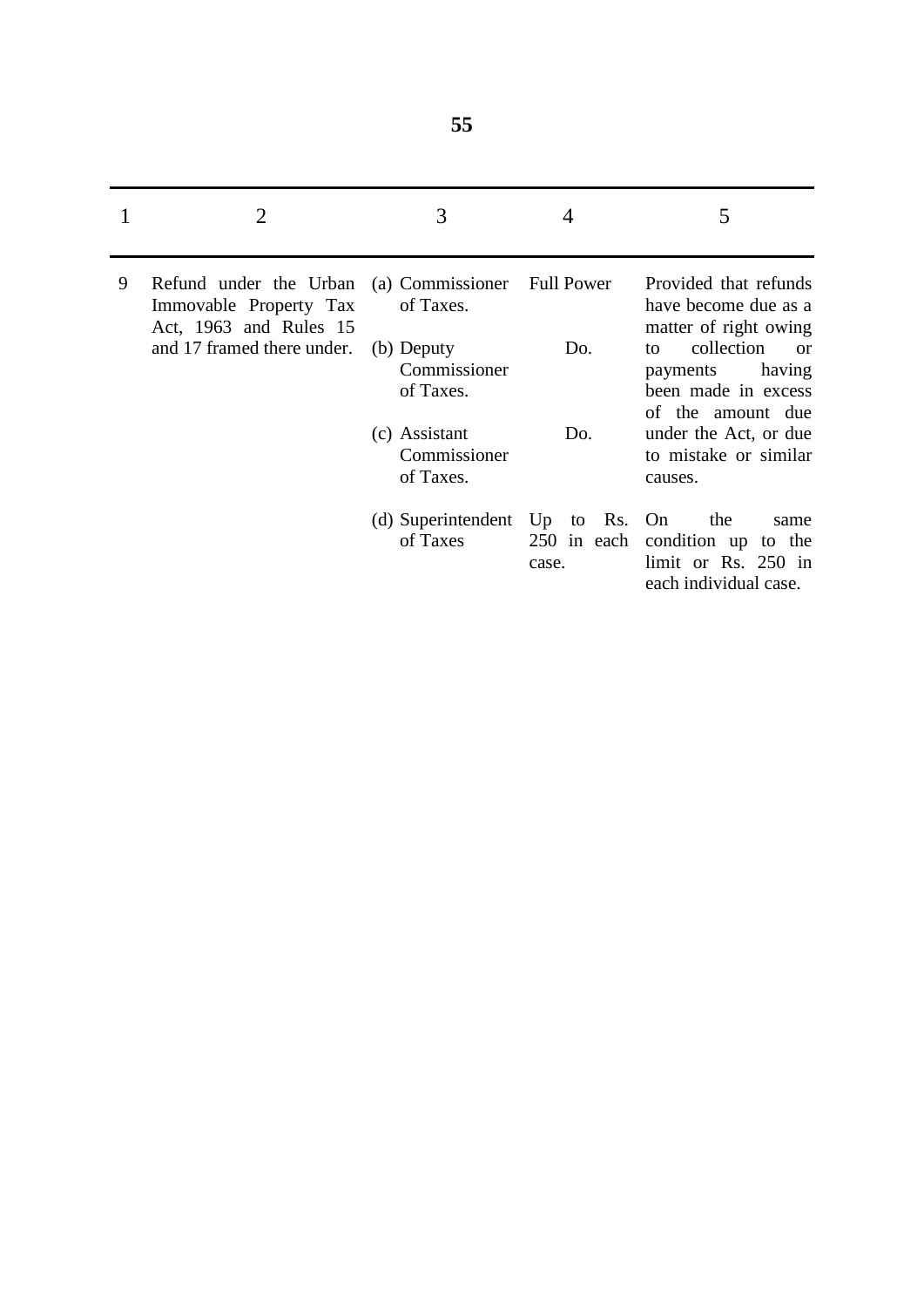| 1 | 2 | 3 | 4 | 5 |
|---|---|---|---|---|
| 9 | Refund under the Urban Immovable Property Tax Act, 1963 and Rules 15 and 17 framed there under. | (a) Commissioner of Taxes. | Full Power | Provided that refunds have become due as a matter of right owing to collection or payments having been made in excess of the amount due under the Act, or due to mistake or similar causes. |
| | | (b) Deputy Commissioner of Taxes. | Do. | |
| | | (c) Assistant Commissioner of Taxes. | Do. | |
| | | (d) Superintendent of Taxes | Up to Rs. 250 in each case. | On the same condition up to the limit or Rs. 250 in each individual case. |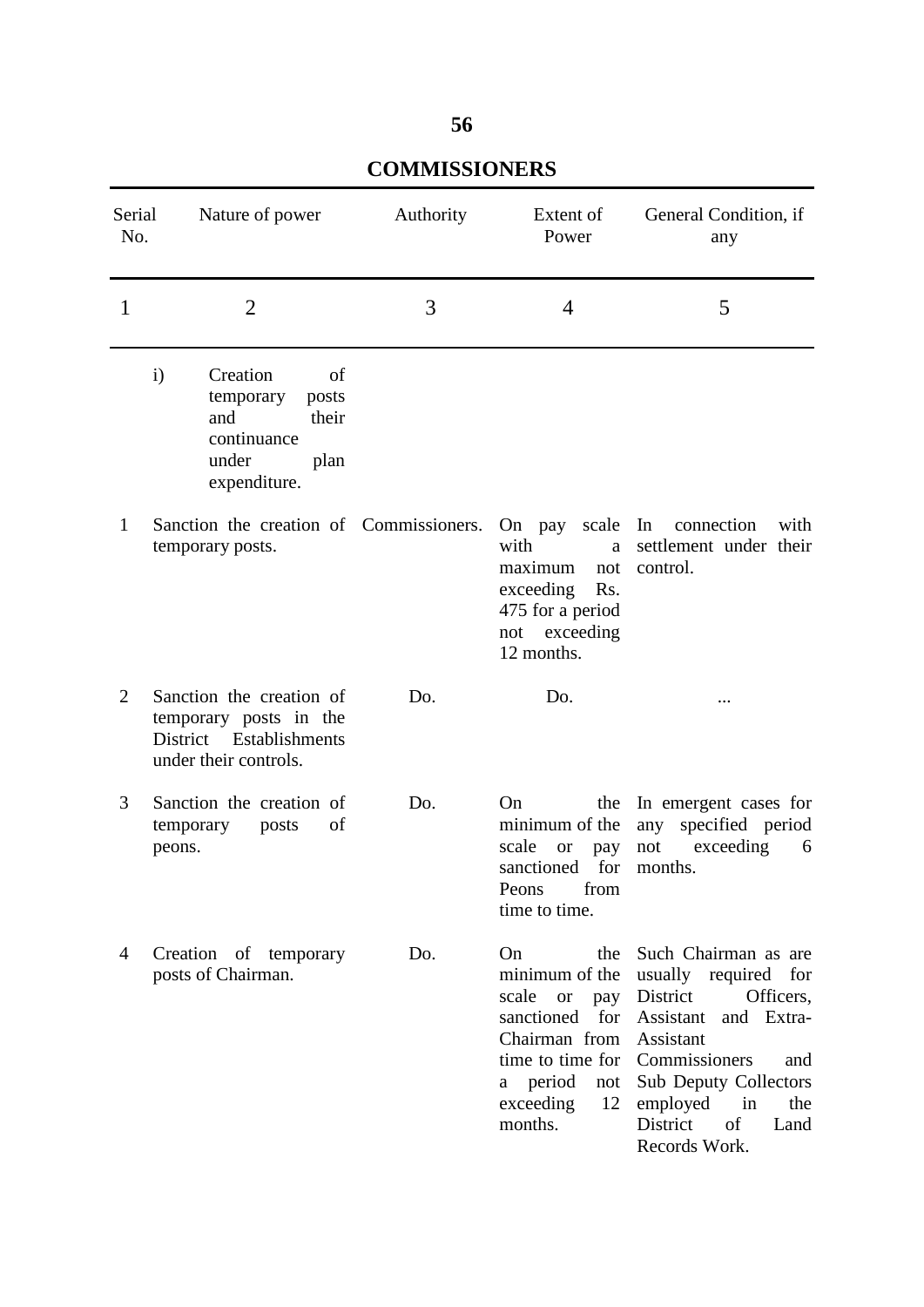## COMMISSIONERS

| Serial No. | Nature of power | Authority | Extent of Power | General Condition, if any |
|---|---|---|---|---|
| 1 | 2 | 3 | 4 | 5 |
| i) | Creation of temporary posts and their continuance under plan expenditure. | | | |
| 1 | Sanction the creation of temporary posts. | Commissioners. | On pay scale with a maximum not exceeding Rs. 475 for a period not exceeding 12 months. | In connection with settlement under their control. |
| 2 | Sanction the creation of temporary posts in the District Establishments under their controls. | Do. | Do. | ... |
| 3 | Sanction the creation of temporary posts of peons. | Do. | On the minimum of the scale or pay sanctioned for Peons from time to time. | In emergent cases for any specified period not exceeding 6 months. |
| 4 | Creation of temporary posts of Chairman. | Do. | On the minimum of the scale or pay sanctioned for Chairman from time to time for a period not exceeding 12 months. | Such Chairman as are usually required for District Officers, Assistant and Extra-Assistant Commissioners and Sub Deputy Collectors employed in the District of Land Records Work. |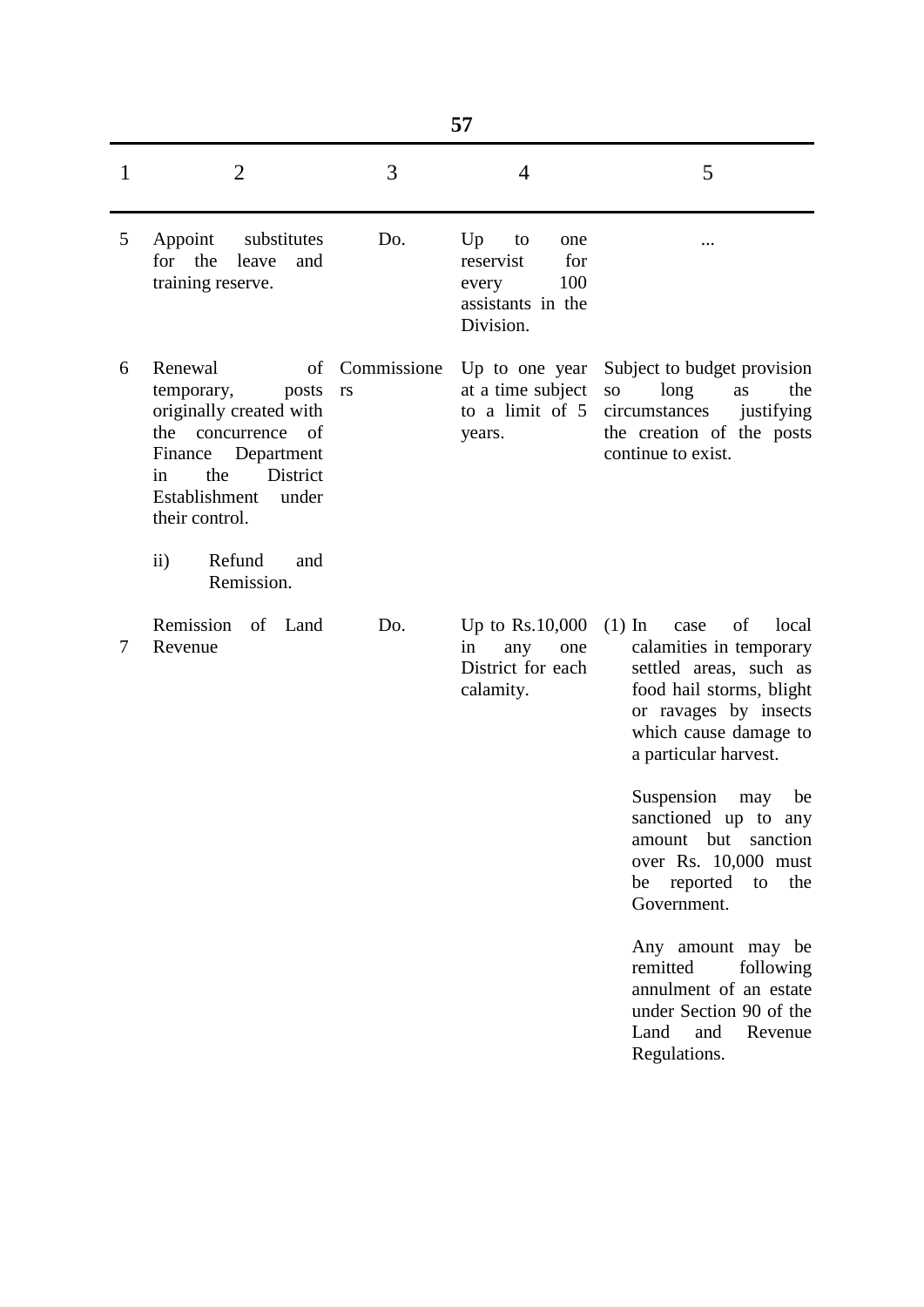| 1 | 2 | 3 | 4 | 5 |
|---|---|---|---|---|
| 5 | Appoint substitutes for the leave and training reserve. | Do. | Up to one reservist for every 100 assistants in the Division. | ... |
| 6 | Renewal of temporary, posts originally created with the concurrence of Finance Department in the District Establishment under their control. | Commissioners | Up to one year at a time subject to a limit of 5 years. | Subject to budget provision so long as the circumstances justifying the creation of the posts continue to exist. |
| | ii) Refund and Remission. | | | |
| 7 | Remission of Land Revenue | Do. | Up to Rs.10,000 in any one District for each calamity. | (1) In case of local calamities in temporary settled areas, such as food hail storms, blight or ravages by insects which cause damage to a particular harvest.<br><br>Suspension may be sanctioned up to any amount but sanction over Rs. 10,000 must be reported to the Government.<br><br>Any amount may be remitted following annulment of an estate under Section 90 of the Land and Revenue Regulations. |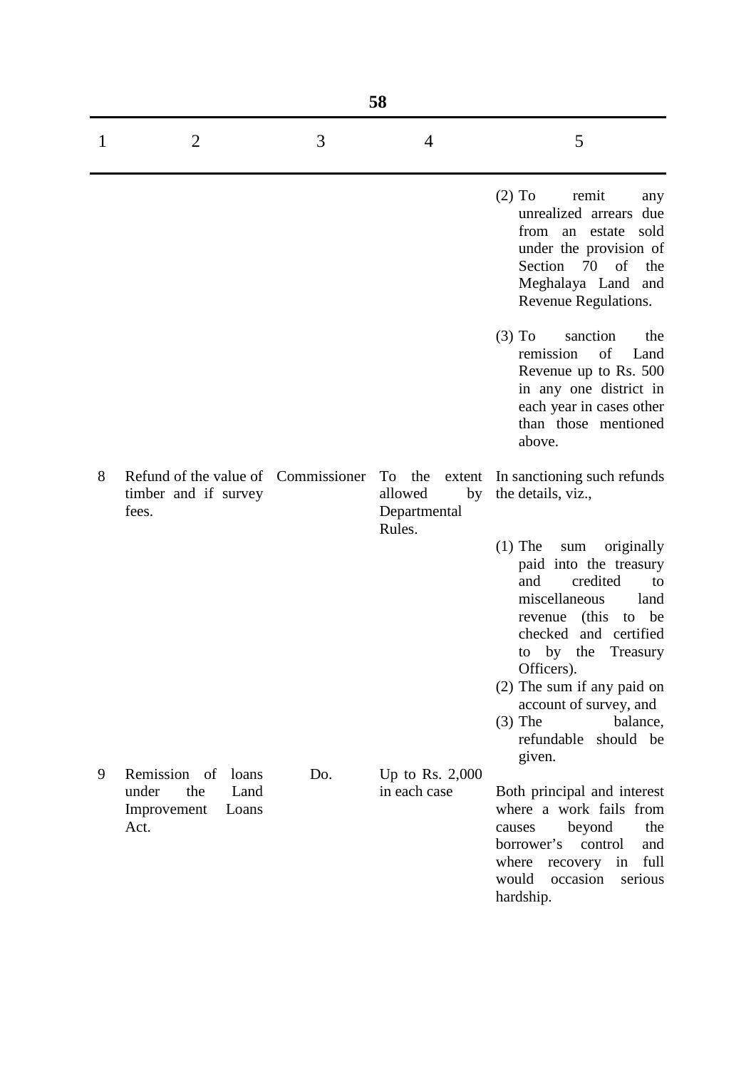| 1 | 2 | 3 | 4 | 5 |
|---|---|---|---|---|
| | | | | (2) To remit any unrealized arrears due from an estate sold under the provision of Section 70 of the Meghalaya Land and Revenue Regulations. (3) To sanction the remission of Land Revenue up to Rs. 500 in any one district in each year in cases other than those mentioned above. |
| 8 | Refund of the value of timber and if survey fees. | Commissioner | To the extent allowed by Departmental Rules. | In sanctioning such refunds the details, viz., (1) The sum originally paid into the treasury and credited to miscellaneous land revenue (this to be checked and certified to by the Treasury Officers). (2) The sum if any paid on account of survey, and (3) The balance, refundable should be given. |
| 9 | Remission of loans under the Land Improvement Loans Act. | Do. | Up to Rs. 2,000 in each case | Both principal and interest where a work fails from causes beyond the borrower's control and where recovery in full would occasion serious hardship. |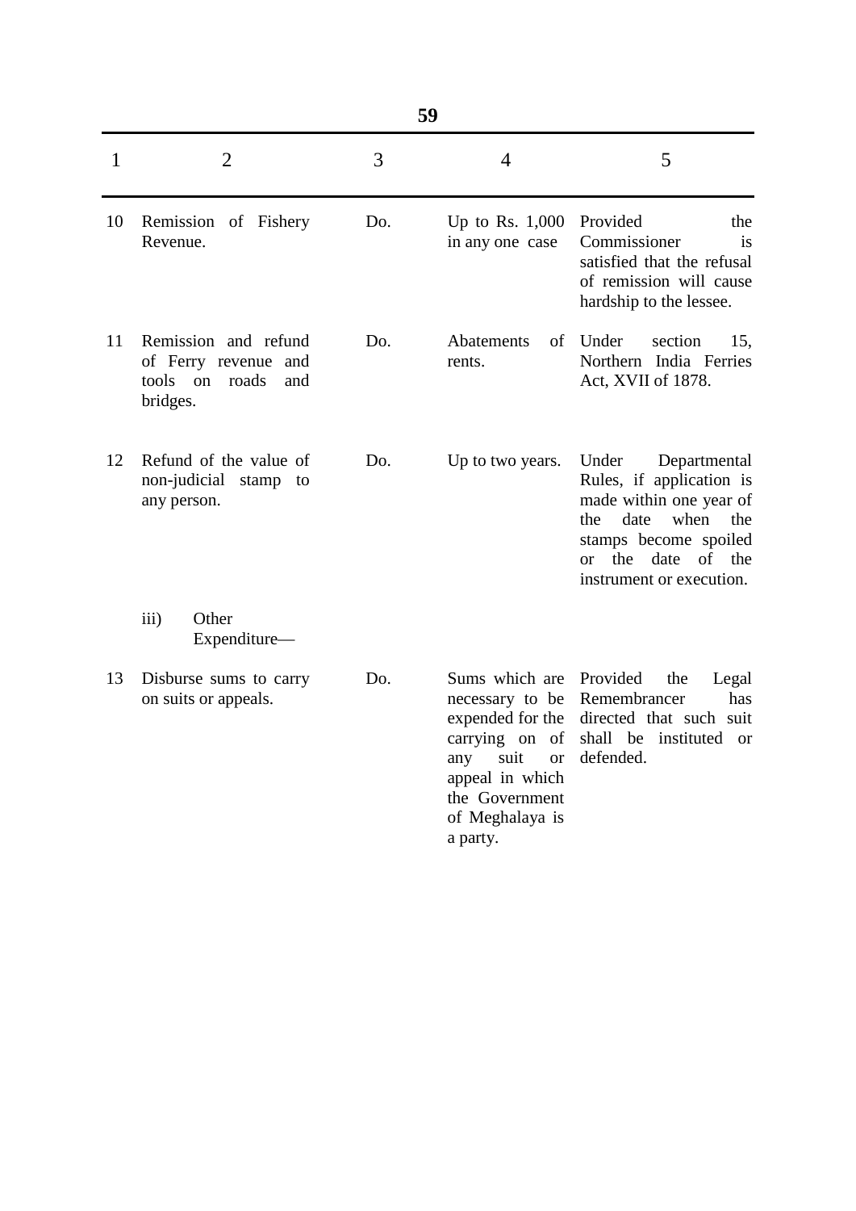| 1 | 2 | 3 | 4 | 5 |
|---|---|---|---|---|
| 10 | Remission of Fishery Revenue. | Do. | Up to Rs. 1,000 in any one case | Provided the Commissioner is satisfied that the refusal of remission will cause hardship to the lessee. |
| 11 | Remission and refund of Ferry revenue and tools on roads and bridges. | Do. | Abatements of rents. | Under section 15, Northern India Ferries Act, XVII of 1878. |
| 12 | Refund of the value of non-judicial stamp to any person. | Do. | Up to two years. | Under Departmental Rules, if application is made within one year of the date when the stamps become spoiled or the date of the instrument or execution. |
| | iii) Other Expenditure— | | | |
| 13 | Disburse sums to carry on suits or appeals. | Do. | Sums which are necessary to be expended for the carrying on of any suit or appeal in which the Government of Meghalaya is a party. | Provided the Legal Remembrancer has directed that such suit shall be instituted or defended. |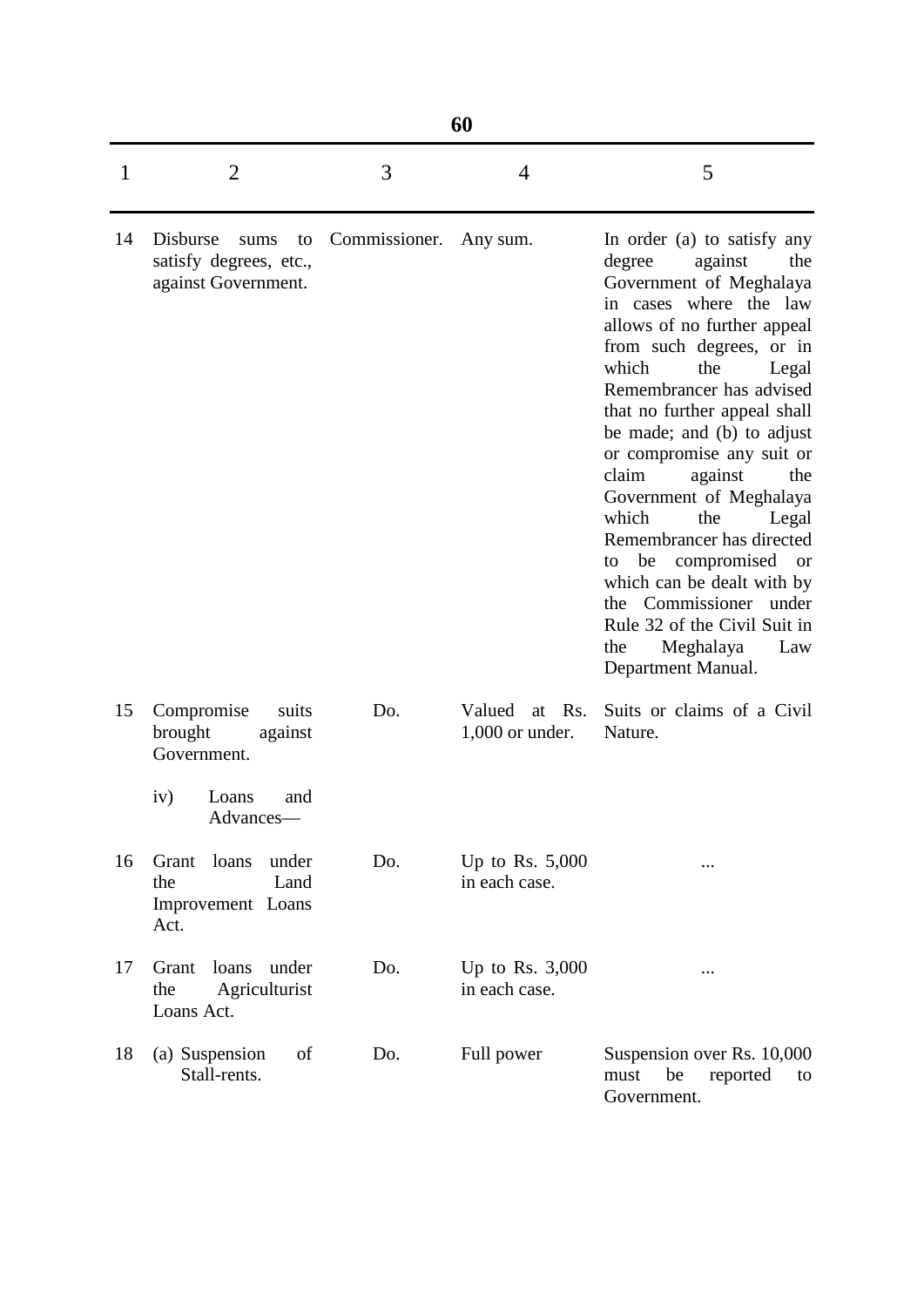| 1 | 2 | 3 | 4 | 5 |
|---|---|---|---|---|
| 14 | Disburse sums to satisfy degrees, etc., against Government. | Commissioner. | Any sum. | In order (a) to satisfy any degree against the Government of Meghalaya in cases where the law allows of no further appeal from such degrees, or in which the Legal Remembrancer has advised that no further appeal shall be made; and (b) to adjust or compromise any suit or claim against the Government of Meghalaya which the Legal Remembrancer has directed to be compromised or which can be dealt with by the Commissioner under Rule 32 of the Civil Suit in the Meghalaya Law Department Manual. |
| 15 | Compromise suits brought against Government. | Do. | Valued at Rs. 1,000 or under. | Suits or claims of a Civil Nature. |
| | iv) Loans and Advances— | | | |
| 16 | Grant loans under the Land Improvement Loans Act. | Do. | Up to Rs. 5,000 in each case. | ... |
| 17 | Grant loans under the Agriculturist Loans Act. | Do. | Up to Rs. 3,000 in each case. | ... |
| 18 | (a) Suspension of Stall-rents. | Do. | Full power | Suspension over Rs. 10,000 must be reported to Government. |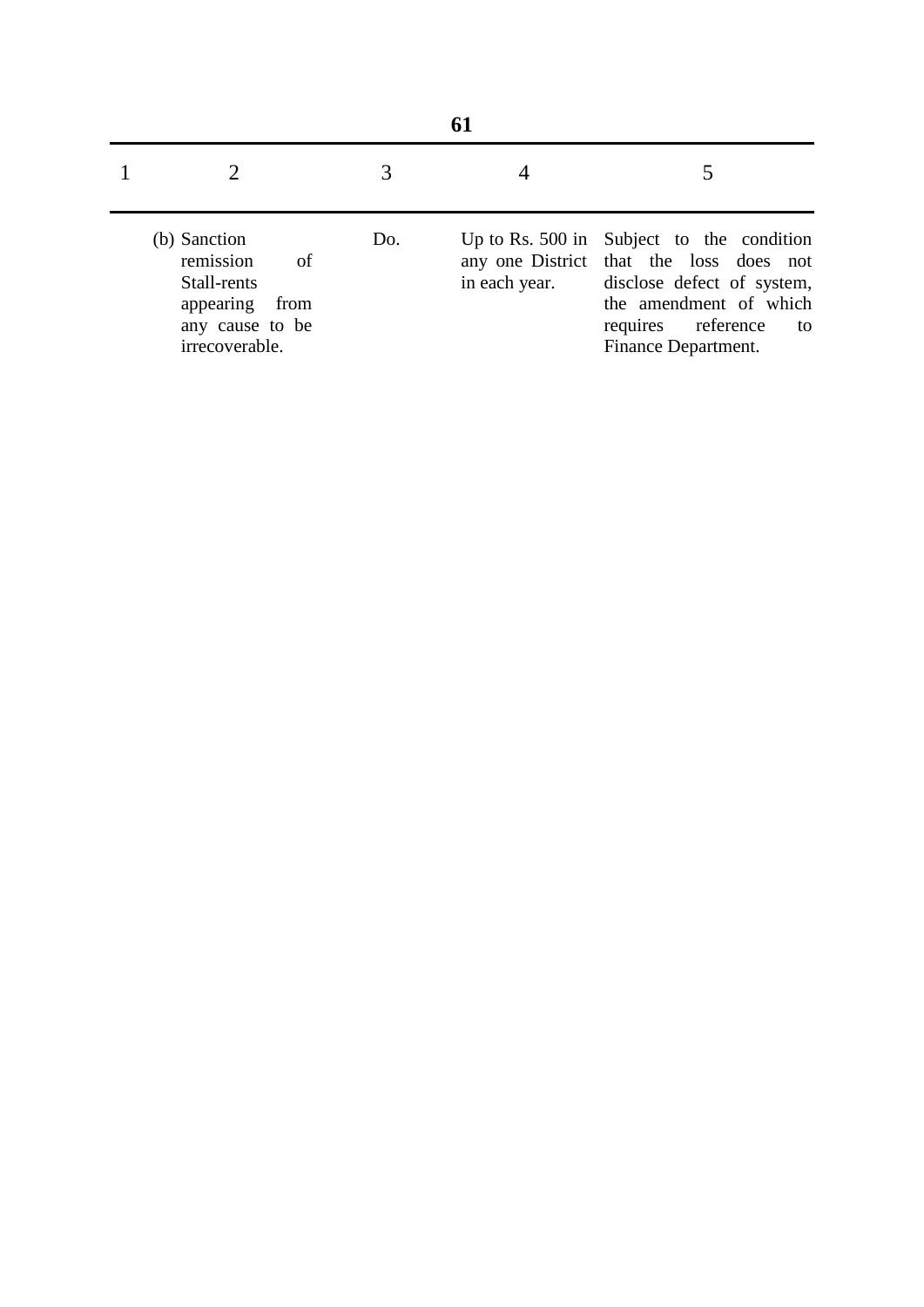| 1 | 2 | 3 | 4 | 5 |
|---|---|---|---|---|
| | (b) Sanction remission of Stall-rents appearing from any cause to be irrecoverable. | Do. | Up to Rs. 500 in any one District in each year. | Subject to the condition that the loss does not disclose defect of system, the amendment of which requires reference to Finance Department. |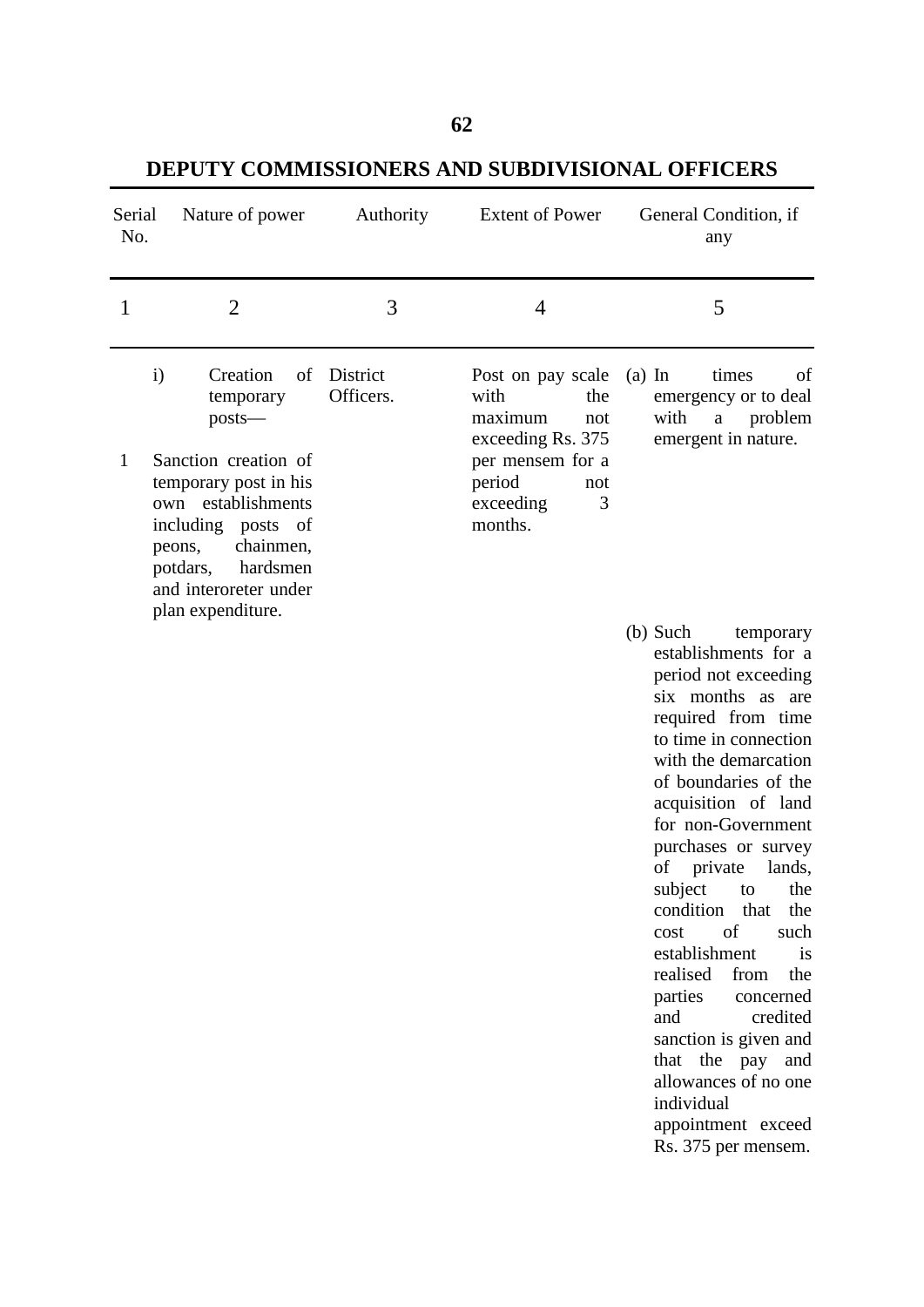## DEPUTY COMMISSIONERS AND SUBDIVISIONAL OFFICERS

| Serial No. | Nature of power | Authority | Extent of Power | General Condition, if any |
|---|---|---|---|---|
| 1 | 2 | 3 | 4 | 5 |
| | i) Creation of temporary posts— | District Officers. | Post on pay scale with the maximum not exceeding Rs. 375 per mensem for a period not exceeding 3 months. | (a) In times of emergency or to deal with a problem emergent in nature. |
| 1 | Sanction creation of temporary post in his own establishments including posts of peons, chainmen, potdars, hardsmen and interoreter under plan expenditure. | | | (b) Such temporary establishments for a period not exceeding six months as are required from time to time in connection with the demarcation of boundaries of the acquisition of land for non-Government purchases or survey of private lands, subject to the condition that the cost of such establishment is realised from the parties concerned and credited sanction is given and that the pay and allowances of no one individual appointment exceed Rs. 375 per mensem. |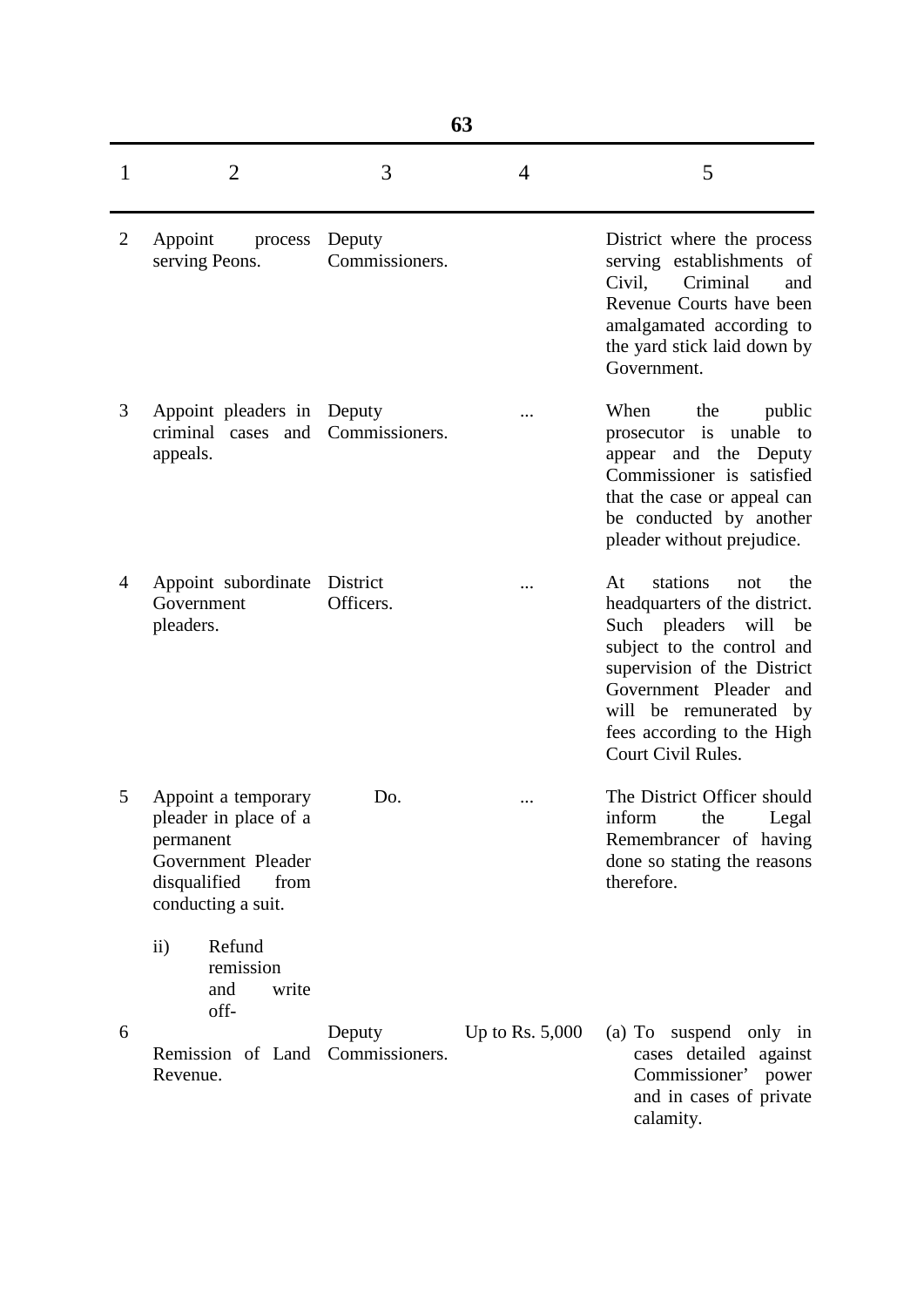| 1 | 2 | 3 | 4 | 5 |
|---|---|---|---|---|
| 2 | Appoint process serving Peons. | Deputy Commissioners. | | District where the process serving establishments of Civil, Criminal and Revenue Courts have been amalgamated according to the yard stick laid down by Government. |
| 3 | Appoint pleaders in criminal cases and appeals. | Deputy Commissioners. | ... | When the public prosecutor is unable to appear and the Deputy Commissioner is satisfied that the case or appeal can be conducted by another pleader without prejudice. |
| 4 | Appoint subordinate Government pleaders. | District Officers. | ... | At stations not the headquarters of the district. Such pleaders will be subject to the control and supervision of the District Government Pleader and will be remunerated by fees according to the High Court Civil Rules. |
| 5 | Appoint a temporary pleader in place of a permanent Government Pleader disqualified from conducting a suit. | Do. | ... | The District Officer should inform the Legal Remembrancer of having done so stating the reasons therefore. |
| | ii) Refund remission and write off- | | | |
| 6 | Remission of Land Revenue. | Deputy Commissioners. | Up to Rs. 5,000 | (a) To suspend only in cases detailed against Commissioner' power and in cases of private calamity. |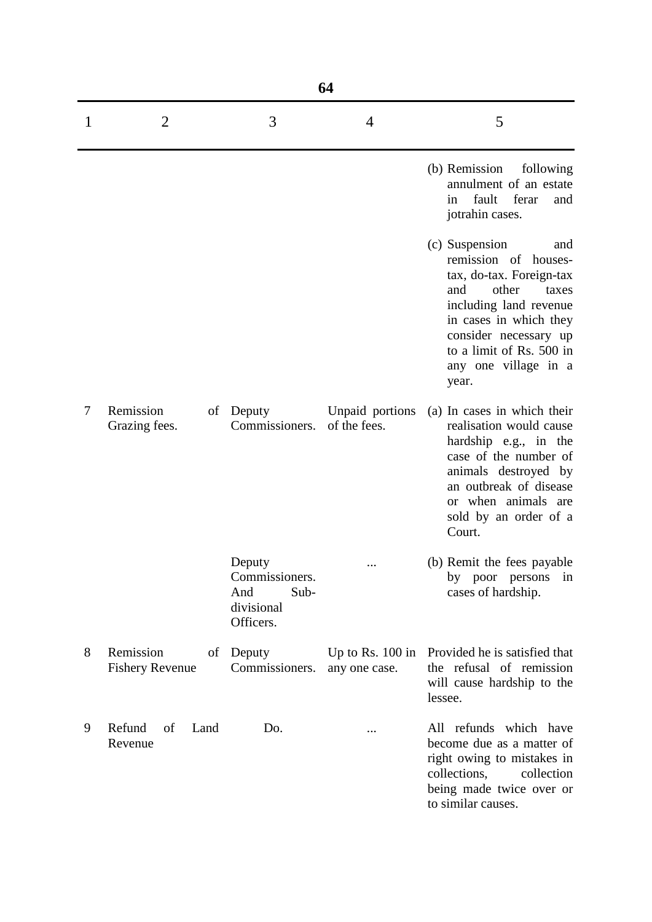| 1 | 2 | 3 | 4 | 5 |
|---|---|---|---|---|
| | | | | (b) Remission following annulment of an estate in fault ferar and jotrahin cases. |
| | | | | (c) Suspension and remission of houses-tax, do-tax. Foreign-tax and other taxes including land revenue in cases in which they consider necessary up to a limit of Rs. 500 in any one village in a year. |
| 7 | Remission of Grazing fees. | Deputy Commissioners. | Unpaid portions of the fees. | (a) In cases in which their realisation would cause hardship e.g., in the case of the number of animals destroyed by an outbreak of disease or when animals are sold by an order of a Court. |
| | | Deputy Commissioners. And Sub-divisional Officers. | ... | (b) Remit the fees payable by poor persons in cases of hardship. |
| 8 | Remission of Fishery Revenue | Deputy Commissioners. | Up to Rs. 100 in any one case. | Provided he is satisfied that the refusal of remission will cause hardship to the lessee. |
| 9 | Refund of Land Revenue | Do. | ... | All refunds which have become due as a matter of right owing to mistakes in collections, collection being made twice over or to similar causes. |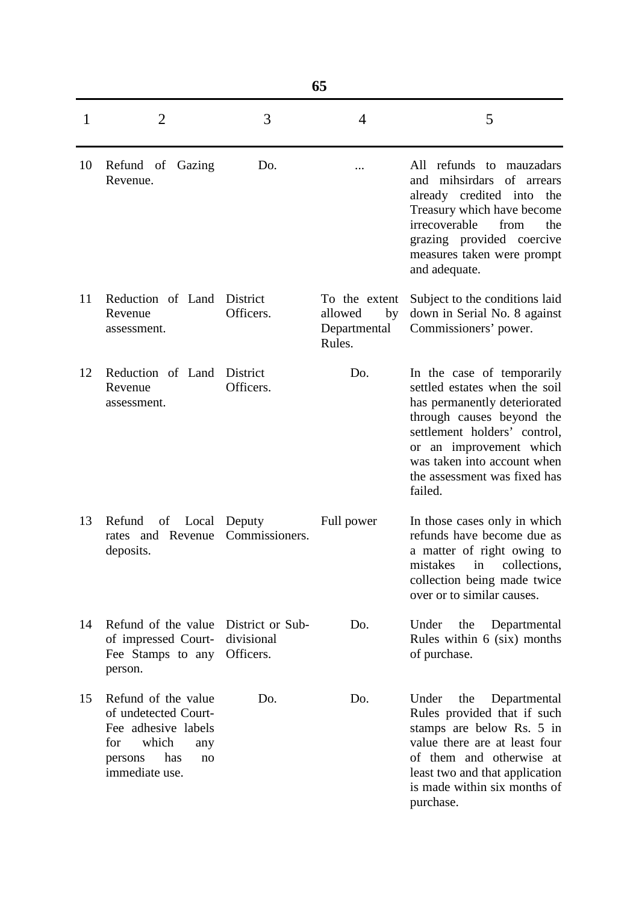| 1 | 2 | 3 | 4 | 5 |
|---|---|---|---|---|
| 10 | Refund of Gazing Revenue. | Do. | ... | All refunds to mauzadars and mihsirdars of arrears already credited into the Treasury which have become irrecoverable from the grazing provided coercive measures taken were prompt and adequate. |
| 11 | Reduction of Land Revenue assessment. | District Officers. | To the extent allowed by Departmental Rules. | Subject to the conditions laid down in Serial No. 8 against Commissioners' power. |
| 12 | Reduction of Land Revenue assessment. | District Officers. | Do. | In the case of temporarily settled estates when the soil has permanently deteriorated through causes beyond the settlement holders' control, or an improvement which was taken into account when the assessment was fixed has failed. |
| 13 | Refund of Local rates and Revenue deposits. | Deputy Commissioners. | Full power | In those cases only in which refunds have become due as a matter of right owing to mistakes in collections, collection being made twice over or to similar causes. |
| 14 | Refund of the value of impressed Court-Fee Stamps to any person. | District or Sub-divisional Officers. | Do. | Under the Departmental Rules within 6 (six) months of purchase. |
| 15 | Refund of the value of undetected Court-Fee adhesive labels for which any persons has no immediate use. | Do. | Do. | Under the Departmental Rules provided that if such stamps are below Rs. 5 in value there are at least four of them and otherwise at least two and that application is made within six months of purchase. |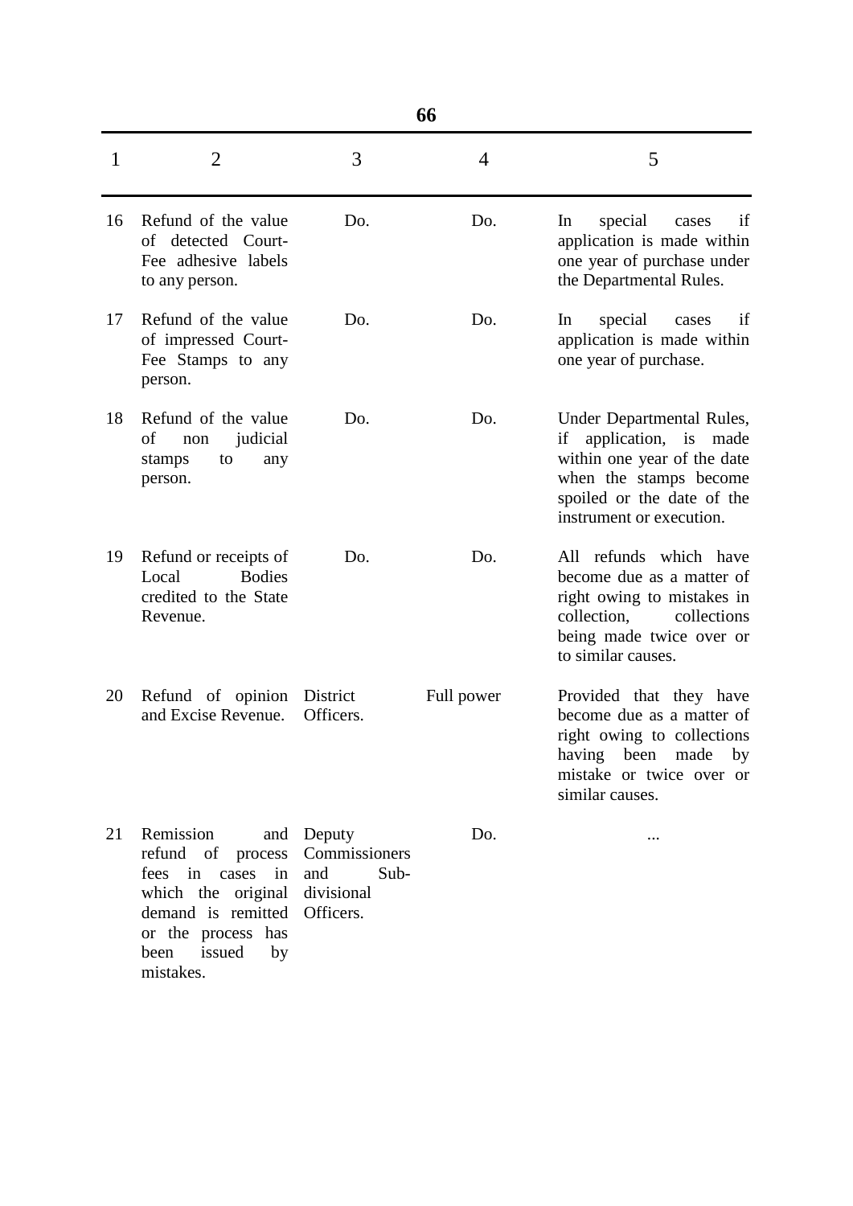| 1 | 2 | 3 | 4 | 5 |
|---|---|---|---|---|
| 16 | Refund of the value of detected Court-Fee adhesive labels to any person. | Do. | Do. | In special cases if application is made within one year of purchase under the Departmental Rules. |
| 17 | Refund of the value of impressed Court-Fee Stamps to any person. | Do. | Do. | In special cases if application is made within one year of purchase. |
| 18 | Refund of the value of non judicial stamps to any person. | Do. | Do. | Under Departmental Rules, if application, is made within one year of the date when the stamps become spoiled or the date of the instrument or execution. |
| 19 | Refund or receipts of Local Bodies credited to the State Revenue. | Do. | Do. | All refunds which have become due as a matter of right owing to mistakes in collection, collections being made twice over or to similar causes. |
| 20 | Refund of opinion and Excise Revenue. | District Officers. | Full power | Provided that they have become due as a matter of right owing to collections having been made by mistake or twice over or similar causes. |
| 21 | Remission and refund of process fees in cases in which the original demand is remitted or the process has been issued by mistakes. | Deputy Commissioners and Sub-divisional Officers. | Do. | ... |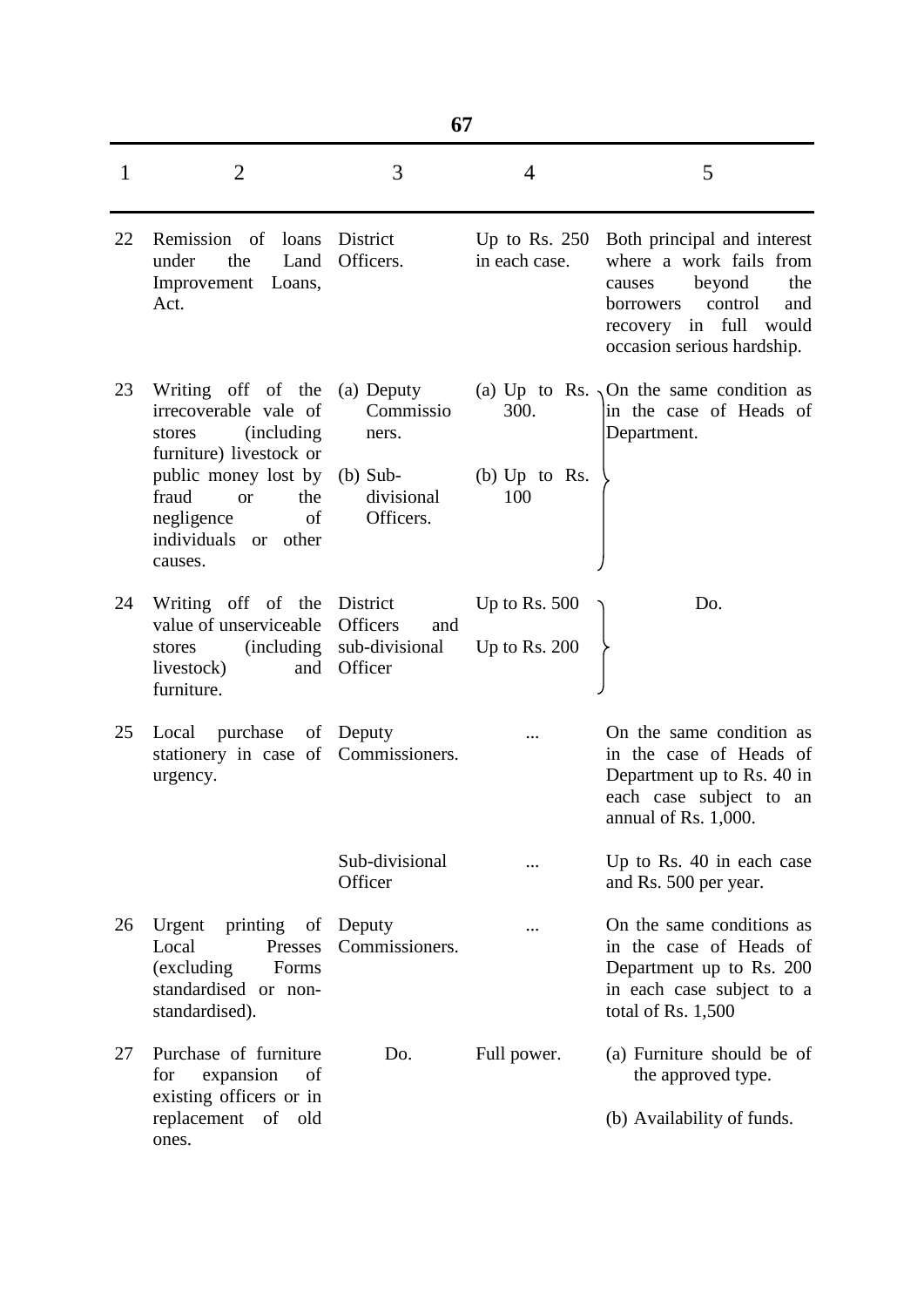| 1 | 2 | 3 | 4 | 5 |
|---|---|---|---|---|
| 22 | Remission of loans under the Land Improvement Loans, Act. | District Officers. | Up to Rs. 250 in each case. | Both principal and interest where a work fails from causes beyond the borrowers control and recovery in full would occasion serious hardship. |
| 23 | Writing off of the irrecoverable vale of stores (including furniture) livestock or public money lost by fraud or the negligence of individuals or other causes. | (a) Deputy Commissioners.<br>(b) Sub-divisional Officers. | (a) Up to Rs. 300.<br>(b) Up to Rs. 100 | On the same condition as in the case of Heads of Department. |
| 24 | Writing off of the value of unserviceable stores (including livestock) and furniture. | District Officers and sub-divisional Officer | Up to Rs. 500<br>Up to Rs. 200 | Do. |
| 25 | Local purchase of stationery in case of urgency. | Deputy Commissioners. | ... | On the same condition as in the case of Heads of Department up to Rs. 40 in each case subject to an annual of Rs. 1,000. |
| | | Sub-divisional Officer | ... | Up to Rs. 40 in each case and Rs. 500 per year. |
| 26 | Urgent printing of Local Presses (excluding Forms standardised or non-standardised). | Deputy Commissioners. | ... | On the same conditions as in the case of Heads of Department up to Rs. 200 in each case subject to a total of Rs. 1,500 |
| 27 | Purchase of furniture for expansion of existing officers or in replacement of old ones. | Do. | Full power. | (a) Furniture should be of the approved type.<br>(b) Availability of funds. |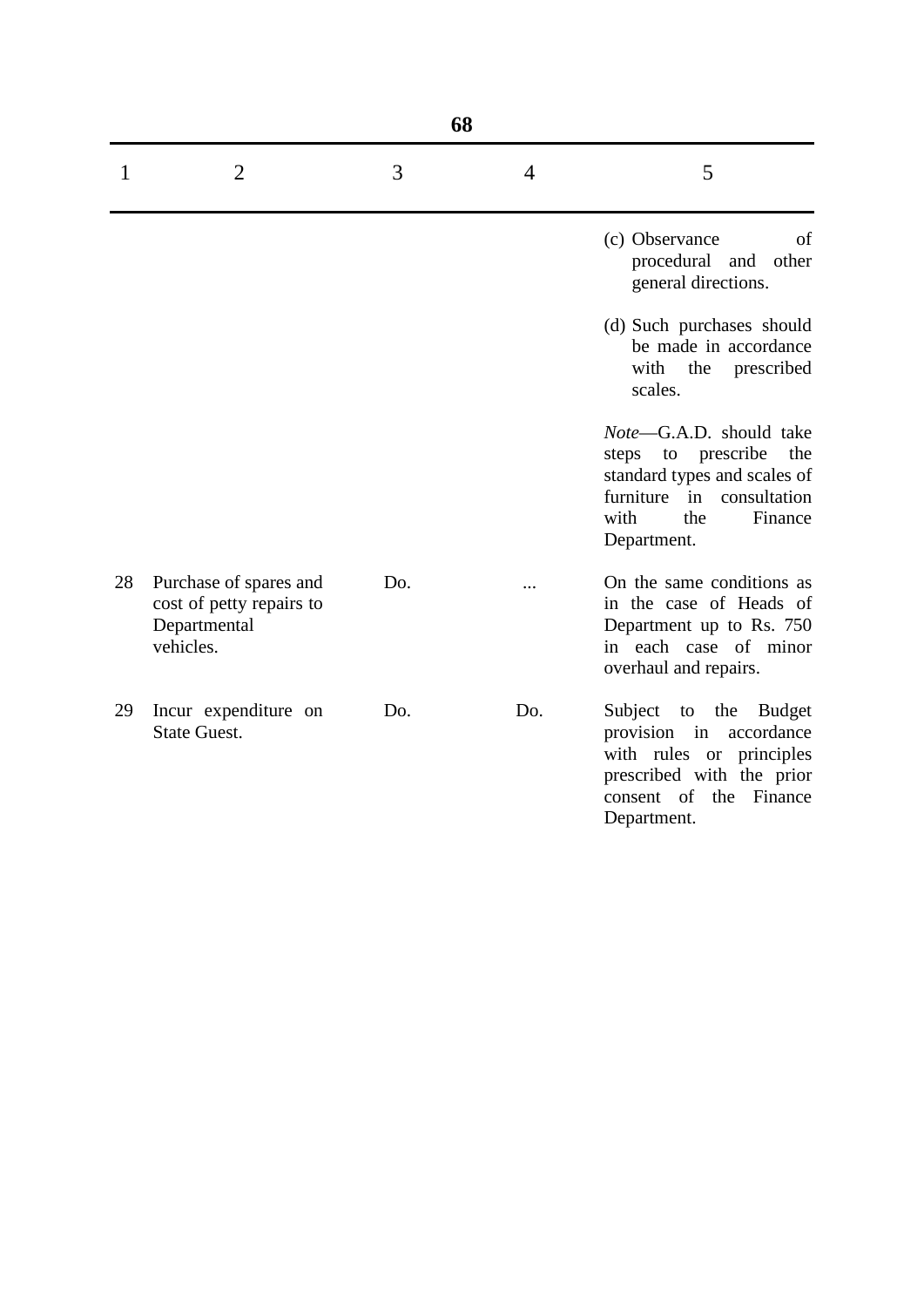| 1 | 2 | 3 | 4 | 5 |
|---|---|---|---|---|
| | | | | (c) Observance of procedural and other general directions. |
| | | | | (d) Such purchases should be made in accordance with the prescribed scales. |
| | | | | *Note*—G.A.D. should take steps to prescribe the standard types and scales of furniture in consultation with the Finance Department. |
| 28 | Purchase of spares and cost of petty repairs to Departmental vehicles. | Do. | ... | On the same conditions as in the case of Heads of Department up to Rs. 750 in each case of minor overhaul and repairs. |
| 29 | Incur expenditure on State Guest. | Do. | Do. | Subject to the Budget provision in accordance with rules or principles prescribed with the prior consent of the Finance Department. |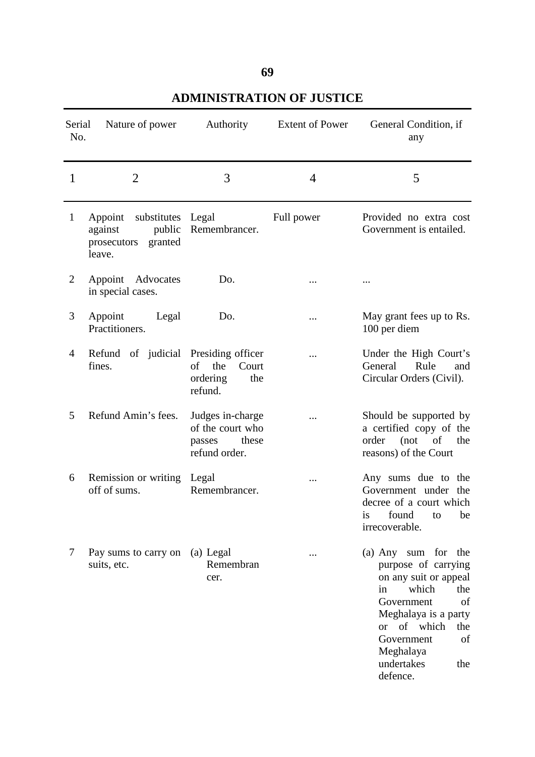## ADMINISTRATION OF JUSTICE

| Serial No. | Nature of power | Authority | Extent of Power | General Condition, if any |
|---|---|---|---|---|
| 1 | 2 | 3 | 4 | 5 |
| 1 | Appoint substitutes against public prosecutors granted leave. | Legal Remembrancer. | Full power | Provided no extra cost Government is entailed. |
| 2 | Appoint Advocates in special cases. | Do. | ... | ... |
| 3 | Appoint Legal Practitioners. | Do. | ... | May grant fees up to Rs. 100 per diem |
| 4 | Refund of judicial fines. | Presiding officer of the Court ordering the refund. | ... | Under the High Court's General Rule and Circular Orders (Civil). |
| 5 | Refund Amin's fees. | Judges in-charge of the court who passes these refund order. | ... | Should be supported by a certified copy of the order (not of the reasons) of the Court |
| 6 | Remission or writing off of sums. | Legal Remembrancer. | ... | Any sums due to the Government under the decree of a court which is found to be irrecoverable. |
| 7 | Pay sums to carry on suits, etc. | (a) Legal Remembrancer. | ... | (a) Any sum for the purpose of carrying on any suit or appeal in which the Government of Meghalaya is a party or of which the Government of Meghalaya undertakes the defence. |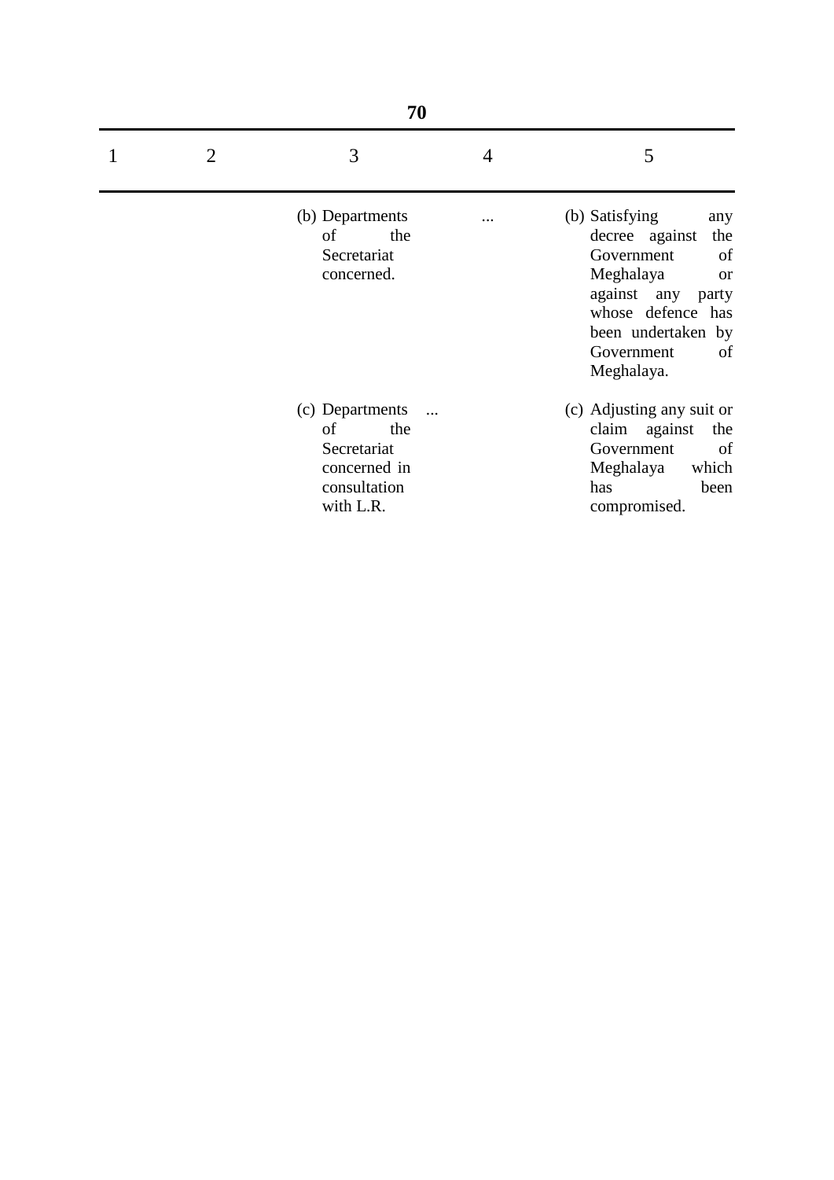| 1 | 2 | 3 | 4 | 5 |
|---|---|---|---|---|
| | | (b) Departments of the Secretariat concerned. | ... | (b) Satisfying any decree against the Government of Meghalaya or against any party whose defence has been undertaken by Government of Meghalaya. |
| | | (c) Departments of the Secretariat concerned in consultation with L.R. | ... | (c) Adjusting any suit or claim against the Government of Meghalaya which has been compromised. |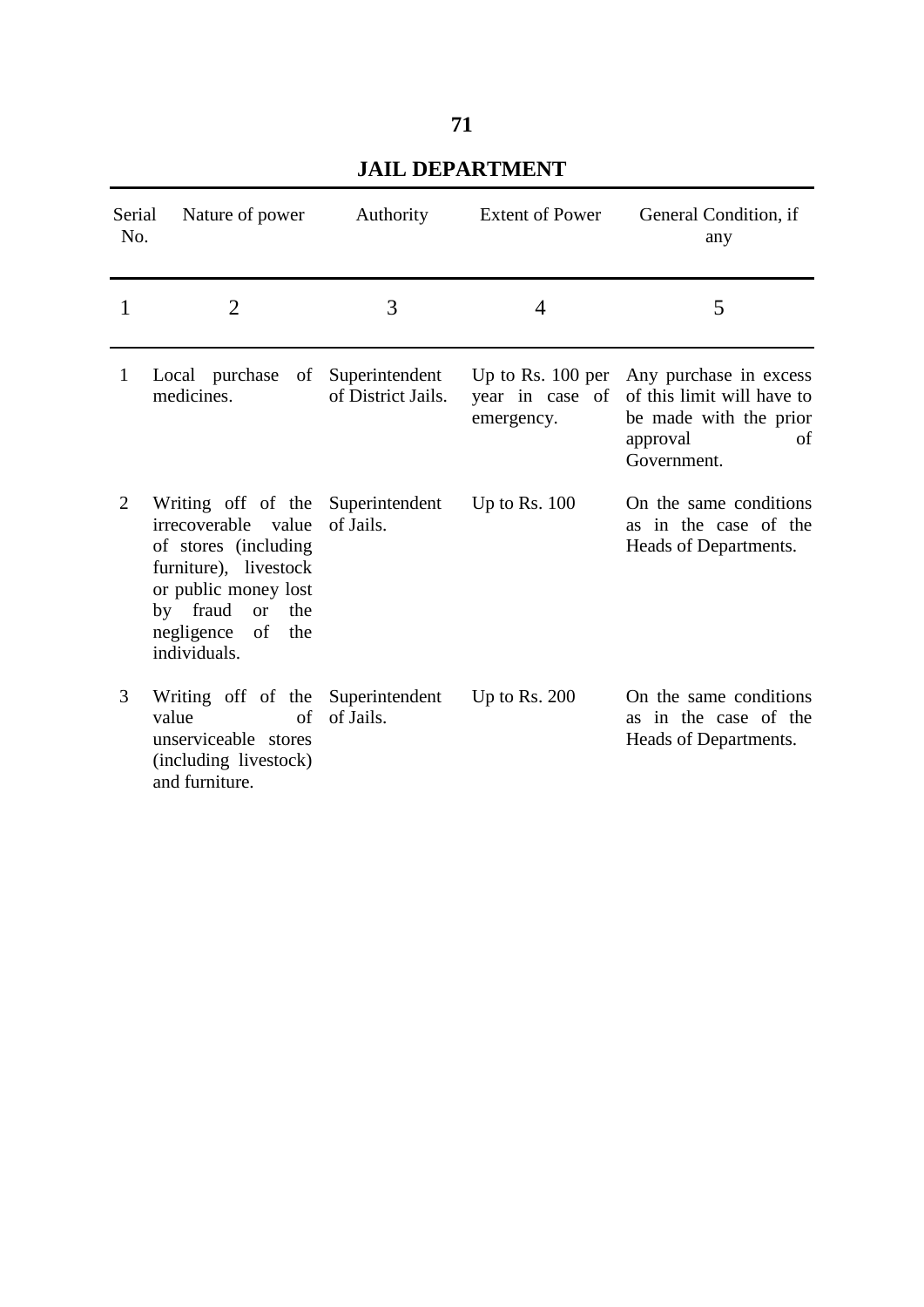## JAIL DEPARTMENT

| Serial No. | Nature of power | Authority | Extent of Power | General Condition, if any |
|---|---|---|---|---|
| 1 | 2 | 3 | 4 | 5 |
| 1 | Local purchase of medicines. | Superintendent of District Jails. | Up to Rs. 100 per year in case of emergency. | Any purchase in excess of this limit will have to be made with the prior approval of Government. |
| 2 | Writing off of the irrecoverable value of stores (including furniture), livestock or public money lost by fraud or the negligence of the individuals. | Superintendent of Jails. | Up to Rs. 100 | On the same conditions as in the case of the Heads of Departments. |
| 3 | Writing off of the value of unserviceable stores (including livestock) and furniture. | Superintendent of Jails. | Up to Rs. 200 | On the same conditions as in the case of the Heads of Departments. |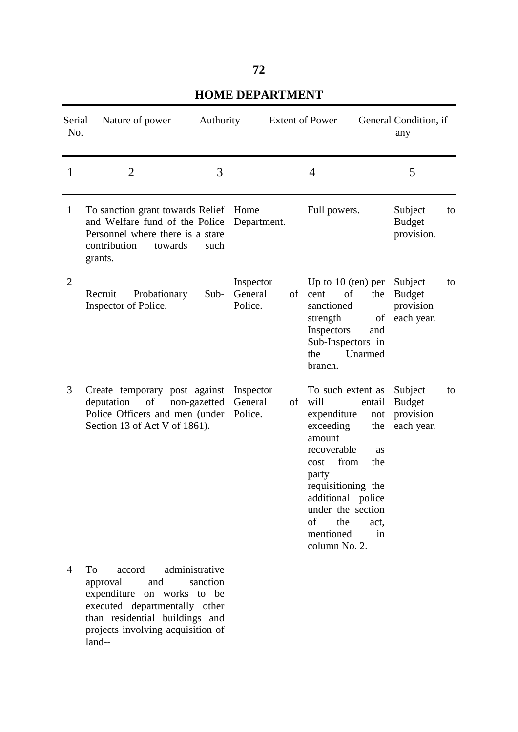## HOME DEPARTMENT

| Serial No. | Nature of power | Authority | Extent of Power | General Condition, if any |
|---|---|---|---|---|
| 1 | 2 | 3 | 4 | 5 |
| 1 | To sanction grant towards Relief and Welfare fund of the Police Personnel where there is a stare contribution towards such grants. | Home Department. | Full powers. | Subject to Budget provision. |
| 2 | Recruit Probationary Sub-Inspector of Police. | Inspector General of Police. | Up to 10 (ten) per cent of the sanctioned strength of Inspectors and Sub-Inspectors in the Unarmed branch. | Subject to Budget provision each year. |
| 3 | Create temporary post against deputation of non-gazetted Police Officers and men (under Section 13 of Act V of 1861). | Inspector General of Police. | To such extent as will entail expenditure not exceeding the amount recoverable as cost from the party requisitioning the additional police under the section of the act, mentioned in column No. 2. | Subject to Budget provision each year. |
| 4 | To accord administrative approval and sanction expenditure on works to be executed departmentally other than residential buildings and projects involving acquisition of land-- | | | |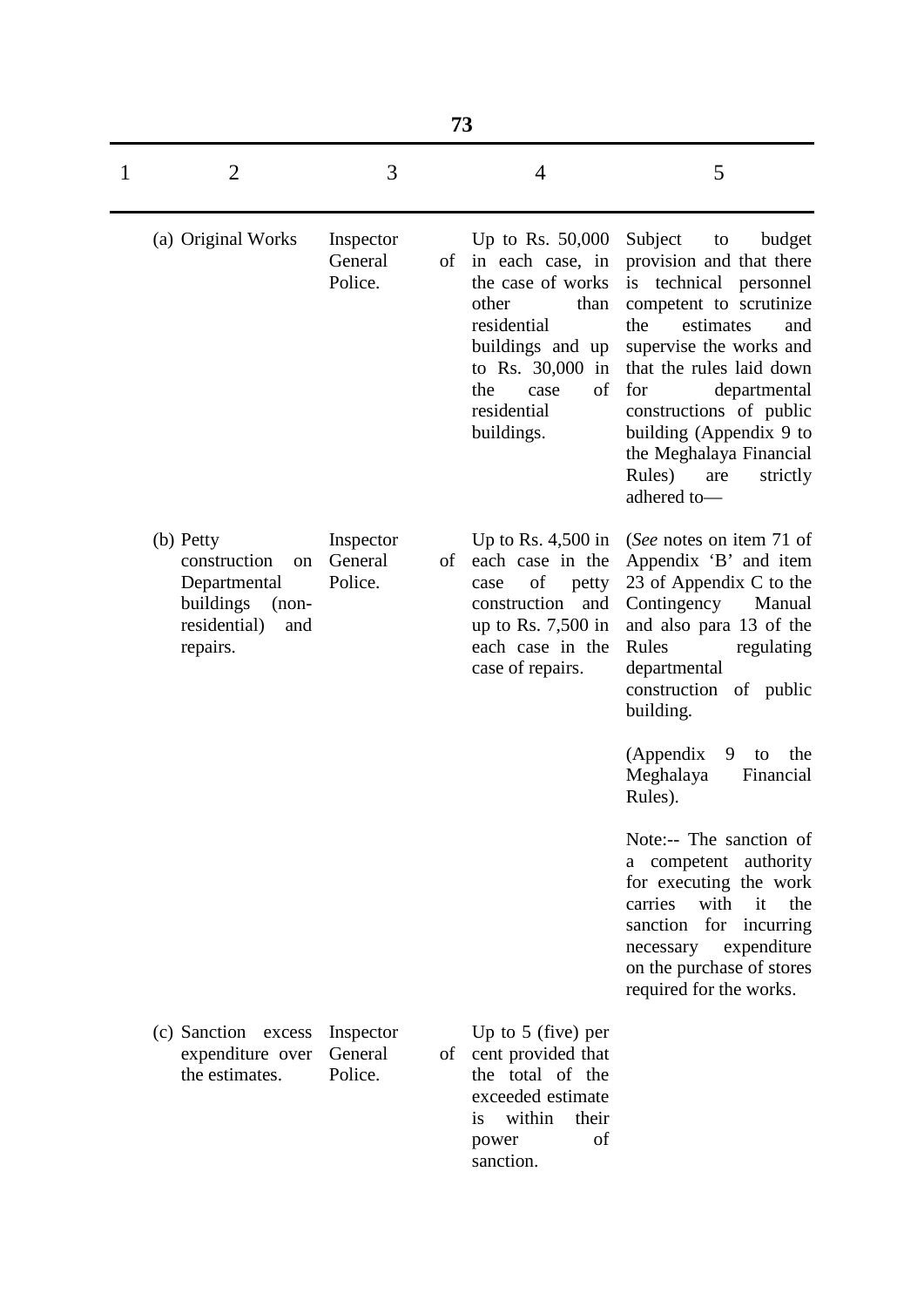| 1 | 2 | 3 | 4 | 5 |
|---|---|---|---|---|
| | (a) Original Works | Inspector General of Police. | Up to Rs. 50,000 in each case, in the case of works other than residential buildings and up to Rs. 30,000 in the case of residential buildings. | Subject to budget provision and that there is technical personnel competent to scrutinize the estimates and supervise the works and that the rules laid down for departmental constructions of public building (Appendix 9 to the Meghalaya Financial Rules) are strictly adhered to— |
| | (b) Petty construction on Departmental buildings (non-residential) and repairs. | Inspector General of Police. | Up to Rs. 4,500 in each case in the case of petty construction and up to Rs. 7,500 in each case in the case of repairs. | (*See* notes on item 71 of Appendix 'B' and item 23 of Appendix C to the Contingency Manual and also para 13 of the Rules regulating departmental construction of public building.<br><br>(Appendix 9 to the Meghalaya Financial Rules).<br><br>Note:-- The sanction of a competent authority for executing the work carries with it the sanction for incurring necessary expenditure on the purchase of stores required for the works. |
| | (c) Sanction excess expenditure over the estimates. | Inspector General of Police. | Up to 5 (five) per cent provided that the total of the exceeded estimate is within their power of sanction. | |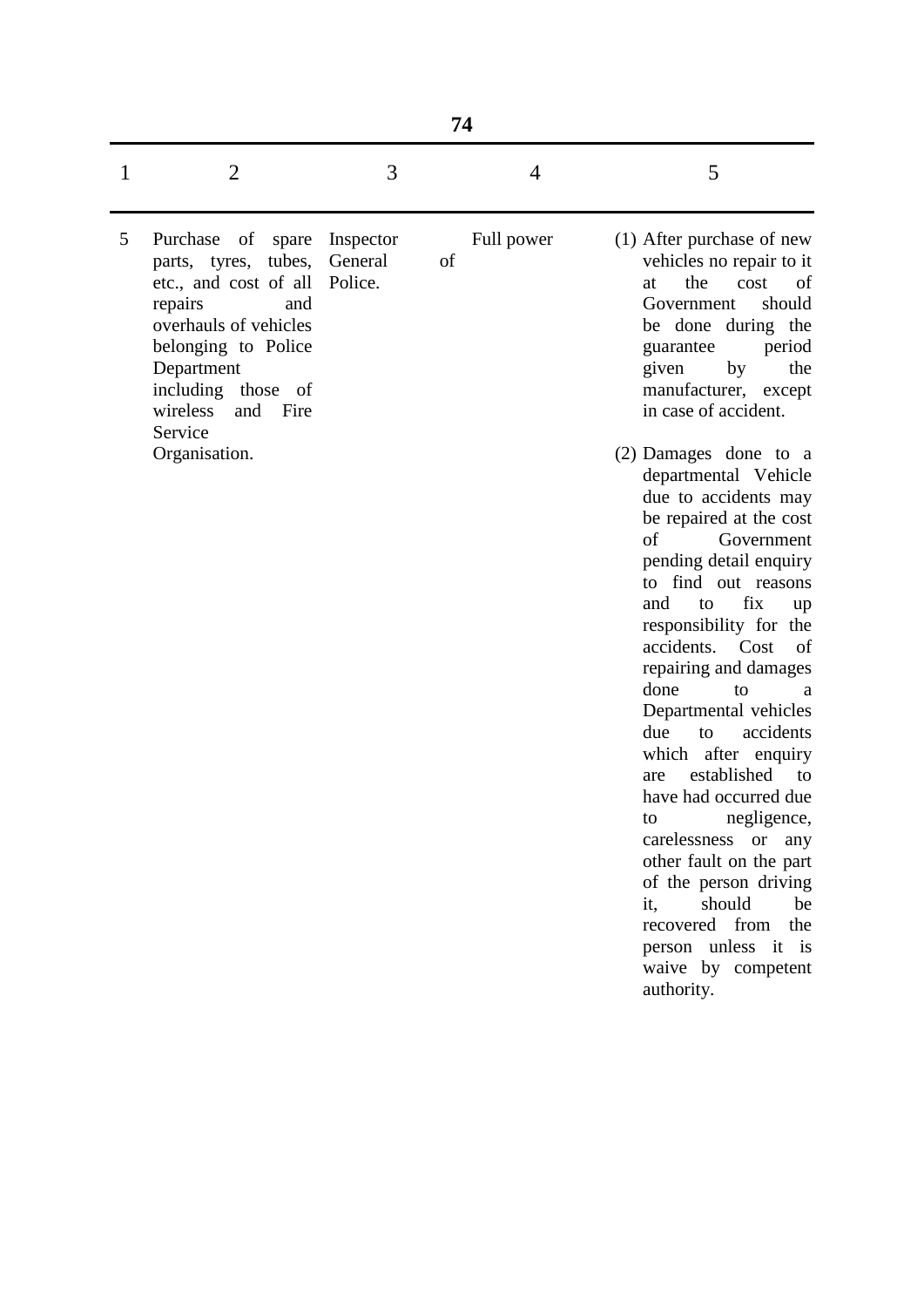| 1 | 2 | 3 | 4 | 5 |
|---|---|---|---|---|
| 5 | Purchase of spare parts, tyres, tubes, etc., and cost of all repairs and overhauls of vehicles belonging to Police Department including those of wireless and Fire Service Organisation. | Inspector General of Police. | Full power | (1) After purchase of new vehicles no repair to it at the cost of Government should be done during the guarantee period given by the manufacturer, except in case of accident.<br><br>(2) Damages done to a departmental Vehicle due to accidents may be repaired at the cost of Government pending detail enquiry to find out reasons and to fix up responsibility for the accidents. Cost of repairing and damages done to a Departmental vehicles due to accidents which after enquiry are established to have had occurred due to negligence, carelessness or any other fault on the part of the person driving it, should be recovered from the person unless it is waive by competent authority. |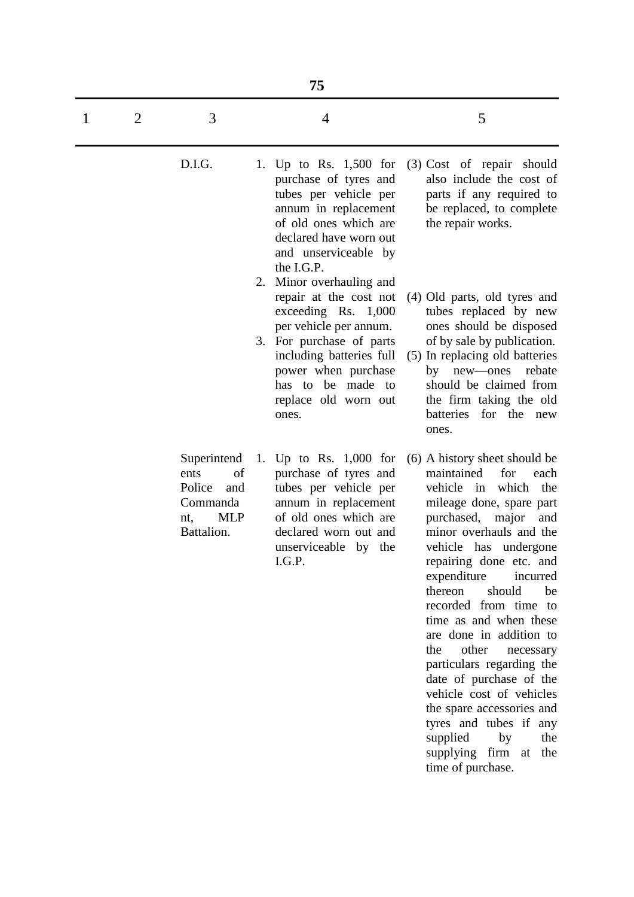| 1 | 2 | 3 | 4 | 5 |
|---|---|---|---|---|
| | | D.I.G. | 1. Up to Rs. 1,500 for purchase of tyres and tubes per vehicle per annum in replacement of old ones which are declared have worn out and unserviceable by the I.G.P.<br>2. Minor overhauling and repair at the cost not exceeding Rs. 1,000 per vehicle per annum.<br>3. For purchase of parts including batteries full power when purchase has to be made to replace old worn out ones. | (3) Cost of repair should also include the cost of parts if any required to be replaced, to complete the repair works.<br>(4) Old parts, old tyres and tubes replaced by new ones should be disposed of by sale by publication.<br>(5) In replacing old batteries by new—ones rebate should be claimed from the firm taking the old batteries for the new ones. |
| | | Superintendents of Police and Commandant, MLP Battalion. | 1. Up to Rs. 1,000 for purchase of tyres and tubes per vehicle per annum in replacement of old ones which are declared worn out and unserviceable by the I.G.P. | (6) A history sheet should be maintained for each vehicle in which the mileage done, spare part purchased, major and minor overhauls and the vehicle has undergone repairing done etc. and expenditure incurred thereon should be recorded from time to time as and when these are done in addition to the other necessary particulars regarding the date of purchase of the vehicle cost of vehicles the spare accessories and tyres and tubes if any supplied by the supplying firm at the time of purchase. |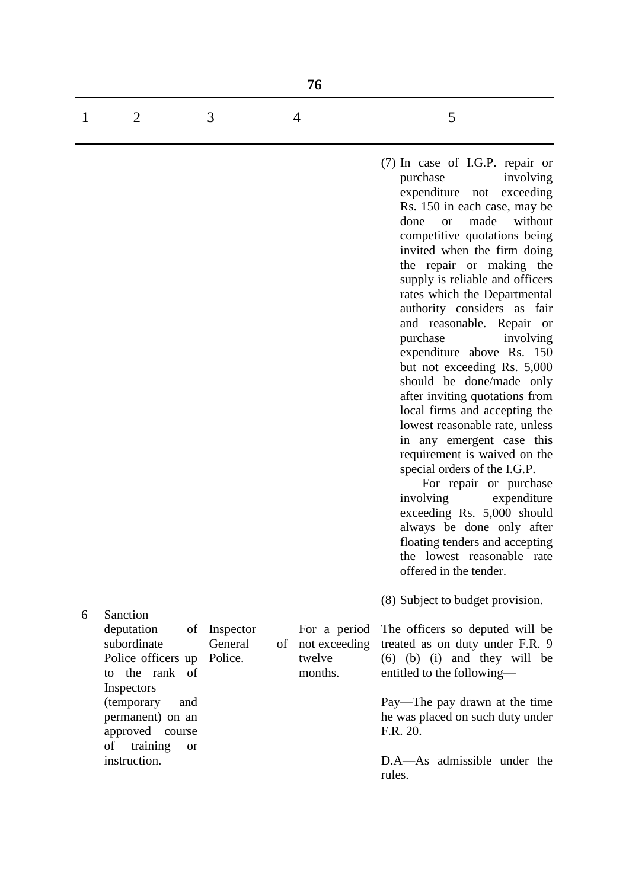| 1 | 2 | 3 | 4 | 5 |
|---|---|---|---|---|
| | | | | (7) In case of I.G.P. repair or purchase involving expenditure not exceeding Rs. 150 in each case, may be done or made without competitive quotations being invited when the firm doing the repair or making the supply is reliable and officers rates which the Departmental authority considers as fair and reasonable. Repair or purchase involving expenditure above Rs. 150 but not exceeding Rs. 5,000 should be done/made only after inviting quotations from local firms and accepting the lowest reasonable rate, unless in any emergent case this requirement is waived on the special orders of the I.G.P. For repair or purchase involving expenditure exceeding Rs. 5,000 should always be done only after floating tenders and accepting the lowest reasonable rate offered in the tender. (8) Subject to budget provision. |
| 6 | Sanction deputation of subordinate Police officers up to the rank of Inspectors (temporary and permanent) on an approved course of training or instruction. | Inspector General of Police. | For a period not exceeding twelve months. | The officers so deputed will be treated as on duty under F.R. 9 (6) (b) (i) and they will be entitled to the following— Pay—The pay drawn at the time he was placed on such duty under F.R. 20. D.A—As admissible under the rules. |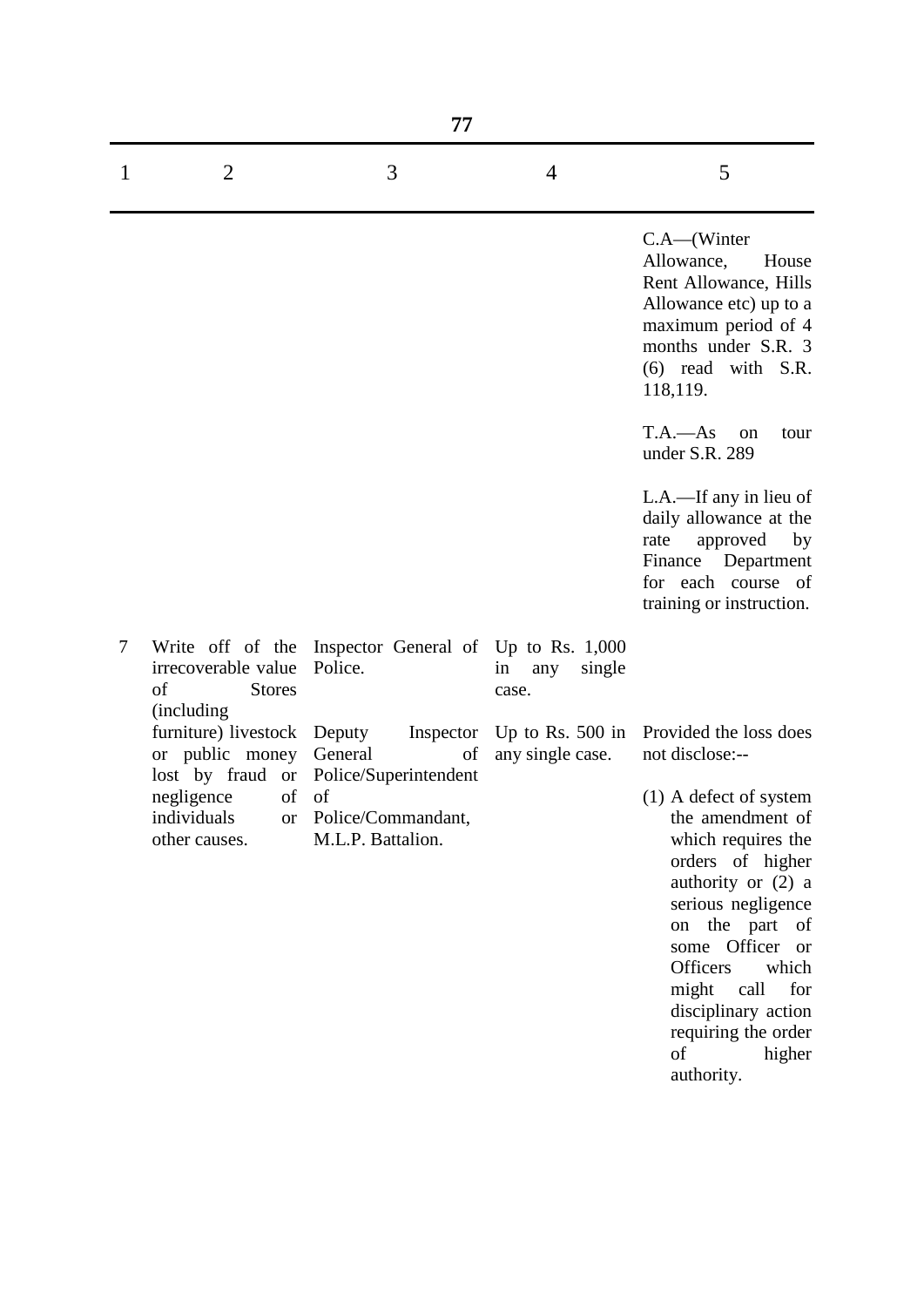| 1 | 2 | 3 | 4 | 5 |
|---|---|---|---|---|
| | | | | C.A—(Winter Allowance, House Rent Allowance, Hills Allowance etc) up to a maximum period of 4 months under S.R. 3 (6) read with S.R. 118,119. T.A.—As on tour under S.R. 289 L.A.—If any in lieu of daily allowance at the rate approved by Finance Department for each course of training or instruction. |
| 7 | Write off of the irrecoverable value of Stores (including furniture) livestock or public money lost by fraud or negligence of individuals or other causes. | Inspector General of Police. | Up to Rs. 1,000 in any single case. | |
| | | Deputy Inspector General of Police/Superintendent of Police/Commandant, M.L.P. Battalion. | Up to Rs. 500 in any single case. | Provided the loss does not disclose:-- (1) A defect of system the amendment of which requires the orders of higher authority or (2) a serious negligence on the part of some Officer or Officers which might call for disciplinary action requiring the order of higher authority. |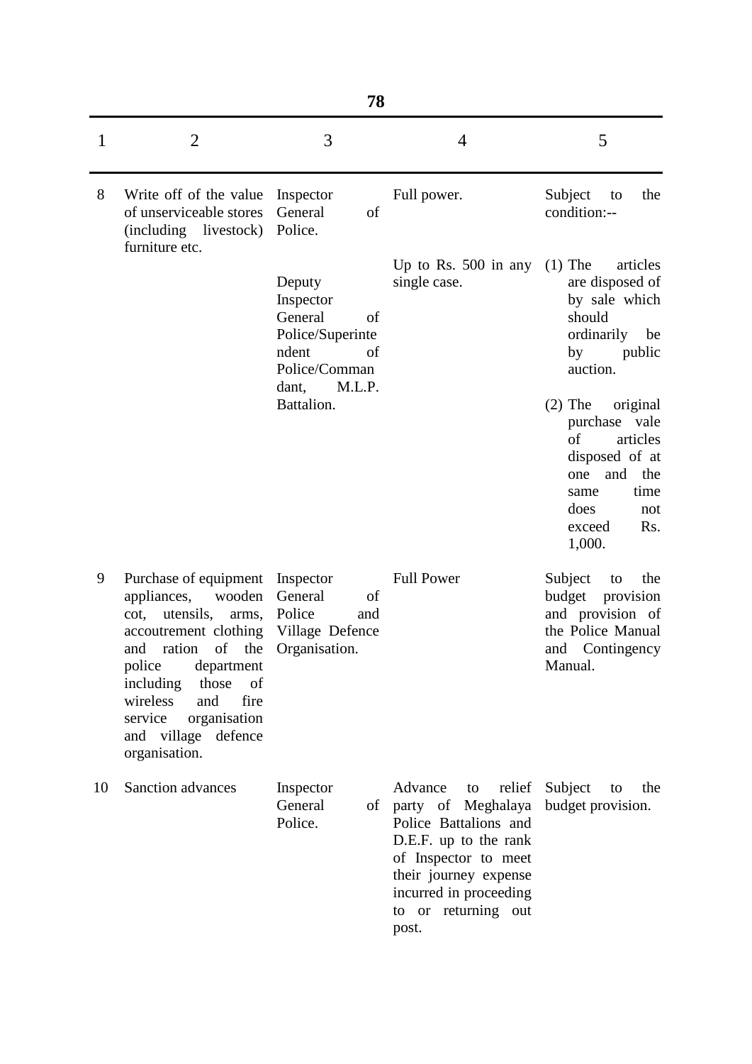| 1 | 2 | 3 | 4 | 5 |
|---|---|---|---|---|
| 8 | Write off of the value of unserviceable stores (including livestock) furniture etc. | Inspector General of Police. | Full power. | Subject to the condition:-- |
| | | Deputy Inspector General of Police/Superintendent of Police/Commandant, M.L.P. Battalion. | Up to Rs. 500 in any single case. | (1) The articles are disposed of by sale which should ordinarily be by public auction.<br><br>(2) The original purchase vale of articles disposed of at one and the same time does not exceed Rs. 1,000. |
| 9 | Purchase of equipment appliances, wooden cot, utensils, arms, accoutrement clothing and ration of the police department including those of wireless and fire service organisation and village defence organisation. | Inspector General of Police and Village Defence Organisation. | Full Power | Subject to the budget provision and provision of the Police Manual and Contingency Manual. |
| 10 | Sanction advances | Inspector General of Police. | Advance to relief party of Meghalaya Police Battalions and D.E.F. up to the rank of Inspector to meet their journey expense incurred in proceeding to or returning out post. | Subject to the budget provision. |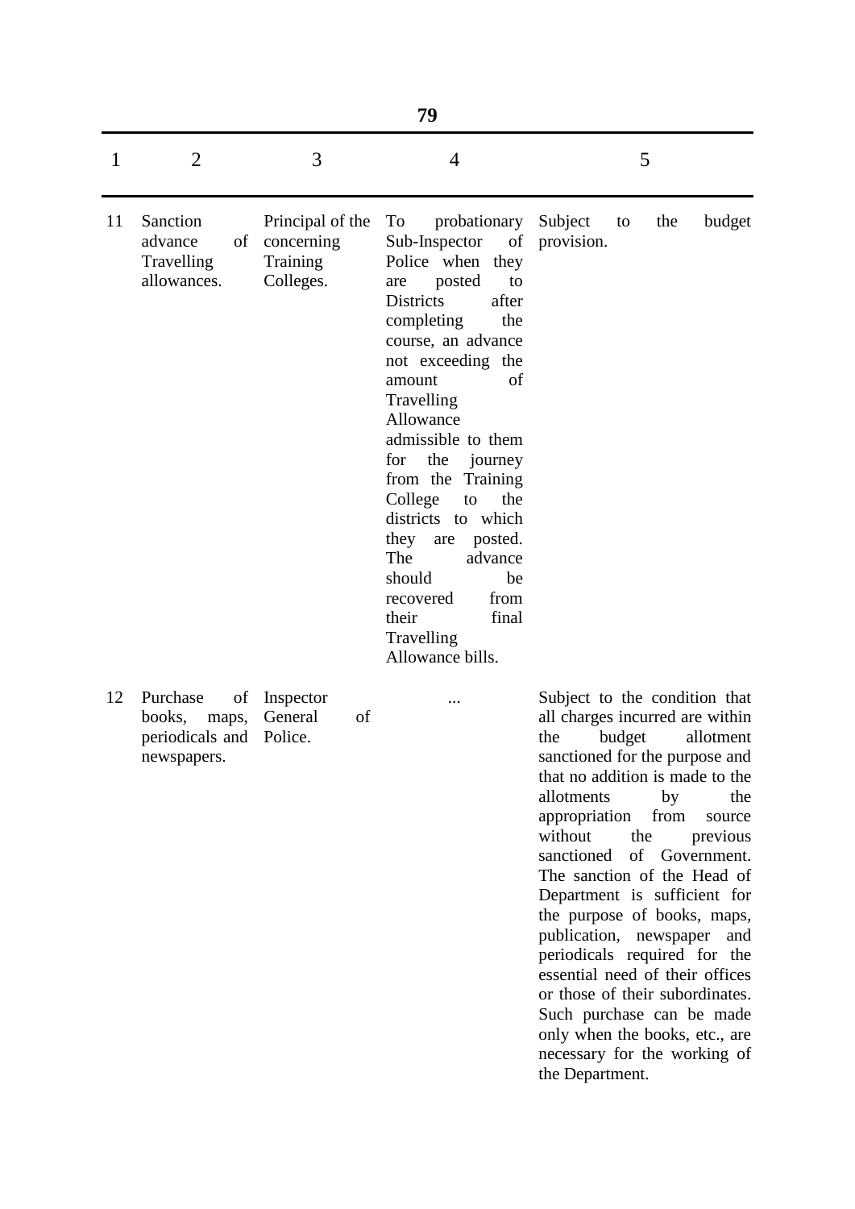| 1 | 2 | 3 | 4 | 5 |
|---|---|---|---|---|
| 11 | Sanction advance of Travelling allowances. | Principal of the concerning Training Colleges. | To probationary Sub-Inspector of Police when they are posted to Districts after completing the course, an advance not exceeding the amount of Travelling Allowance admissible to them for the journey from the Training College to the districts to which they are posted. The advance should be recovered from their final Travelling Allowance bills. | Subject to the budget provision. |
| 12 | Purchase of books, maps, periodicals and newspapers. | Inspector General of Police. | ... | Subject to the condition that all charges incurred are within the budget allotment sanctioned for the purpose and that no addition is made to the allotments by the appropriation from source without the previous sanctioned of Government. The sanction of the Head of Department is sufficient for the purpose of books, maps, publication, newspaper and periodicals required for the essential need of their offices or those of their subordinates. Such purchase can be made only when the books, etc., are necessary for the working of the Department. |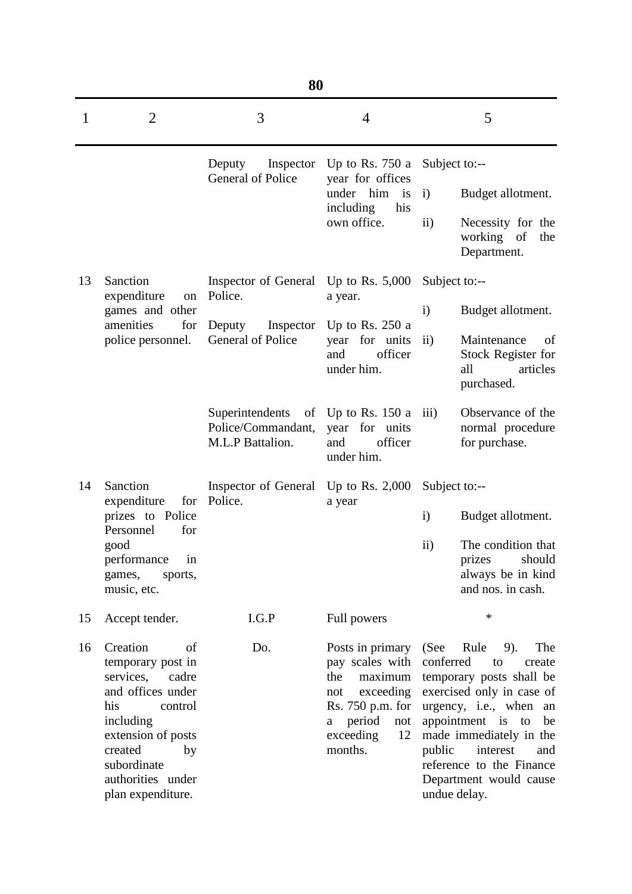| 1 | 2 | 3 | 4 | 5 |
|---|---|---|---|---|
| | | Deputy Inspector General of Police | Up to Rs. 750 a year for offices under him is including his own office. | Subject to:-- i) Budget allotment. ii) Necessity for the working of the Department. |
| 13 | Sanction expenditure on games and other amenities for police personnel. | Inspector of General Police. | Up to Rs. 5,000 a year. | Subject to:-- i) Budget allotment. ii) Maintenance of Stock Register for all articles purchased. iii) Observance of the normal procedure for purchase. |
| | | Deputy Inspector General of Police | Up to Rs. 250 a year for units and officer under him. | |
| | | Superintendents of Police/Commandant, M.L.P Battalion. | Up to Rs. 150 a year for units and officer under him. | |
| 14 | Sanction expenditure for prizes to Police Personnel for good performance in games, sports, music, etc. | Inspector of General Police. | Up to Rs. 2,000 a year | Subject to:-- i) Budget allotment. ii) The condition that prizes should always be in kind and nos. in cash. |
| 15 | Accept tender. | I.G.P | Full powers | * |
| 16 | Creation of temporary post in services, cadre and offices under his control including extension of posts created by subordinate authorities under plan expenditure. | Do. | Posts in primary pay scales with the maximum not exceeding Rs. 750 p.m. for a period not exceeding 12 months. | (See Rule 9). The conferred to create temporary posts shall be exercised only in case of urgency, i.e., when an appointment is to be made immediately in the public interest and reference to the Finance Department would cause undue delay. |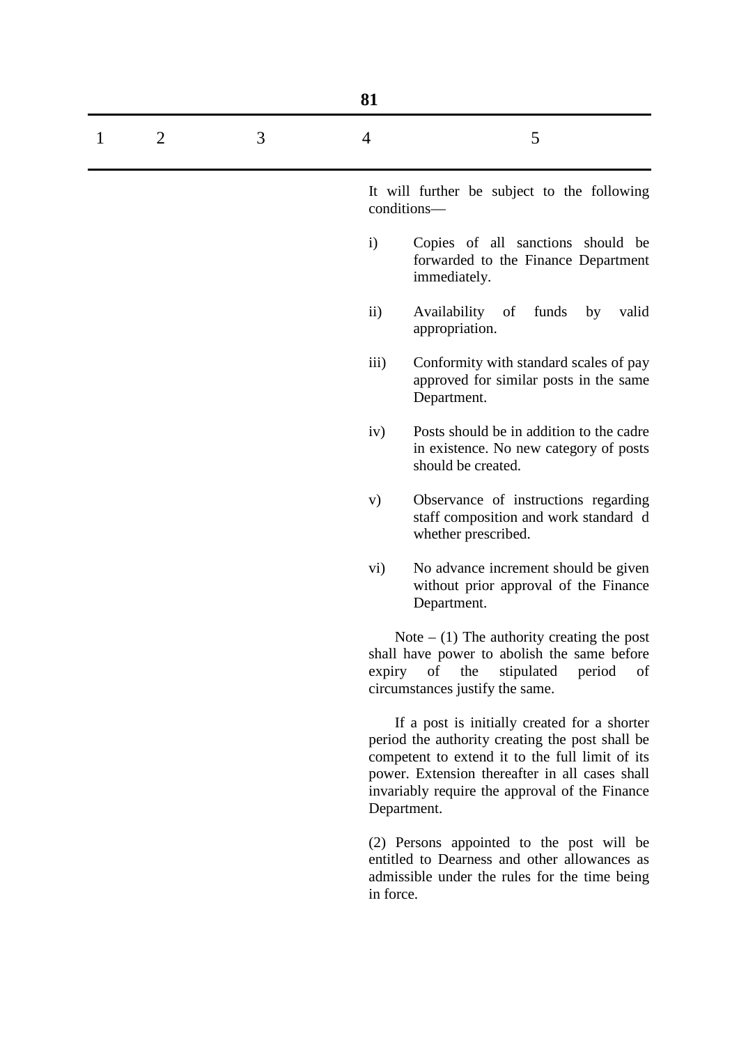| 1 | 2 | 3 | 4 | 5 |
|---|---|---|---|---|
| | | | It will further be subject to the following conditions—<br><br>i) Copies of all sanctions should be forwarded to the Finance Department immediately.<br><br>ii) Availability of funds by valid appropriation.<br><br>iii) Conformity with standard scales of pay approved for similar posts in the same Department.<br><br>iv) Posts should be in addition to the cadre in existence. No new category of posts should be created.<br><br>v) Observance of instructions regarding staff composition and work standard d whether prescribed.<br><br>vi) No advance increment should be given without prior approval of the Finance Department.<br><br>Note – (1) The authority creating the post shall have power to abolish the same before expiry of the stipulated period of circumstances justify the same.<br><br>If a post is initially created for a shorter period the authority creating the post shall be competent to extend it to the full limit of its power. Extension thereafter in all cases shall invariably require the approval of the Finance Department.<br><br>(2) Persons appointed to the post will be entitled to Dearness and other allowances as admissible under the rules for the time being in force. | |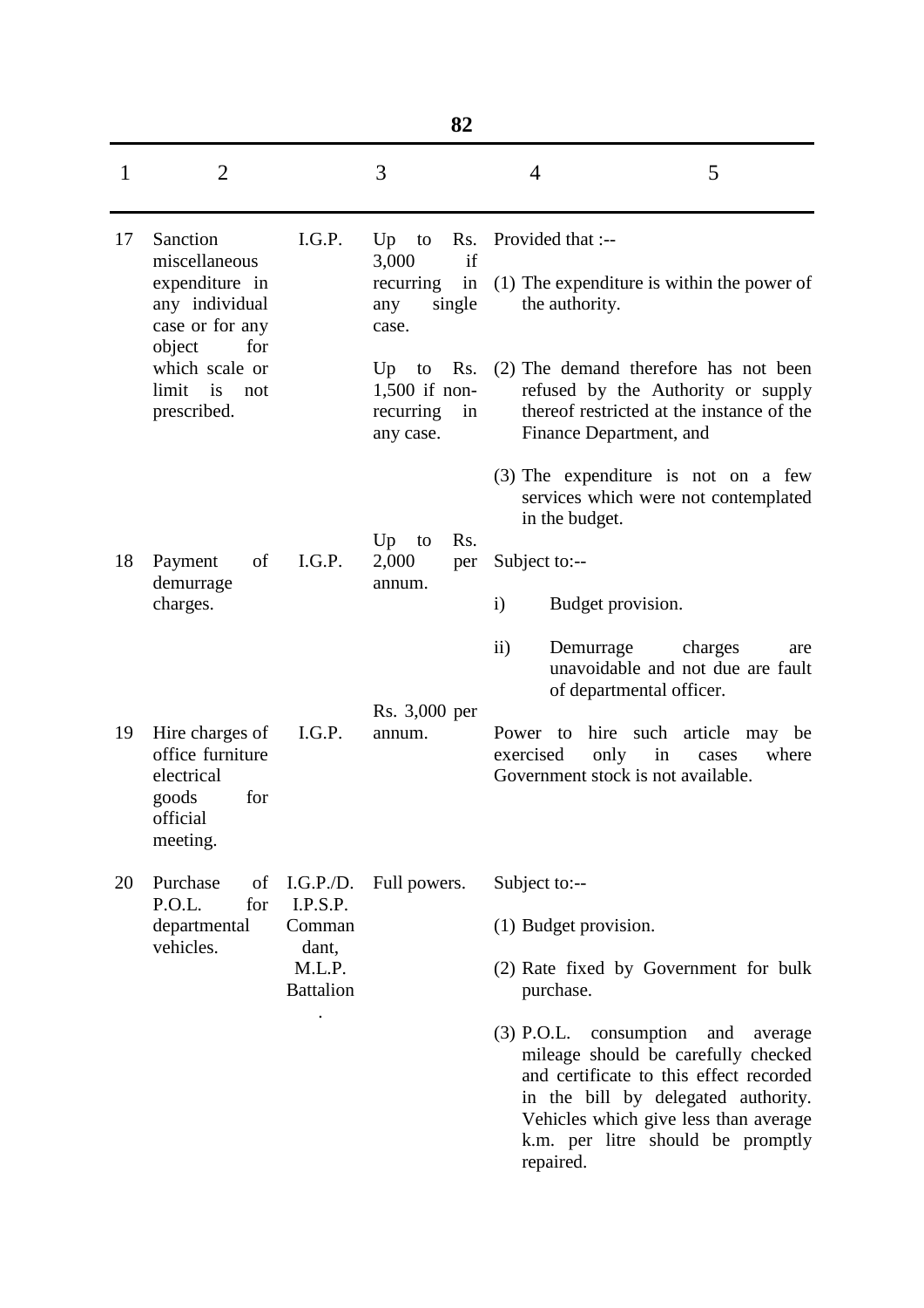| 1 | 2 | | 3 | 4 | 5 |
|---|---|---|---|---|---|
| 17 | Sanction miscellaneous expenditure in any individual case or for any object for which scale or limit is not prescribed. | I.G.P. | Up to Rs. 3,000 if recurring in any single case.<br><br>Up to Rs. 1,500 if non-recurring in any case. | Provided that :--<br><br>(1) The expenditure is within the power of the authority.<br><br>(2) The demand therefore has not been refused by the Authority or supply thereof restricted at the instance of the Finance Department, and<br><br>(3) The expenditure is not on a few services which were not contemplated in the budget. | |
| 18 | Payment of demurrage charges. | I.G.P. | Up to Rs. 2,000 per annum. | Subject to:--<br><br>i) Budget provision.<br><br>ii) Demurrage charges are unavoidable and not due are fault of departmental officer. | |
| 19 | Hire charges of office furniture electrical goods for official meeting. | I.G.P. | Rs. 3,000 per annum. | Power to hire such article may be exercised only in cases where Government stock is not available. | |
| 20 | Purchase of P.O.L. for departmental vehicles. | I.G.P./D. I.P.S.P. Commandant, M.L.P. Battalion. | Full powers. | Subject to:--<br><br>(1) Budget provision.<br><br>(2) Rate fixed by Government for bulk purchase.<br><br>(3) P.O.L. consumption and average mileage should be carefully checked and certificate to this effect recorded in the bill by delegated authority. Vehicles which give less than average k.m. per litre should be promptly repaired. | |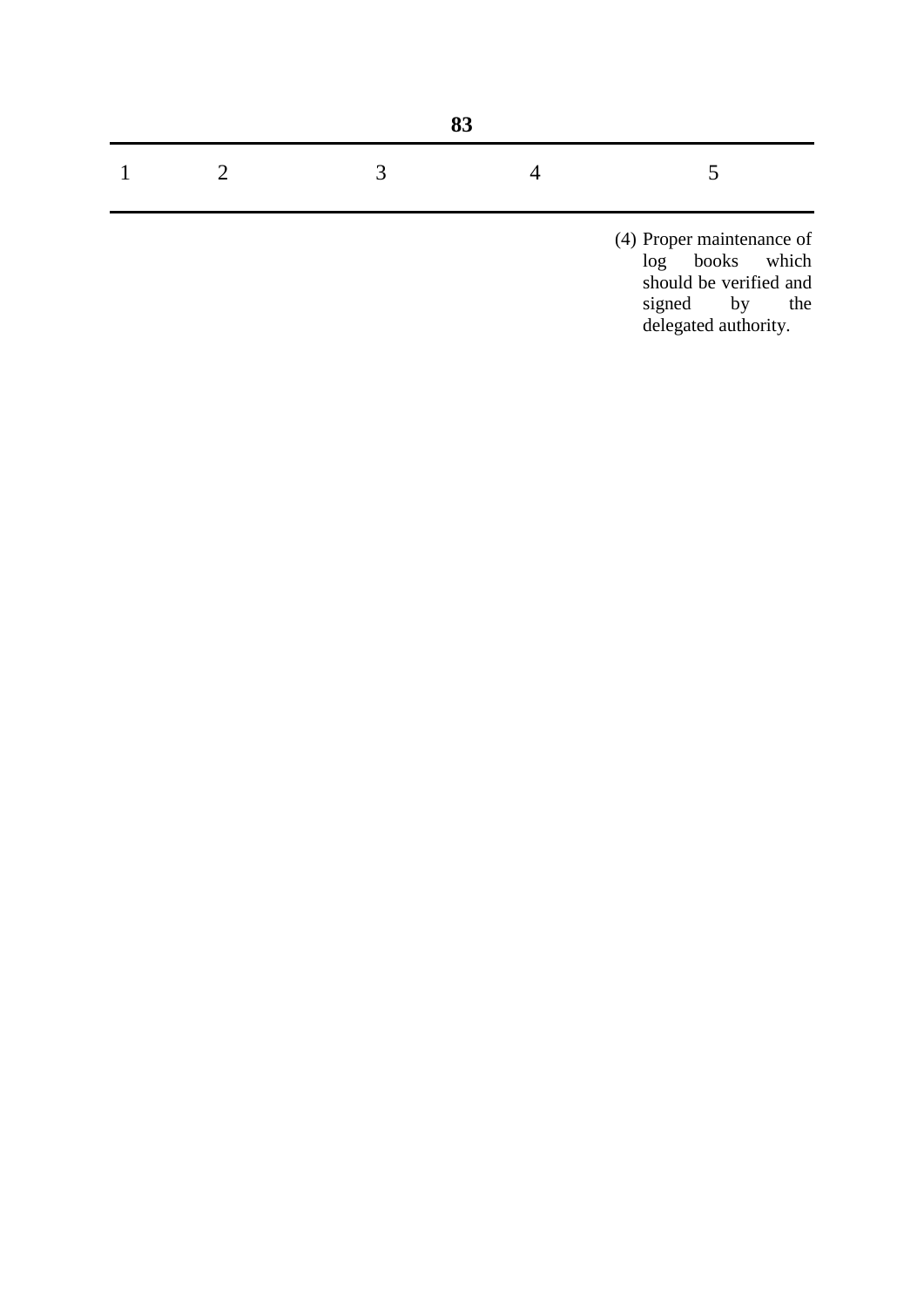| 1 | 2 | 3 | 4 | 5 |
| --- | --- | --- | --- | --- |
| | | | | (4) Proper maintenance of log books which should be verified and signed by the delegated authority. |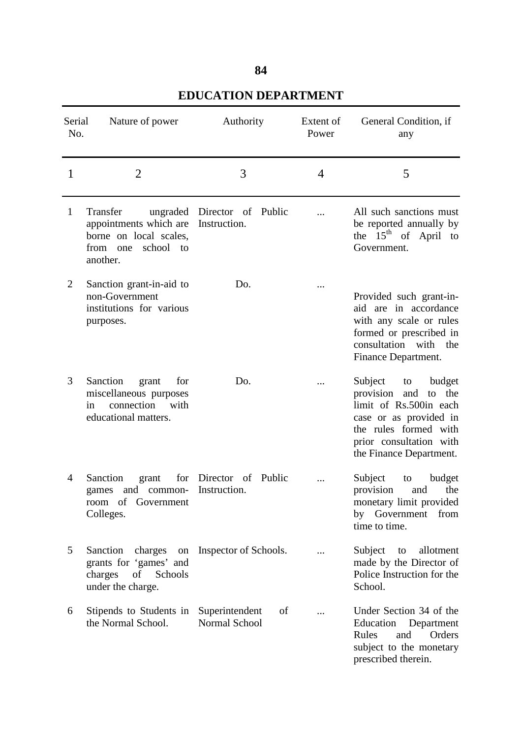# EDUCATION DEPARTMENT

| Serial No. | Nature of power | Authority | Extent of Power | General Condition, if any |
|---|---|---|---|---|
| 1 | 2 | 3 | 4 | 5 |
| 1 | Transfer ungraded appointments which are borne on local scales, from one school to another. | Director of Public Instruction. | ... | All such sanctions must be reported annually by the 15th of April to Government. |
| 2 | Sanction grant-in-aid to non-Government institutions for various purposes. | Do. | ... | Provided such grant-in-aid are in accordance with any scale or rules formed or prescribed in consultation with the Finance Department. |
| 3 | Sanction grant for miscellaneous purposes in connection with educational matters. | Do. | ... | Subject to budget provision and to the limit of Rs.500in each case or as provided in the rules formed with prior consultation with the Finance Department. |
| 4 | Sanction grant for games and common-room of Government Colleges. | Director of Public Instruction. | ... | Subject to budget provision and the monetary limit provided by Government from time to time. |
| 5 | Sanction charges on grants for 'games' and charges of Schools under the charge. | Inspector of Schools. | ... | Subject to allotment made by the Director of Police Instruction for the School. |
| 6 | Stipends to Students in the Normal School. | Superintendent of Normal School | ... | Under Section 34 of the Education Department Rules and Orders subject to the monetary prescribed therein. |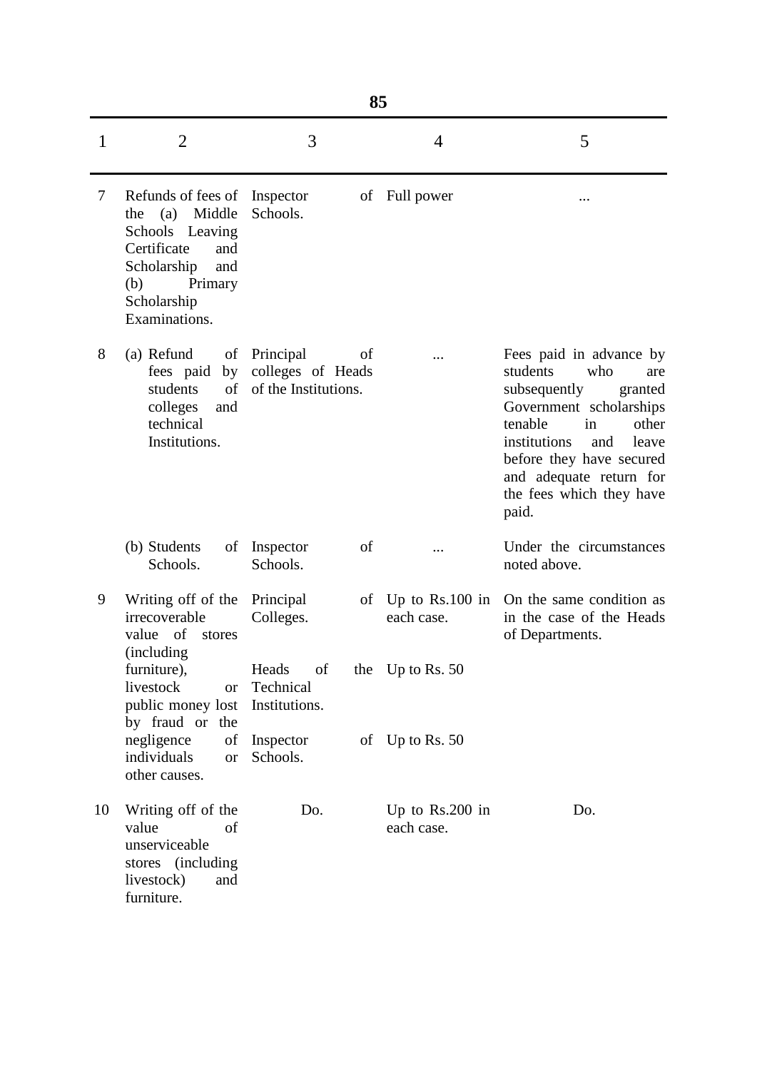| 1 | 2 | 3 | 4 | 5 |
|---|---|---|---|---|
| 7 | Refunds of fees of the (a) Middle Schools Leaving Certificate and Scholarship and (b) Primary Scholarship Examinations. | Inspector of Schools. | Full power | ... |
| 8 | (a) Refund of fees paid by students of colleges and technical Institutions. | Principal of colleges of Heads of the Institutions. | ... | Fees paid in advance by students who are subsequently granted Government scholarships tenable in other institutions and leave before they have secured and adequate return for the fees which they have paid. |
| | (b) Students of Schools. | Inspector of Schools. | ... | Under the circumstances noted above. |
| 9 | Writing off of the irrecoverable value of stores (including furniture), livestock or public money lost by fraud or the negligence of individuals or other causes. | Principal of Colleges. | Up to Rs.100 in each case. | On the same condition as in the case of the Heads of Departments. |
| | | Heads of the Technical Institutions. | Up to Rs. 50 | |
| | | Inspector of Schools. | Up to Rs. 50 | |
| 10 | Writing off of the value of unserviceable stores (including livestock) and furniture. | Do. | Up to Rs.200 in each case. | Do. |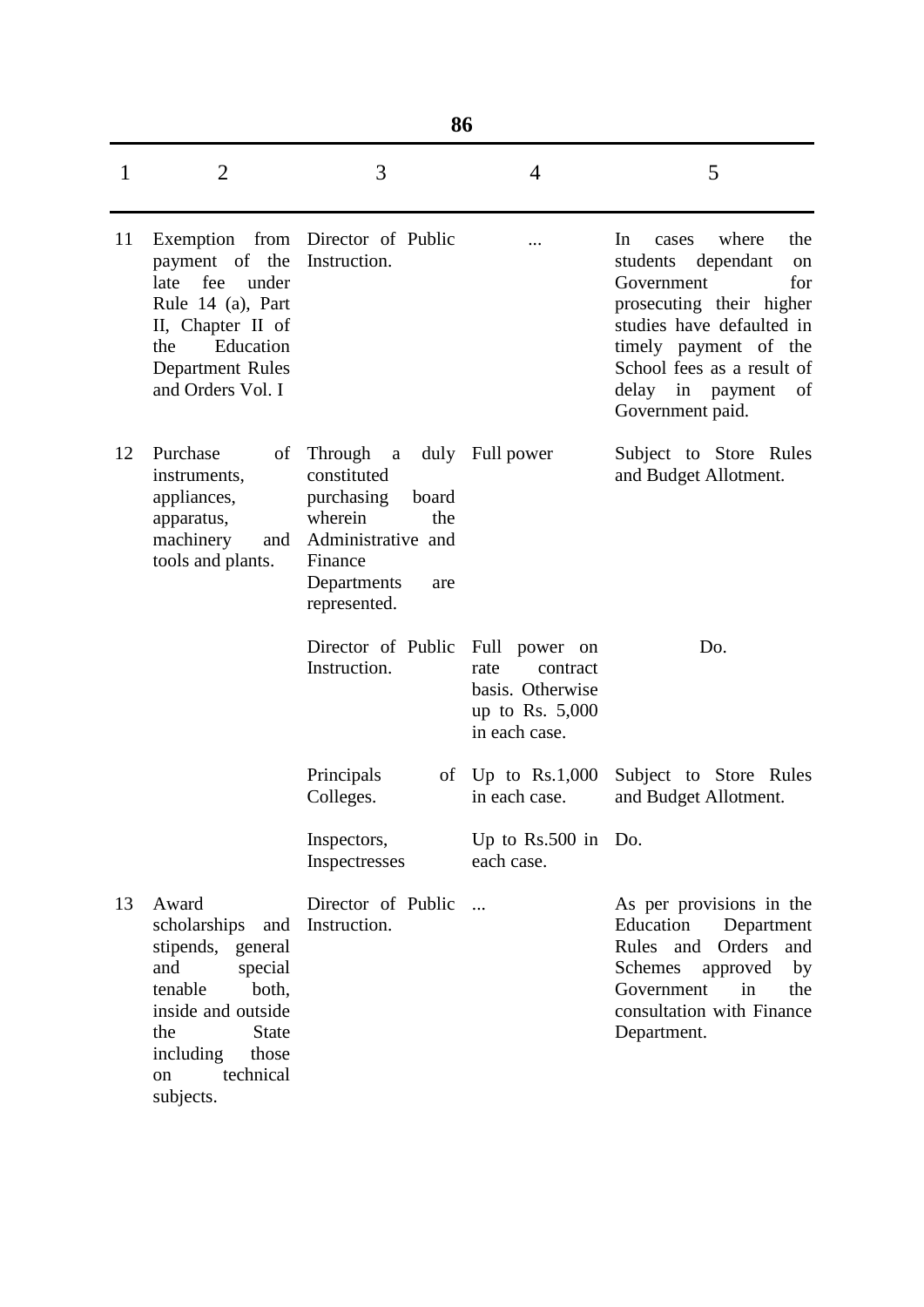| 1 | 2 | 3 | 4 | 5 |
|---|---|---|---|---|
| 11 | Exemption from payment of the late fee under Rule 14 (a), Part II, Chapter II of the Education Department Rules and Orders Vol. I | Director of Public Instruction. | ... | In cases where the students dependant on Government for prosecuting their higher studies have defaulted in timely payment of the School fees as a result of delay in payment of Government paid. |
| 12 | Purchase of instruments, appliances, apparatus, machinery and tools and plants. | Through a duly constituted purchasing board wherein the Administrative and Finance Departments are represented. | Full power | Subject to Store Rules and Budget Allotment. |
| | | Director of Public Instruction. | Full power on rate contract basis. Otherwise up to Rs. 5,000 in each case. | Do. |
| | | Principals of Colleges. | Up to Rs.1,000 in each case. | Subject to Store Rules and Budget Allotment. |
| | | Inspectors, Inspectresses | Up to Rs.500 in each case. | Do. |
| 13 | Award scholarships and stipends, general and special tenable both, inside and outside the State including those on technical subjects. | Director of Public Instruction. | ... | As per provisions in the Education Department Rules and Orders and Schemes approved by Government in the consultation with Finance Department. |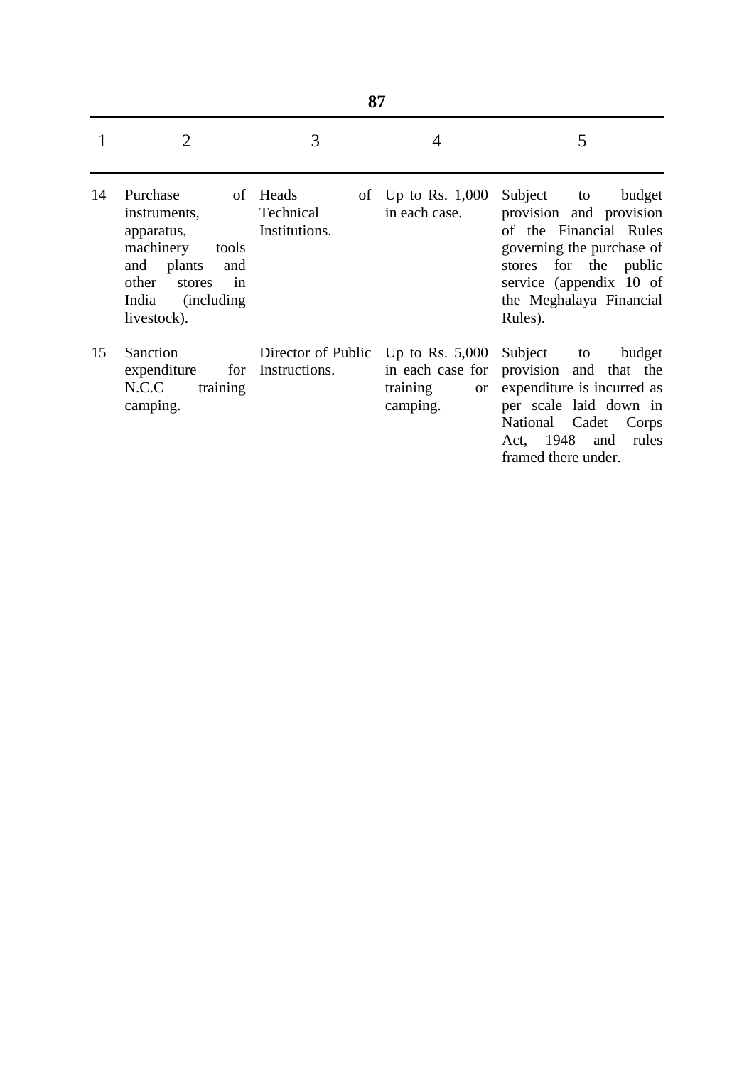| 1 | 2 | 3 | 4 | 5 |
|---|---|---|---|---|
| 14 | Purchase of instruments, apparatus, machinery tools and plants and other stores in India (including livestock). | Heads of Technical Institutions. | Up to Rs. 1,000 in each case. | Subject to budget provision and provision of the Financial Rules governing the purchase of stores for the public service (appendix 10 of the Meghalaya Financial Rules). |
| 15 | Sanction expenditure for N.C.C training camping. | Director of Public Instructions. | Up to Rs. 5,000 in each case for training or camping. | Subject to budget provision and that the expenditure is incurred as per scale laid down in National Cadet Corps Act, 1948 and rules framed there under. |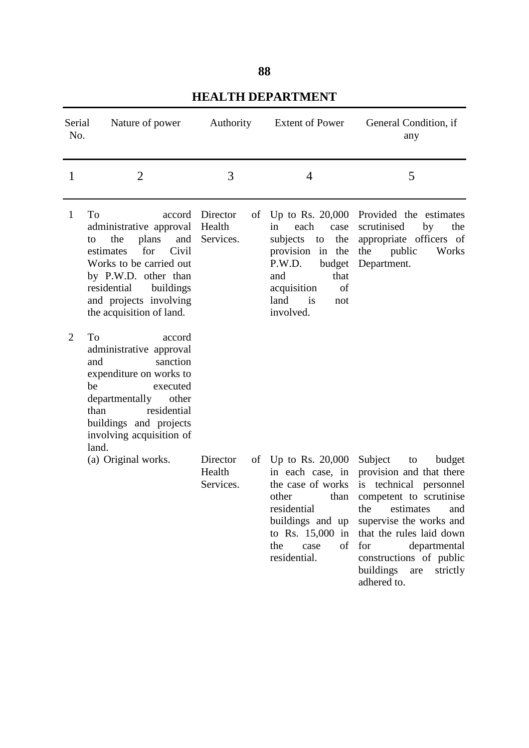## HEALTH DEPARTMENT

| Serial No. | Nature of power | Authority | Extent of Power | General Condition, if any |
|---|---|---|---|---|
| 1 | 2 | 3 | 4 | 5 |
| 1 | To accord administrative approval to the plans and estimates for Civil Works to be carried out by P.W.D. other than residential buildings and projects involving the acquisition of land. | Director of Health Services. | Up to Rs. 20,000 in each case subjects to the provision in the P.W.D. budget and that acquisition of land is not involved. | Provided the estimates scrutinised by the appropriate officers of the public Works Department. |
| 2 | To accord administrative approval and sanction expenditure on works to be executed departmentally other than residential buildings and projects involving acquisition of land. | | | |
| | (a) Original works. | Director of Health Services. | Up to Rs. 20,000 in each case, in the case of works other than residential buildings and up to Rs. 15,000 in the case of residential. | Subject to budget provision and that there is technical personnel competent to scrutinise the estimates and supervise the works and that the rules laid down for departmental constructions of public buildings are strictly adhered to. |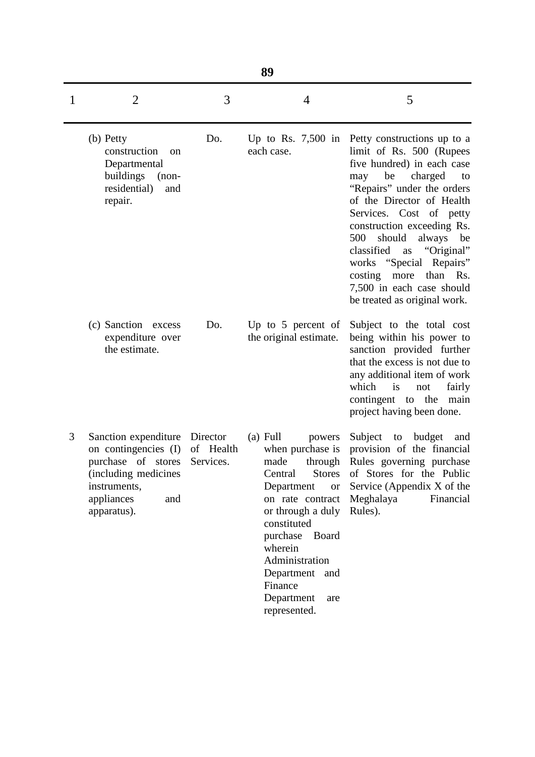| 1 | 2 | 3 | 4 | 5 |
|---|---|---|---|---|
| | (b) Petty construction on Departmental buildings (non-residential) and repair. | Do. | Up to Rs. 7,500 in each case. | Petty constructions up to a limit of Rs. 500 (Rupees five hundred) in each case may be charged to "Repairs" under the orders of the Director of Health Services. Cost of petty construction exceeding Rs. 500 should always be classified as "Original" works "Special Repairs" costing more than Rs. 7,500 in each case should be treated as original work. |
| | (c) Sanction excess expenditure over the estimate. | Do. | Up to 5 percent of the original estimate. | Subject to the total cost being within his power to sanction provided further that the excess is not due to any additional item of work which is not fairly contingent to the main project having been done. |
| 3 | Sanction expenditure on contingencies (I) purchase of stores (including medicines instruments, appliances and apparatus). | Director of Health Services. | (a) Full powers when purchase is made through Central Stores Department or on rate contract or through a duly constituted purchase Board wherein Administration Department and Finance Department are represented. | Subject to budget and provision of the financial Rules governing purchase of Stores for the Public Service (Appendix X of the Meghalaya Financial Rules). |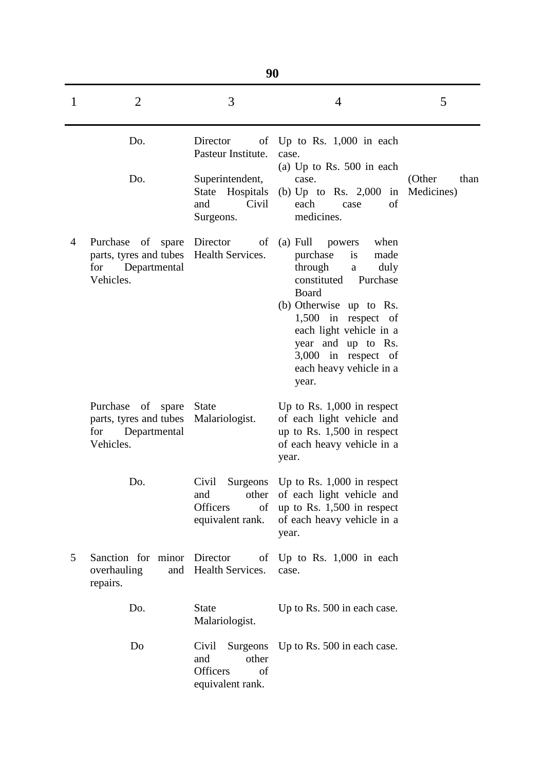| 1 | 2 | 3 | 4 | 5 |
|---|---|---|---|---|
| | Do. | Director of Pasteur Institute. | Up to Rs. 1,000 in each case. | |
| | Do. | Superintendent, State Hospitals and Civil Surgeons. | (a) Up to Rs. 500 in each case. (b) Up to Rs. 2,000 in each case of medicines. | (Other than Medicines) |
| 4 | Purchase of spare parts, tyres and tubes for Departmental Vehicles. | Director of Health Services. | (a) Full powers when purchase is made through a duly constituted Purchase Board (b) Otherwise up to Rs. 1,500 in respect of each light vehicle in a year and up to Rs. 3,000 in respect of each heavy vehicle in a year. | |
| | Purchase of spare parts, tyres and tubes for Departmental Vehicles. | State Malariologist. | Up to Rs. 1,000 in respect of each light vehicle and up to Rs. 1,500 in respect of each heavy vehicle in a year. | |
| | Do. | Civil Surgeons and other Officers of equivalent rank. | Up to Rs. 1,000 in respect of each light vehicle and up to Rs. 1,500 in respect of each heavy vehicle in a year. | |
| 5 | Sanction for minor overhauling and repairs. | Director of Health Services. | Up to Rs. 1,000 in each case. | |
| | Do. | State Malariologist. | Up to Rs. 500 in each case. | |
| | Do | Civil Surgeons and other Officers of equivalent rank. | Up to Rs. 500 in each case. | |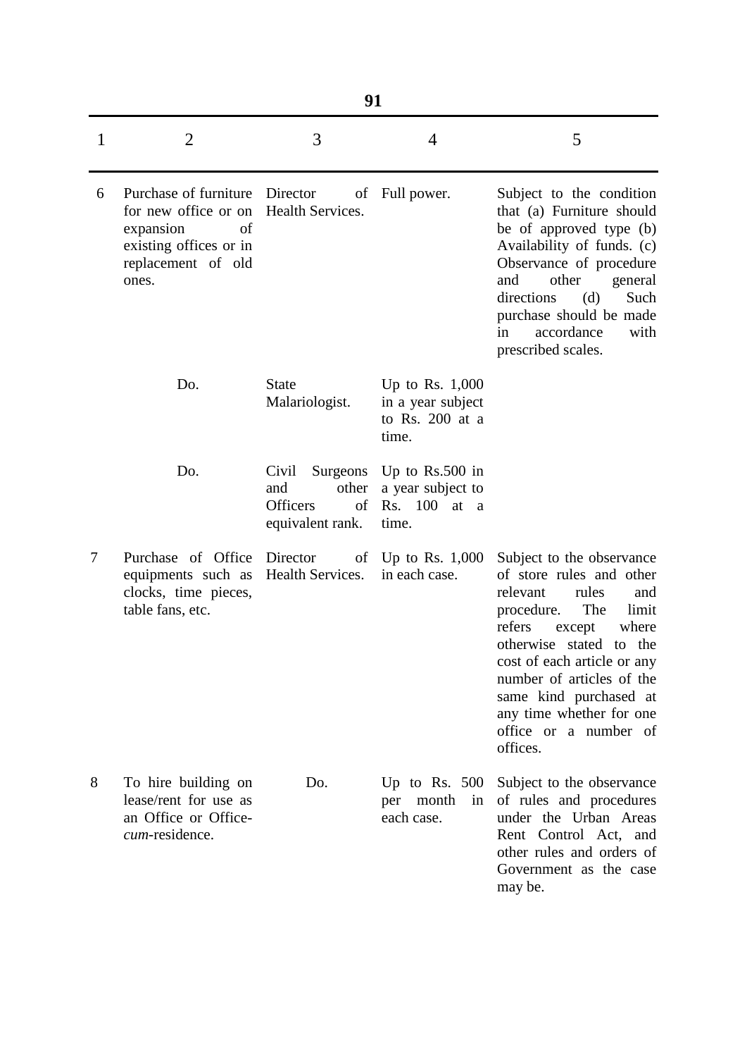| 1 | 2 | 3 | 4 | 5 |
|---|---|---|---|---|
| 6 | Purchase of furniture for new office or on expansion of existing offices or in replacement of old ones. | Director of Health Services. | Full power. | Subject to the condition that (a) Furniture should be of approved type (b) Availability of funds. (c) Observance of procedure and other general directions (d) Such purchase should be made in accordance with prescribed scales. |
| | Do. | State Malariologist. | Up to Rs. 1,000 in a year subject to Rs. 200 at a time. | |
| | Do. | Civil Surgeons and other Officers of equivalent rank. | Up to Rs.500 in a year subject to Rs. 100 at a time. | |
| 7 | Purchase of Office equipments such as clocks, time pieces, table fans, etc. | Director of Health Services. | Up to Rs. 1,000 in each case. | Subject to the observance of store rules and other relevant rules and procedure. The limit refers except where otherwise stated to the cost of each article or any number of articles of the same kind purchased at any time whether for one office or a number of offices. |
| 8 | To hire building on lease/rent for use as an Office or Office-*cum*-residence. | Do. | Up to Rs. 500 per month in each case. | Subject to the observance of rules and procedures under the Urban Areas Rent Control Act, and other rules and orders of Government as the case may be. |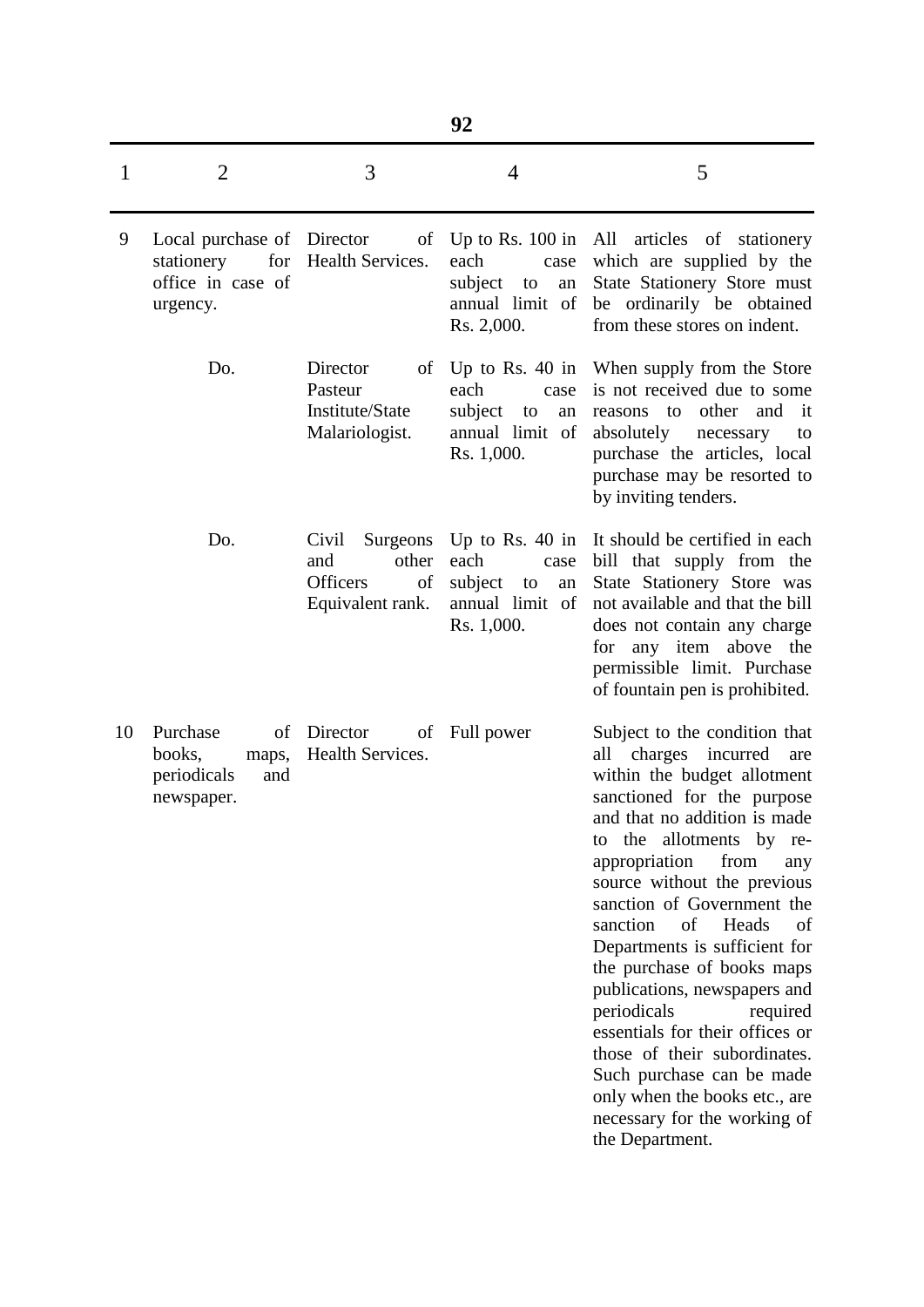| 1 | 2 | 3 | 4 | 5 |
|---|---|---|---|---|
| 9 | Local purchase of stationery for office in case of urgency. | Director of Health Services. | Up to Rs. 100 in each case subject to an annual limit of Rs. 2,000. | All articles of stationery which are supplied by the State Stationery Store must be ordinarily be obtained from these stores on indent. |
| | Do. | Director of Pasteur Institute/State Malariologist. | Up to Rs. 40 in each case subject to an annual limit of Rs. 1,000. | When supply from the Store is not received due to some reasons to other and it absolutely necessary to purchase the articles, local purchase may be resorted to by inviting tenders. |
| | Do. | Civil Surgeons and other Officers of Equivalent rank. | Up to Rs. 40 in each case subject to an annual limit of Rs. 1,000. | It should be certified in each bill that supply from the State Stationery Store was not available and that the bill does not contain any charge for any item above the permissible limit. Purchase of fountain pen is prohibited. |
| 10 | Purchase of books, maps, periodicals and newspaper. | Director of Health Services. | Full power | Subject to the condition that all charges incurred are within the budget allotment sanctioned for the purpose and that no addition is made to the allotments by re-appropriation from any source without the previous sanction of Government the sanction of Heads of Departments is sufficient for the purchase of books maps publications, newspapers and periodicals required essentials for their offices or those of their subordinates. Such purchase can be made only when the books etc., are necessary for the working of the Department. |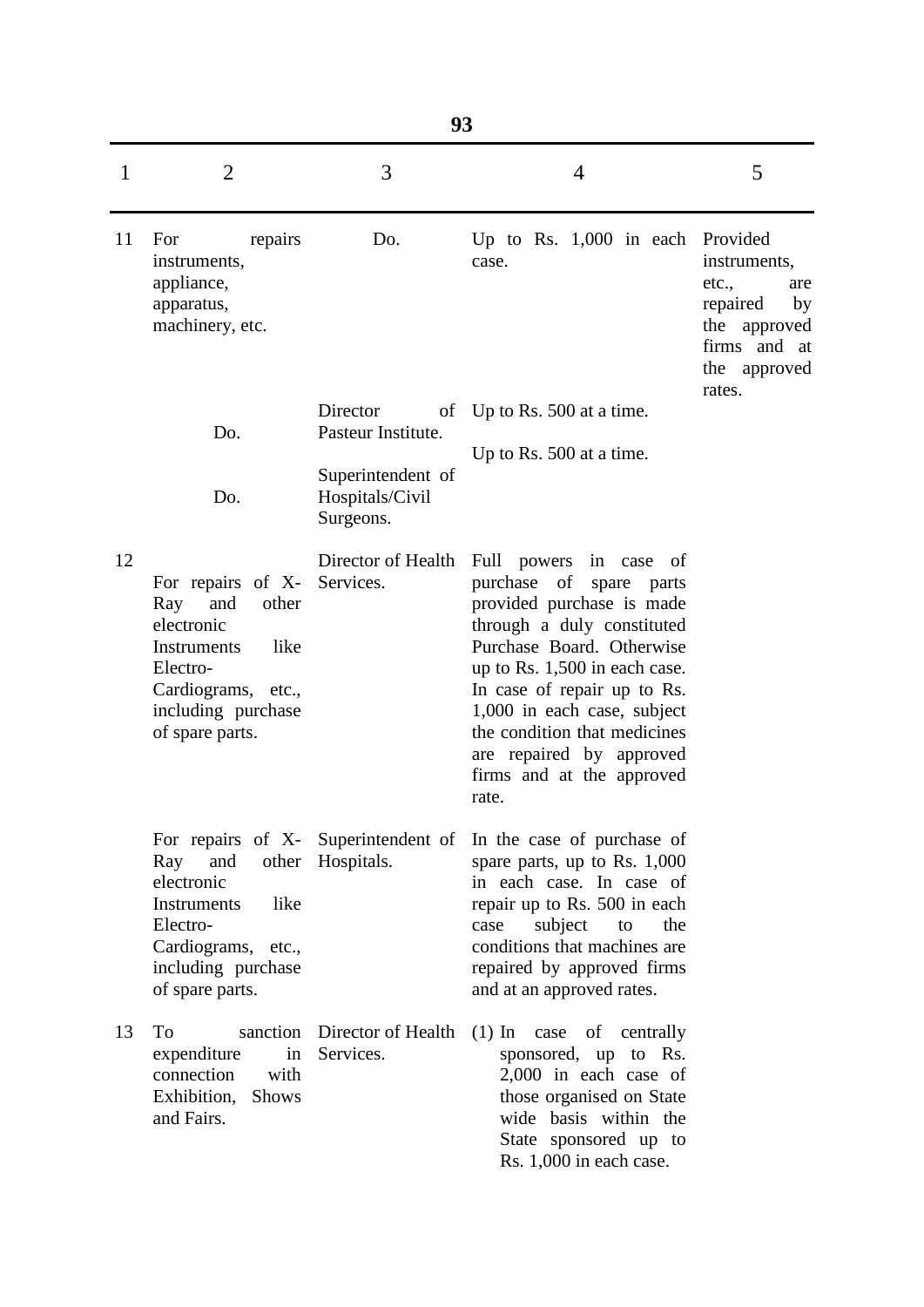| 1 | 2 | 3 | 4 | 5 |
|---|---|---|---|---|
| 11 | For repairs instruments, appliance, apparatus, machinery, etc. | Do. | Up to Rs. 1,000 in each case. | Provided instruments, etc., are repaired by the approved firms and at the approved rates. |
| | Do. | Director of Pasteur Institute. | Up to Rs. 500 at a time. | |
| | Do. | Superintendent of Hospitals/Civil Surgeons. | Up to Rs. 500 at a time. | |
| 12 | For repairs of X-Ray and other electronic Instruments like Electro-Cardiograms, etc., including purchase of spare parts. | Director of Health Services. | Full powers in case of purchase of spare parts provided purchase is made through a duly constituted Purchase Board. Otherwise up to Rs. 1,500 in each case. In case of repair up to Rs. 1,000 in each case, subject the condition that medicines are repaired by approved firms and at the approved rate. | |
| | For repairs of X-Ray and other electronic Instruments like Electro-Cardiograms, etc., including purchase of spare parts. | Superintendent of Hospitals. | In the case of purchase of spare parts, up to Rs. 1,000 in each case. In case of repair up to Rs. 500 in each case subject to the conditions that machines are repaired by approved firms and at an approved rates. | |
| 13 | To sanction expenditure in connection with Exhibition, Shows and Fairs. | Director of Health Services. | (1) In case of centrally sponsored, up to Rs. 2,000 in each case of those organised on State wide basis within the State sponsored up to Rs. 1,000 in each case. | |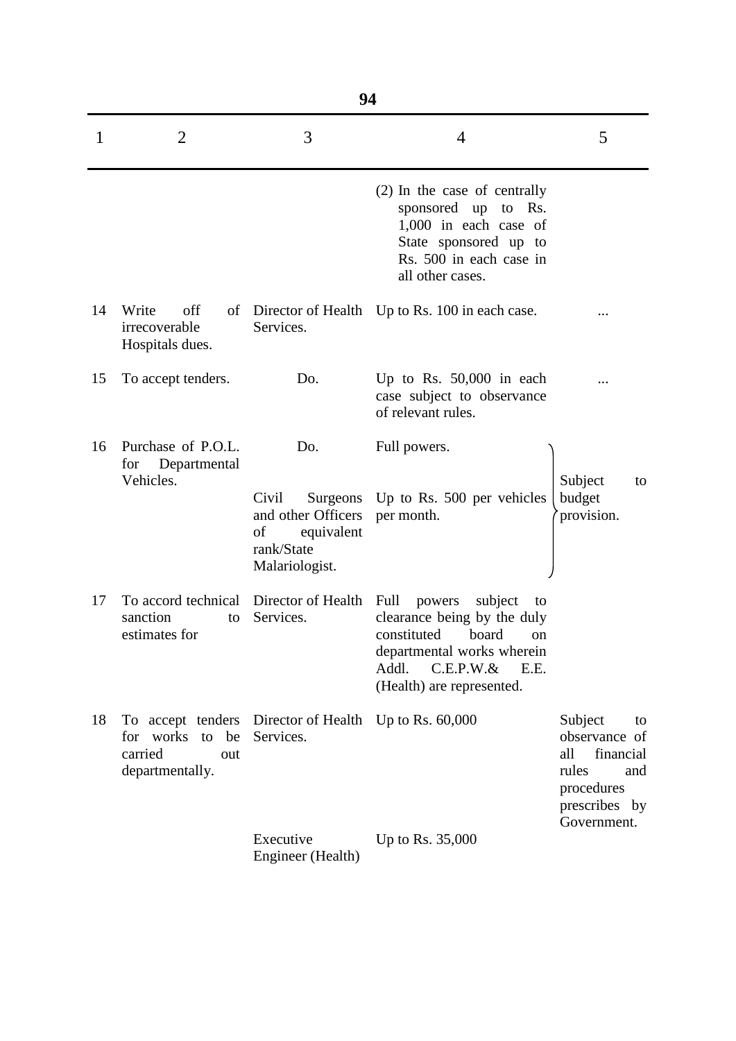| 1 | 2 | 3 | 4 | 5 |
|---|---|---|---|---|
| | | | (2) In the case of centrally sponsored up to Rs. 1,000 in each case of State sponsored up to Rs. 500 in each case in all other cases. | |
| 14 | Write off of irrecoverable Hospitals dues. | Director of Health Services. | Up to Rs. 100 in each case. | ... |
| 15 | To accept tenders. | Do. | Up to Rs. 50,000 in each case subject to observance of relevant rules. | ... |
| 16 | Purchase of P.O.L. for Departmental Vehicles. | Do. | Full powers. | Subject to budget provision. |
| | | Civil Surgeons and other Officers of equivalent rank/State Malariologist. | Up to Rs. 500 per vehicles per month. | |
| 17 | To accord technical sanction to estimates for | Director of Health Services. | Full powers subject to clearance being by the duly constituted board on departmental works wherein Addl. C.E.P.W.& E.E. (Health) are represented. | |
| 18 | To accept tenders for works to be carried out departmentally. | Director of Health Services. | Up to Rs. 60,000 | Subject to observance of all financial rules and procedures prescribes by Government. |
| | | Executive Engineer (Health) | Up to Rs. 35,000 | |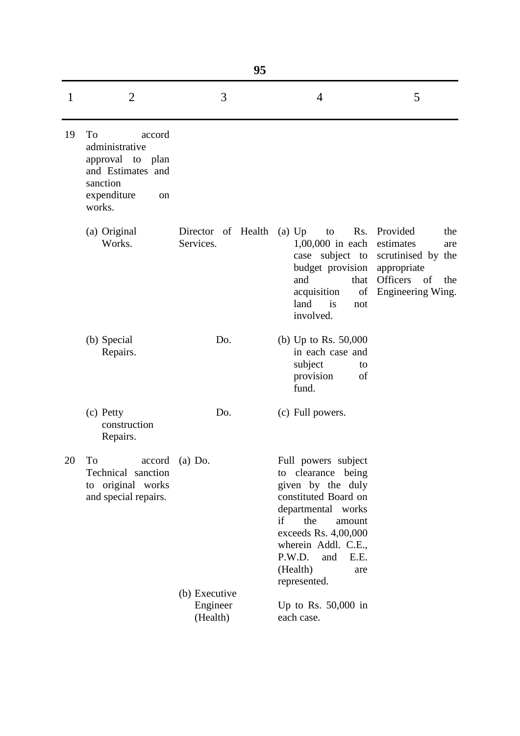| 1 | 2 | 3 | 4 | 5 |
|---|---|---|---|---|
| 19 | To accord administrative approval to plan and Estimates and sanction expenditure on works. | | | |
| | (a) Original Works. | Director of Health Services. | (a) Up to Rs. 1,00,000 in each case subject to budget provision and that acquisition of land is not involved. | Provided the estimates are scrutinised by the appropriate Officers of the Engineering Wing. |
| | (b) Special Repairs. | Do. | (b) Up to Rs. 50,000 in each case and subject to provision of fund. | |
| | (c) Petty construction Repairs. | Do. | (c) Full powers. | |
| 20 | To accord Technical sanction to original works and special repairs. | (a) Do. | Full powers subject to clearance being given by the duly constituted Board on departmental works if the amount exceeds Rs. 4,00,000 wherein Addl. C.E., P.W.D. and E.E. (Health) are represented. | |
| | | (b) Executive Engineer (Health) | Up to Rs. 50,000 in each case. | |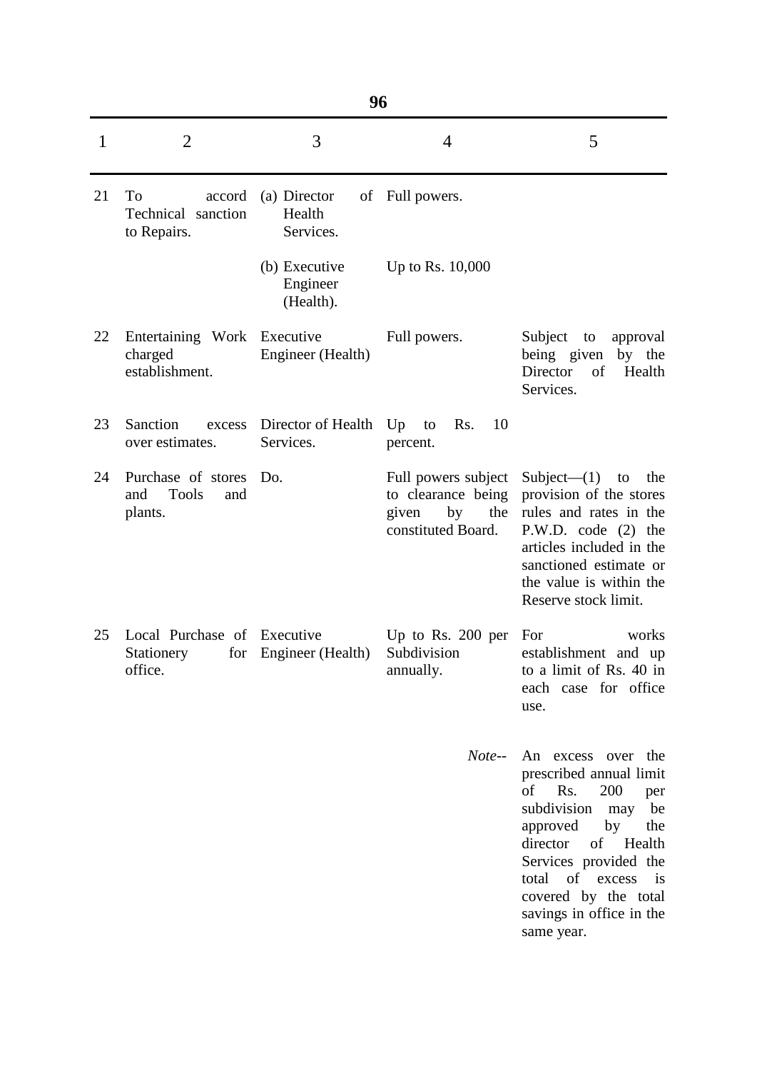| 1 | 2 | 3 | 4 | 5 |
|---|---|---|---|---|
| 21 | To accord Technical sanction to Repairs. | (a) Director of Health Services. | Full powers. | |
| | | (b) Executive Engineer (Health). | Up to Rs. 10,000 | |
| 22 | Entertaining Work charged establishment. | Executive Engineer (Health) | Full powers. | Subject to approval being given by the Director of Health Services. |
| 23 | Sanction excess over estimates. | Director of Health Services. | Up to Rs. 10 percent. | |
| 24 | Purchase of stores and Tools and plants. | Do. | Full powers subject to clearance being given by the constituted Board. | Subject—(1) to the provision of the stores rules and rates in the P.W.D. code (2) the articles included in the sanctioned estimate or the value is within the Reserve stock limit. |
| 25 | Local Purchase of Stationery for office. | Executive Engineer (Health) | Up to Rs. 200 per Subdivision annually. | For works establishment and up to a limit of Rs. 40 in each case for office use. |
| | | | *Note--* | An excess over the prescribed annual limit of Rs. 200 per subdivision may be approved by the director of Health Services provided the total of excess is covered by the total savings in office in the same year. |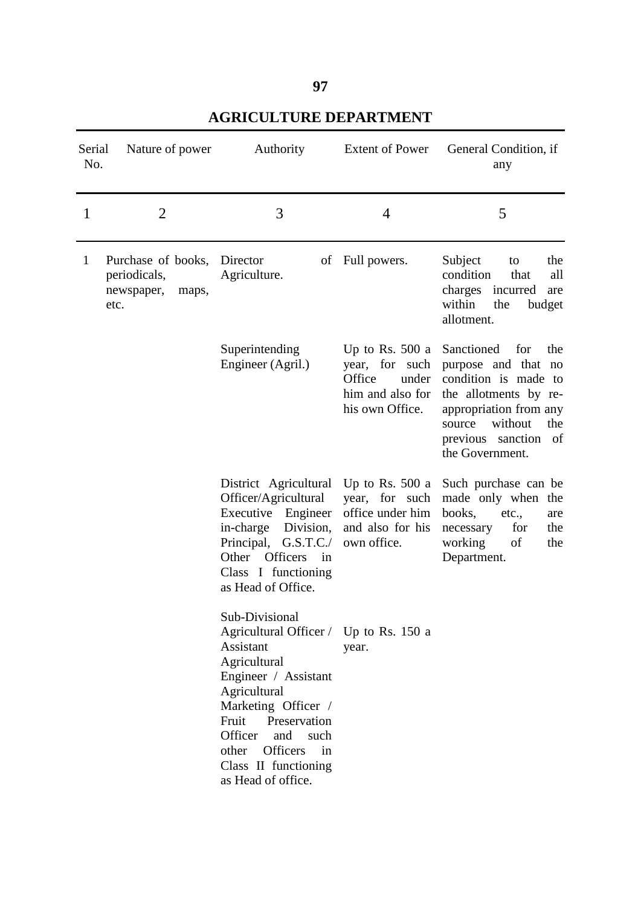## AGRICULTURE DEPARTMENT

| Serial No. | Nature of power | Authority | Extent of Power | General Condition, if any |
|---|---|---|---|---|
| 1 | 2 | 3 | 4 | 5 |
| 1 | Purchase of books, periodicals, newspaper, maps, etc. | Director of Agriculture. | Full powers. | Subject to the condition that all charges incurred are within the budget allotment. |
| | | Superintending Engineer (Agril.) | Up to Rs. 500 a year, for such Office under him and also for his own Office. | Sanctioned for the purpose and that no condition is made to the allotments by re-appropriation from any source without the previous sanction of the Government. |
| | | District Agricultural Officer/Agricultural Executive Engineer in-charge Division, Principal, G.S.T.C./ Other Officers in Class I functioning as Head of Office. | Up to Rs. 500 a year, for such office under him and also for his own office. | Such purchase can be made only when the books, etc., are necessary for the working of the Department. |
| | | Sub-Divisional Agricultural Officer / Assistant Agricultural Engineer / Assistant Agricultural Marketing Officer / Fruit Preservation Officer and such other Officers in Class II functioning as Head of office. | Up to Rs. 150 a year. | |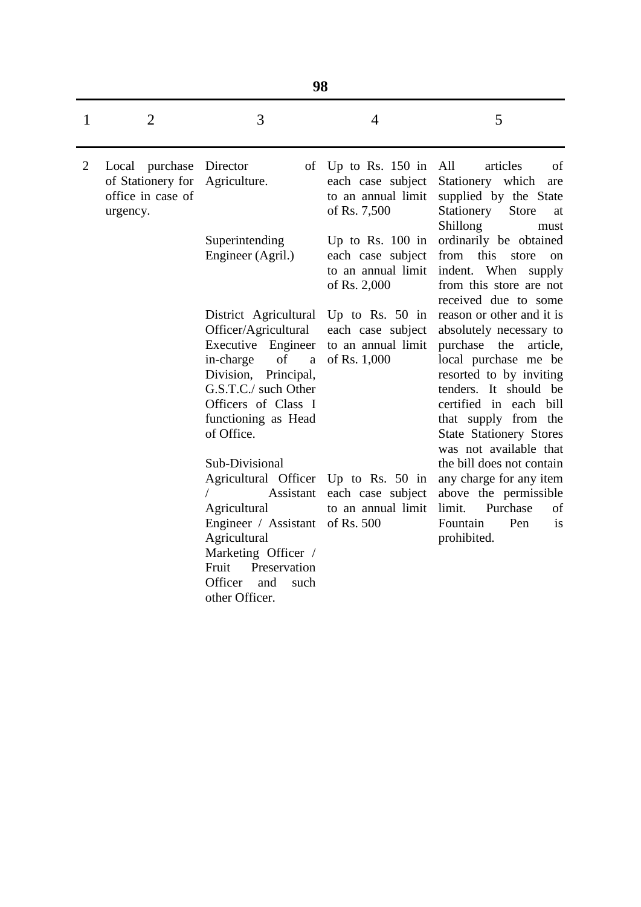| 1 | 2 | 3 | 4 | 5 |
|---|---|---|---|---|
| 2 | Local purchase of Stationery for office in case of urgency. | Director of Agriculture. | Up to Rs. 150 in each case subject to an annual limit of Rs. 7,500 | All articles of Stationery which are supplied by the State Stationery Store at Shillong must ordinarily be obtained from this store on indent. When supply from this store are not received due to some reason or other and it is absolutely necessary to purchase the article, local purchase me be resorted to by inviting tenders. It should be certified in each bill that supply from the State Stationery Stores was not available that the bill does not contain any charge for any item above the permissible limit. Purchase of Fountain Pen is prohibited. |
| | | Superintending Engineer (Agril.) | Up to Rs. 100 in each case subject to an annual limit of Rs. 2,000 | |
| | | District Agricultural Officer/Agricultural Executive Engineer in-charge of a Division, Principal, G.S.T.C./ such Other Officers of Class I functioning as Head of Office. | Up to Rs. 50 in each case subject to an annual limit of Rs. 1,000 | |
| | | Sub-Divisional Agricultural Officer / Assistant Agricultural Engineer / Assistant Agricultural Marketing Officer / Fruit Preservation Officer and such other Officer. | Up to Rs. 50 in each case subject to an annual limit of Rs. 500 | |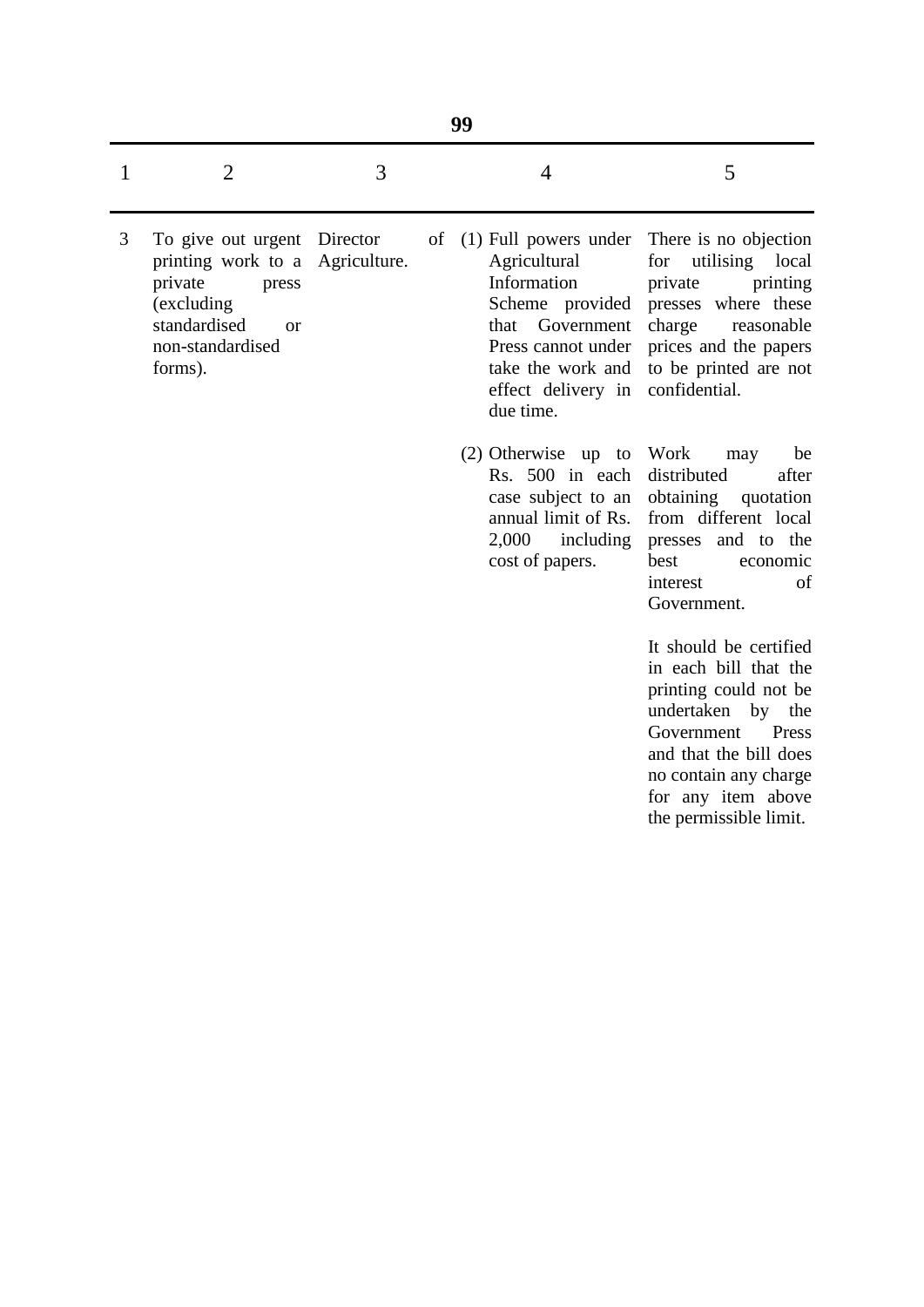| 1 | 2 | 3 | 4 | 5 |
|---|---|---|---|---|
| 3 | To give out urgent printing work to a private press (excluding standardised or non-standardised forms). | Director of Agriculture. | (1) Full powers under Agricultural Information Scheme provided that Government Press cannot under take the work and effect delivery in due time. | There is no objection for utilising local private printing presses where these charge reasonable prices and the papers to be printed are not confidential. |
| | | | (2) Otherwise up to Rs. 500 in each case subject to an annual limit of Rs. 2,000 including cost of papers. | Work may be distributed after obtaining quotation from different local presses and to the best economic interest of Government.<br><br>It should be certified in each bill that the printing could not be undertaken by the Government Press and that the bill does no contain any charge for any item above the permissible limit. |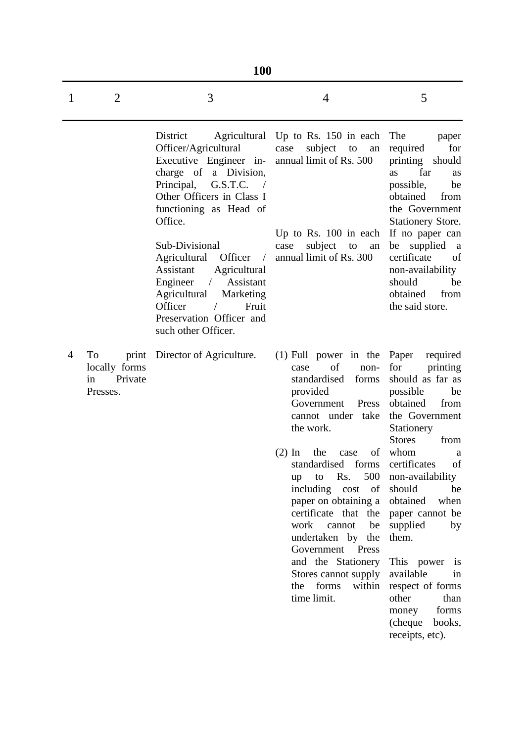| 1 | 2 | 3 | 4 | 5 |
|---|---|---|---|---|
| | | District Agricultural Officer/Agricultural Executive Engineer in-charge of a Division, Principal, G.S.T.C. / Other Officers in Class I functioning as Head of Office. | Up to Rs. 150 in each case subject to an annual limit of Rs. 500 | The paper required for printing should as far as possible, be obtained from the Government Stationery Store. |
| | | Sub-Divisional Agricultural Officer / Assistant Agricultural Engineer / Assistant Agricultural Marketing Officer / Fruit Preservation Officer and such other Officer. | Up to Rs. 100 in each case subject to an annual limit of Rs. 300 | If no paper can be supplied a certificate of non-availability should be obtained from the said store. |
| 4 | To print locally forms in Private Presses. | Director of Agriculture. | (1) Full power in the case of non-standardised forms provided Government Press cannot under take the work.<br><br>(2) In the case of standardised forms up to Rs. 500 including cost of paper on obtaining a certificate that the work cannot be undertaken by the Government Press and the Stationery Stores cannot supply the forms within time limit. | Paper required for printing should as far as possible be obtained from the Government Stationery Stores from whom a certificates of non-availability should be obtained when paper cannot be supplied by them.<br><br>This power is available in respect of forms other than money forms (cheque books, receipts, etc). |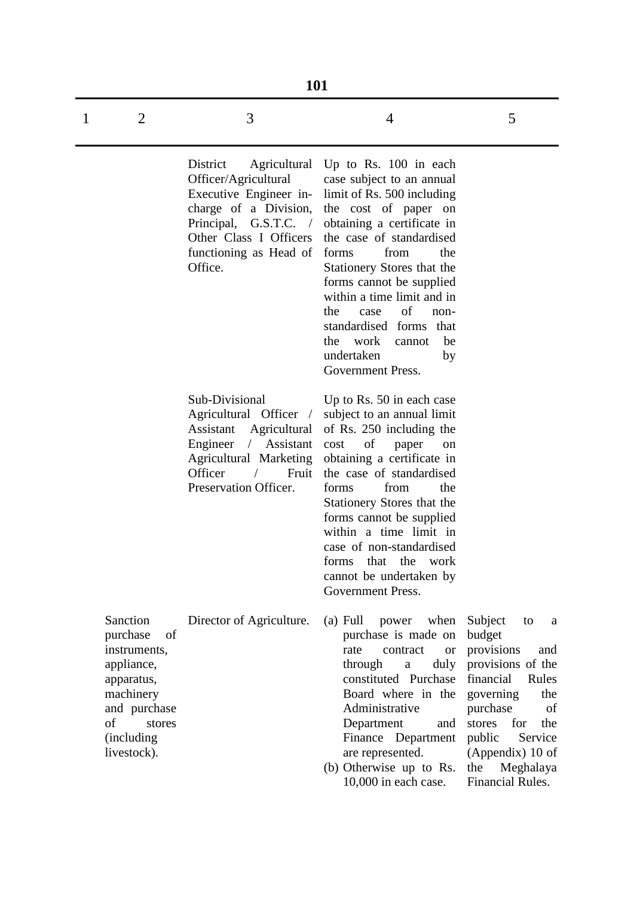| 1 | 2 | 3 | 4 | 5 |
|---|---|---|---|---|
| | | District Agricultural Officer/Agricultural Executive Engineer in-charge of a Division, Principal, G.S.T.C. / Other Class I Officers functioning as Head of Office. | Up to Rs. 100 in each case subject to an annual limit of Rs. 500 including the cost of paper on obtaining a certificate in the case of standardised forms from the Stationery Stores that the forms cannot be supplied within a time limit and in the case of non-standardised forms that the work cannot be undertaken by Government Press. | |
| | | Sub-Divisional Agricultural Officer / Assistant Agricultural Engineer / Assistant Agricultural Marketing Officer / Fruit Preservation Officer. | Up to Rs. 50 in each case subject to an annual limit of Rs. 250 including the cost of paper on obtaining a certificate in the case of standardised forms from the Stationery Stores that the forms cannot be supplied within a time limit in case of non-standardised forms that the work cannot be undertaken by Government Press. | |
| | Sanction purchase of instruments, appliance, apparatus, machinery and purchase of stores (including livestock). | Director of Agriculture. | (a) Full power when purchase is made on rate contract or through a duly constituted Purchase Board where in the Administrative Department and Finance Department are represented.<br>(b) Otherwise up to Rs. 10,000 in each case. | Subject to a budget provisions and provisions of the financial Rules governing the purchase of stores for the public Service (Appendix) 10 of the Meghalaya Financial Rules. |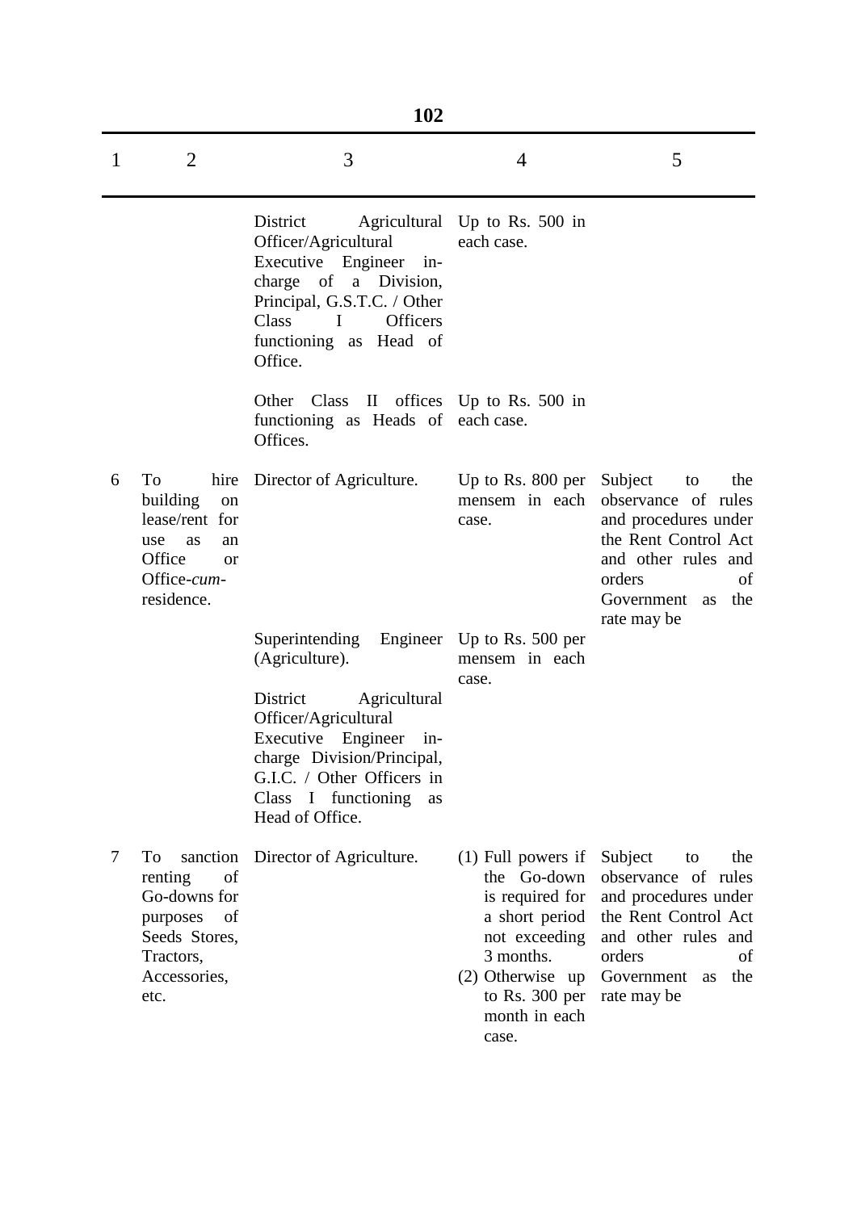| 1 | 2 | 3 | 4 | 5 |
|---|---|---|---|---|
| | | District Agricultural Officer/Agricultural Executive Engineer in-charge of a Division, Principal, G.S.T.C. / Other Class I Officers functioning as Head of Office. | Up to Rs. 500 in each case. | |
| | | Other Class II offices functioning as Heads of Offices. | Up to Rs. 500 in each case. | |
| 6 | To hire building on lease/rent for use as an Office or Office-*cum*-residence. | Director of Agriculture. | Up to Rs. 800 per mensem in each case. | Subject to the observance of rules and procedures under the Rent Control Act and other rules and orders of Government as the rate may be |
| | | Superintending Engineer (Agriculture). | Up to Rs. 500 per mensem in each case. | |
| | | District Agricultural Officer/Agricultural Executive Engineer in-charge Division/Principal, G.I.C. / Other Officers in Class I functioning as Head of Office. | | |
| 7 | To sanction renting of Go-downs for purposes of Seeds Stores, Tractors, Accessories, etc. | Director of Agriculture. | (1) Full powers if the Go-down is required for a short period not exceeding 3 months.<br>(2) Otherwise up to Rs. 300 per month in each case. | Subject to the observance of rules and procedures under the Rent Control Act and other rules and orders of Government as the rate may be |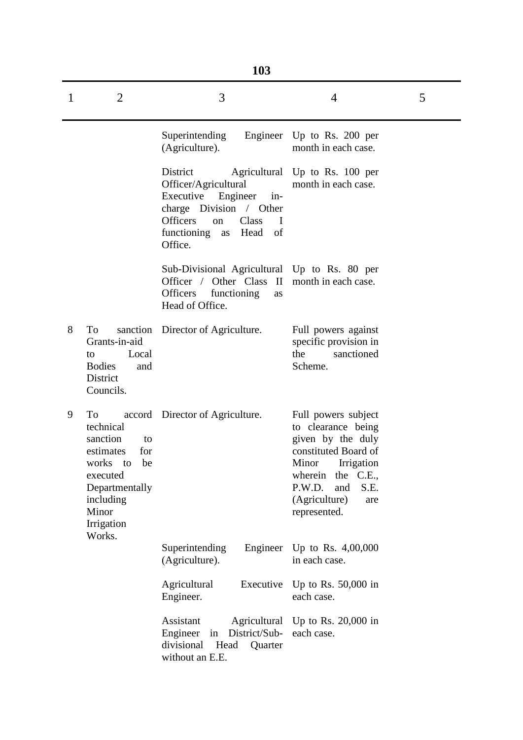| 1 | 2 | 3 | 4 | 5 |
|---|---|---|---|---|
| | | Superintending Engineer (Agriculture). | Up to Rs. 200 per month in each case. | |
| | | District Agricultural Officer/Agricultural Executive Engineer in-charge Division / Other Officers on Class I functioning as Head of Office. | Up to Rs. 100 per month in each case. | |
| | | Sub-Divisional Agricultural Officer / Other Class II Officers functioning as Head of Office. | Up to Rs. 80 per month in each case. | |
| 8 | To sanction Grants-in-aid to Local Bodies and District Councils. | Director of Agriculture. | Full powers against specific provision in the sanctioned Scheme. | |
| 9 | To accord technical sanction to estimates for works to be executed Departmentally including Minor Irrigation Works. | Director of Agriculture. | Full powers subject to clearance being given by the duly constituted Board of Minor Irrigation wherein the C.E., P.W.D. and S.E. (Agriculture) are represented. | |
| | | Superintending Engineer (Agriculture). | Up to Rs. 4,00,000 in each case. | |
| | | Agricultural Executive Engineer. | Up to Rs. 50,000 in each case. | |
| | | Assistant Agricultural Engineer in District/Sub-divisional Head Quarter without an E.E. | Up to Rs. 20,000 in each case. | |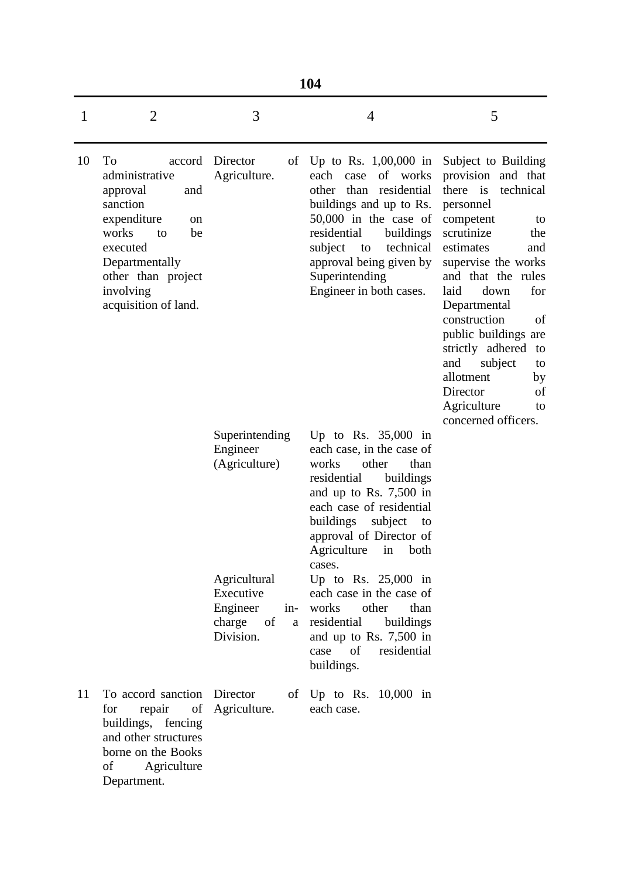| 1 | 2 | 3 | 4 | 5 |
|---|---|---|---|---|
| 10 | To accord administrative approval and sanction expenditure on works to be executed Departmentally other than project involving acquisition of land. | Director of Agriculture. | Up to Rs. 1,00,000 in each case of works other than residential buildings and up to Rs. 50,000 in the case of residential buildings subject to technical approval being given by Superintending Engineer in both cases. | Subject to Building provision and that there is technical personnel competent to scrutinize the estimates and supervise the works and that the rules laid down for Departmental construction of public buildings are strictly adhered to and subject to allotment by Director of Agriculture to concerned officers. |
| | | Superintending Engineer (Agriculture) | Up to Rs. 35,000 in each case, in the case of works other than residential buildings and up to Rs. 7,500 in each case of residential buildings subject to approval of Director of Agriculture in both cases. | |
| | | Agricultural Executive Engineer in-charge of a Division. | Up to Rs. 25,000 in each case in the case of works other than residential buildings and up to Rs. 7,500 in case of residential buildings. | |
| 11 | To accord sanction for repair of buildings, fencing and other structures borne on the Books of Agriculture Department. | Director of Agriculture. | Up to Rs. 10,000 in each case. | |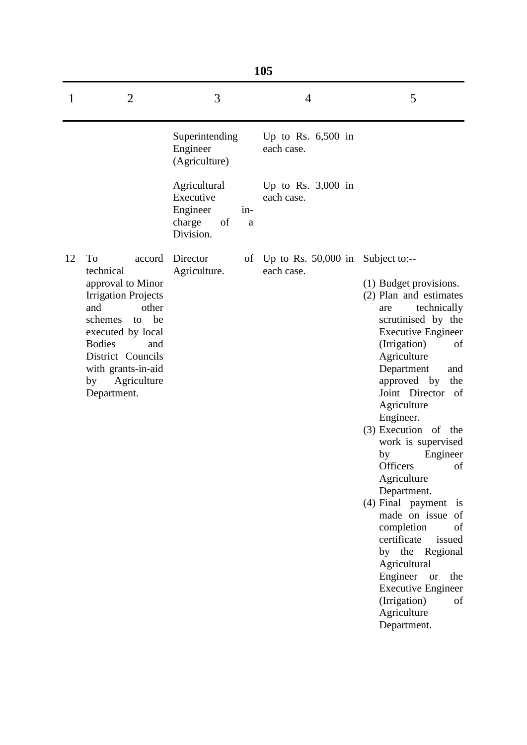| 1 | 2 | 3 | 4 | 5 |
|---|---|---|---|---|
| | | Superintending Engineer (Agriculture) | Up to Rs. 6,500 in each case. | |
| | | Agricultural Executive Engineer in-charge of a Division. | Up to Rs. 3,000 in each case. | |
| 12 | To accord technical approval to Minor Irrigation Projects and other schemes to be executed by local Bodies and District Councils with grants-in-aid by Agriculture Department. | Director of Agriculture. | Up to Rs. 50,000 in each case. | Subject to:-- (1) Budget provisions. (2) Plan and estimates are technically scrutinised by the Executive Engineer (Irrigation) of Agriculture Department and approved by the Joint Director of Agriculture Engineer. (3) Execution of the work is supervised by Engineer Officers of Agriculture Department. (4) Final payment is made on issue of completion of certificate issued by the Regional Agricultural Engineer or the Executive Engineer (Irrigation) of Agriculture Department. |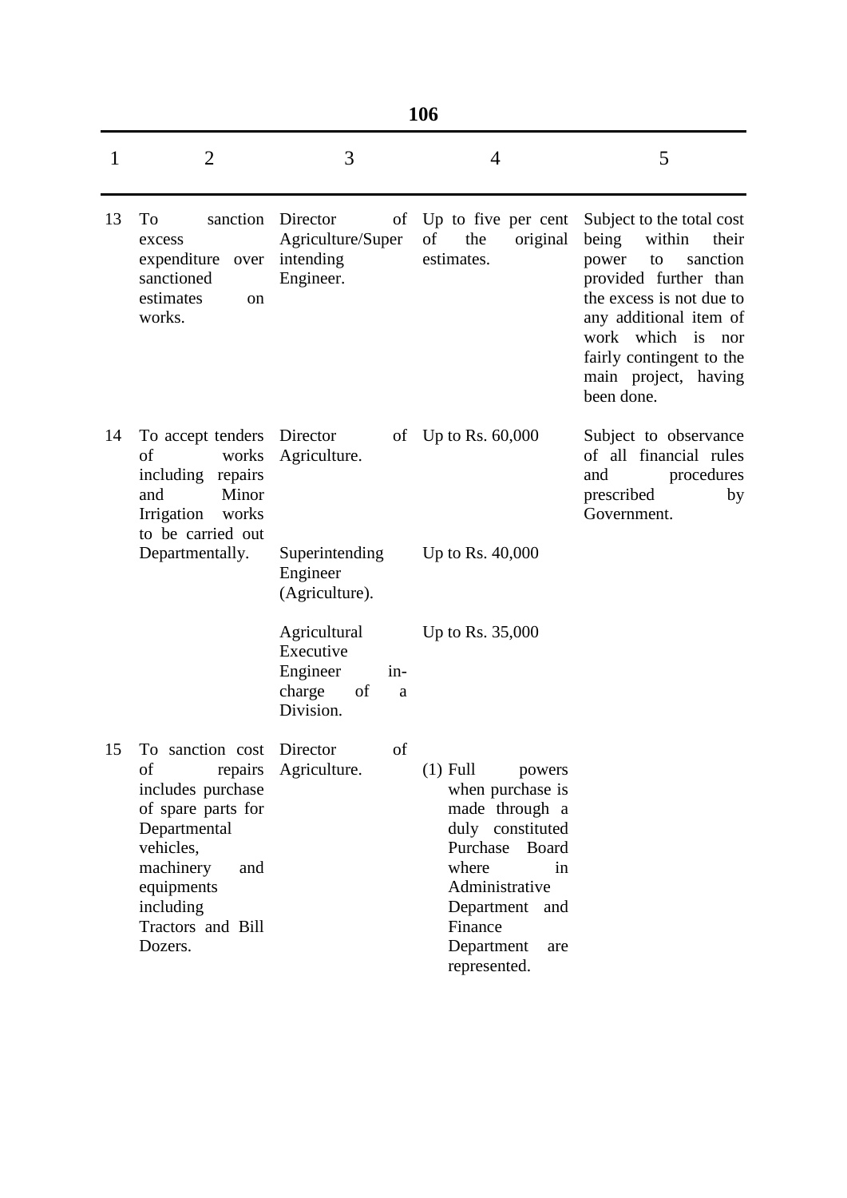| 1 | 2 | 3 | 4 | 5 |
|---|---|---|---|---|
| 13 | To sanction excess expenditure over sanctioned estimates on works. | Director of Agriculture/Super intending Engineer. | Up to five per cent of the original estimates. | Subject to the total cost being within their power to sanction provided further than the excess is not due to any additional item of work which is nor fairly contingent to the main project, having been done. |
| 14 | To accept tenders of works including repairs and Minor Irrigation works to be carried out Departmentally. | Director of Agriculture. | Up to Rs. 60,000 | Subject to observance of all financial rules and procedures prescribed by Government. |
| | | Superintending Engineer (Agriculture). | Up to Rs. 40,000 | |
| | | Agricultural Executive Engineer in-charge of a Division. | Up to Rs. 35,000 | |
| 15 | To sanction cost of repairs includes purchase of spare parts for Departmental vehicles, machinery and equipments including Tractors and Bill Dozers. | Director of Agriculture. | (1) Full powers when purchase is made through a duly constituted Purchase Board where in Administrative Department and Finance Department are represented. | |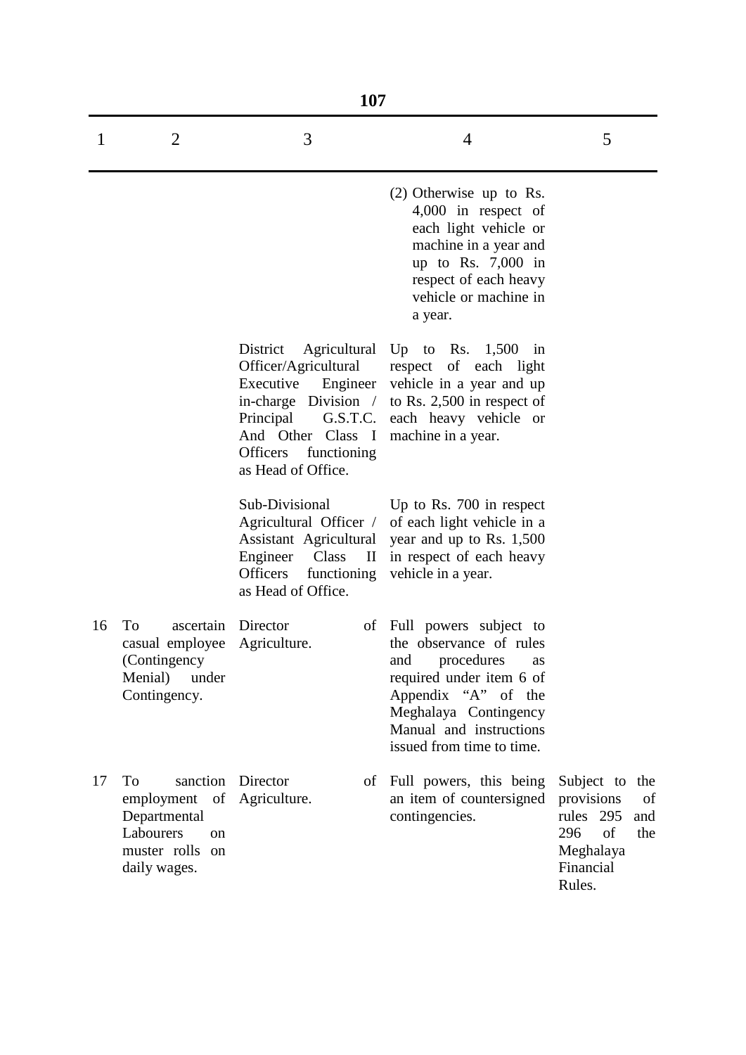| 1 | 2 | 3 | 4 | 5 |
|---|---|---|---|---|
| | | | (2) Otherwise up to Rs. 4,000 in respect of each light vehicle or machine in a year and up to Rs. 7,000 in respect of each heavy vehicle or machine in a year. | |
| | | District Agricultural Officer/Agricultural Executive Engineer in-charge Division / Principal G.S.T.C. And Other Class I Officers functioning as Head of Office. | Up to Rs. 1,500 in respect of each light vehicle in a year and up to Rs. 2,500 in respect of each heavy vehicle or machine in a year. | |
| | | Sub-Divisional Agricultural Officer / Assistant Agricultural Engineer Class II Officers functioning as Head of Office. | Up to Rs. 700 in respect of each light vehicle in a year and up to Rs. 1,500 in respect of each heavy vehicle in a year. | |
| 16 | To ascertain casual employee (Contingency Menial) under Contingency. | Director of Agriculture. | Full powers subject to the observance of rules and procedures as required under item 6 of Appendix "A" of the Meghalaya Contingency Manual and instructions issued from time to time. | |
| 17 | To sanction employment of Departmental Labourers on muster rolls on daily wages. | Director of Agriculture. | Full powers, this being an item of countersigned contingencies. | Subject to the provisions of rules 295 and 296 of the Meghalaya Financial Rules. |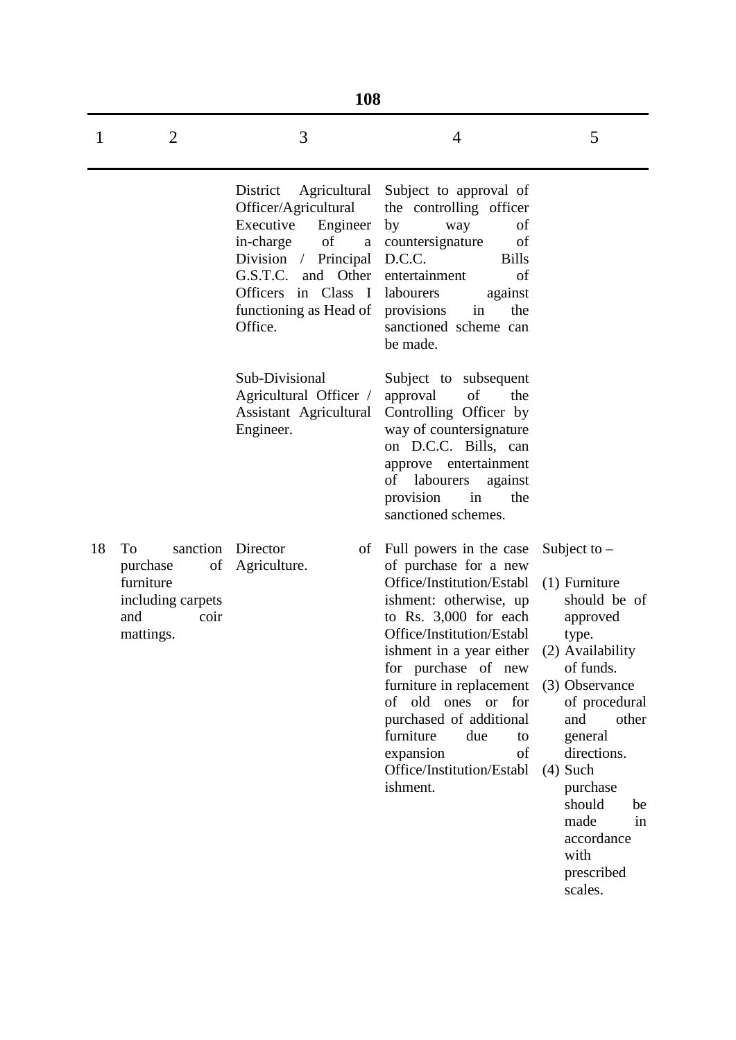| 1 | 2 | 3 | 4 | 5 |
|---|---|---|---|---|
| | | District Agricultural Officer/Agricultural Executive Engineer in-charge of a Division / Principal G.S.T.C. and Other Officers in Class I functioning as Head of Office. | Subject to approval of the controlling officer by way of countersignature of D.C.C. Bills entertainment of labourers against provisions in the sanctioned scheme can be made. | |
| | | Sub-Divisional Agricultural Officer / Assistant Agricultural Engineer. | Subject to subsequent approval of the Controlling Officer by way of countersignature on D.C.C. Bills, can approve entertainment of labourers against provision in the sanctioned schemes. | |
| 18 | To sanction purchase of furniture including carpets and coir mattings. | Director of Agriculture. | Full powers in the case of purchase for a new Office/Institution/Establishment: otherwise, up to Rs. 3,000 for each Office/Institution/Establishment in a year either for purchase of new furniture in replacement of old ones or for purchased of additional furniture due to expansion of Office/Institution/Establishment. | Subject to –<br>(1) Furniture should be of approved type.<br>(2) Availability of funds.<br>(3) Observance of procedural and other general directions.<br>(4) Such purchase should be made in accordance with prescribed scales. |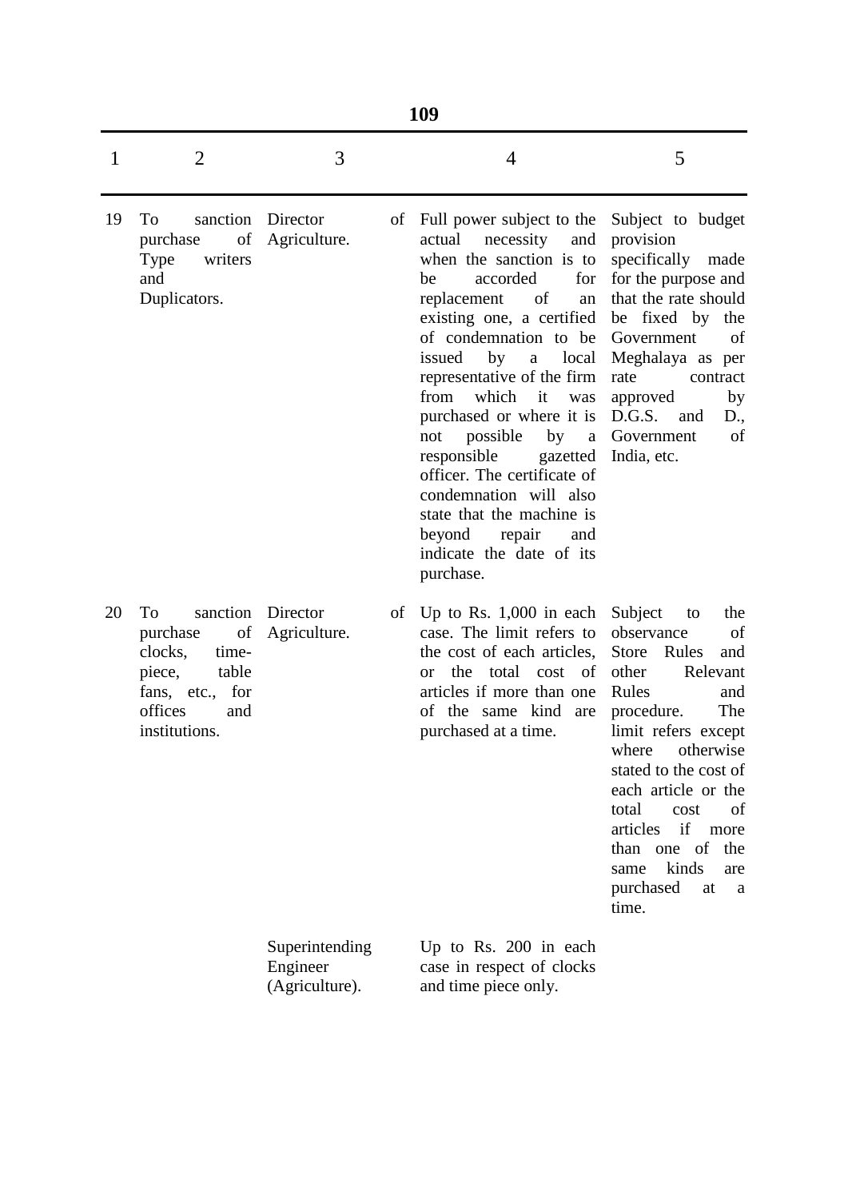| 1 | 2 | 3 | 4 | 5 |
|---|---|---|---|---|
| 19 | To sanction purchase of Type writers and Duplicators. | Director of Agriculture. | Full power subject to the actual necessity and when the sanction is to be accorded for replacement of an existing one, a certified of condemnation to be issued by a local representative of the firm from which it was purchased or where it is not possible by a responsible gazetted officer. The certificate of condemnation will also state that the machine is beyond repair and indicate the date of its purchase. | Subject to budget provision specifically made for the purpose and that the rate should be fixed by the Government of Meghalaya as per rate contract approved by D.G.S. and D., Government of India, etc. |
| 20 | To sanction purchase of clocks, time-piece, table fans, etc., for offices and institutions. | Director of Agriculture. | Up to Rs. 1,000 in each case. The limit refers to the cost of each articles, or the total cost of articles if more than one of the same kind are purchased at a time. | Subject to the observance of Store Rules and other Relevant Rules and procedure. The limit refers except where otherwise stated to the cost of each article or the total cost of articles if more than one of the same kinds are purchased at a time. |
| | | Superintending Engineer (Agriculture). | Up to Rs. 200 in each case in respect of clocks and time piece only. | |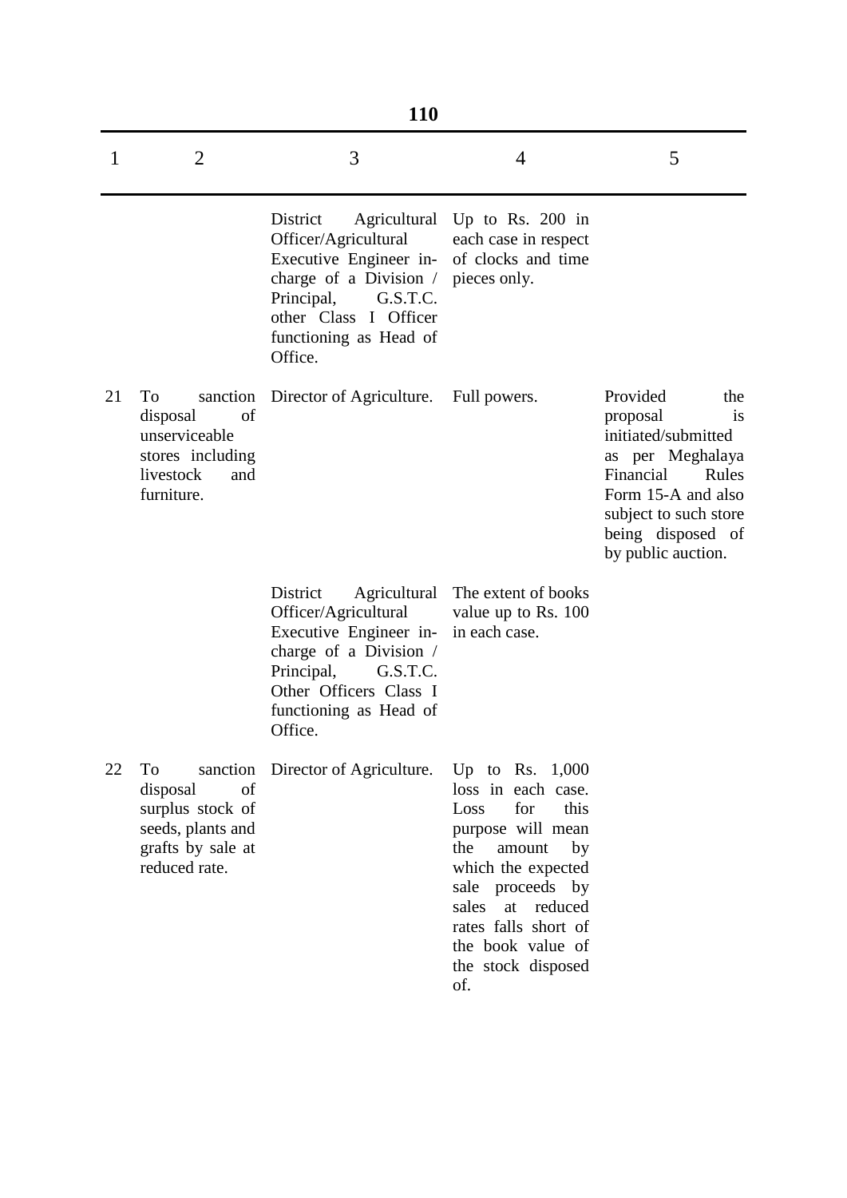| 1 | 2 | 3 | 4 | 5 |
|---|---|---|---|---|
| | | District Agricultural Officer/Agricultural Executive Engineer in-charge of a Division / Principal, G.S.T.C. other Class I Officer functioning as Head of Office. | Up to Rs. 200 in each case in respect of clocks and time pieces only. | |
| 21 | To sanction disposal of unserviceable stores including livestock and furniture. | Director of Agriculture. | Full powers. | Provided the proposal is initiated/submitted as per Meghalaya Financial Rules Form 15-A and also subject to such store being disposed of by public auction. |
| | | District Agricultural Officer/Agricultural Executive Engineer in-charge of a Division / Principal, G.S.T.C. Other Officers Class I functioning as Head of Office. | The extent of books value up to Rs. 100 in each case. | |
| 22 | To sanction disposal of surplus stock of seeds, plants and grafts by sale at reduced rate. | Director of Agriculture. | Up to Rs. 1,000 loss in each case. Loss for this purpose will mean the amount by which the expected sale proceeds by sales at reduced rates falls short of the book value of the stock disposed of. | |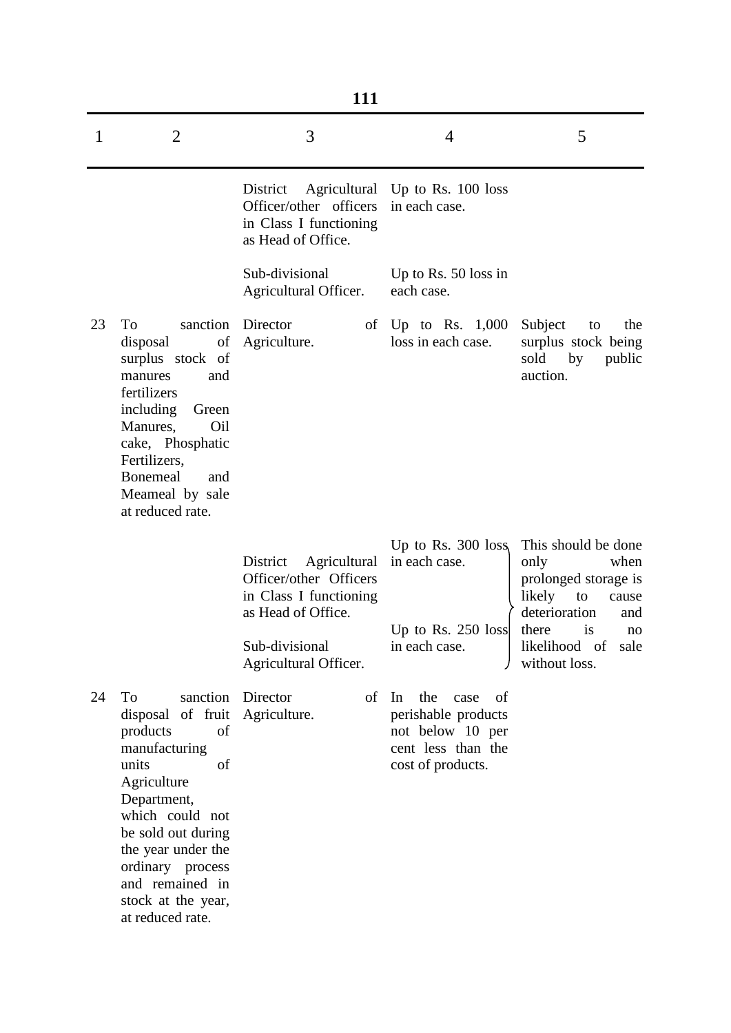| 1 | 2 | 3 | 4 | 5 |
|---|---|---|---|---|
| | | District Agricultural Officer/other officers in Class I functioning as Head of Office. | Up to Rs. 100 loss in each case. | |
| | | Sub-divisional Agricultural Officer. | Up to Rs. 50 loss in each case. | |
| 23 | To sanction disposal of surplus stock of manures and fertilizers including Green Manures, Oil cake, Phosphatic Fertilizers, Bonemeal and Meameal by sale at reduced rate. | Director of Agriculture. | Up to Rs. 1,000 loss in each case. | Subject to the surplus stock being sold by public auction. |
| | | District Agricultural Officer/other Officers in Class I functioning as Head of Office. | Up to Rs. 300 loss in each case. | This should be done only when prolonged storage is likely to cause deterioration and there is no likelihood of sale without loss. |
| | | Sub-divisional Agricultural Officer. | Up to Rs. 250 loss in each case. | |
| 24 | To sanction disposal of fruit products of manufacturing units of Agriculture Department, which could not be sold out during the year under the ordinary process and remained in stock at the year, at reduced rate. | Director of Agriculture. | In the case of perishable products not below 10 per cent less than the cost of products. | |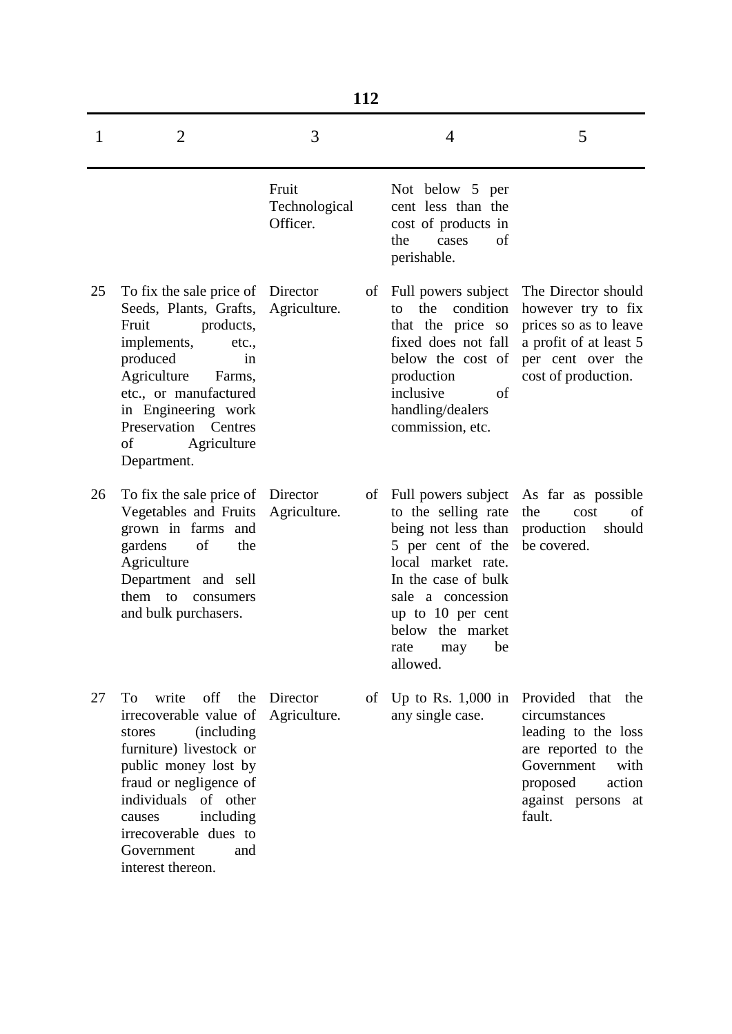| 1 | 2 | 3 | 4 | 5 |
|---|---|---|---|---|
| | | Fruit Technological Officer. | Not below 5 per cent less than the cost of products in the cases of perishable. | |
| 25 | To fix the sale price of Seeds, Plants, Grafts, Fruit products, implements, etc., produced in Agriculture Farms, etc., or manufactured in Engineering work Preservation Centres of Agriculture Department. | Director of Agriculture. | Full powers subject to the condition that the price so fixed does not fall below the cost of production inclusive of handling/dealers commission, etc. | The Director should however try to fix prices so as to leave a profit of at least 5 per cent over the cost of production. |
| 26 | To fix the sale price of Vegetables and Fruits grown in farms and gardens of the Agriculture Department and sell them to consumers and bulk purchasers. | Director of Agriculture. | Full powers subject to the selling rate being not less than 5 per cent of the local market rate. In the case of bulk sale a concession up to 10 per cent below the market rate may be allowed. | As far as possible the cost of production should be covered. |
| 27 | To write off the irrecoverable value of stores (including furniture) livestock or public money lost by fraud or negligence of individuals of other causes including irrecoverable dues to Government and interest thereon. | Director of Agriculture. | Up to Rs. 1,000 in any single case. | Provided that the circumstances leading to the loss are reported to the Government with proposed action against persons at fault. |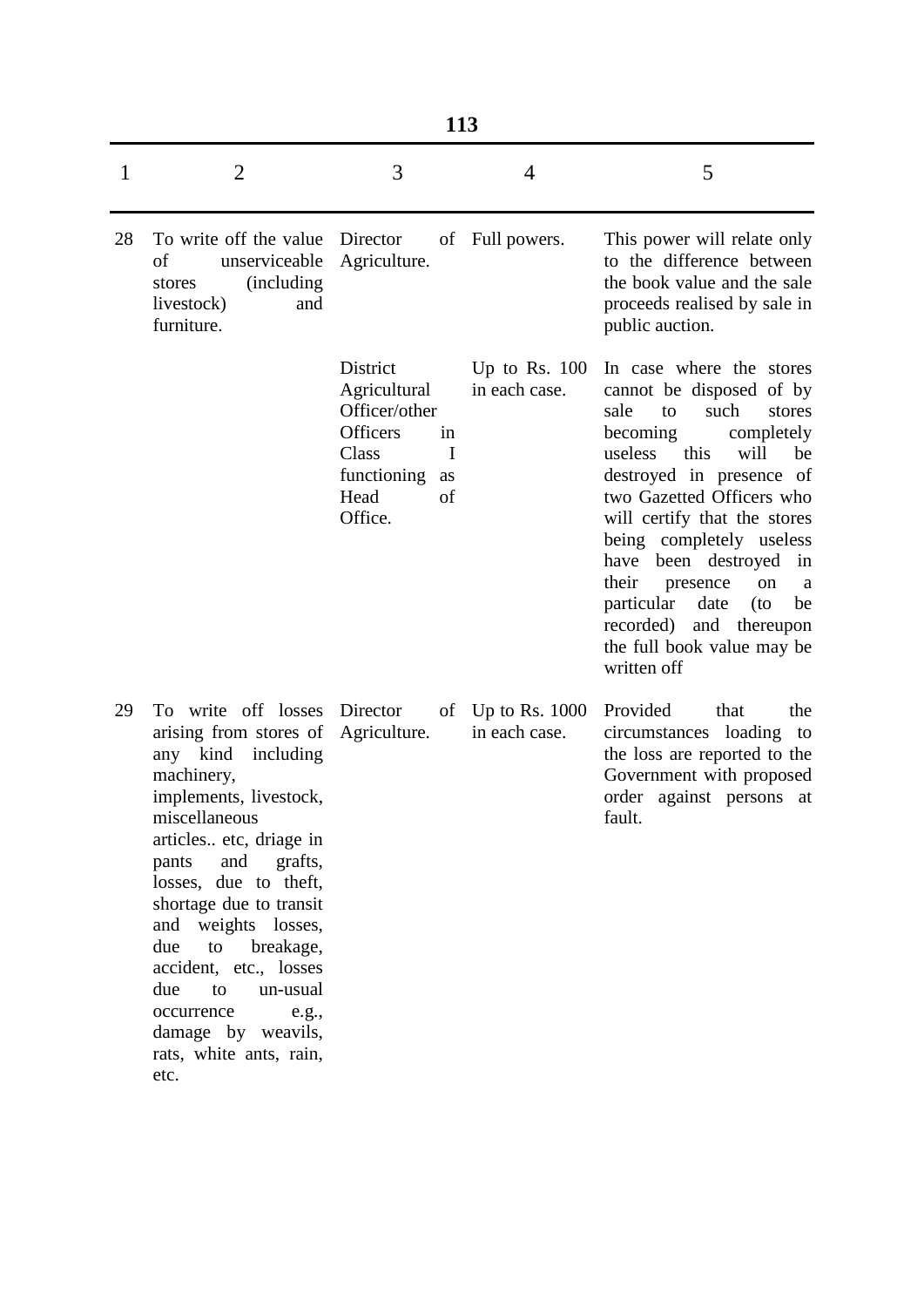| 1 | 2 | 3 | 4 | 5 |
|---|---|---|---|---|
| 28 | To write off the value of unserviceable stores (including livestock) and furniture. | Director of Agriculture. | Full powers. | This power will relate only to the difference between the book value and the sale proceeds realised by sale in public auction. |
| | | District Agricultural Officer/other Officers in Class I functioning as Head of Office. | Up to Rs. 100 in each case. | In case where the stores cannot be disposed of by sale to such stores becoming completely useless this will be destroyed in presence of two Gazetted Officers who will certify that the stores being completely useless have been destroyed in their presence on a particular date (to be recorded) and thereupon the full book value may be written off |
| 29 | To write off losses arising from stores of any kind including machinery, implements, livestock, miscellaneous articles.. etc, driage in pants and grafts, losses, due to theft, shortage due to transit and weights losses, due to breakage, accident, etc., losses due to un-usual occurrence e.g., damage by weavils, rats, white ants, rain, etc. | Director of Agriculture. | Up to Rs. 1000 in each case. | Provided that the circumstances loading to the loss are reported to the Government with proposed order against persons at fault. |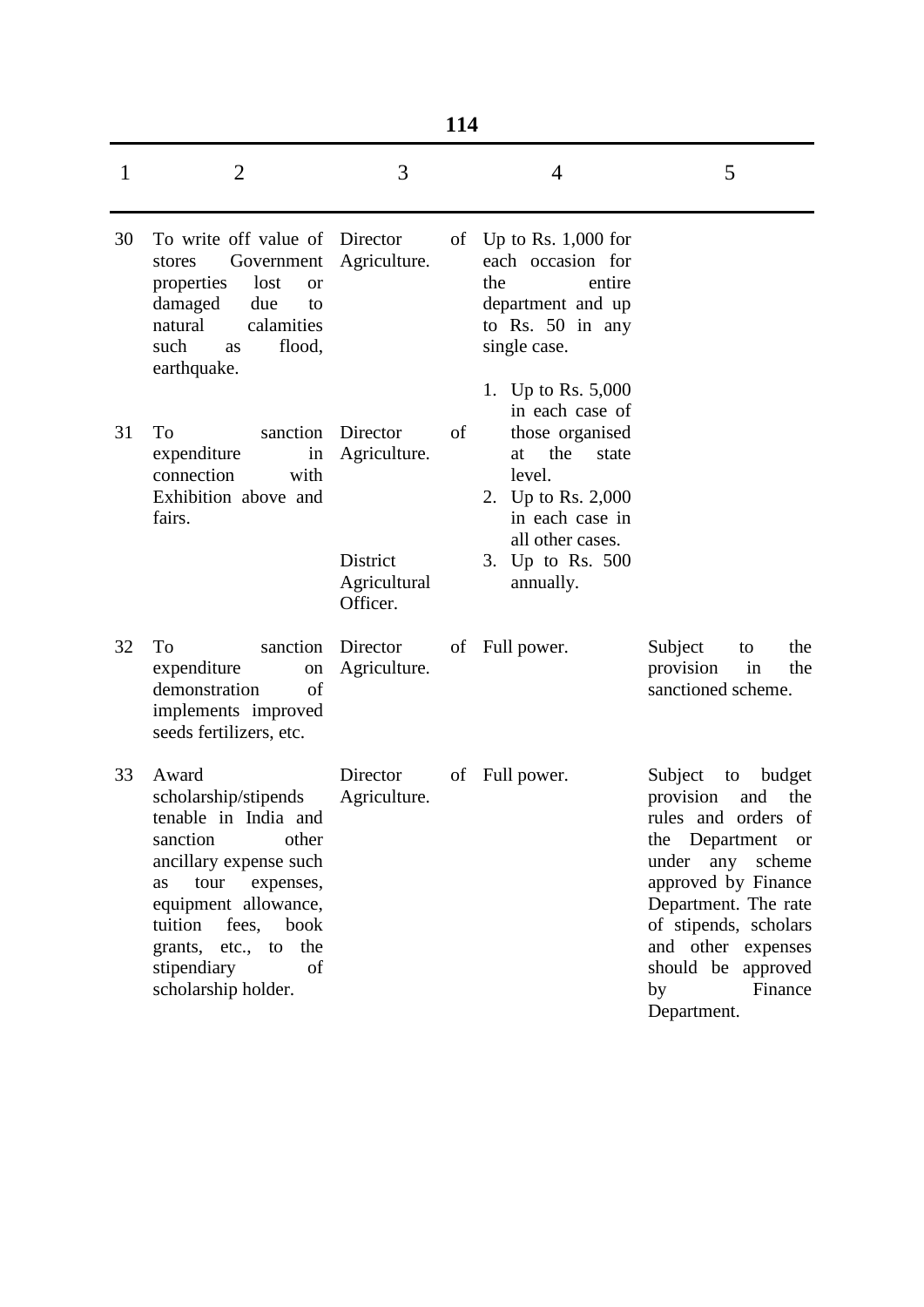| 1 | 2 | 3 | 4 | 5 |
|---|---|---|---|---|
| 30 | To write off value of stores Government properties lost or damaged due to natural calamities such as flood, earthquake. | Director of Agriculture. | Up to Rs. 1,000 for each occasion for the entire department and up to Rs. 50 in any single case. | |
| 31 | To sanction expenditure in connection with Exhibition above and fairs. | Director of Agriculture. | 1. Up to Rs. 5,000 in each case of those organised at the state level.<br>2. Up to Rs. 2,000 in each case in all other cases. | |
| | | District Agricultural Officer. | 3. Up to Rs. 500 annually. | |
| 32 | To sanction expenditure on demonstration of implements improved seeds fertilizers, etc. | Director of Agriculture. | Full power. | Subject to the provision in the sanctioned scheme. |
| 33 | Award scholarship/stipends tenable in India and sanction other ancillary expense such as tour expenses, equipment allowance, tuition fees, book grants, etc., to the stipendiary of scholarship holder. | Director of Agriculture. | Full power. | Subject to budget provision and the rules and orders of the Department or under any scheme approved by Finance Department. The rate of stipends, scholars and other expenses should be approved by Finance Department. |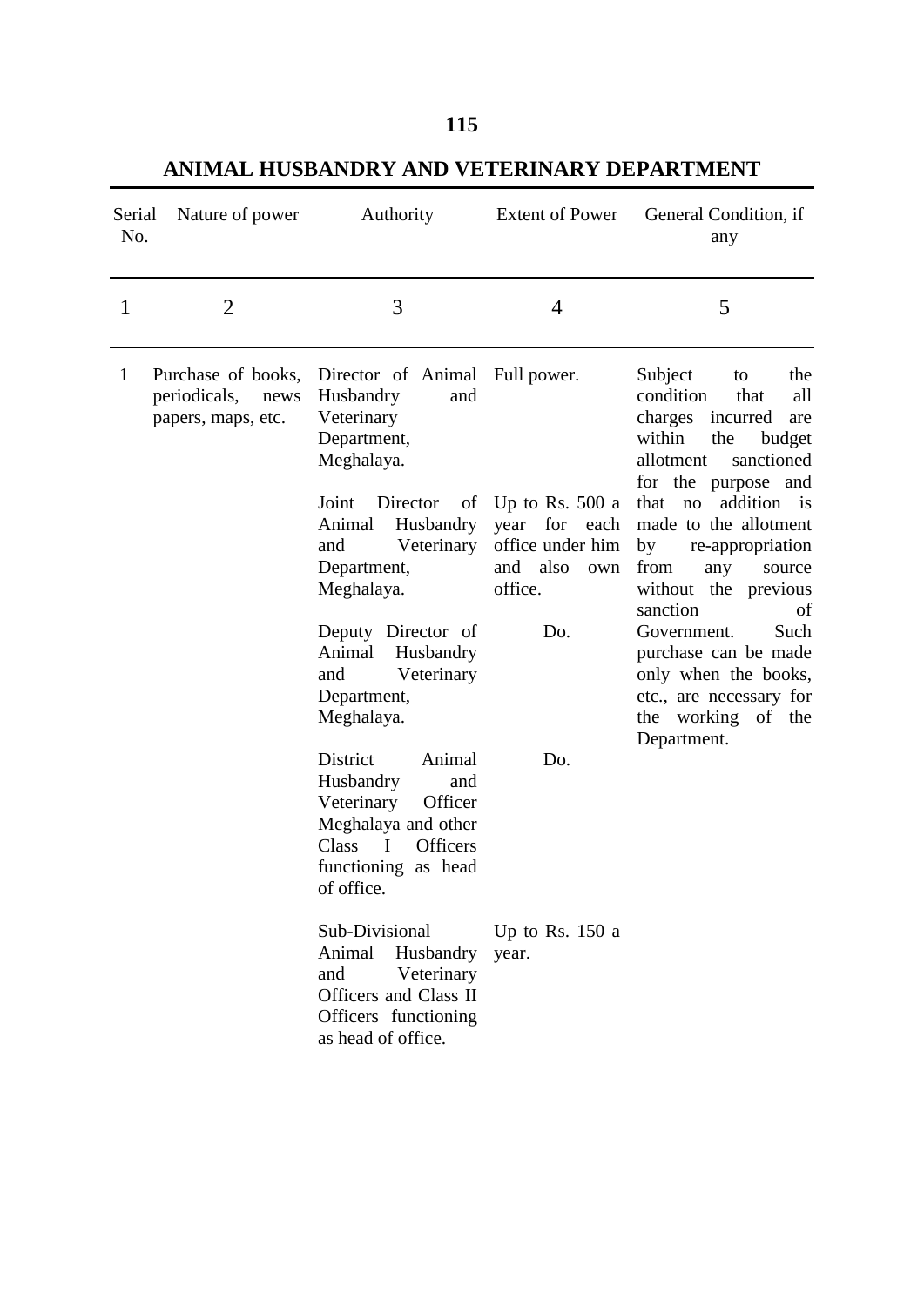## ANIMAL HUSBANDRY AND VETERINARY DEPARTMENT

| Serial No. | Nature of power | Authority | Extent of Power | General Condition, if any |
|---|---|---|---|---|
| 1 | 2 | 3 | 4 | 5 |
| 1 | Purchase of books, periodicals, news papers, maps, etc. | Director of Animal Husbandry and Veterinary Department, Meghalaya. | Full power. | Subject to the condition that all charges incurred are within the budget allotment sanctioned for the purpose and that no addition is made to the allotment by re-appropriation from any source without the previous sanction of Government. Such purchase can be made only when the books, etc., are necessary for the working of the Department. |
| | | Joint Director of Animal Husbandry and Veterinary Department, Meghalaya. | Up to Rs. 500 a year for each office under him and also own office. | |
| | | Deputy Director of Animal Husbandry and Veterinary Department, Meghalaya. | Do. | |
| | | District Animal Husbandry and Veterinary Officer Meghalaya and other Class I Officers functioning as head of office. | Do. | |
| | | Sub-Divisional Animal Husbandry and Veterinary Officers and Class II Officers functioning as head of office. | Up to Rs. 150 a year. | |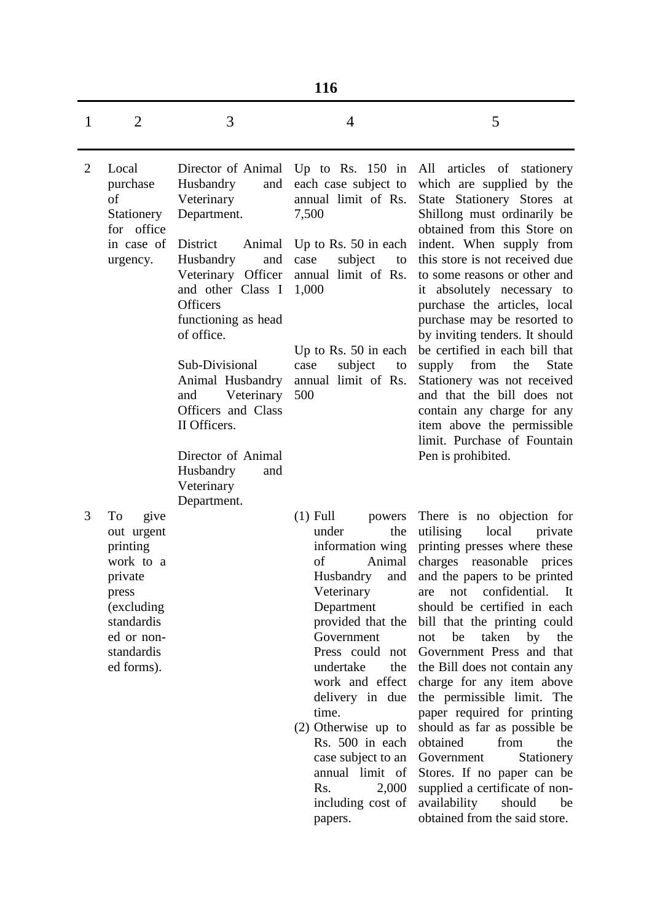| 1 | 2 | 3 | 4 | 5 |
|---|---|---|---|---|
| 2 | Local purchase of Stationery for office in case of urgency. | Director of Animal Husbandry and Veterinary Department. | Up to Rs. 150 in each case subject to annual limit of Rs. 7,500 | All articles of stationery which are supplied by the State Stationery Stores at Shillong must ordinarily be obtained from this Store on indent. When supply from this store is not received due to some reasons or other and it absolutely necessary to purchase the articles, local purchase may be resorted to by inviting tenders. It should be certified in each bill that supply from the State Stationery was not received and that the bill does not contain any charge for any item above the permissible limit. Purchase of Fountain Pen is prohibited. |
| | | District Animal Husbandry and Veterinary Officer and other Class I Officers functioning as head of office. | Up to Rs. 50 in each case subject to annual limit of Rs. 1,000 | |
| | | Sub-Divisional Animal Husbandry and Veterinary Officers and Class II Officers. | Up to Rs. 50 in each case subject to annual limit of Rs. 500 | |
| 3 | To give out urgent printing work to a private press (excluding standardised or non-standardised forms). | Director of Animal Husbandry and Veterinary Department. | (1) Full powers under the information wing of Animal Husbandry and Veterinary Department provided that the Government Press could not undertake the work and effect delivery in due time.<br>(2) Otherwise up to Rs. 500 in each case subject to an annual limit of Rs. 2,000 including cost of papers. | There is no objection for utilising local private printing presses where these charges reasonable prices and the papers to be printed are not confidential. It should be certified in each bill that the printing could not be taken by the Government Press and that the Bill does not contain any charge for any item above the permissible limit. The paper required for printing should as far as possible be obtained from the Government Stationery Stores. If no paper can be supplied a certificate of non-availability should be obtained from the said store. |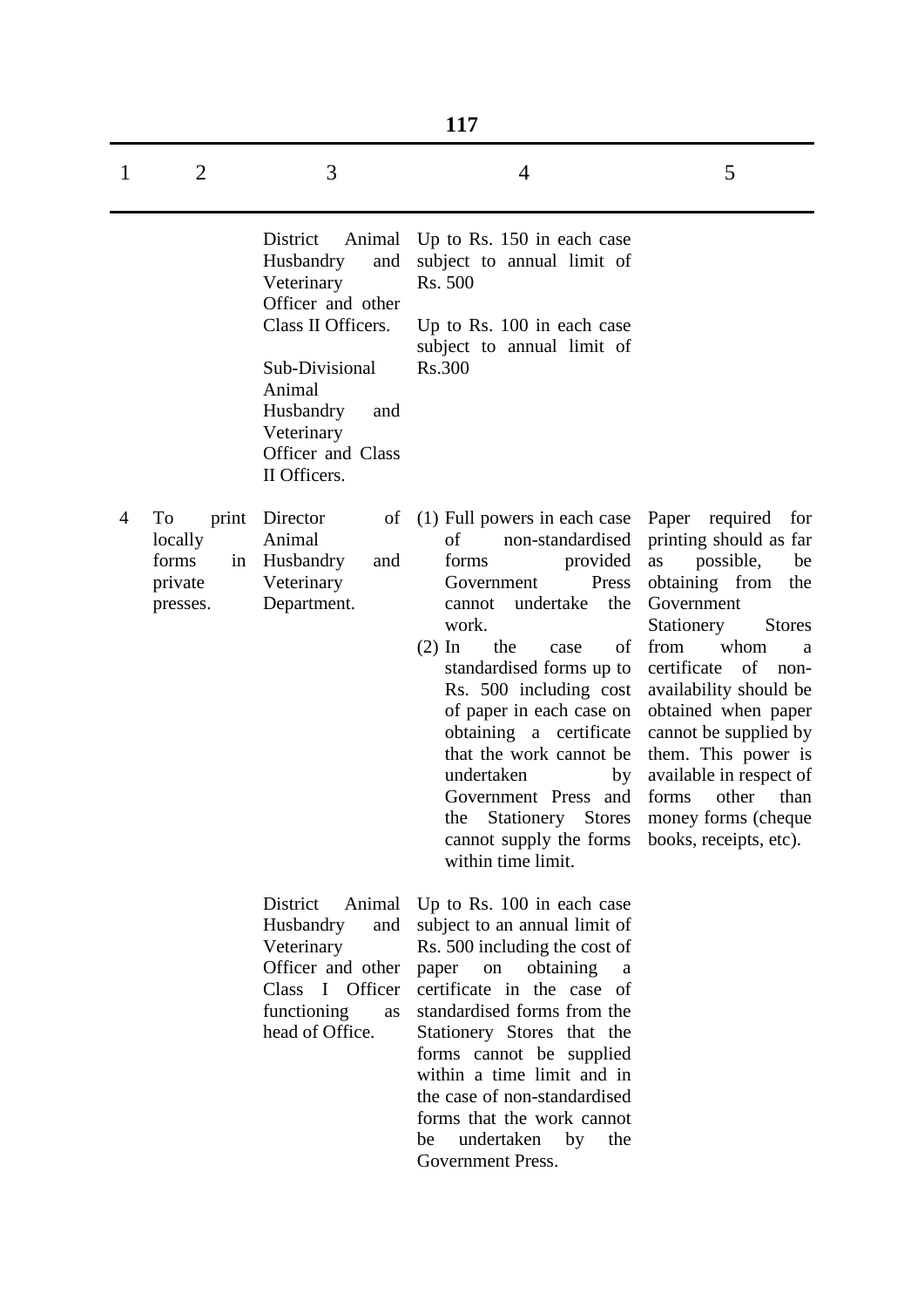| 1 | 2 | 3 | 4 | 5 |
|---|---|---|---|---|
| | | District Animal Husbandry and Veterinary Officer and other Class II Officers. | Up to Rs. 150 in each case subject to annual limit of Rs. 500 | |
| | | Sub-Divisional Animal Husbandry and Veterinary Officer and Class II Officers. | Up to Rs. 100 in each case subject to annual limit of Rs.300 | |
| 4 | To print locally forms in private presses. | Director of Animal Husbandry and Veterinary Department. | (1) Full powers in each case of non-standardised forms provided Government Press cannot undertake the work.<br>(2) In the case of standardised forms up to Rs. 500 including cost of paper in each case on obtaining a certificate that the work cannot be undertaken by Government Press and the Stationery Stores cannot supply the forms within time limit. | Paper required for printing should as far as possible, be obtaining from the Government Stationery Stores from whom a certificate of non-availability should be obtained when paper cannot be supplied by them. This power is available in respect of forms other than money forms (cheque books, receipts, etc). |
| | | District Animal Husbandry and Veterinary Officer and other Class I Officer functioning as head of Office. | Up to Rs. 100 in each case subject to an annual limit of Rs. 500 including the cost of paper on obtaining a certificate in the case of standardised forms from the Stationery Stores that the forms cannot be supplied within a time limit and in the case of non-standardised forms that the work cannot be undertaken by the Government Press. | |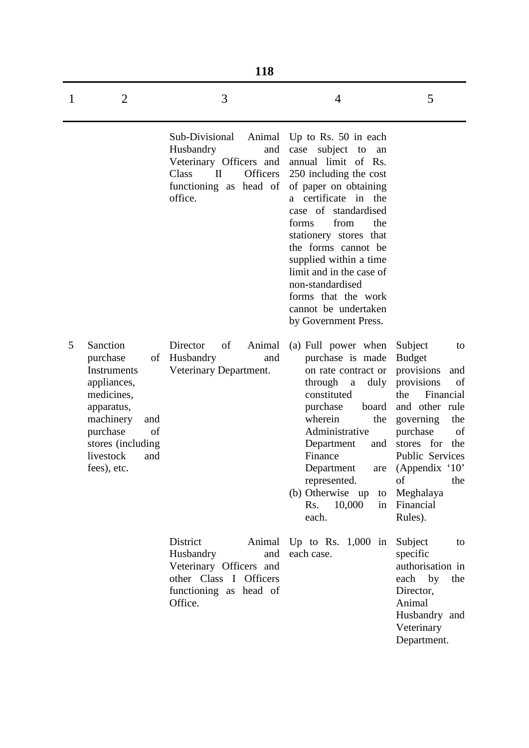| 1 | 2 | 3 | 4 | 5 |
|---|---|---|---|---|
| | | Sub-Divisional Animal Husbandry and Veterinary Officers and Class II Officers functioning as head of office. | Up to Rs. 50 in each case subject to an annual limit of Rs. 250 including the cost of paper on obtaining a certificate in the case of standardised forms from the stationery stores that the forms cannot be supplied within a time limit and in the case of non-standardised forms that the work cannot be undertaken by Government Press. | |
| 5 | Sanction purchase of Instruments appliances, medicines, apparatus, machinery and purchase of stores (including livestock and fees), etc. | Director of Animal Husbandry and Veterinary Department. | (a) Full power when purchase is made on rate contract or through a duly constituted purchase board wherein the Administrative Department and Finance Department are represented.<br>(b) Otherwise up to Rs. 10,000 in each. | Subject to Budget provisions and provisions of the Financial and other rule governing the purchase of stores for the Public Services (Appendix '10' of the Meghalaya Financial Rules). |
| | | District Animal Husbandry and Veterinary Officers and other Class I Officers functioning as head of Office. | Up to Rs. 1,000 in each case. | Subject to specific authorisation in each by the Director, Animal Husbandry and Veterinary Department. |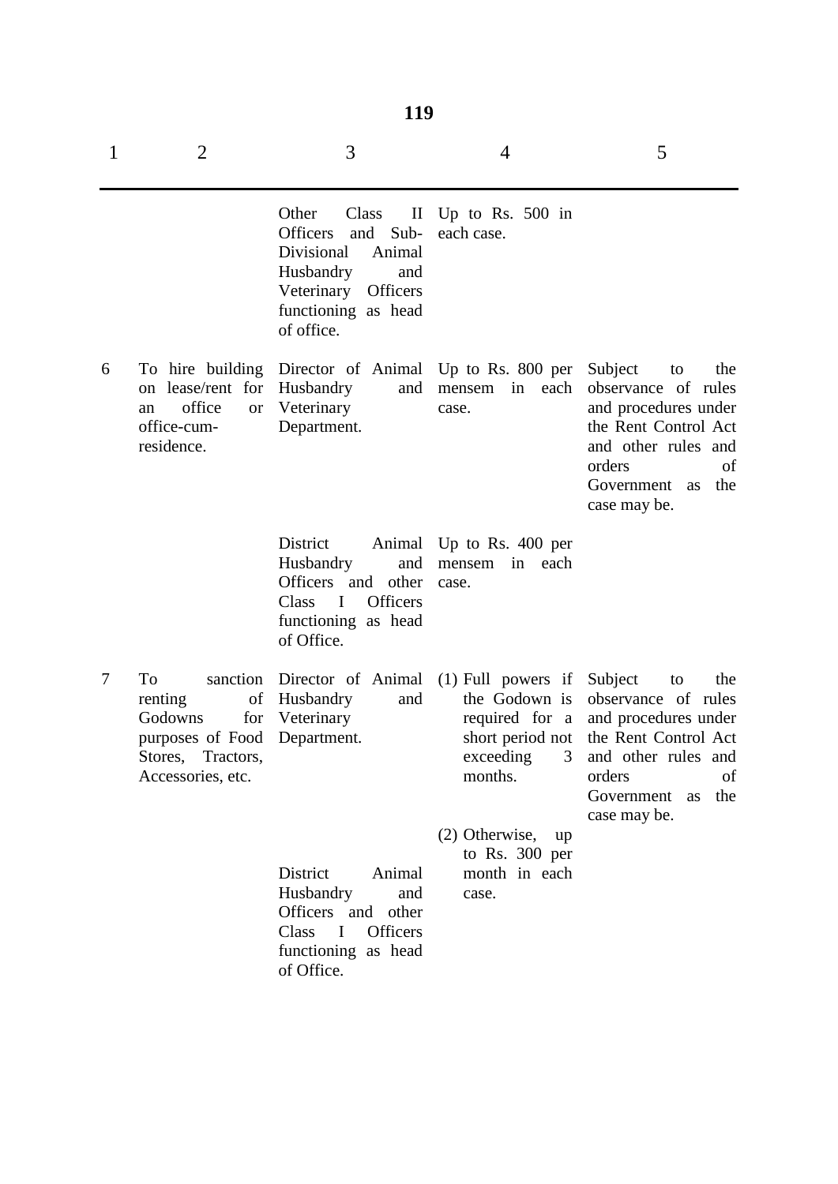| 1 | 2 | 3 | 4 | 5 |
|---|---|---|---|---|
| | | Other Class II Officers and Sub-Divisional Animal Husbandry and Veterinary Officers functioning as head of office. | Up to Rs. 500 in each case. | |
| 6 | To hire building on lease/rent for an office or office-cum-residence. | Director of Animal Husbandry and Veterinary Department. | Up to Rs. 800 per mensem in each case. | Subject to the observance of rules and procedures under the Rent Control Act and other rules and orders of Government as the case may be. |
| | | District Animal Husbandry and Officers and other Class I Officers functioning as head of Office. | Up to Rs. 400 per mensem in each case. | |
| 7 | To sanction renting of Godowns for purposes of Food Stores, Tractors, Accessories, etc. | Director of Animal Husbandry and Veterinary Department. | (1) Full powers if the Godown is required for a short period not exceeding 3 months. | Subject to the observance of rules and procedures under the Rent Control Act and other rules and orders of Government as the case may be. |
| | | | (2) Otherwise, up to Rs. 300 per month in each case. | |
| | | District Animal Husbandry and Officers and other Class I Officers functioning as head of Office. | | |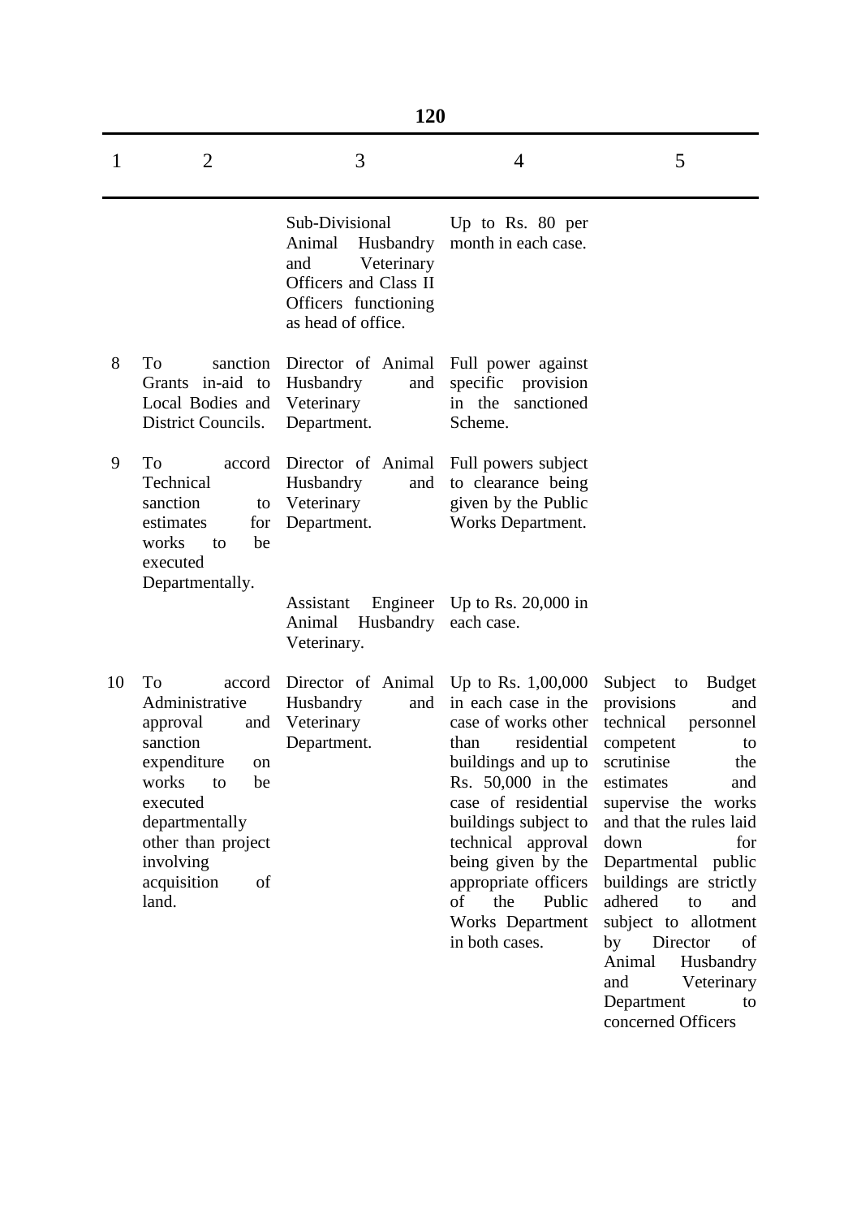| 1 | 2 | 3 | 4 | 5 |
|---|---|---|---|---|
| | | Sub-Divisional Animal Husbandry and Veterinary Officers and Class II Officers functioning as head of office. | Up to Rs. 80 per month in each case. | |
| 8 | To sanction Grants in-aid to Local Bodies and District Councils. | Director of Animal Husbandry and Veterinary Department. | Full power against specific provision in the sanctioned Scheme. | |
| 9 | To accord Technical sanction to estimates for works to be executed Departmentally. | Director of Animal Husbandry and Veterinary Department. | Full powers subject to clearance being given by the Public Works Department. | |
| | | Assistant Engineer Animal Husbandry Veterinary. | Up to Rs. 20,000 in each case. | |
| 10 | To accord Administrative approval and sanction expenditure on works to be executed departmentally other than project involving acquisition of land. | Director of Animal Husbandry and Veterinary Department. | Up to Rs. 1,00,000 in each case in the case of works other than residential buildings and up to Rs. 50,000 in the case of residential buildings subject to technical approval being given by the appropriate officers of the Public Works Department in both cases. | Subject to Budget provisions and technical personnel competent to scrutinise the estimates and supervise the works and that the rules laid down for Departmental public buildings are strictly adhered to and subject to allotment by Director of Animal Husbandry and Veterinary Department to concerned Officers |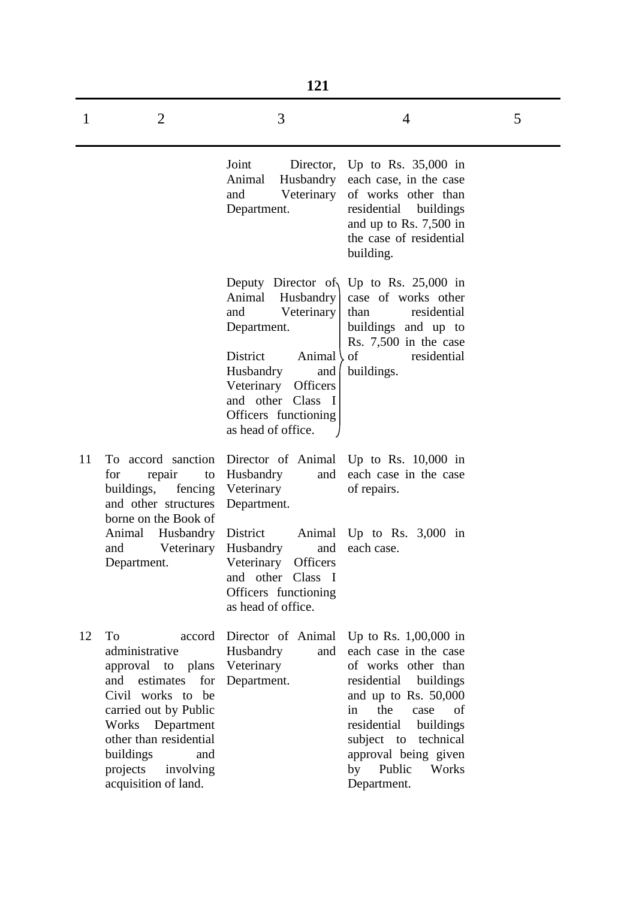| 1 | 2 | 3 | 4 | 5 |
|---|---|---|---|---|
| | | Joint Director, Animal Husbandry and Veterinary Department. | Up to Rs. 35,000 in each case, in the case of works other than residential buildings and up to Rs. 7,500 in the case of residential building. | |
| | | Deputy Director of Animal Husbandry and Veterinary Department. | Up to Rs. 25,000 in case of works other than residential buildings and up to Rs. 7,500 in the case of residential buildings. | |
| | | District Animal Husbandry and Veterinary Officers and other Class I Officers functioning as head of office. | | |
| 11 | To accord sanction for repair to buildings, fencing and other structures borne on the Book of Animal Husbandry and Veterinary Department. | Director of Animal Husbandry and Veterinary Department. | Up to Rs. 10,000 in each case in the case of repairs. | |
| | | District Animal Husbandry and Veterinary Officers and other Class I Officers functioning as head of office. | Up to Rs. 3,000 in each case. | |
| 12 | To accord administrative approval to plans and estimates for Civil works to be carried out by Public Works Department other than residential buildings and projects involving acquisition of land. | Director of Animal Husbandry and Veterinary Department. | Up to Rs. 1,00,000 in each case in the case of works other than residential buildings and up to Rs. 50,000 in the case of residential buildings subject to technical approval being given by Public Works Department. | |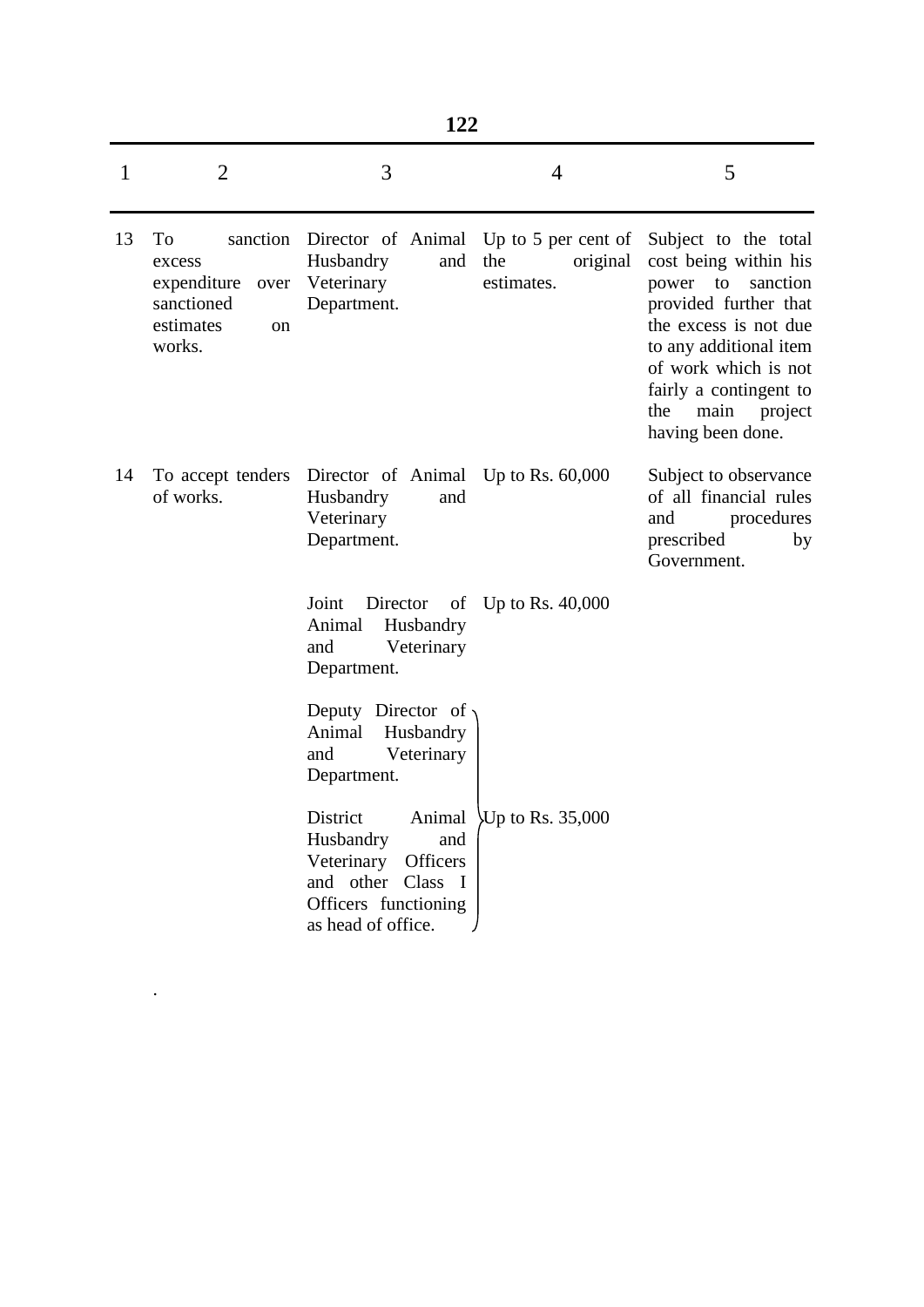| 1 | 2 | 3 | 4 | 5 |
|---|---|---|---|---|
| 13 | To sanction excess expenditure over sanctioned estimates on works. | Director of Animal Husbandry and Veterinary Department. | Up to 5 per cent of the original estimates. | Subject to the total cost being within his power to sanction provided further that the excess is not due to any additional item of work which is not fairly a contingent to the main project having been done. |
| 14 | To accept tenders of works. | Director of Animal Husbandry and Veterinary Department. | Up to Rs. 60,000 | Subject to observance of all financial rules and procedures prescribed by Government. |
| | | Joint Director of Animal Husbandry and Veterinary Department. | Up to Rs. 40,000 | |
| | | Deputy Director of Animal Husbandry and Veterinary Department. | Up to Rs. 35,000 | |
| | | District Animal Husbandry and Veterinary Officers and other Class I Officers functioning as head of office. | Up to Rs. 35,000 | |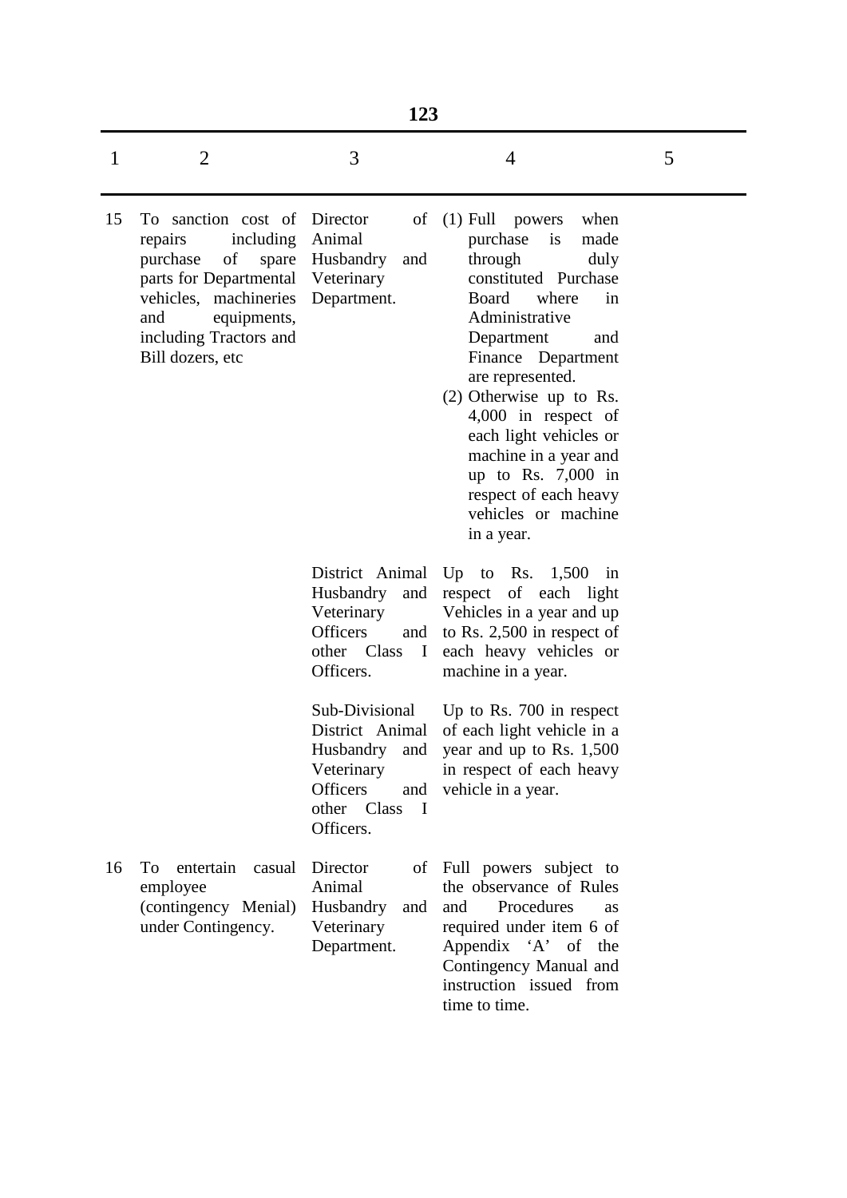| 1 | 2 | 3 | 4 | 5 |
|---|---|---|---|---|
| 15 | To sanction cost of repairs including purchase of spare parts for Departmental vehicles, machineries and equipments, including Tractors and Bill dozers, etc | Director of Animal Husbandry and Veterinary Department. | (1) Full powers when purchase is made through duly constituted Purchase Board where in Administrative Department and Finance Department are represented.<br>(2) Otherwise up to Rs. 4,000 in respect of each light vehicles or machine in a year and up to Rs. 7,000 in respect of each heavy vehicles or machine in a year. | |
| | | District Animal Husbandry and Veterinary Officers and other Class I Officers. | Up to Rs. 1,500 in respect of each light Vehicles in a year and up to Rs. 2,500 in respect of each heavy vehicles or machine in a year. | |
| | | Sub-Divisional District Animal Husbandry and Veterinary Officers and other Class I Officers. | Up to Rs. 700 in respect of each light vehicle in a year and up to Rs. 1,500 in respect of each heavy vehicle in a year. | |
| 16 | To entertain casual employee (contingency Menial) under Contingency. | Director of Animal Husbandry and Veterinary Department. | Full powers subject to the observance of Rules and Procedures as required under item 6 of Appendix 'A' of the Contingency Manual and instruction issued from time to time. | |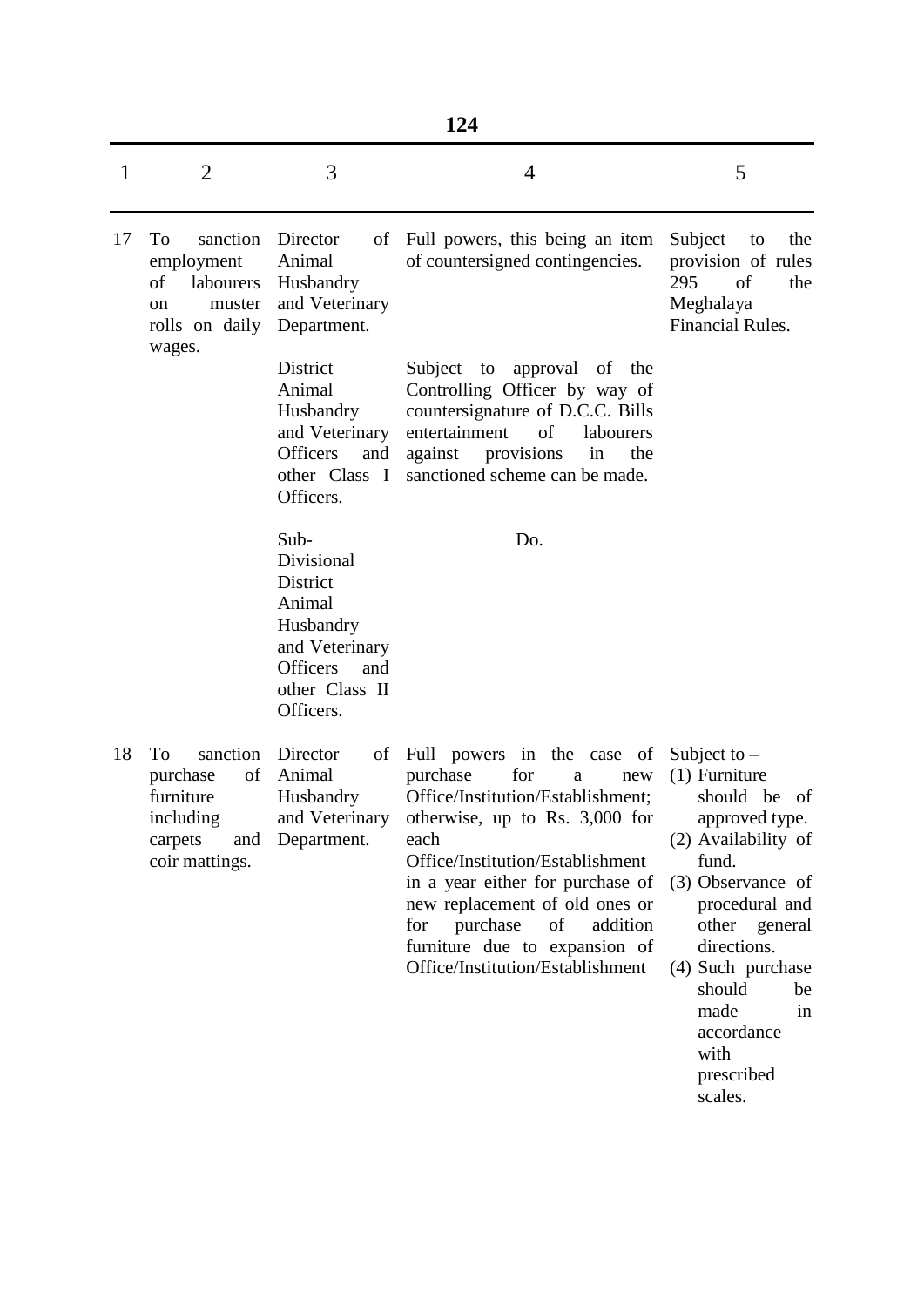| 1 | 2 | 3 | 4 | 5 |
|---|---|---|---|---|
| 17 | To sanction employment of labourers on muster rolls on daily wages. | Director of Animal Husbandry and Veterinary Department. | Full powers, this being an item of countersigned contingencies. | Subject to the provision of rules 295 of the Meghalaya Financial Rules. |
| | | District Animal Husbandry and Veterinary Officers and other Class I Officers. | Subject to approval of the Controlling Officer by way of countersignature of D.C.C. Bills entertainment of labourers against provisions in the sanctioned scheme can be made. | |
| | | Sub-Divisional District Animal Husbandry and Veterinary Officers and other Class II Officers. | Do. | |
| 18 | To sanction purchase of furniture including carpets and coir mattings. | Director of Animal Husbandry and Veterinary Department. | Full powers in the case of purchase for a new Office/Institution/Establishment; otherwise, up to Rs. 3,000 for each Office/Institution/Establishment in a year either for purchase of new replacement of old ones or for purchase of addition furniture due to expansion of Office/Institution/Establishment | Subject to – (1) Furniture should be of approved type. (2) Availability of fund. (3) Observance of procedural and other general directions. (4) Such purchase should be made in accordance with prescribed scales. |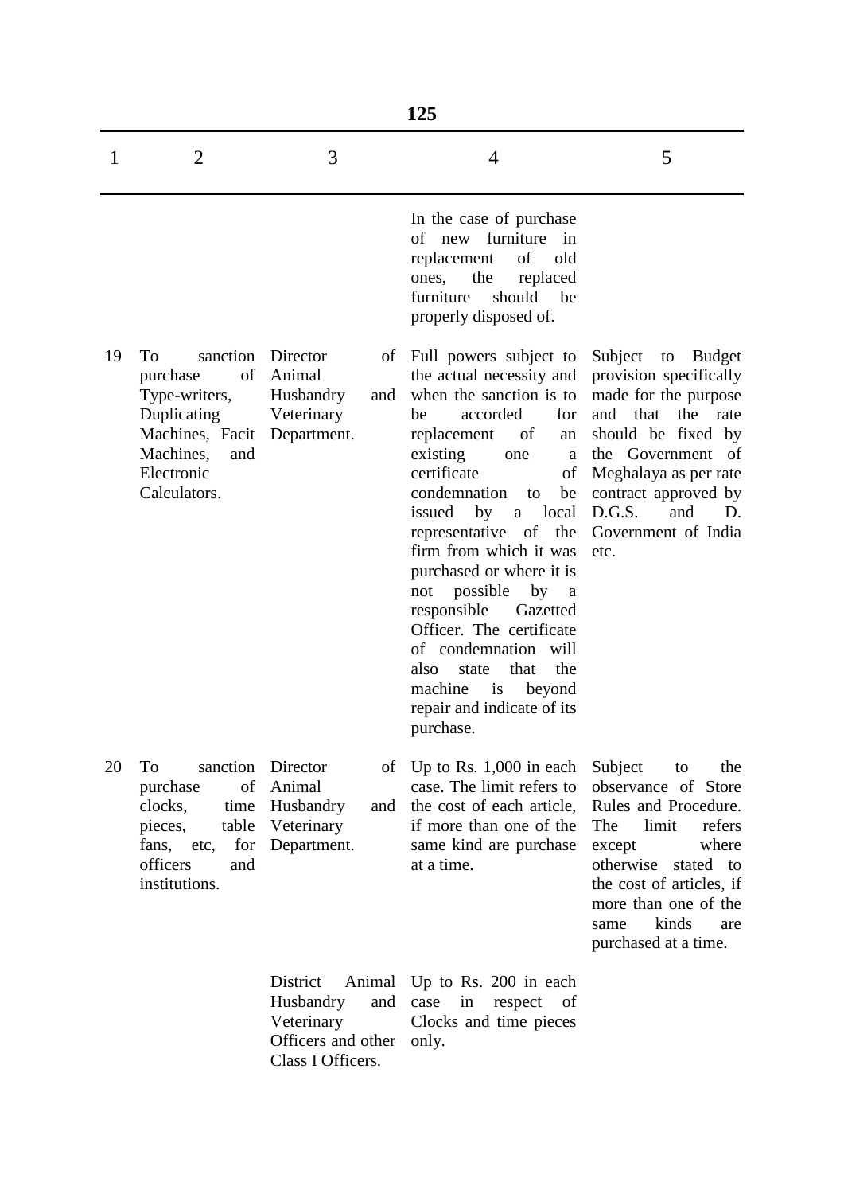| 1 | 2 | 3 | 4 | 5 |
|---|---|---|---|---|
| | | | In the case of purchase of new furniture in replacement of old ones, the replaced furniture should be properly disposed of. | |
| 19 | To sanction purchase of Type-writers, Duplicating Machines, Facit Machines, and Electronic Calculators. | Director of Animal Husbandry and Veterinary Department. | Full powers subject to the actual necessity and when the sanction is to be accorded for replacement of an existing one a certificate of condemnation to be issued by a local representative of the firm from which it was purchased or where it is not possible by a responsible Gazetted Officer. The certificate of condemnation will also state that the machine is beyond repair and indicate of its purchase. | Subject to Budget provision specifically made for the purpose and that the rate should be fixed by the Government of Meghalaya as per rate contract approved by D.G.S. and D. Government of India etc. |
| 20 | To sanction purchase of clocks, time pieces, table fans, etc, for officers and institutions. | Director of Animal Husbandry and Veterinary Department. | Up to Rs. 1,000 in each case. The limit refers to the cost of each article, if more than one of the same kind are purchase at a time. | Subject to the observance of Store Rules and Procedure. The limit refers except where otherwise stated to the cost of articles, if more than one of the same kinds are purchased at a time. |
| | | District Animal Husbandry and Veterinary Officers and other Class I Officers. | Up to Rs. 200 in each case in respect of Clocks and time pieces only. | |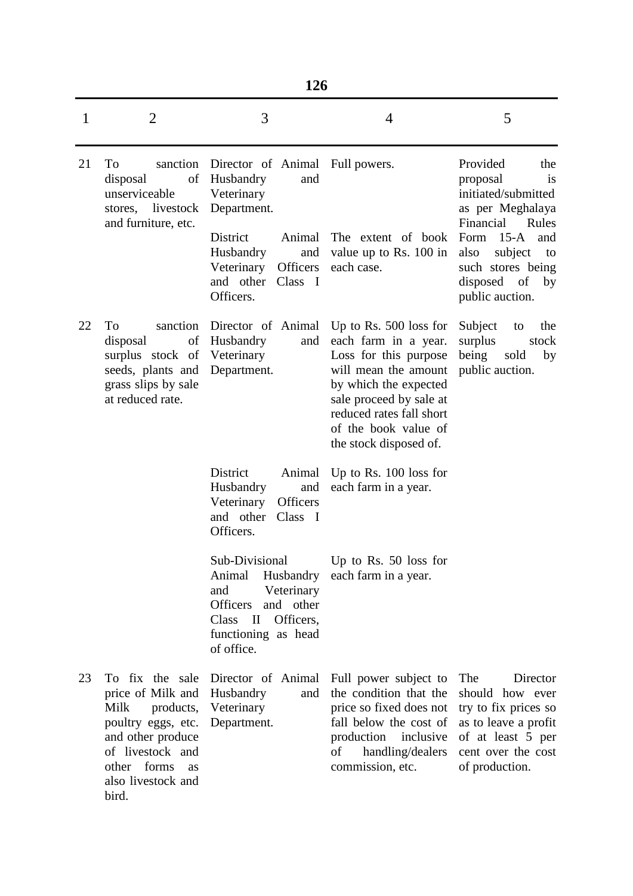| 1 | 2 | 3 | 4 | 5 |
|---|---|---|---|---|
| 21 | To sanction disposal of unserviceable stores, livestock and furniture, etc. | Director of Animal Husbandry and Veterinary Department. | Full powers. | Provided the proposal is initiated/submitted as per Meghalaya Financial Rules Form 15-A and also subject to such stores being disposed of by public auction. |
| | | District Animal Husbandry and Veterinary Officers and other Class I Officers. | The extent of book value up to Rs. 100 in each case. | |
| 22 | To sanction disposal of surplus stock of seeds, plants and grass slips by sale at reduced rate. | Director of Animal Husbandry and Veterinary Department. | Up to Rs. 500 loss for each farm in a year. Loss for this purpose will mean the amount by which the expected sale proceed by sale at reduced rates fall short of the book value of the stock disposed of. | Subject to the surplus stock being sold by public auction. |
| | | District Animal Husbandry and Veterinary Officers and other Class I Officers. | Up to Rs. 100 loss for each farm in a year. | |
| | | Sub-Divisional Animal Husbandry and Veterinary Officers and other Class II Officers, functioning as head of office. | Up to Rs. 50 loss for each farm in a year. | |
| 23 | To fix the sale price of Milk and Milk products, poultry eggs, etc. and other produce of livestock and other forms as also livestock and bird. | Director of Animal Husbandry and Veterinary Department. | Full power subject to the condition that the price so fixed does not fall below the cost of production inclusive of handling/dealers commission, etc. | The Director should how ever try to fix prices so as to leave a profit of at least 5 per cent over the cost of production. |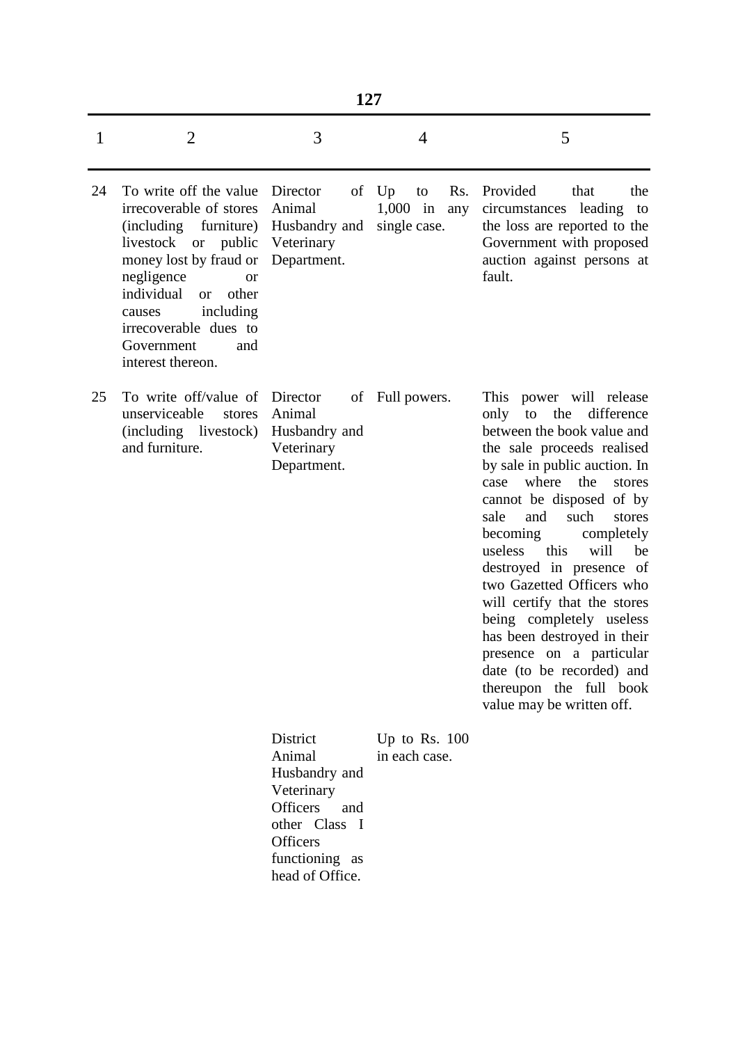| 1 | 2 | 3 | 4 | 5 |
|---|---|---|---|---|
| 24 | To write off the value irrecoverable of stores (including furniture) livestock or public money lost by fraud or negligence or individual or other causes including irrecoverable dues to Government and interest thereon. | Director of Animal Husbandry and Veterinary Department. | Up to Rs. 1,000 in any single case. | Provided that the circumstances leading to the loss are reported to the Government with proposed auction against persons at fault. |
| 25 | To write off/value of unserviceable stores (including livestock) and furniture. | Director of Animal Husbandry and Veterinary Department. | Full powers. | This power will release only to the difference between the book value and the sale proceeds realised by sale in public auction. In case where the stores cannot be disposed of by sale and such stores becoming completely useless this will be destroyed in presence of two Gazetted Officers who will certify that the stores being completely useless has been destroyed in their presence on a particular date (to be recorded) and thereupon the full book value may be written off. |
| | | District Animal Husbandry and Veterinary Officers and other Class I Officers functioning as head of Office. | Up to Rs. 100 in each case. | |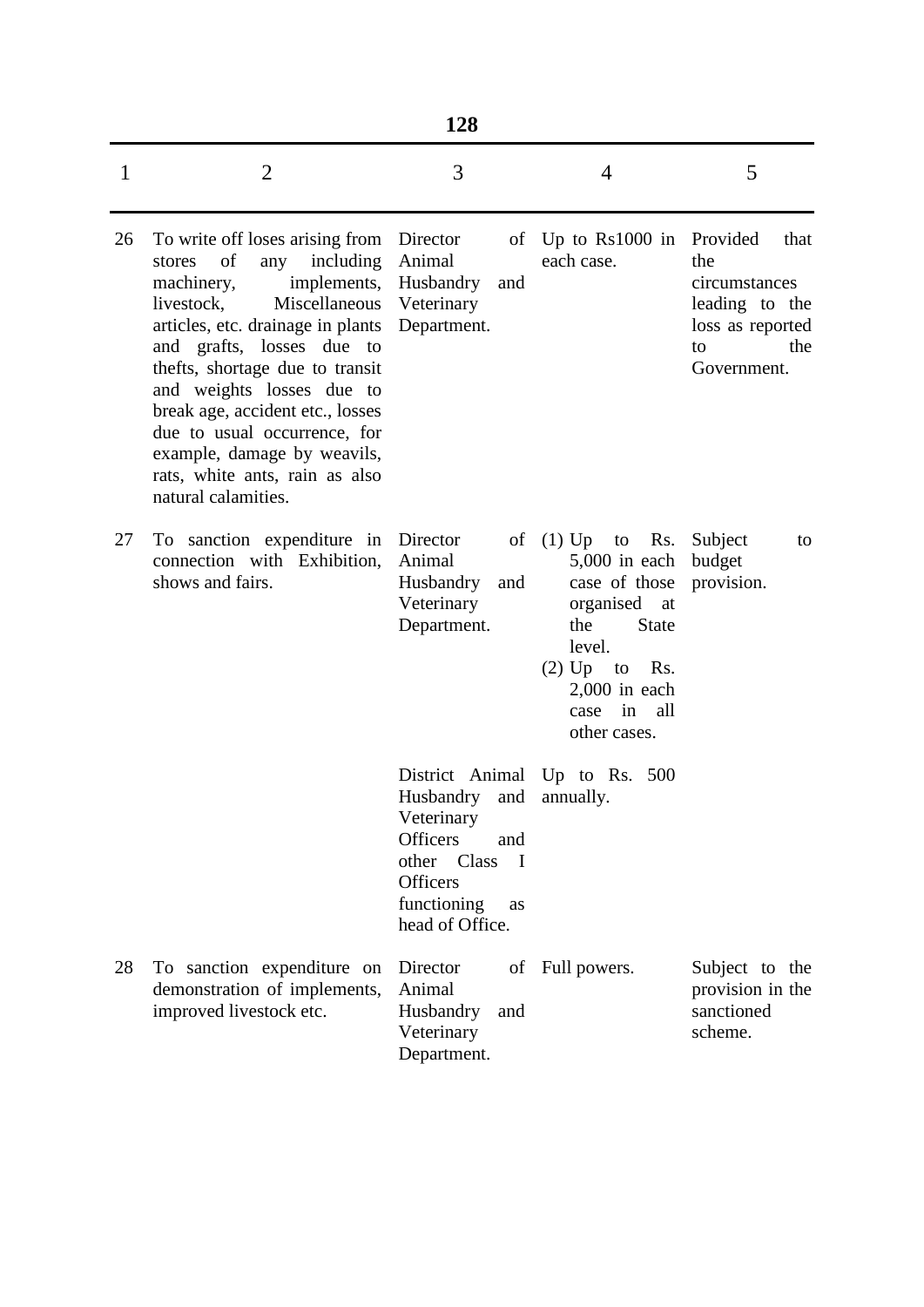| 1 | 2 | 3 | 4 | 5 |
|---|---|---|---|---|
| 26 | To write off loses arising from stores of any including machinery, implements, livestock, Miscellaneous articles, etc. drainage in plants and grafts, losses due to thefts, shortage due to transit and weights losses due to break age, accident etc., losses due to usual occurrence, for example, damage by weavils, rats, white ants, rain as also natural calamities. | Director of Animal Husbandry and Veterinary Department. | Up to Rs1000 in each case. | Provided that the circumstances leading to the loss as reported to the Government. |
| 27 | To sanction expenditure in connection with Exhibition, shows and fairs. | Director of Animal Husbandry and Veterinary Department. | (1) Up to Rs. 5,000 in each case of those organised at the State level. (2) Up to Rs. 2,000 in each case in all other cases. | Subject to budget provision. |
| | | District Animal Husbandry and Veterinary Officers and other Class I Officers functioning as head of Office. | Up to Rs. 500 annually. | |
| 28 | To sanction expenditure on demonstration of implements, improved livestock etc. | Director of Animal Husbandry and Veterinary Department. | Full powers. | Subject to the provision in the sanctioned scheme. |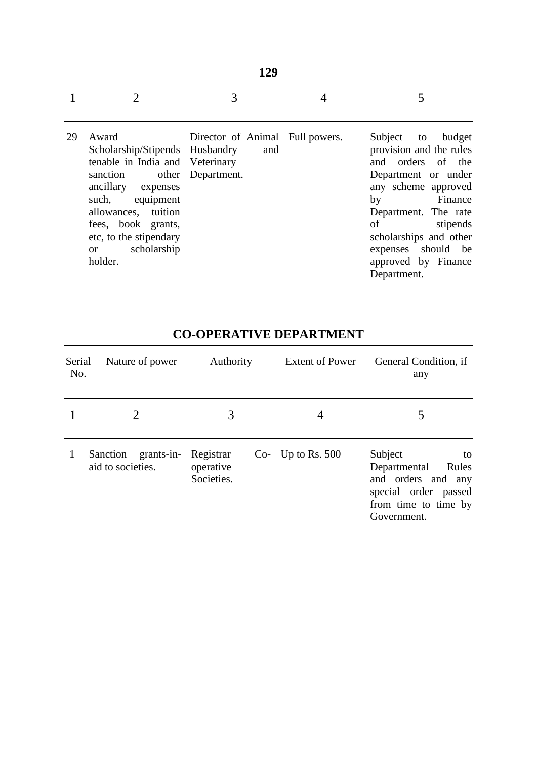| 1 | 2 | 3 | 4 | 5 |
|---|---|---|---|---|
| 29 | Award Scholarship/Stipends tenable in India and sanction other ancillary expenses such, equipment allowances, tuition fees, book grants, etc, to the stipendary or scholarship holder. | Director of Animal Husbandry and Veterinary Department. | Full powers. | Subject to budget provision and the rules and orders of the Department or under any scheme approved by Finance Department. The rate of stipends scholarships and other expenses should be approved by Finance Department. |

## CO-OPERATIVE DEPARTMENT

| Serial No. | Nature of power | Authority | Extent of Power | General Condition, if any |
|---|---|---|---|---|
| 1 | 2 | 3 | 4 | 5 |
| 1 | Sanction grants-in-aid to societies. | Registrar Co-operative Societies. | Up to Rs. 500 | Subject to Departmental Rules and orders and any special order passed from time to time by Government. |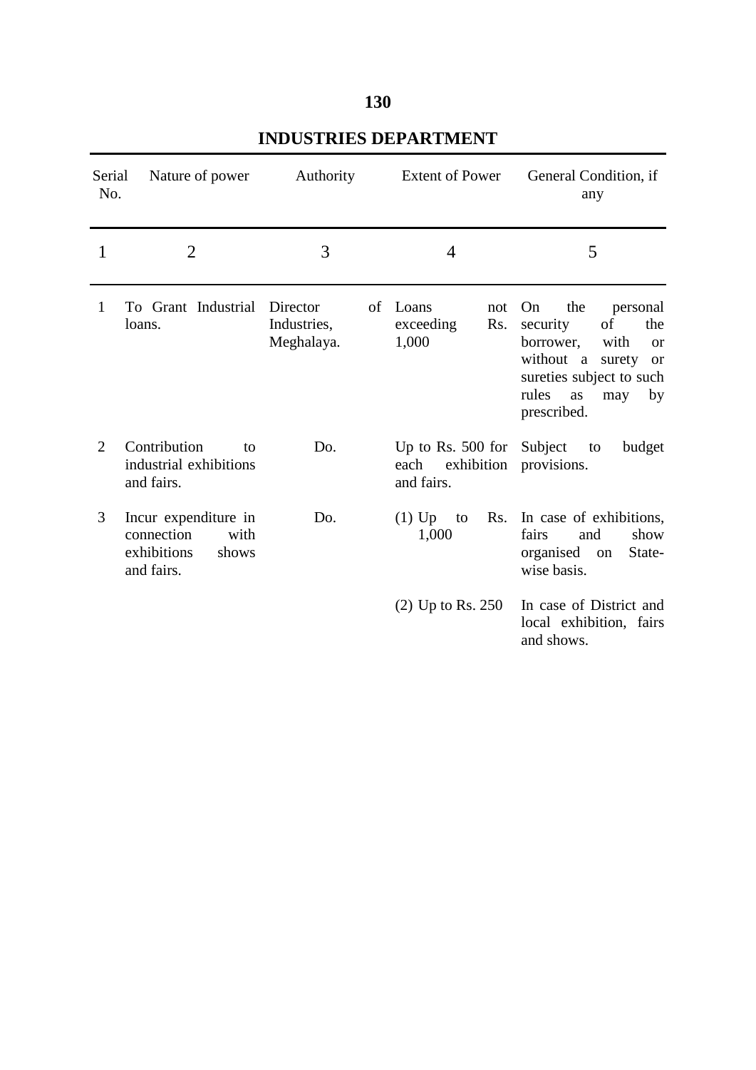## INDUSTRIES DEPARTMENT

| Serial No. | Nature of power | Authority | Extent of Power | General Condition, if any |
|---|---|---|---|---|
| 1 | 2 | 3 | 4 | 5 |
| 1 | To Grant Industrial loans. | Director of Industries, Meghalaya. | Loans not exceeding Rs. 1,000 | On the personal security of the borrower, with or without a surety or sureties subject to such rules as may by prescribed. |
| 2 | Contribution to industrial exhibitions and fairs. | Do. | Up to Rs. 500 for each exhibition and fairs. | Subject to budget provisions. |
| 3 | Incur expenditure in connection with exhibitions shows and fairs. | Do. | (1) Up to Rs. 1,000 | In case of exhibitions, fairs and show organised on State-wise basis. |
| | | | (2) Up to Rs. 250 | In case of District and local exhibition, fairs and shows. |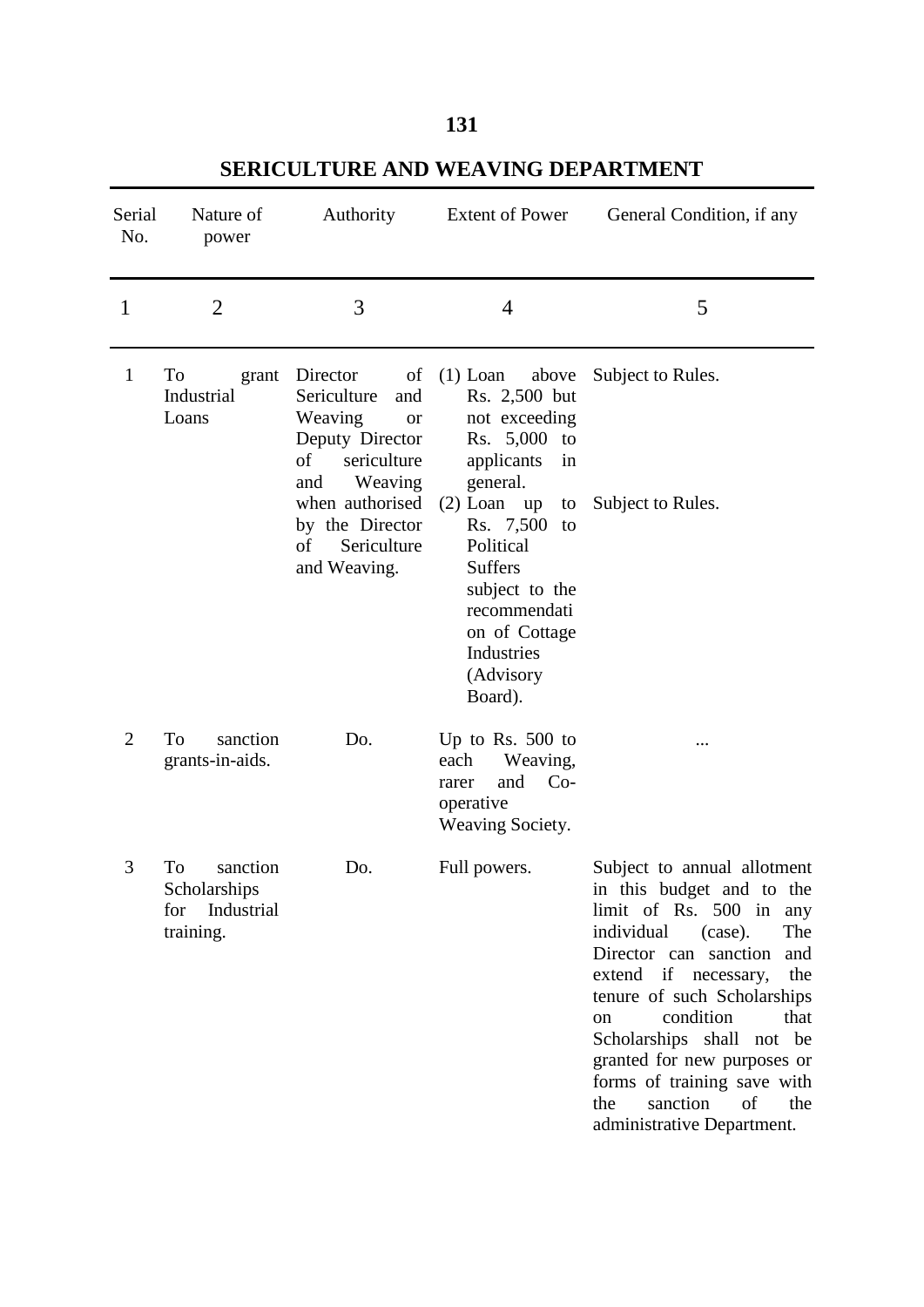## SERICULTURE AND WEAVING DEPARTMENT

| Serial No. | Nature of power | Authority | Extent of Power | General Condition, if any |
|---|---|---|---|---|
| 1 | 2 | 3 | 4 | 5 |
| 1 | To grant Industrial Loans | Director of Sericulture and Weaving or Deputy Director of sericulture and Weaving when authorised by the Director of Sericulture and Weaving. | (1) Loan above Rs. 2,500 but not exceeding Rs. 5,000 to applicants in general. | Subject to Rules. |
| | | | (2) Loan up to Rs. 7,500 to Political Suffers subject to the recommendation of Cottage Industries (Advisory Board). | Subject to Rules. |
| 2 | To sanction grants-in-aids. | Do. | Up to Rs. 500 to each Weaving, rarer and Co-operative Weaving Society. | ... |
| 3 | To sanction Scholarships for Industrial training. | Do. | Full powers. | Subject to annual allotment in this budget and to the limit of Rs. 500 in any individual (case). The Director can sanction and extend if necessary, the tenure of such Scholarships on condition that Scholarships shall not be granted for new purposes or forms of training save with the sanction of the administrative Department. |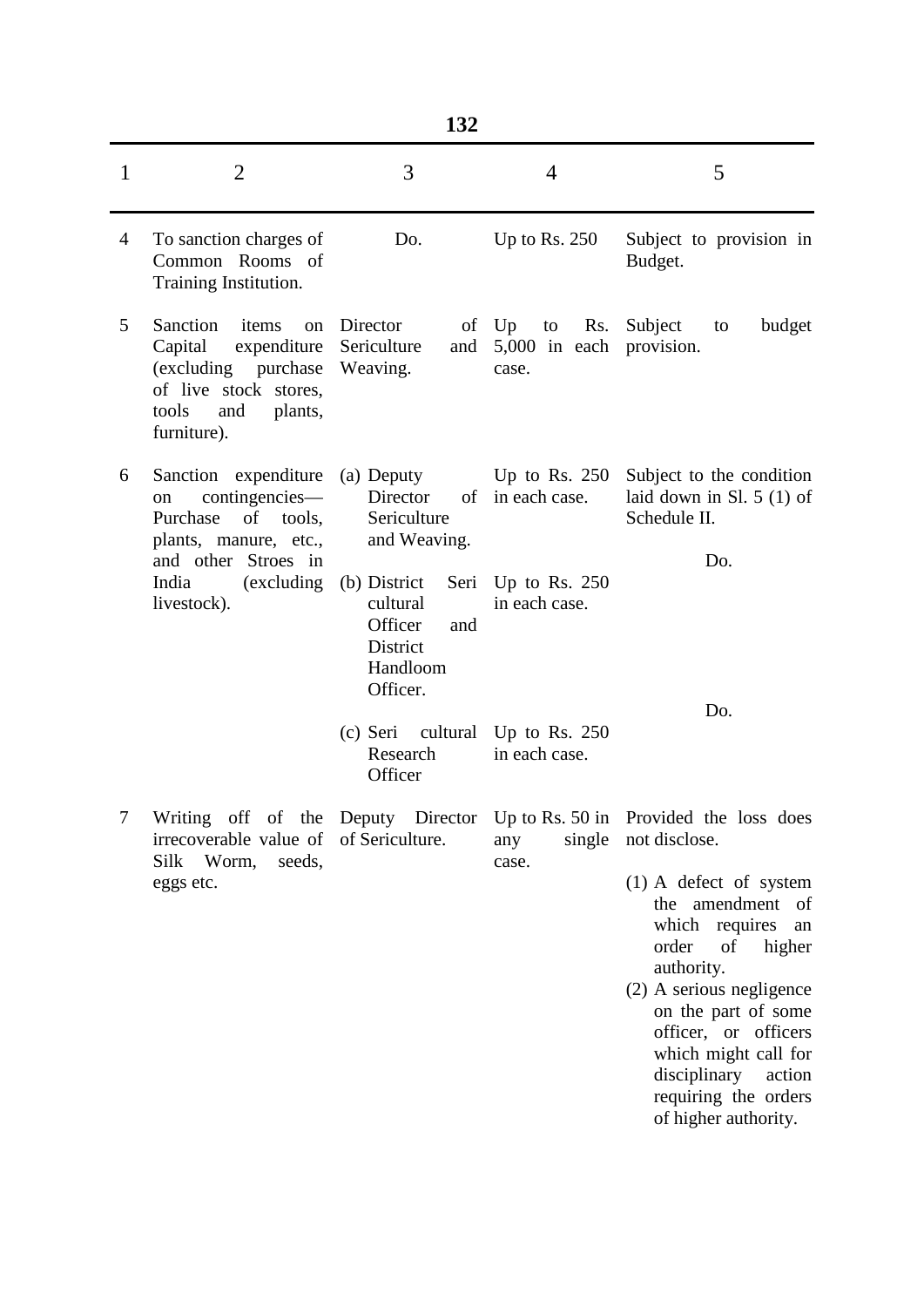| 1 | 2 | 3 | 4 | 5 |
|---|---|---|---|---|
| 4 | To sanction charges of Common Rooms of Training Institution. | Do. | Up to Rs. 250 | Subject to provision in Budget. |
| 5 | Sanction items on Capital expenditure (excluding purchase of live stock stores, tools and plants, furniture). | Director of Sericulture and Weaving. | Up to Rs. 5,000 in each case. | Subject to budget provision. |
| 6 | Sanction expenditure on contingencies—Purchase of tools, plants, manure, etc., and other Stroes in India (excluding livestock). | (a) Deputy Director of Sericulture and Weaving. | Up to Rs. 250 in each case. | Subject to the condition laid down in Sl. 5 (1) of Schedule II. |
| | | (b) District Seri cultural Officer and District Handloom Officer. | Up to Rs. 250 in each case. | Do. |
| | | (c) Seri cultural Research Officer | Up to Rs. 250 in each case. | Do. |
| 7 | Writing off of the irrecoverable value of Silk Worm, seeds, eggs etc. | Deputy Director of Sericulture. | Up to Rs. 50 in any single case. | Provided the loss does not disclose.<br>(1) A defect of system the amendment of which requires an order of higher authority.<br>(2) A serious negligence on the part of some officer, or officers which might call for disciplinary action requiring the orders of higher authority. |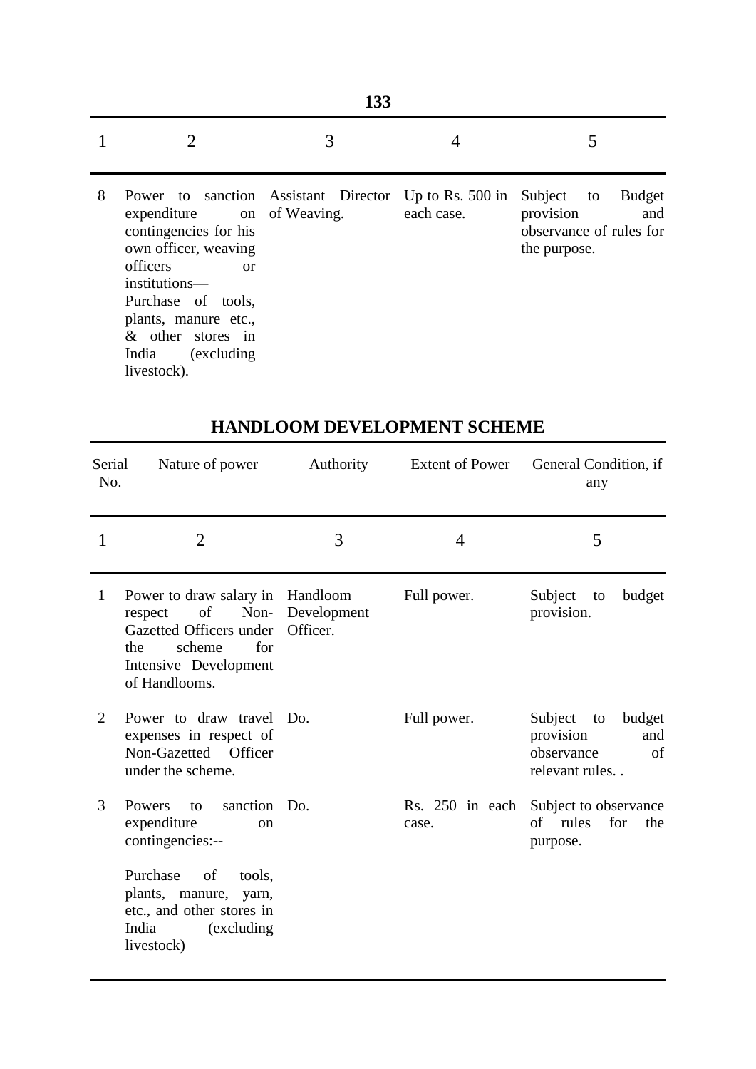| 1 | 2 | 3 | 4 | 5 |
|---|---|---|---|---|
| 8 | Power to sanction expenditure on contingencies for his own officer, weaving officers or institutions— Purchase of tools, plants, manure etc., & other stores in India (excluding livestock). | Assistant Director of Weaving. | Up to Rs. 500 in each case. | Subject to Budget provision and observance of rules for the purpose. |

## HANDLOOM DEVELOPMENT SCHEME

| Serial No. | Nature of power | Authority | Extent of Power | General Condition, if any |
|---|---|---|---|---|
| 1 | 2 | 3 | 4 | 5 |
| 1 | Power to draw salary in respect of Non-Gazetted Officers under the scheme for Intensive Development of Handlooms. | Handloom Development Officer. | Full power. | Subject to budget provision. |
| 2 | Power to draw travel expenses in respect of Non-Gazetted Officer under the scheme. | Do. | Full power. | Subject to budget provision and observance of relevant rules. . |
| 3 | Powers to sanction expenditure on contingencies:-- Purchase of tools, plants, manure, yarn, etc., and other stores in India (excluding livestock) | Do. | Rs. 250 in each case. | Subject to observance of rules for the purpose. |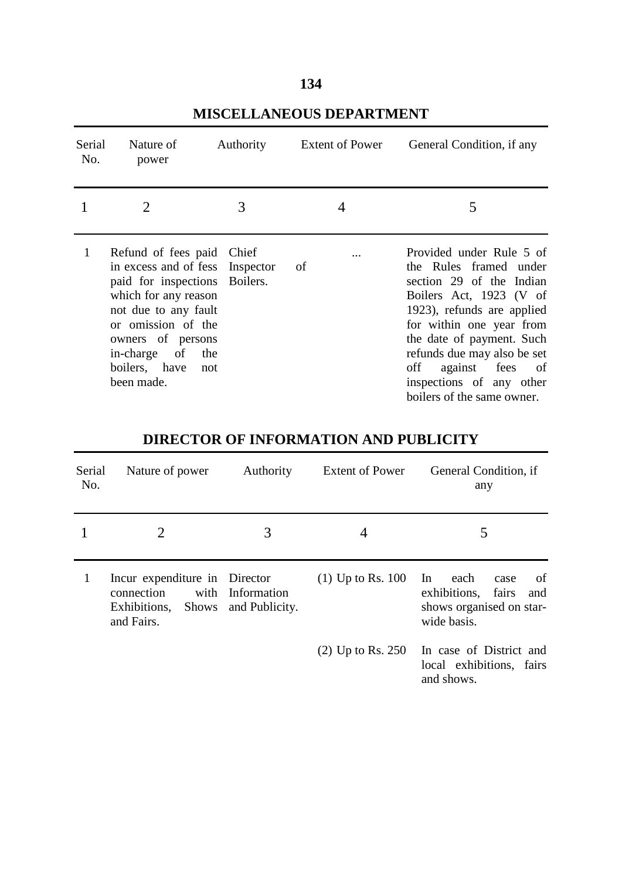## MISCELLANEOUS DEPARTMENT

| Serial No. | Nature of power | Authority | Extent of Power | General Condition, if any |
|---|---|---|---|---|
| 1 | 2 | 3 | 4 | 5 |
| 1 | Refund of fees paid in excess and of fess paid for inspections which for any reason not due to any fault or omission of the owners of persons in-charge of the boilers, have not been made. | Chief Inspector of Boilers. | ... | Provided under Rule 5 of the Rules framed under section 29 of the Indian Boilers Act, 1923 (V of 1923), refunds are applied for within one year from the date of payment. Such refunds due may also be set off against fees of inspections of any other boilers of the same owner. |

## DIRECTOR OF INFORMATION AND PUBLICITY

| Serial No. | Nature of power | Authority | Extent of Power | General Condition, if any |
|---|---|---|---|---|
| 1 | 2 | 3 | 4 | 5 |
| 1 | Incur expenditure in connection with Exhibitions, Shows and Fairs. | Director Information and Publicity. | (1) Up to Rs. 100 | In each case of exhibitions, fairs and shows organised on star-wide basis. |
| | | | (2) Up to Rs. 250 | In case of District and local exhibitions, fairs and shows. |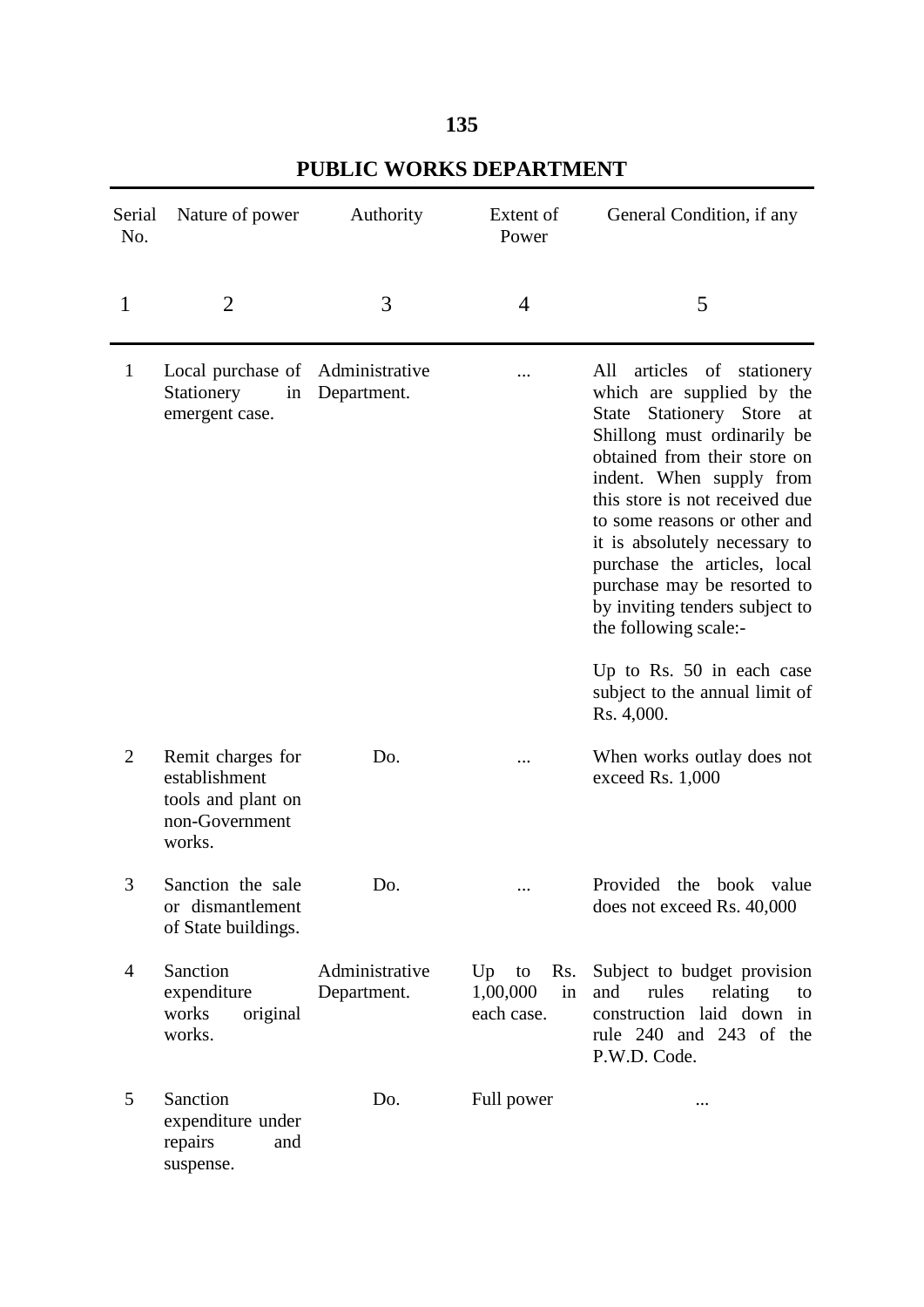# PUBLIC WORKS DEPARTMENT

| Serial No. | Nature of power | Authority | Extent of Power | General Condition, if any |
|---|---|---|---|---|
| 1 | 2 | 3 | 4 | 5 |
| 1 | Local purchase of Stationery in emergent case. | Administrative Department. | ... | All articles of stationery which are supplied by the State Stationery Store at Shillong must ordinarily be obtained from their store on indent. When supply from this store is not received due to some reasons or other and it is absolutely necessary to purchase the articles, local purchase may be resorted to by inviting tenders subject to the following scale:- Up to Rs. 50 in each case subject to the annual limit of Rs. 4,000. |
| 2 | Remit charges for establishment tools and plant on non-Government works. | Do. | ... | When works outlay does not exceed Rs. 1,000 |
| 3 | Sanction the sale or dismantlement of State buildings. | Do. | ... | Provided the book value does not exceed Rs. 40,000 |
| 4 | Sanction expenditure works original works. | Administrative Department. | Up to Rs. 1,00,000 in each case. | Subject to budget provision and rules relating to construction laid down in rule 240 and 243 of the P.W.D. Code. |
| 5 | Sanction expenditure under repairs and suspense. | Do. | Full power | ... |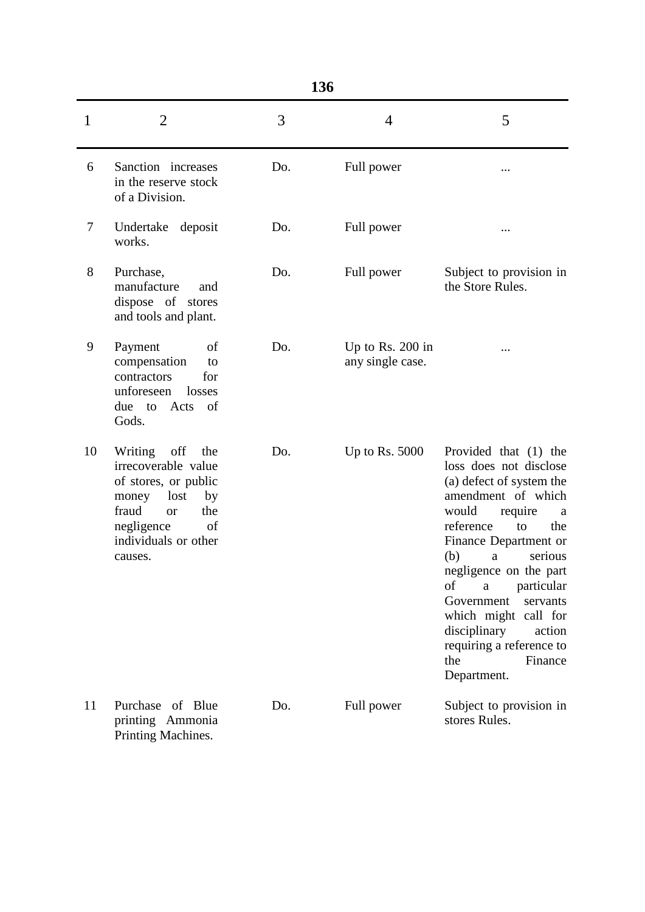| 1 | 2 | 3 | 4 | 5 |
|---|---|---|---|---|
| 6 | Sanction increases in the reserve stock of a Division. | Do. | Full power | ... |
| 7 | Undertake deposit works. | Do. | Full power | ... |
| 8 | Purchase, manufacture and dispose of stores and tools and plant. | Do. | Full power | Subject to provision in the Store Rules. |
| 9 | Payment of compensation to contractors for unforeseen losses due to Acts of Gods. | Do. | Up to Rs. 200 in any single case. | ... |
| 10 | Writing off the irrecoverable value of stores, or public money lost by fraud or the negligence of individuals or other causes. | Do. | Up to Rs. 5000 | Provided that (1) the loss does not disclose (a) defect of system the amendment of which would require a reference to the Finance Department or (b) a serious negligence on the part of a particular Government servants which might call for disciplinary action requiring a reference to the Finance Department. |
| 11 | Purchase of Blue printing Ammonia Printing Machines. | Do. | Full power | Subject to provision in stores Rules. |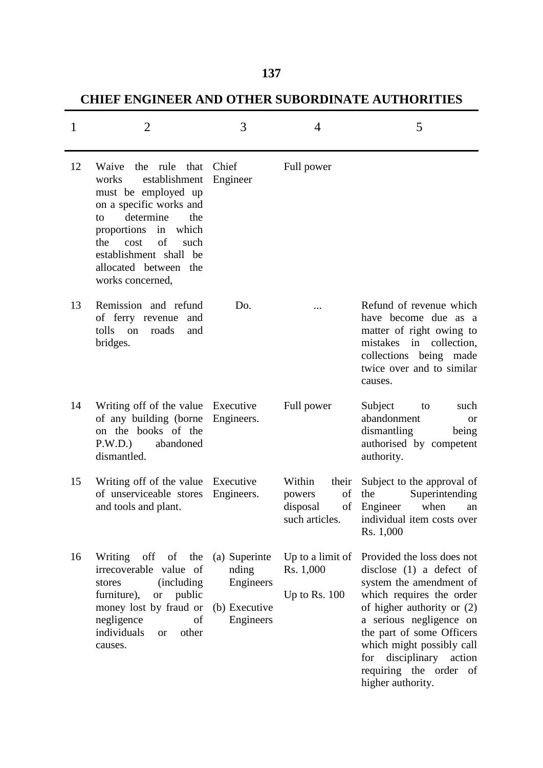## CHIEF ENGINEER AND OTHER SUBORDINATE AUTHORITIES

| 1 | 2 | 3 | 4 | 5 |
|---|---|---|---|---|
| 12 | Waive the rule that works establishment must be employed up on a specific works and to determine the proportions in which the cost of such establishment shall be allocated between the works concerned, | Chief Engineer | Full power | |
| 13 | Remission and refund of ferry revenue and tolls on roads and bridges. | Do. | ... | Refund of revenue which have become due as a matter of right owing to mistakes in collection, collections being made twice over and to similar causes. |
| 14 | Writing off of the value of any building (borne on the books of the P.W.D.) abandoned dismantled. | Executive Engineers. | Full power | Subject to such abandonment or dismantling being authorised by competent authority. |
| 15 | Writing off of the value of unserviceable stores and tools and plant. | Executive Engineers. | Within their powers of disposal of such articles. | Subject to the approval of the Superintending Engineer when an individual item costs over Rs. 1,000 |
| 16 | Writing off of the irrecoverable value of stores (including furniture), or public money lost by fraud or negligence of individuals or other causes. | (a) Superintending Engineers<br>(b) Executive Engineers | Up to a limit of Rs. 1,000<br>Up to Rs. 100 | Provided the loss does not disclose (1) a defect of system the amendment of which requires the order of higher authority or (2) a serious negligence on the part of some Officers which might possibly call for disciplinary action requiring the order of higher authority. |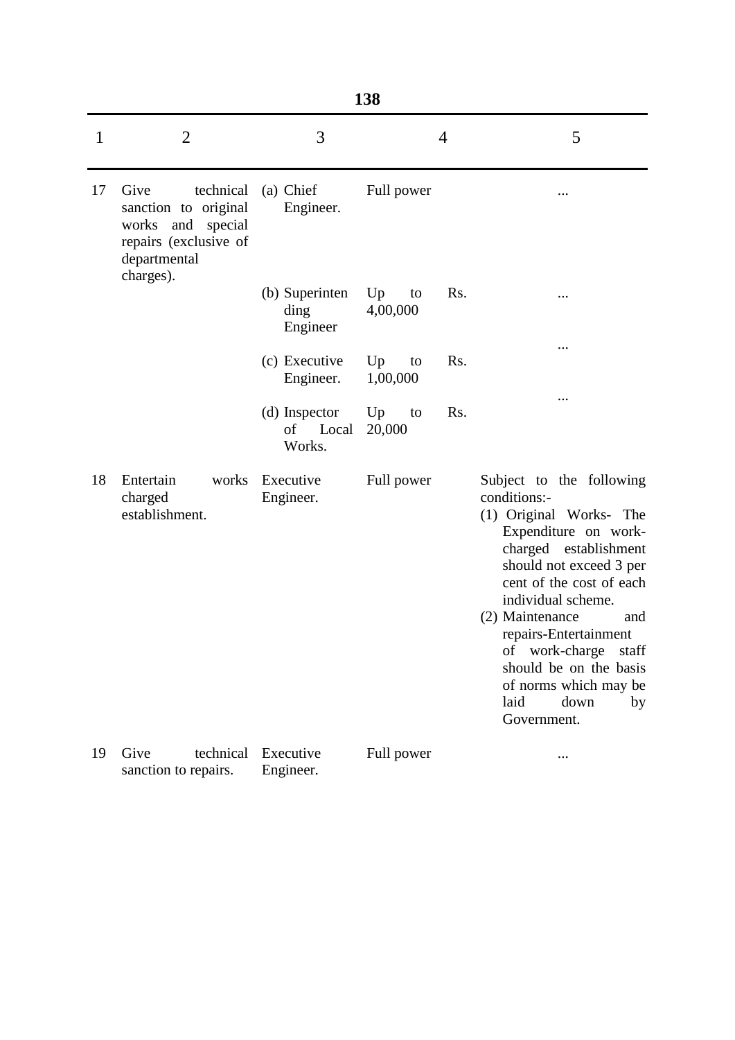| 1 | 2 | 3 | 4 | 5 |
|---|---|---|---|---|
| 17 | Give technical sanction to original works and special repairs (exclusive of departmental charges). | (a) Chief Engineer. | Full power | ... |
| | | (b) Superintending Engineer | Up to Rs. 4,00,000 | ... |
| | | (c) Executive Engineer. | Up to Rs. 1,00,000 | ... |
| | | (d) Inspector of Local Works. | Up to Rs. 20,000 | ... |
| 18 | Entertain works charged establishment. | Executive Engineer. | Full power | Subject to the following conditions:- (1) Original Works- The Expenditure on work-charged establishment should not exceed 3 per cent of the cost of each individual scheme. (2) Maintenance and repairs-Entertainment of work-charge staff should be on the basis of norms which may be laid down by Government. |
| 19 | Give technical sanction to repairs. | Executive Engineer. | Full power | ... |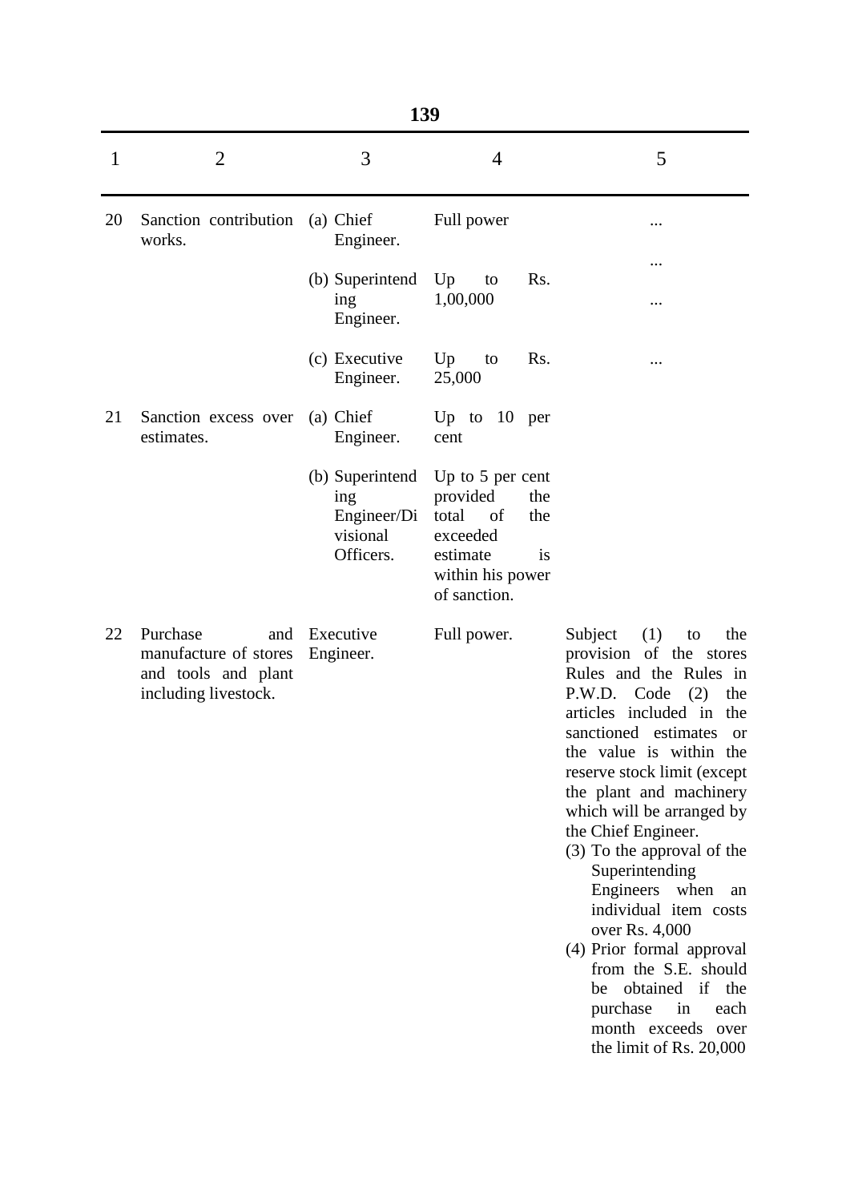| 1 | 2 | 3 | 4 | 5 |
|---|---|---|---|---|
| 20 | Sanction contribution works. | (a) Chief Engineer. | Full power | ... |
| | | | | ... |
| | | (b) Superintending Engineer. | Up to Rs. 1,00,000 | ... |
| | | (c) Executive Engineer. | Up to Rs. 25,000 | ... |
| 21 | Sanction excess over estimates. | (a) Chief Engineer. | Up to 10 per cent | |
| | | (b) Superintending Engineer/Divisional Officers. | Up to 5 per cent provided the total of the exceeded estimate is within his power of sanction. | |
| 22 | Purchase and manufacture of stores and tools and plant including livestock. | Executive Engineer. | Full power. | Subject (1) to the provision of the stores Rules and the Rules in P.W.D. Code (2) the articles included in the sanctioned estimates or the value is within the reserve stock limit (except the plant and machinery which will be arranged by the Chief Engineer. (3) To the approval of the Superintending Engineers when an individual item costs over Rs. 4,000 (4) Prior formal approval from the S.E. should be obtained if the purchase in each month exceeds over the limit of Rs. 20,000 |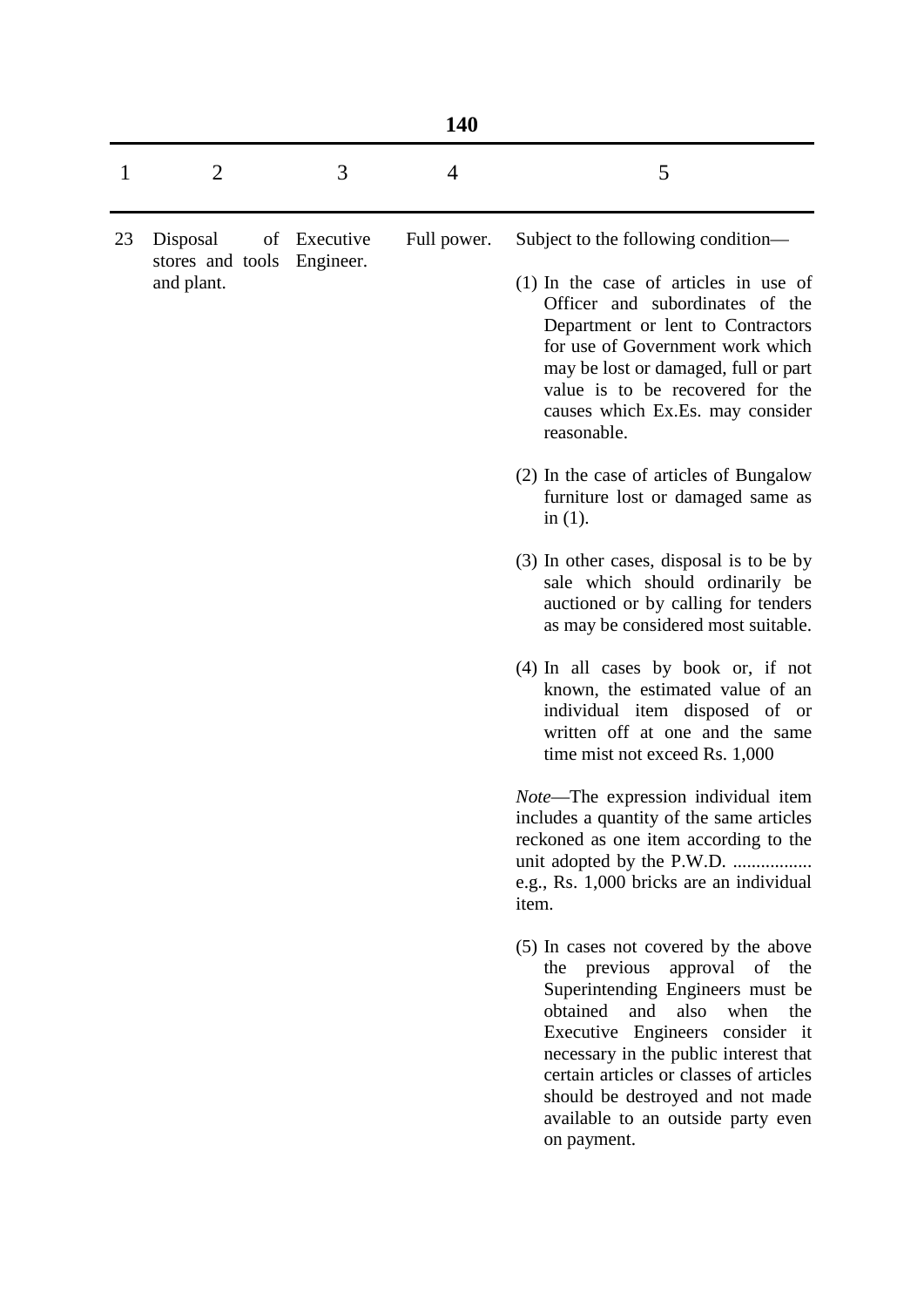| 1 | 2 | 3 | 4 | 5 |
|---|---|---|---|---|
| 23 | Disposal of stores and tools and plant. | Executive Engineer. | Full power. | Subject to the following condition—<br><br>(1) In the case of articles in use of Officer and subordinates of the Department or lent to Contractors for use of Government work which may be lost or damaged, full or part value is to be recovered for the causes which Ex.Es. may consider reasonable.<br><br>(2) In the case of articles of Bungalow furniture lost or damaged same as in (1).<br><br>(3) In other cases, disposal is to be by sale which should ordinarily be auctioned or by calling for tenders as may be considered most suitable.<br><br>(4) In all cases by book or, if not known, the estimated value of an individual item disposed of or written off at one and the same time mist not exceed Rs. 1,000<br><br>*Note*—The expression individual item includes a quantity of the same articles reckoned as one item according to the unit adopted by the P.W.D. ................. e.g., Rs. 1,000 bricks are an individual item.<br><br>(5) In cases not covered by the above the previous approval of the Superintending Engineers must be obtained and also when the Executive Engineers consider it necessary in the public interest that certain articles or classes of articles should be destroyed and not made available to an outside party even on payment. |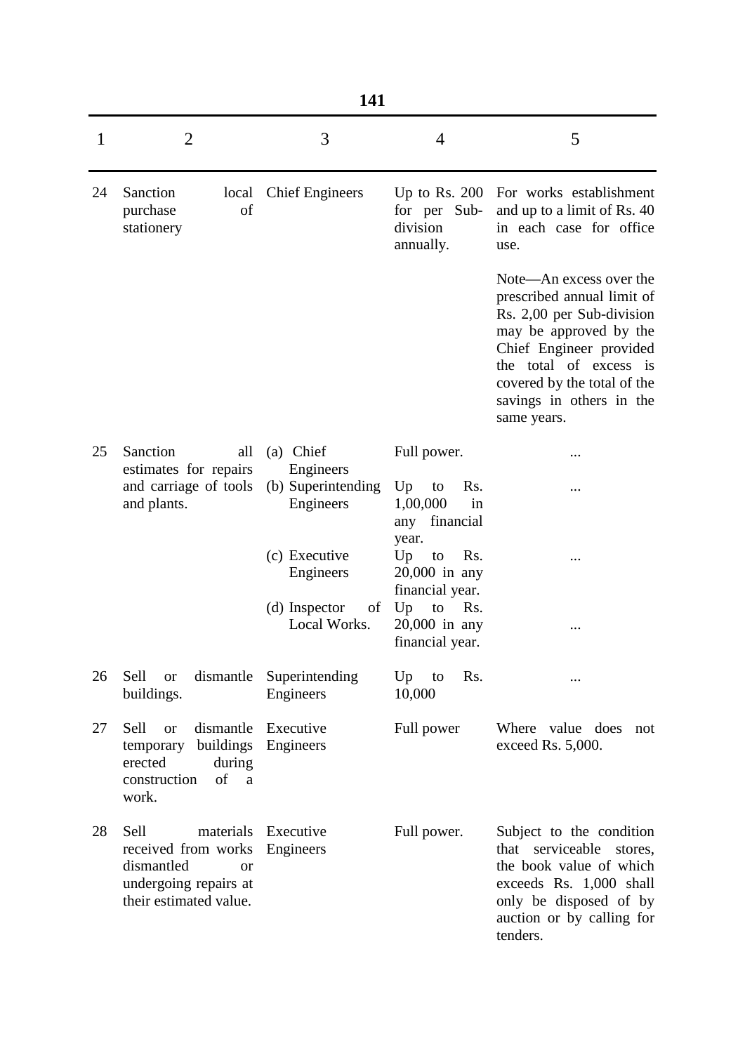| 1 | 2 | 3 | 4 | 5 |
|---|---|---|---|---|
| 24 | Sanction local purchase of stationery | Chief Engineers | Up to Rs. 200 for per Sub-division annually. | For works establishment and up to a limit of Rs. 40 in each case for office use.<br><br>Note—An excess over the prescribed annual limit of Rs. 2,00 per Sub-division may be approved by the Chief Engineer provided the total of excess is covered by the total of the savings in others in the same years. |
| 25 | Sanction all estimates for repairs and carriage of tools and plants. | (a) Chief Engineers | Full power. | ... |
| | | (b) Superintending Engineers | Up to Rs. 1,00,000 in any financial year. | ... |
| | | (c) Executive Engineers | Up to Rs. 20,000 in any financial year. | ... |
| | | (d) Inspector of Local Works. | Up to Rs. 20,000 in any financial year. | ... |
| 26 | Sell or dismantle buildings. | Superintending Engineers | Up to Rs. 10,000 | ... |
| 27 | Sell or dismantle temporary buildings erected during construction of a work. | Executive Engineers | Full power | Where value does not exceed Rs. 5,000. |
| 28 | Sell materials received from works dismantled or undergoing repairs at their estimated value. | Executive Engineers | Full power. | Subject to the condition that serviceable stores, the book value of which exceeds Rs. 1,000 shall only be disposed of by auction or by calling for tenders. |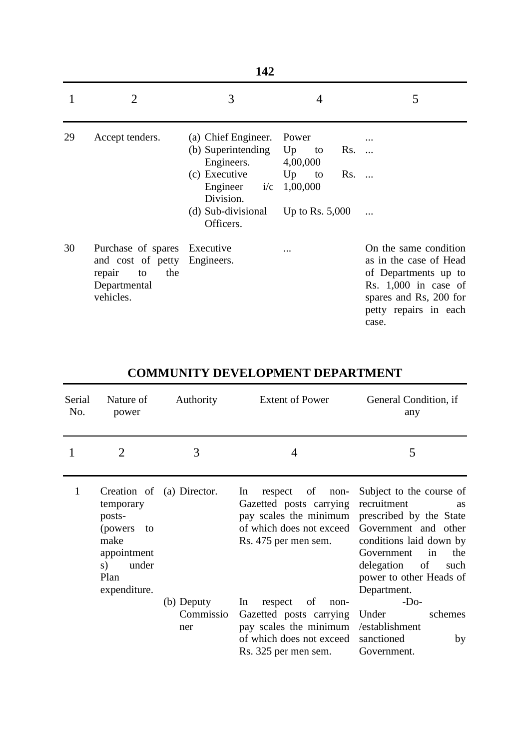| 1 | 2 | 3 | 4 | 5 |
|---|---|---|---|---|
| 29 | Accept tenders. | (a) Chief Engineer. | Power | ... |
| | | (b) Superintending Engineers. | Up to Rs. 4,00,000 | ... |
| | | (c) Executive Engineer i/c Division. | Up to Rs. 1,00,000 | ... |
| | | (d) Sub-divisional Officers. | Up to Rs. 5,000 | ... |
| 30 | Purchase of spares and cost of petty repair to the Departmental vehicles. | Executive Engineers. | ... | On the same condition as in the case of Head of Departments up to Rs. 1,000 in case of spares and Rs, 200 for petty repairs in each case. |

## COMMUNITY DEVELOPMENT DEPARTMENT

| Serial No. | Nature of power | Authority | Extent of Power | General Condition, if any |
|---|---|---|---|---|
| 1 | 2 | 3 | 4 | 5 |
| 1 | Creation of temporary posts- (powers to make appointments) under Plan expenditure. | (a) Director. | In respect of non-Gazetted posts carrying pay scales the minimum of which does not exceed Rs. 475 per men sem. | Subject to the course of recruitment as prescribed by the State Government and other conditions laid down by Government in the delegation of such power to other Heads of Department. |
| | | (b) Deputy Commissioner | In respect of non-Gazetted posts carrying pay scales the minimum of which does not exceed Rs. 325 per men sem. | -Do- Under schemes /establishment sanctioned by Government. |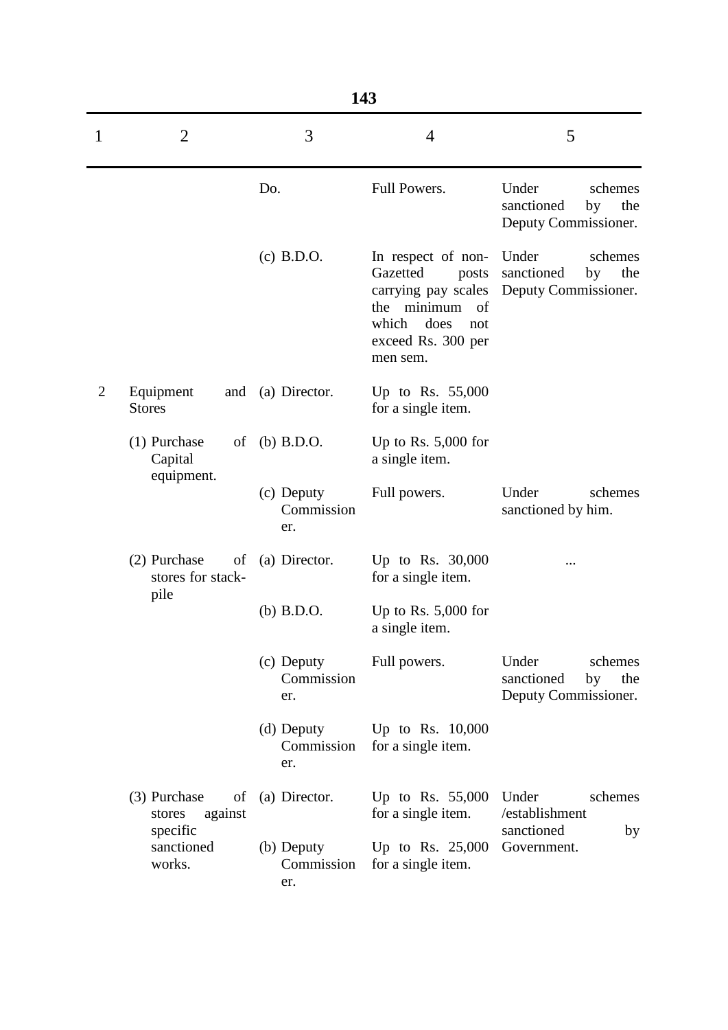| 1 | 2 | 3 | 4 | 5 |
|---|---|---|---|---|
| | | Do. | Full Powers. | Under schemes sanctioned by the Deputy Commissioner. |
| | | (c) B.D.O. | In respect of non-Gazetted posts carrying pay scales the minimum of which does not exceed Rs. 300 per men sem. | Under schemes sanctioned by the Deputy Commissioner. |
| 2 | Equipment and Stores | (a) Director. | Up to Rs. 55,000 for a single item. | |
| | (1) Purchase of Capital equipment. | (b) B.D.O. | Up to Rs. 5,000 for a single item. | |
| | | (c) Deputy Commissioner. | Full powers. | Under schemes sanctioned by him. |
| | (2) Purchase of stores for stack-pile | (a) Director. | Up to Rs. 30,000 for a single item. | ... |
| | | (b) B.D.O. | Up to Rs. 5,000 for a single item. | |
| | | (c) Deputy Commissioner. | Full powers. | Under schemes sanctioned by the Deputy Commissioner. |
| | | (d) Deputy Commissioner. | Up to Rs. 10,000 for a single item. | |
| | (3) Purchase of stores against specific sanctioned works. | (a) Director. | Up to Rs. 55,000 for a single item. | Under schemes /establishment sanctioned by Government. |
| | | (b) Deputy Commissioner. | Up to Rs. 25,000 for a single item. | |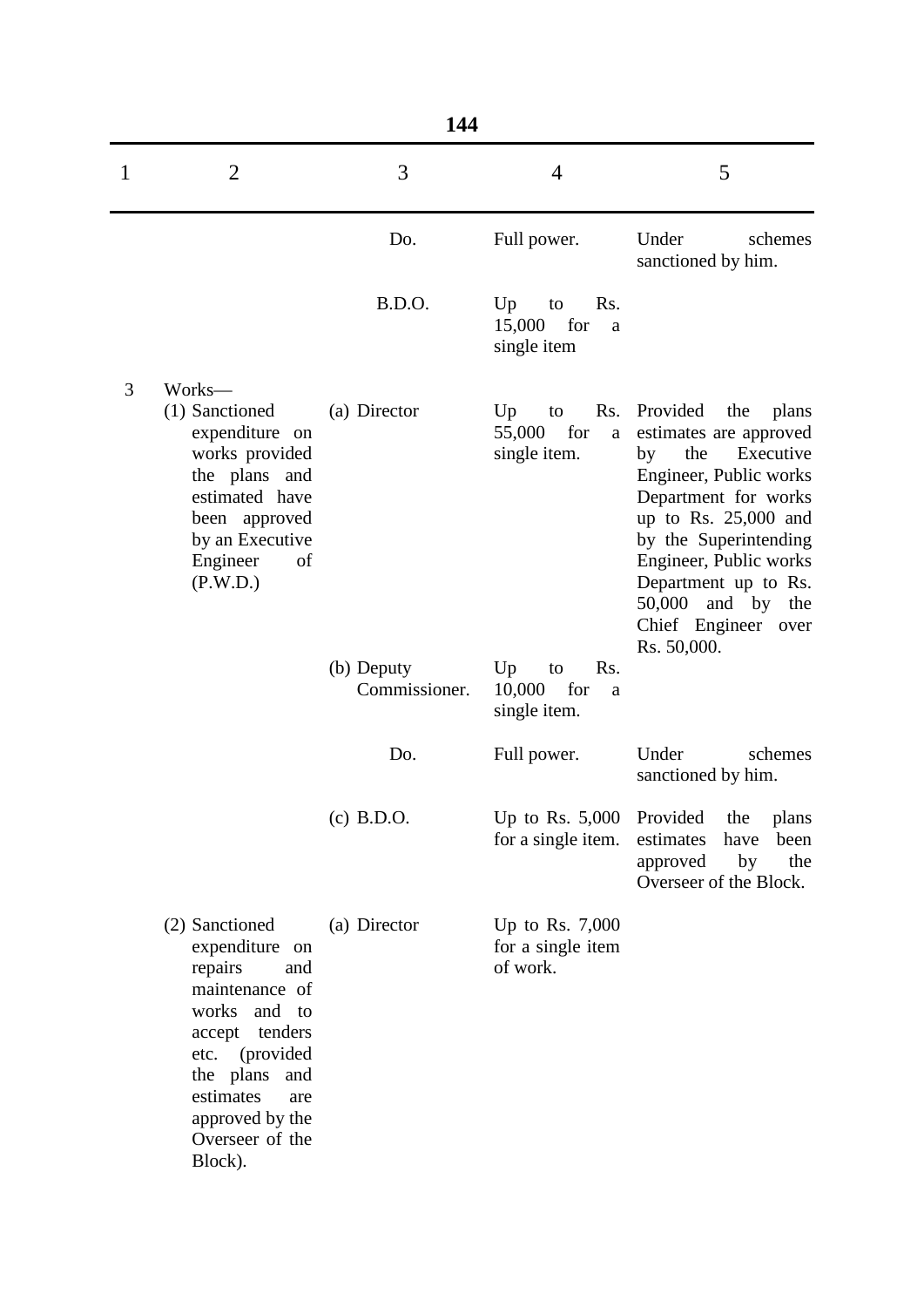| 1 | 2 | 3 | 4 | 5 |
|---|---|---|---|---|
| | | Do. | Full power. | Under schemes sanctioned by him. |
| | | B.D.O. | Up to Rs. 15,000 for a single item | |
| 3 | Works— (1) Sanctioned expenditure on works provided the plans and estimated have been approved by an Executive Engineer of (P.W.D.) | (a) Director | Up to Rs. 55,000 for a single item. | Provided the plans estimates are approved by the Executive Engineer, Public works Department for works up to Rs. 25,000 and by the Superintending Engineer, Public works Department up to Rs. 50,000 and by the Chief Engineer over Rs. 50,000. |
| | | (b) Deputy Commissioner. | Up to Rs. 10,000 for a single item. | |
| | | Do. | Full power. | Under schemes sanctioned by him. |
| | | (c) B.D.O. | Up to Rs. 5,000 for a single item. | Provided the plans estimates have been approved by the Overseer of the Block. |
| | (2) Sanctioned expenditure on repairs and maintenance of works and to accept tenders etc. (provided the plans and estimates are approved by the Overseer of the Block). | (a) Director | Up to Rs. 7,000 for a single item of work. | |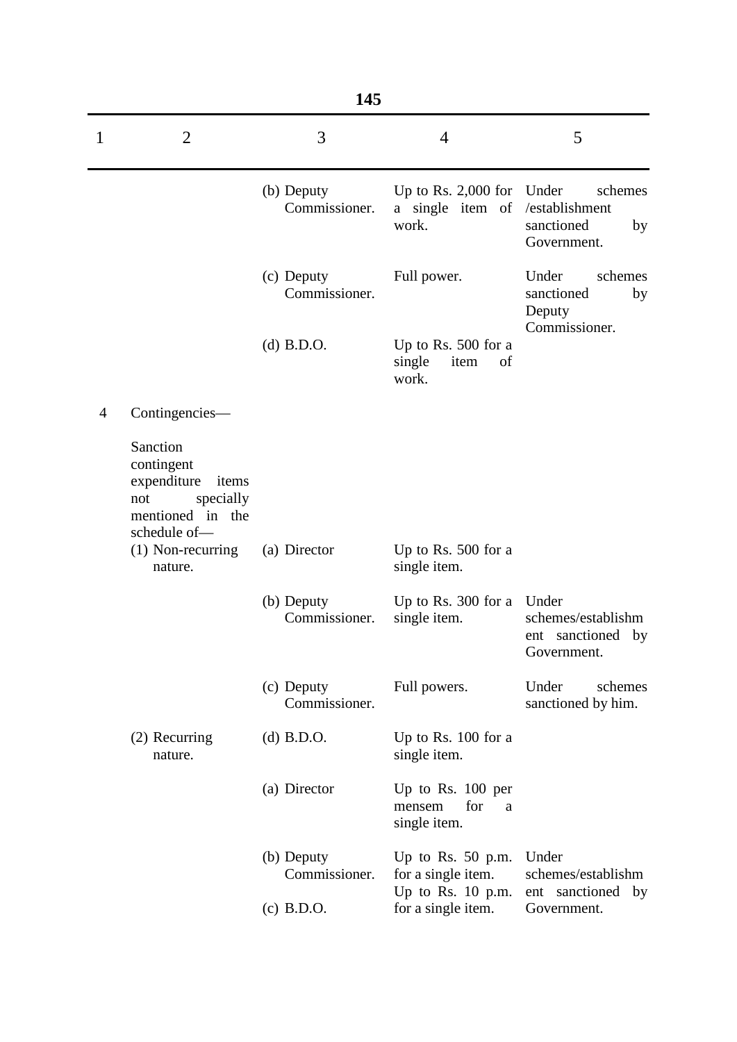| 1 | 2 | 3 | 4 | 5 |
|---|---|---|---|---|
| | | (b) Deputy Commissioner. | Up to Rs. 2,000 for a single item of work. | Under schemes /establishment sanctioned by Government. |
| | | (c) Deputy Commissioner. | Full power. | Under schemes sanctioned by Deputy Commissioner. |
| | | (d) B.D.O. | Up to Rs. 500 for a single item of work. | |
| 4 | Contingencies— Sanction contingent expenditure items not specially mentioned in the schedule of— | | | |
| | (1) Non-recurring nature. | (a) Director | Up to Rs. 500 for a single item. | |
| | | (b) Deputy Commissioner. | Up to Rs. 300 for a single item. | Under schemes/establishment sanctioned by Government. |
| | | (c) Deputy Commissioner. | Full powers. | Under schemes sanctioned by him. |
| | | (d) B.D.O. | Up to Rs. 100 for a single item. | |
| | (2) Recurring nature. | (a) Director | Up to Rs. 100 per mensem for a single item. | |
| | | (b) Deputy Commissioner. | Up to Rs. 50 p.m. for a single item. | Under schemes/establishment sanctioned by Government. |
| | | (c) B.D.O. | Up to Rs. 10 p.m. for a single item. | |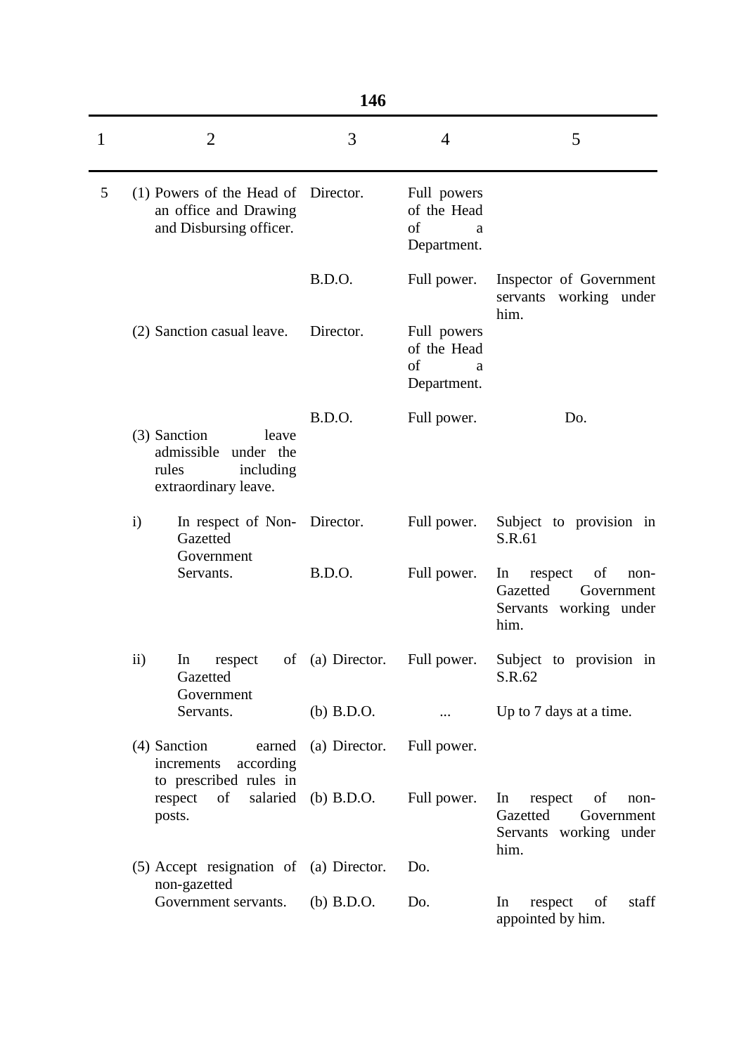| 1 | 2 | 3 | 4 | 5 |
|---|---|---|---|---|
| 5 | (1) Powers of the Head of an office and Drawing and Disbursing officer. | Director. | Full powers of the Head of a Department. | |
| | | B.D.O. | Full power. | Inspector of Government servants working under him. |
| | (2) Sanction casual leave. | Director. | Full powers of the Head of a Department. | |
| | | B.D.O. | Full power. | Do. |
| | (3) Sanction leave admissible under the rules including extraordinary leave. | | | |
| | i) In respect of Non-Gazetted Government Servants. | Director. | Full power. | Subject to provision in S.R.61 |
| | | B.D.O. | Full power. | In respect of non-Gazetted Government Servants working under him. |
| | ii) In respect of Gazetted Government Servants. | (a) Director. | Full power. | Subject to provision in S.R.62 |
| | | (b) B.D.O. | ... | Up to 7 days at a time. |
| | (4) Sanction earned increments according to prescribed rules in respect of salaried posts. | (a) Director. | Full power. | |
| | | (b) B.D.O. | Full power. | In respect of non-Gazetted Government Servants working under him. |
| | (5) Accept resignation of non-gazetted Government servants. | (a) Director. | Do. | |
| | | (b) B.D.O. | Do. | In respect of staff appointed by him. |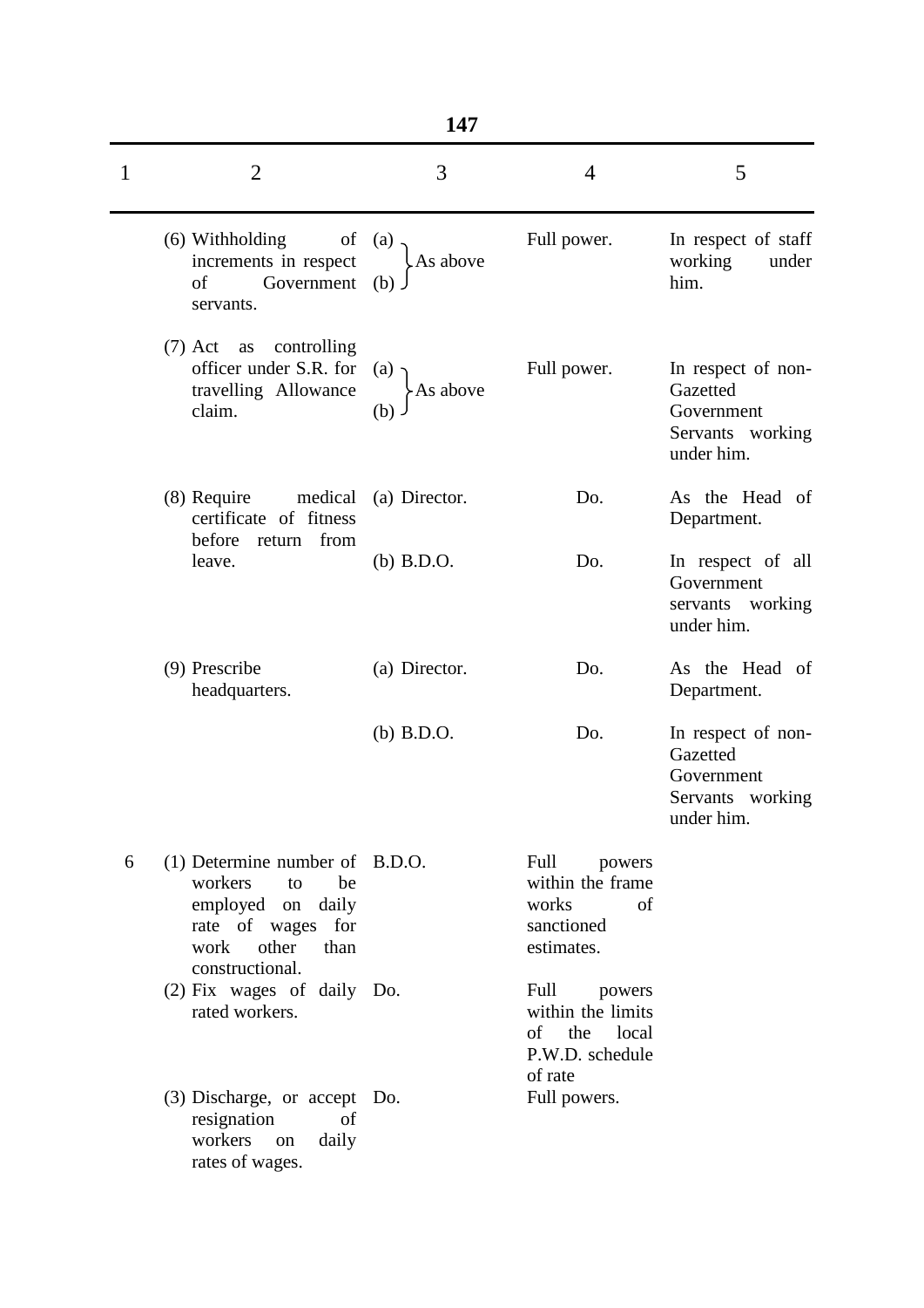| 1 | 2 | 3 | 4 | 5 |
|---|---|---|---|---|
| | (6) Withholding of increments in respect of Government servants. | (a) (b) } As above | Full power. | In respect of staff working under him. |
| | (7) Act as controlling officer under S.R. for travelling Allowance claim. | (a) (b) } As above | Full power. | In respect of non-Gazetted Government Servants working under him. |
| | (8) Require medical certificate of fitness before return from leave. | (a) Director. | Do. | As the Head of Department. |
| | | (b) B.D.O. | Do. | In respect of all Government servants working under him. |
| | (9) Prescribe headquarters. | (a) Director. | Do. | As the Head of Department. |
| | | (b) B.D.O. | Do. | In respect of non-Gazetted Government Servants working under him. |
| 6 | (1) Determine number of workers to be employed on daily rate of wages for work other than constructional. | B.D.O. | Full powers within the frame works of sanctioned estimates. | |
| | (2) Fix wages of daily rated workers. | Do. | Full powers within the limits of the local P.W.D. schedule of rate | |
| | (3) Discharge, or accept resignation of workers on daily rates of wages. | Do. | Full powers. | |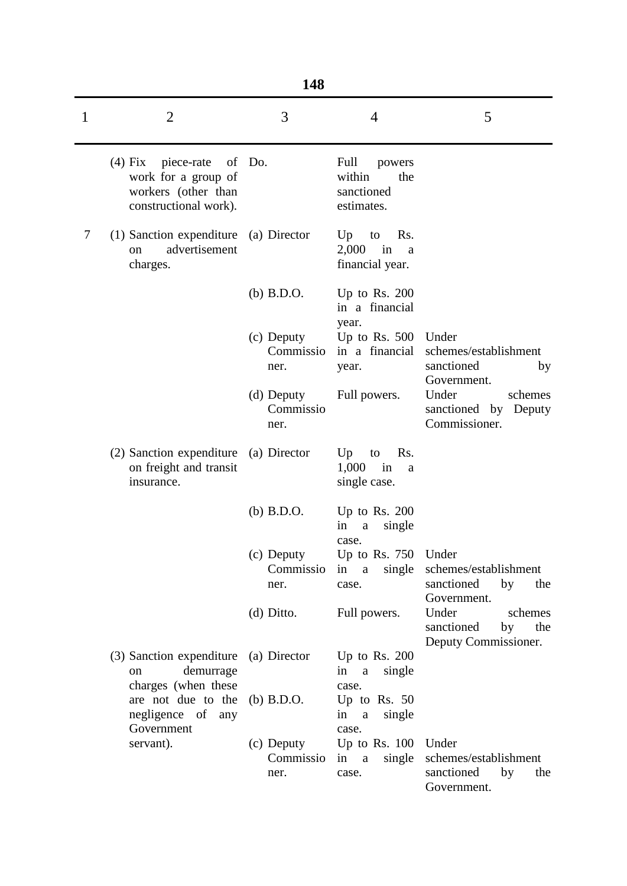| 1 | 2 | 3 | 4 | 5 |
|---|---|---|---|---|
| | (4) Fix piece-rate of work for a group of workers (other than constructional work). | Do. | Full powers within the sanctioned estimates. | |
| 7 | (1) Sanction expenditure on advertisement charges. | (a) Director | Up to Rs. 2,000 in a financial year. | |
| | | (b) B.D.O. | Up to Rs. 200 in a financial year. | |
| | | (c) Deputy Commissioner. | Up to Rs. 500 in a financial year. | Under schemes/establishment sanctioned by Government. |
| | | (d) Deputy Commissioner. | Full powers. | Under schemes sanctioned by Deputy Commissioner. |
| | (2) Sanction expenditure on freight and transit insurance. | (a) Director | Up to Rs. 1,000 in a single case. | |
| | | (b) B.D.O. | Up to Rs. 200 in a single case. | |
| | | (c) Deputy Commissioner. | Up to Rs. 750 in a single case. | Under schemes/establishment sanctioned by the Government. |
| | | (d) Ditto. | Full powers. | Under schemes sanctioned by the Deputy Commissioner. |
| | (3) Sanction expenditure on demurrage charges (when these are not due to the negligence of any Government servant). | (a) Director | Up to Rs. 200 in a single case. | |
| | | (b) B.D.O. | Up to Rs. 50 in a single case. | |
| | | (c) Deputy Commissioner. | Up to Rs. 100 in a single case. | Under schemes/establishment sanctioned by the Government. |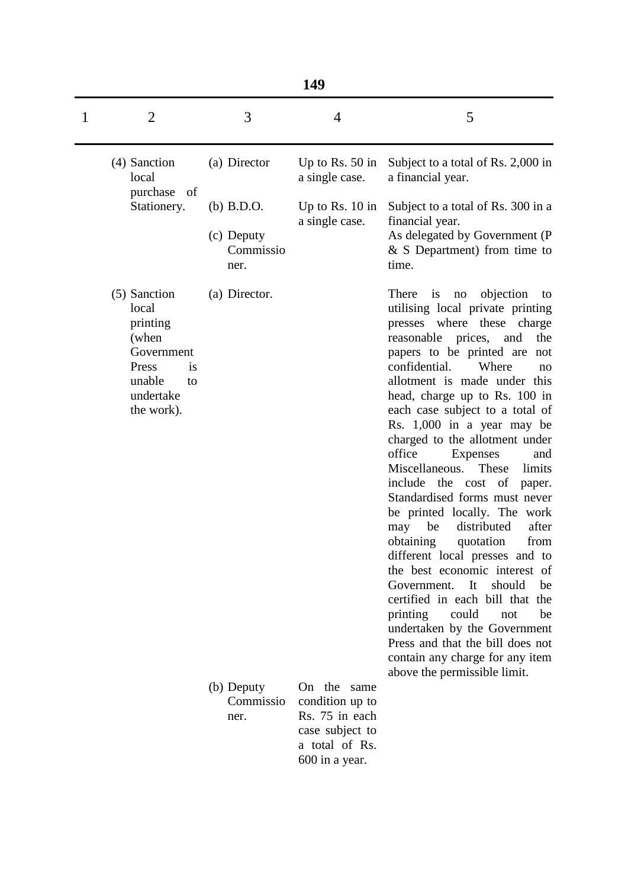| 1 | 2 | 3 | 4 | 5 |
|---|---|---|---|---|
| | (4) Sanction local purchase of Stationery. | (a) Director | Up to Rs. 50 in a single case. | Subject to a total of Rs. 2,000 in a financial year. |
| | | (b) B.D.O. | Up to Rs. 10 in a single case. | Subject to a total of Rs. 300 in a financial year. |
| | | (c) Deputy Commissioner. | | As delegated by Government (P & S Department) from time to time. |
| | (5) Sanction local printing (when Government Press is unable to undertake the work). | (a) Director. | | There is no objection to utilising local private printing presses where these charge reasonable prices, and the papers to be printed are not confidential. Where no allotment is made under this head, charge up to Rs. 100 in each case subject to a total of Rs. 1,000 in a year may be charged to the allotment under office Expenses and Miscellaneous. These limits include the cost of paper. Standardised forms must never be printed locally. The work may be distributed after obtaining quotation from different local presses and to the best economic interest of Government. It should be certified in each bill that the printing could not be undertaken by the Government Press and that the bill does not contain any charge for any item above the permissible limit. |
| | | (b) Deputy Commissioner. | On the same condition up to Rs. 75 in each case subject to a total of Rs. 600 in a year. | |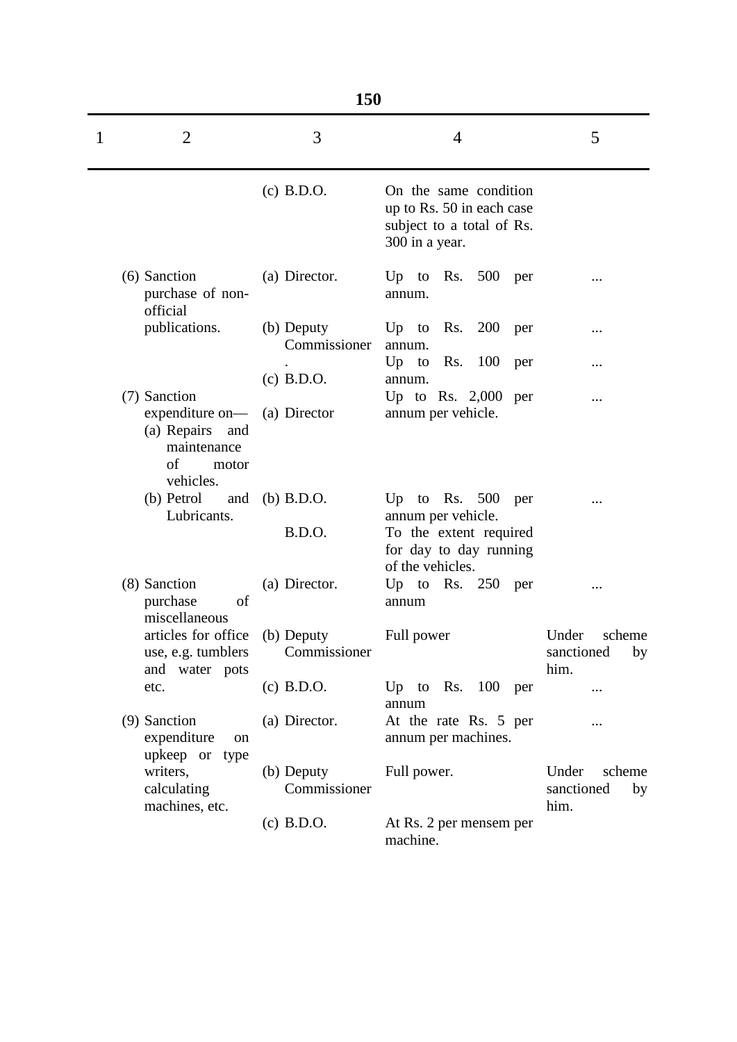| 1 | 2 | 3 | 4 | 5 |
|---|---|---|---|---|
| | | (c) B.D.O. | On the same condition up to Rs. 50 in each case subject to a total of Rs. 300 in a year. | |
| | (6) Sanction purchase of non-official publications. | (a) Director. | Up to Rs. 500 per annum. | ... |
| | | (b) Deputy Commissioner. | Up to Rs. 200 per annum. | ... |
| | | (c) B.D.O. | Up to Rs. 100 per annum. | ... |
| | (7) Sanction expenditure on— (a) Repairs and maintenance of motor vehicles. | (a) Director | Up to Rs. 2,000 per annum per vehicle. | ... |
| | | (b) B.D.O. | Up to Rs. 500 per annum per vehicle. | ... |
| | (b) Petrol and Lubricants. | B.D.O. | To the extent required for day to day running of the vehicles. | |
| | (8) Sanction purchase of miscellaneous articles for office use, e.g. tumblers and water pots etc. | (a) Director. | Up to Rs. 250 per annum | ... |
| | | (b) Deputy Commissioner | Full power | Under scheme sanctioned by him. |
| | | (c) B.D.O. | Up to Rs. 100 per annum | ... |
| | (9) Sanction expenditure on upkeep or type writers, calculating machines, etc. | (a) Director. | At the rate Rs. 5 per annum per machines. | ... |
| | | (b) Deputy Commissioner | Full power. | Under scheme sanctioned by him. |
| | | (c) B.D.O. | At Rs. 2 per mensem per machine. | |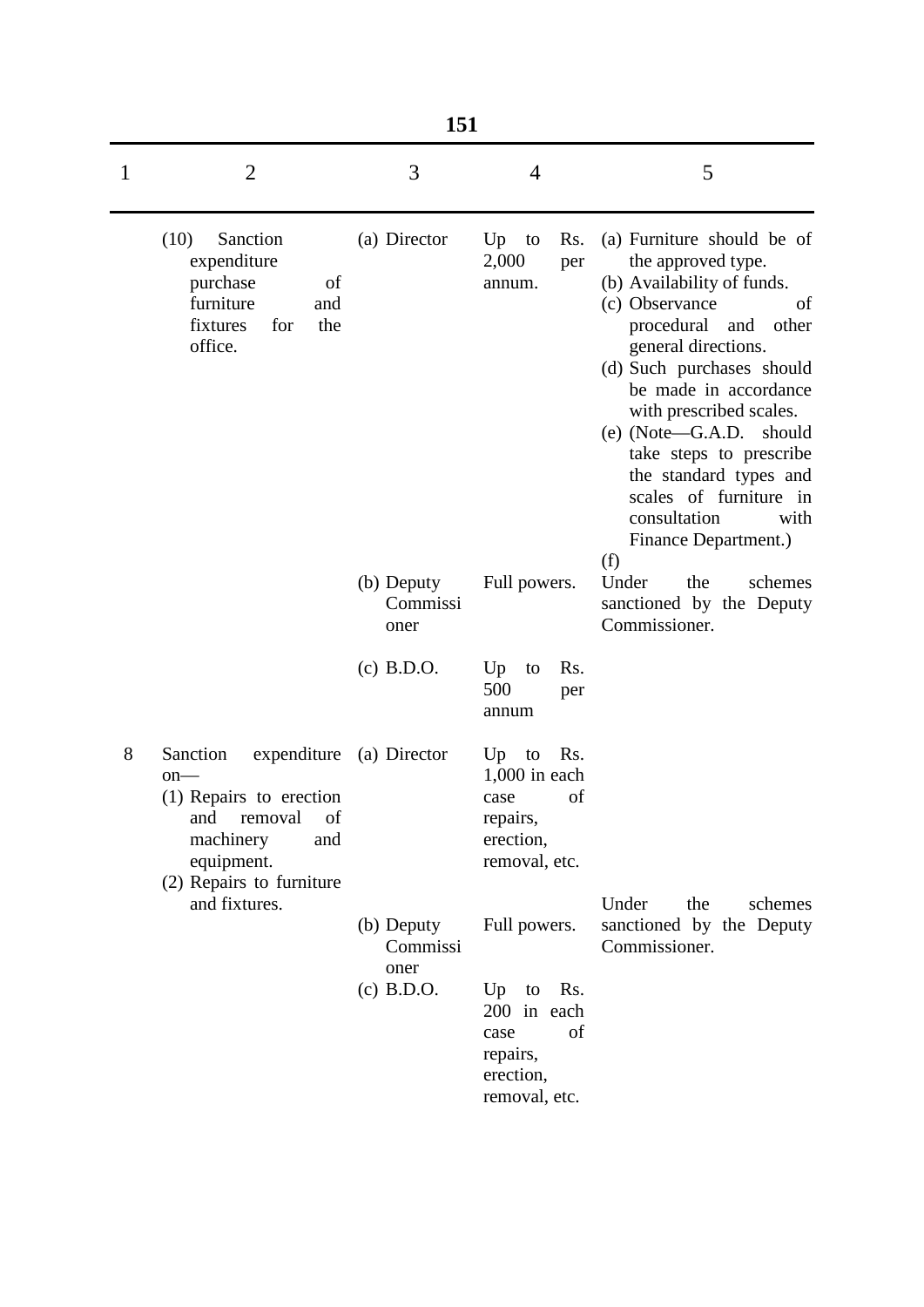| 1 | 2 | 3 | 4 | 5 |
|---|---|---|---|---|
| | (10) Sanction expenditure purchase of furniture and fixtures for the office. | (a) Director | Up to Rs. 2,000 per annum. | (a) Furniture should be of the approved type.<br>(b) Availability of funds.<br>(c) Observance of procedural and other general directions.<br>(d) Such purchases should be made in accordance with prescribed scales.<br>(e) (Note—G.A.D. should take steps to prescribe the standard types and scales of furniture in consultation with Finance Department.)<br>(f) |
| | | (b) Deputy Commissioner | Full powers. | Under the schemes sanctioned by the Deputy Commissioner. |
| | | (c) B.D.O. | Up to Rs. 500 per annum | |
| 8 | Sanction expenditure on—<br>(1) Repairs to erection and removal of machinery and equipment.<br>(2) Repairs to furniture and fixtures. | (a) Director | Up to Rs. 1,000 in each case of repairs, erection, removal, etc. | |
| | | (b) Deputy Commissioner | Full powers. | Under the schemes sanctioned by the Deputy Commissioner. |
| | | (c) B.D.O. | Up to Rs. 200 in each case of repairs, erection, removal, etc. | |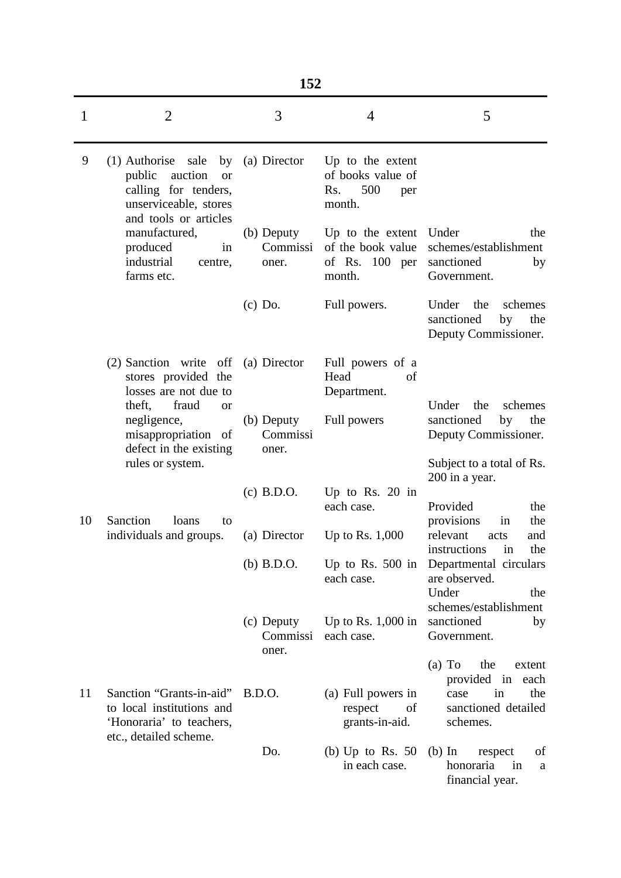| 1 | 2 | 3 | 4 | 5 |
|---|---|---|---|---|
| 9 | (1) Authorise sale by public auction or calling for tenders, unserviceable, stores and tools or articles manufactured, produced in industrial centre, farms etc. | (a) Director | Up to the extent of books value of Rs. 500 per month. | |
| | | (b) Deputy Commissioner. | Up to the extent of the book value of Rs. 100 per month. | Under the schemes/establishment sanctioned by Government. |
| | | (c) Do. | Full powers. | Under the schemes sanctioned by the Deputy Commissioner. |
| | (2) Sanction write off stores provided the losses are not due to theft, fraud or negligence, misappropriation of defect in the existing rules or system. | (a) Director | Full powers of a Head of Department. | |
| | | (b) Deputy Commissioner. | Full powers | Under the schemes sanctioned by the Deputy Commissioner. |
| | | (c) B.D.O. | Up to Rs. 20 in each case. | Subject to a total of Rs. 200 in a year. |
| 10 | Sanction loans to individuals and groups. | (a) Director | Up to Rs. 1,000 | Provided the provisions in the relevant acts and instructions in the Departmental circulars are observed. |
| | | (b) B.D.O. | Up to Rs. 500 in each case. | |
| | | (c) Deputy Commissioner. | Up to Rs. 1,000 in each case. | Under the schemes/establishment sanctioned by Government. |
| 11 | Sanction "Grants-in-aid" to local institutions and 'Honoraria' to teachers, etc., detailed scheme. | B.D.O. | (a) Full powers in respect of grants-in-aid. | (a) To the extent provided in each case in the sanctioned detailed schemes. |
| | | Do. | (b) Up to Rs. 50 in each case. | (b) In respect of honoraria in a financial year. |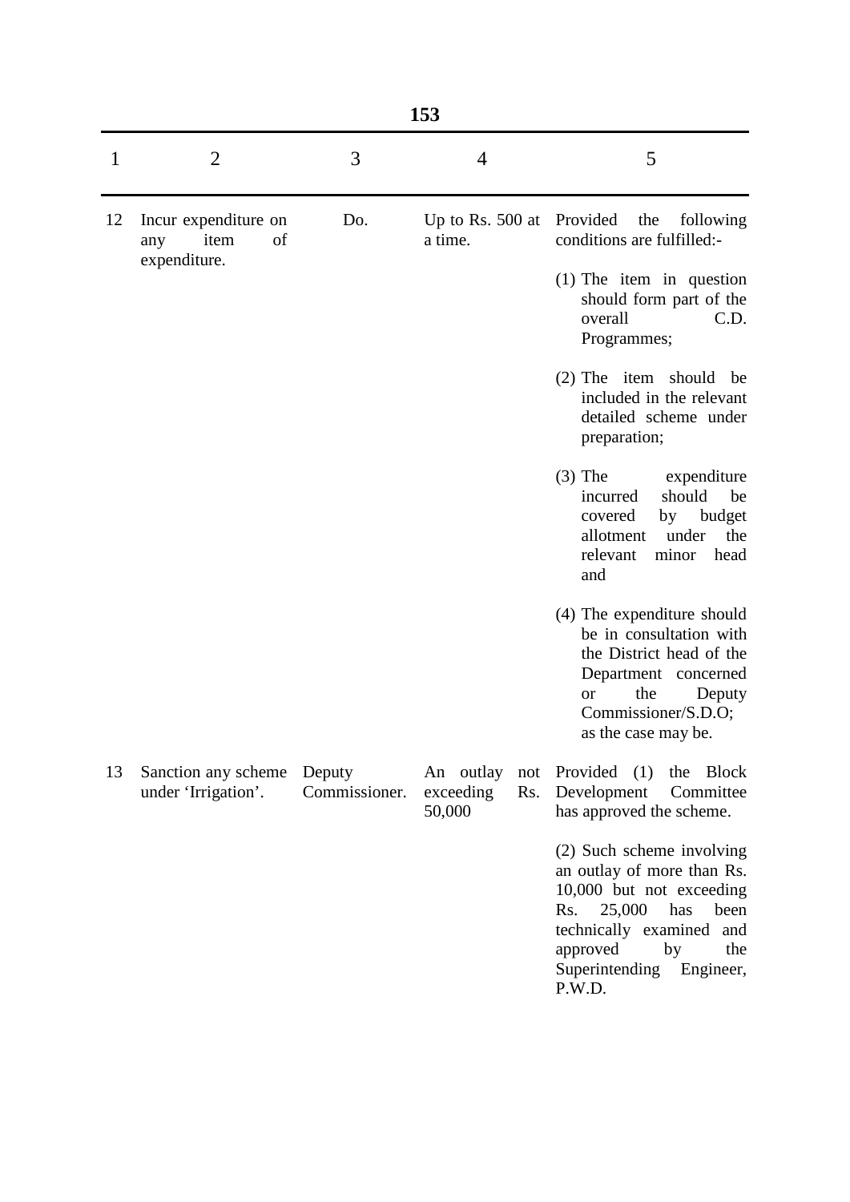| 1 | 2 | 3 | 4 | 5 |
|---|---|---|---|---|
| 12 | Incur expenditure on any item of expenditure. | Do. | Up to Rs. 500 at a time. | Provided the following conditions are fulfilled:- (1) The item in question should form part of the overall C.D. Programmes; (2) The item should be included in the relevant detailed scheme under preparation; (3) The expenditure incurred should be covered by budget allotment under the relevant minor head and (4) The expenditure should be in consultation with the District head of the Department concerned or the Deputy Commissioner/S.D.O; as the case may be. |
| 13 | Sanction any scheme under 'Irrigation'. | Deputy Commissioner. | An outlay not exceeding Rs. 50,000 | Provided (1) the Block Development Committee has approved the scheme. (2) Such scheme involving an outlay of more than Rs. 10,000 but not exceeding Rs. 25,000 has been technically examined and approved by the Superintending Engineer, P.W.D. |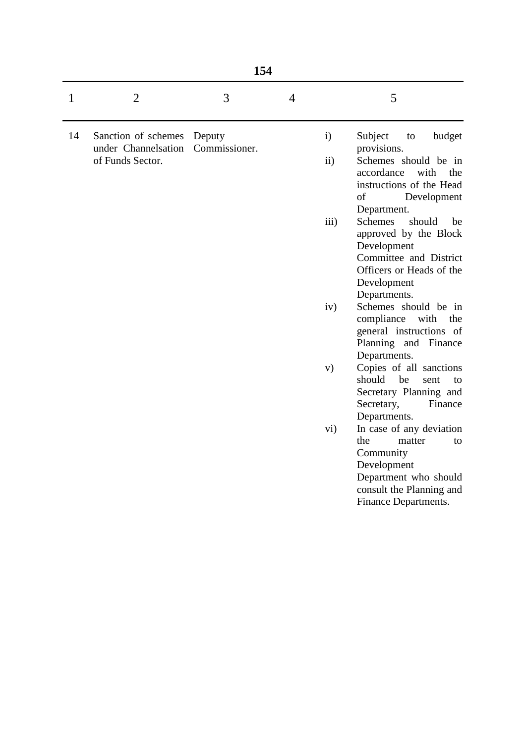| 1 | 2 | 3 | 4 | 5 |
|---|---|---|---|---|
| 14 | Sanction of schemes under Channelsation of Funds Sector. | Deputy Commissioner. | | i) Subject to budget provisions.<br>ii) Schemes should be in accordance with the instructions of the Head of Development Department.<br>iii) Schemes should be approved by the Block Development Committee and District Officers or Heads of the Development Departments.<br>iv) Schemes should be in compliance with the general instructions of Planning and Finance Departments.<br>v) Copies of all sanctions should be sent to Secretary Planning and Secretary, Finance Departments.<br>vi) In case of any deviation the matter to Community Development Department who should consult the Planning and Finance Departments. |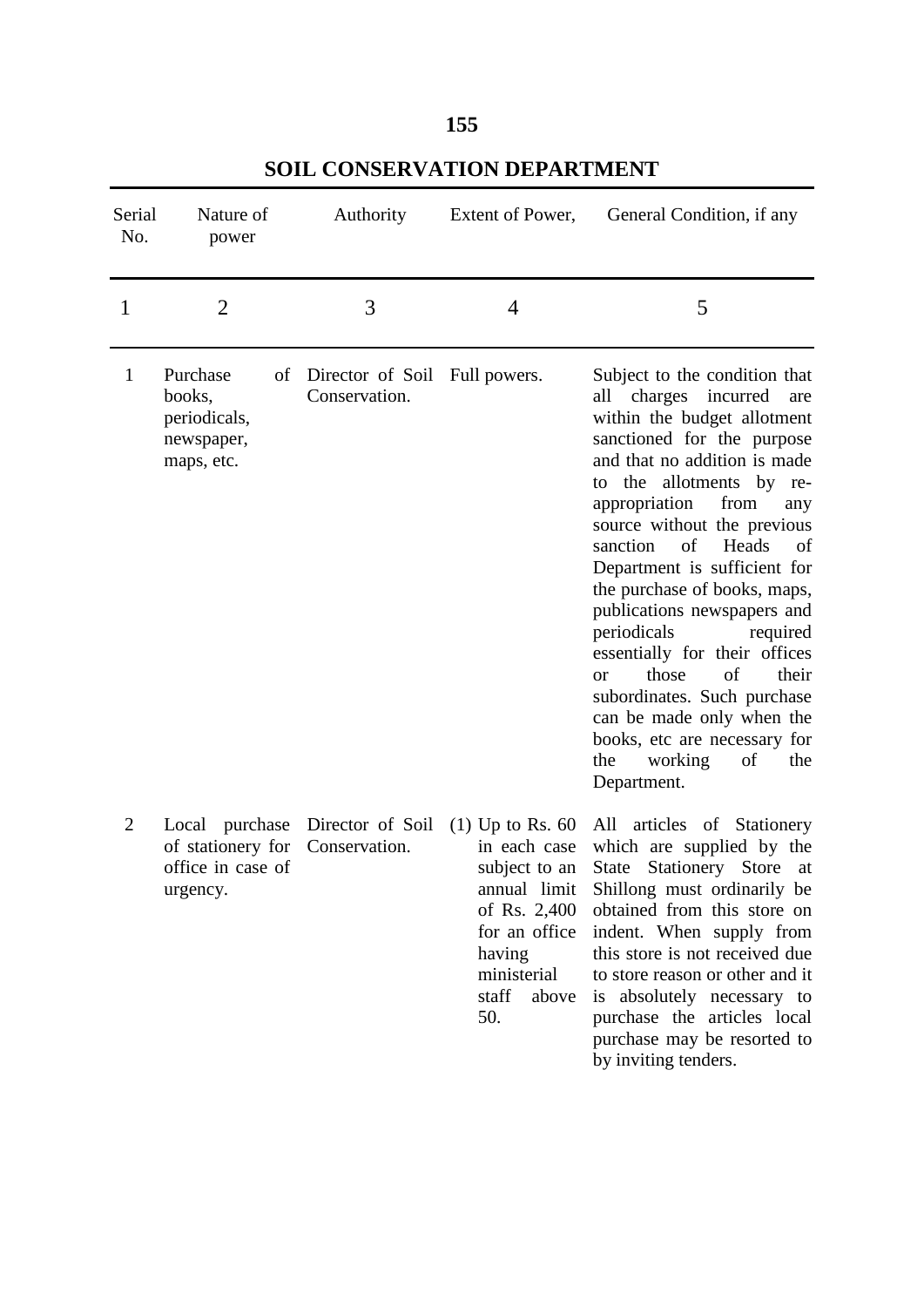## SOIL CONSERVATION DEPARTMENT

| Serial No. | Nature of power | Authority | Extent of Power, | General Condition, if any |
|---|---|---|---|---|
| 1 | 2 | 3 | 4 | 5 |
| 1 | Purchase of books, periodicals, newspaper, maps, etc. | Director of Soil Conservation. | Full powers. | Subject to the condition that all charges incurred are within the budget allotment sanctioned for the purpose and that no addition is made to the allotments by re-appropriation from any source without the previous sanction of Heads of Department is sufficient for the purchase of books, maps, publications newspapers and periodicals required essentially for their offices or those of their subordinates. Such purchase can be made only when the books, etc are necessary for the working of the Department. |
| 2 | Local purchase of stationery for office in case of urgency. | Director of Soil Conservation. | (1) Up to Rs. 60 in each case subject to an annual limit of Rs. 2,400 for an office having ministerial staff above 50. | All articles of Stationery which are supplied by the State Stationery Store at Shillong must ordinarily be obtained from this store on indent. When supply from this store is not received due to store reason or other and it is absolutely necessary to purchase the articles local purchase may be resorted to by inviting tenders. |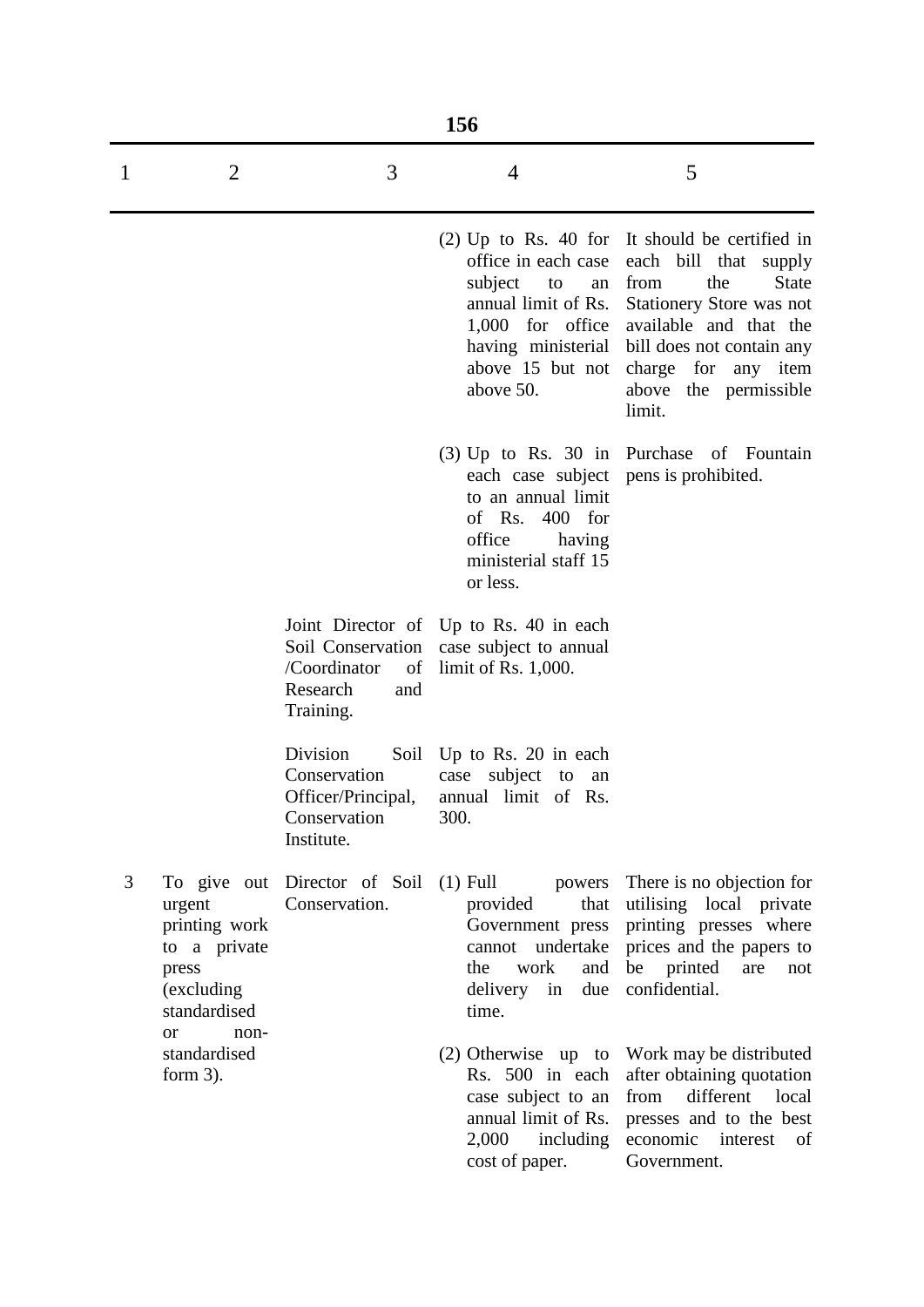| 1 | 2 | 3 | 4 | 5 |
|---|---|---|---|---|
| | | | (2) Up to Rs. 40 for office in each case subject to an annual limit of Rs. 1,000 for office having ministerial above 15 but not above 50. | It should be certified in each bill that supply from the State Stationery Store was not available and that the bill does not contain any charge for any item above the permissible limit. |
| | | | (3) Up to Rs. 30 in each case subject to an annual limit of Rs. 400 for office having ministerial staff 15 or less. | Purchase of Fountain pens is prohibited. |
| | | Joint Director of Soil Conservation /Coordinator of Research and Training. | Up to Rs. 40 in each case subject to annual limit of Rs. 1,000. | |
| | | Division Soil Conservation Officer/Principal, Conservation Institute. | Up to Rs. 20 in each case subject to an annual limit of Rs. 300. | |
| 3 | To give out urgent printing work to a private press (excluding standardised or non-standardised form 3). | Director of Soil Conservation. | (1) Full powers provided that Government press cannot undertake the work and delivery in due time. | There is no objection for utilising local private printing presses where prices and the papers to be printed are not confidential. |
| | | | (2) Otherwise up to Rs. 500 in each case subject to an annual limit of Rs. 2,000 including cost of paper. | Work may be distributed after obtaining quotation from different local presses and to the best economic interest of Government. |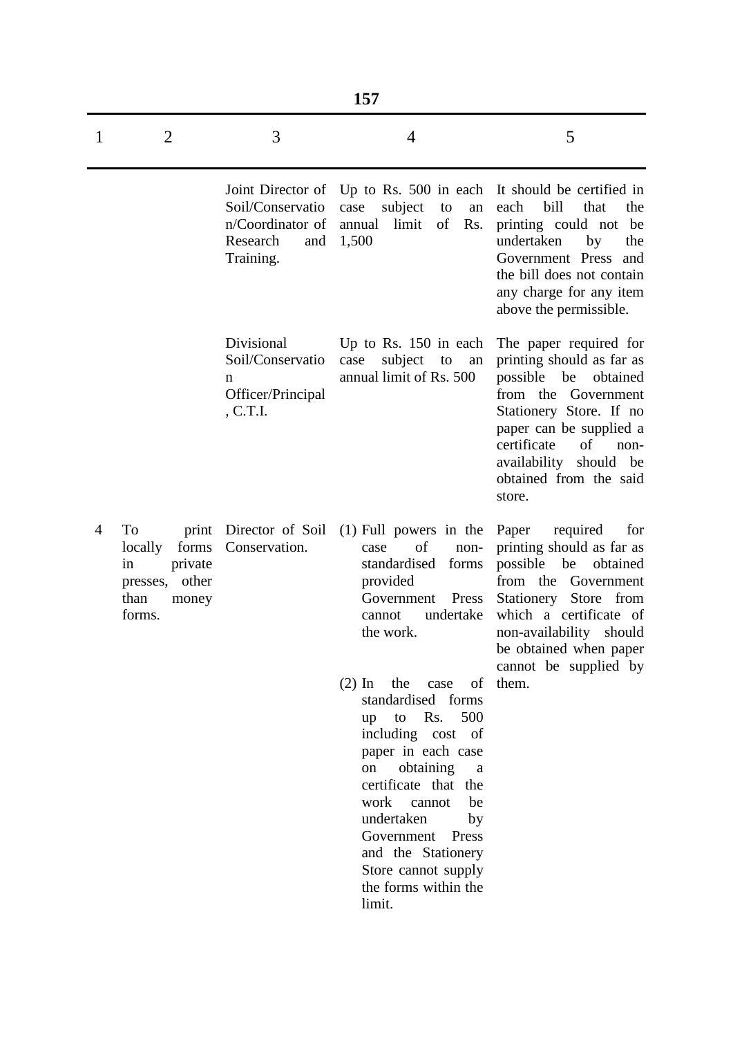| 1 | 2 | 3 | 4 | 5 |
|---|---|---|---|---|
| | | Joint Director of Soil/Conservation/Coordinator of Research and Training. | Up to Rs. 500 in each case subject to an annual limit of Rs. 1,500 | It should be certified in each bill that the printing could not be undertaken by the Government Press and the bill does not contain any charge for any item above the permissible. |
| | | Divisional Soil/Conservation Officer/Principal, C.T.I. | Up to Rs. 150 in each case subject to an annual limit of Rs. 500 | The paper required for printing should as far as possible be obtained from the Government Stationery Store. If no paper can be supplied a certificate of non-availability should be obtained from the said store. |
| 4 | To print locally forms in private presses, other than money forms. | Director of Soil Conservation. | (1) Full powers in the case of non-standardised forms provided Government Press cannot undertake the work. (2) In the case of standardised forms up to Rs. 500 including cost of paper in each case on obtaining a certificate that the work cannot be undertaken by Government Press and the Stationery Store cannot supply the forms within the limit. | Paper required for printing should as far as possible be obtained from the Government Stationery Store from which a certificate of non-availability should be obtained when paper cannot be supplied by them. |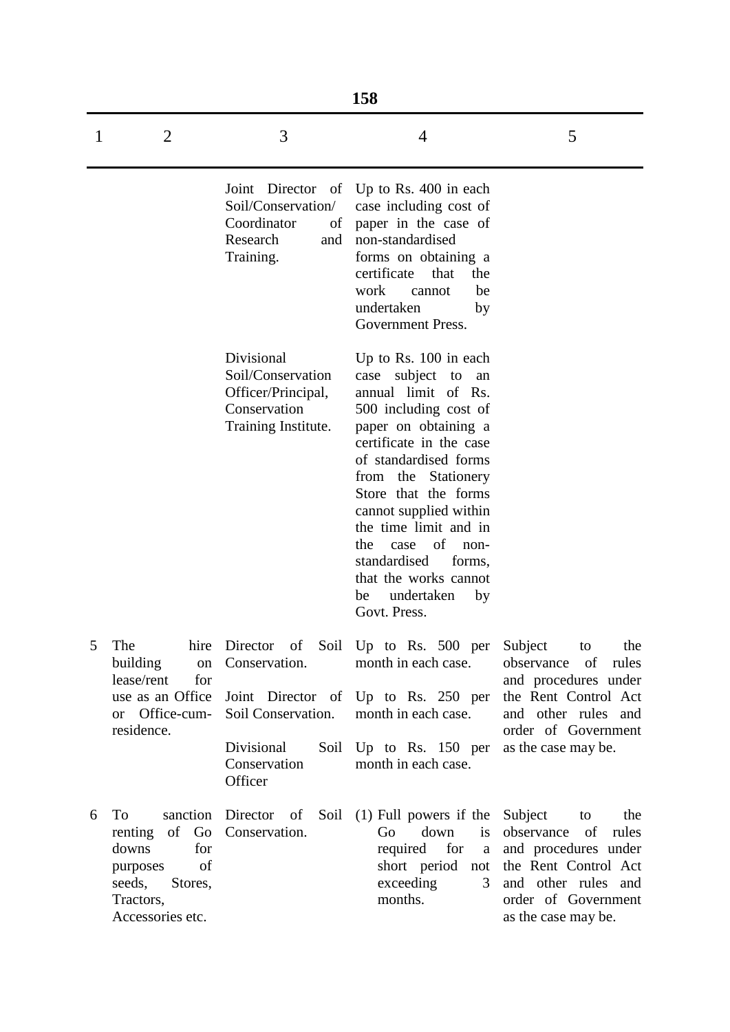| 1 | 2 | 3 | 4 | 5 |
|---|---|---|---|---|
| | | Joint Director of Soil/Conservation/ Coordinator of Research and Training. | Up to Rs. 400 in each case including cost of paper in the case of non-standardised forms on obtaining a certificate that the work cannot be undertaken by Government Press. | |
| | | Divisional Soil/Conservation Officer/Principal, Conservation Training Institute. | Up to Rs. 100 in each case subject to an annual limit of Rs. 500 including cost of paper on obtaining a certificate in the case of standardised forms from the Stationery Store that the forms cannot supplied within the time limit and in the case of non-standardised forms, that the works cannot be undertaken by Govt. Press. | |
| 5 | The hire building on lease/rent for use as an Office or Office-cum-residence. | Director of Soil Conservation. | Up to Rs. 500 per month in each case. | Subject to the observance of rules and procedures under the Rent Control Act and other rules and order of Government as the case may be. |
| | | Joint Director of Soil Conservation. | Up to Rs. 250 per month in each case. | |
| | | Divisional Soil Conservation Officer | Up to Rs. 150 per month in each case. | |
| 6 | To sanction renting of Go downs for purposes of seeds, Stores, Tractors, Accessories etc. | Director of Soil Conservation. | (1) Full powers if the Go down is required for a short period not exceeding 3 months. | Subject to the observance of rules and procedures under the Rent Control Act and other rules and order of Government as the case may be. |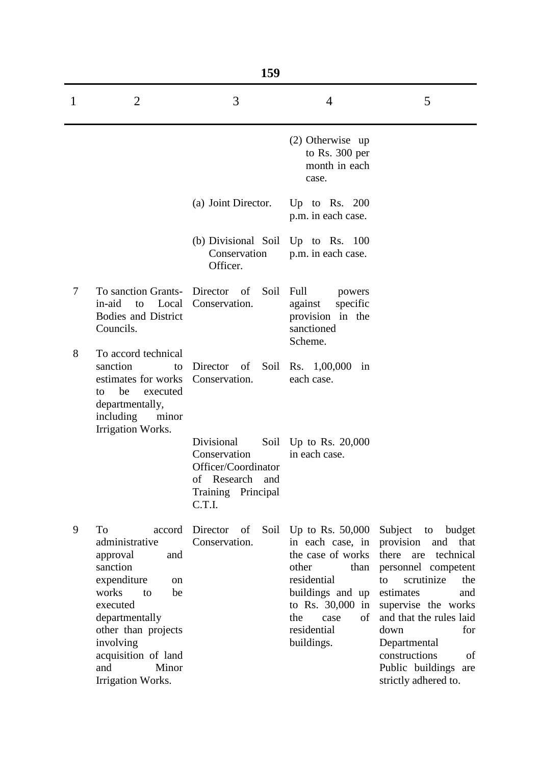| 1 | 2 | 3 | 4 | 5 |
|---|---|---|---|---|
| | | | (2) Otherwise up to Rs. 300 per month in each case. | |
| | | (a) Joint Director. | Up to Rs. 200 p.m. in each case. | |
| | | (b) Divisional Soil Conservation Officer. | Up to Rs. 100 p.m. in each case. | |
| 7 | To sanction Grants-in-aid to Local Bodies and District Councils. | Director of Soil Conservation. | Full powers against specific provision in the sanctioned Scheme. | |
| 8 | To accord technical sanction to estimates for works to be executed departmentally, including minor Irrigation Works. | Director of Soil Conservation. | Rs. 1,00,000 in each case. | |
| | | Divisional Soil Conservation Officer/Coordinator of Research and Training Principal C.T.I. | Up to Rs. 20,000 in each case. | |
| 9 | To accord administrative approval and sanction expenditure on works to be executed departmentally other than projects involving acquisition of land and Minor Irrigation Works. | Director of Soil Conservation. | Up to Rs. 50,000 in each case, in the case of works other than residential buildings and up to Rs. 30,000 in the case of residential buildings. | Subject to budget provision and that there are technical personnel competent to scrutinize the estimates and supervise the works and that the rules laid down for Departmental constructions of Public buildings are strictly adhered to. |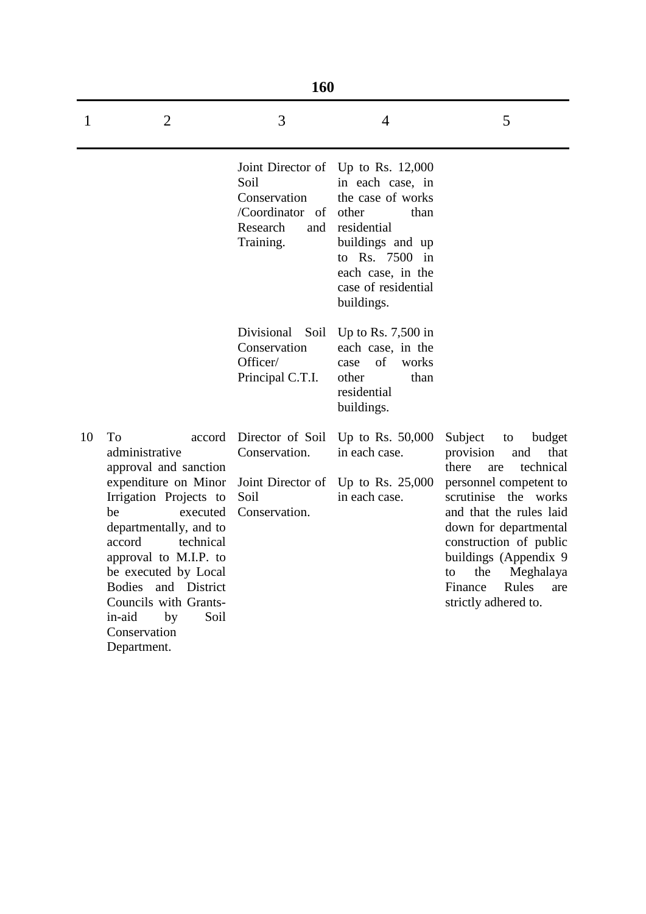| 1 | 2 | 3 | 4 | 5 |
|---|---|---|---|---|
| | | Joint Director of Soil Conservation /Coordinator of Research and Training. | Up to Rs. 12,000 in each case, in the case of works other than residential buildings and up to Rs. 7500 in each case, in the case of residential buildings. | |
| | | Divisional Soil Conservation Officer/ Principal C.T.I. | Up to Rs. 7,500 in each case, in the case of works other than residential buildings. | |
| 10 | To accord administrative approval and sanction expenditure on Minor Irrigation Projects to be executed departmentally, and to accord technical approval to M.I.P. to be executed by Local Bodies and District Councils with Grants-in-aid by Soil Conservation Department. | Director of Soil Conservation. | Up to Rs. 50,000 in each case. | Subject to budget provision and that there are technical personnel competent to scrutinise the works and that the rules laid down for departmental construction of public buildings (Appendix 9 to the Meghalaya Finance Rules are strictly adhered to. |
| | | Joint Director of Soil Conservation. | Up to Rs. 25,000 in each case. | |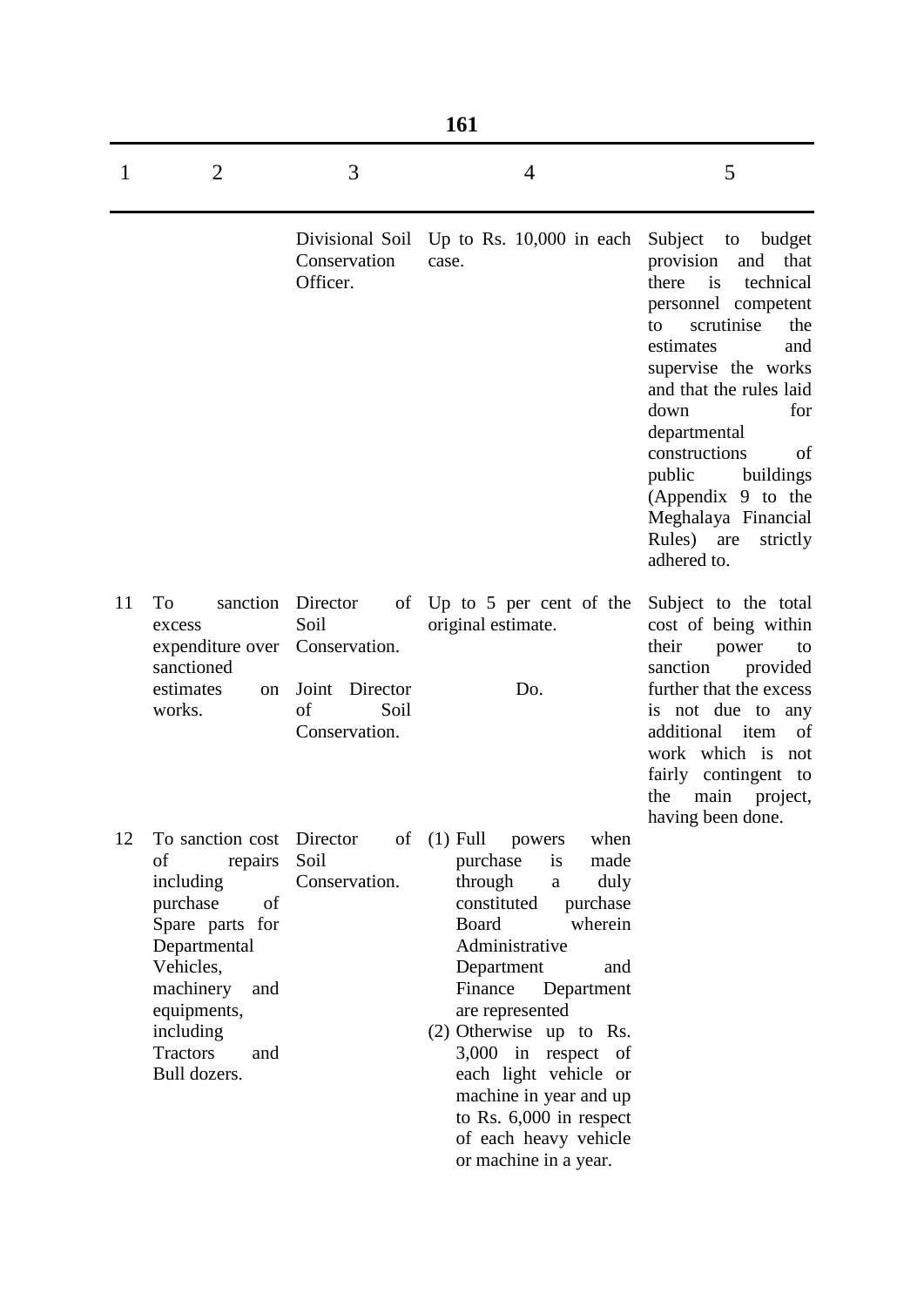| 1 | 2 | 3 | 4 | 5 |
|---|---|---|---|---|
| | | Divisional Soil Conservation Officer. | Up to Rs. 10,000 in each case. | Subject to budget provision and that there is technical personnel competent to scrutinise the estimates and supervise the works and that the rules laid down for departmental constructions of public buildings (Appendix 9 to the Meghalaya Financial Rules) are strictly adhered to. |
| 11 | To sanction excess expenditure over sanctioned estimates on works. | Director of Soil Conservation. | Up to 5 per cent of the original estimate. | Subject to the total cost of being within their power to sanction provided further that the excess is not due to any additional item of work which is not fairly contingent to the main project, having been done. |
| | | Joint Director of Soil Conservation. | Do. | |
| 12 | To sanction cost of repairs including purchase of Spare parts for Departmental Vehicles, machinery and equipments, including Tractors and Bull dozers. | Director of Soil Conservation. | (1) Full powers when purchase is made through a duly constituted purchase Board wherein Administrative Department and Finance Department are represented<br>(2) Otherwise up to Rs. 3,000 in respect of each light vehicle or machine in year and up to Rs. 6,000 in respect of each heavy vehicle or machine in a year. | |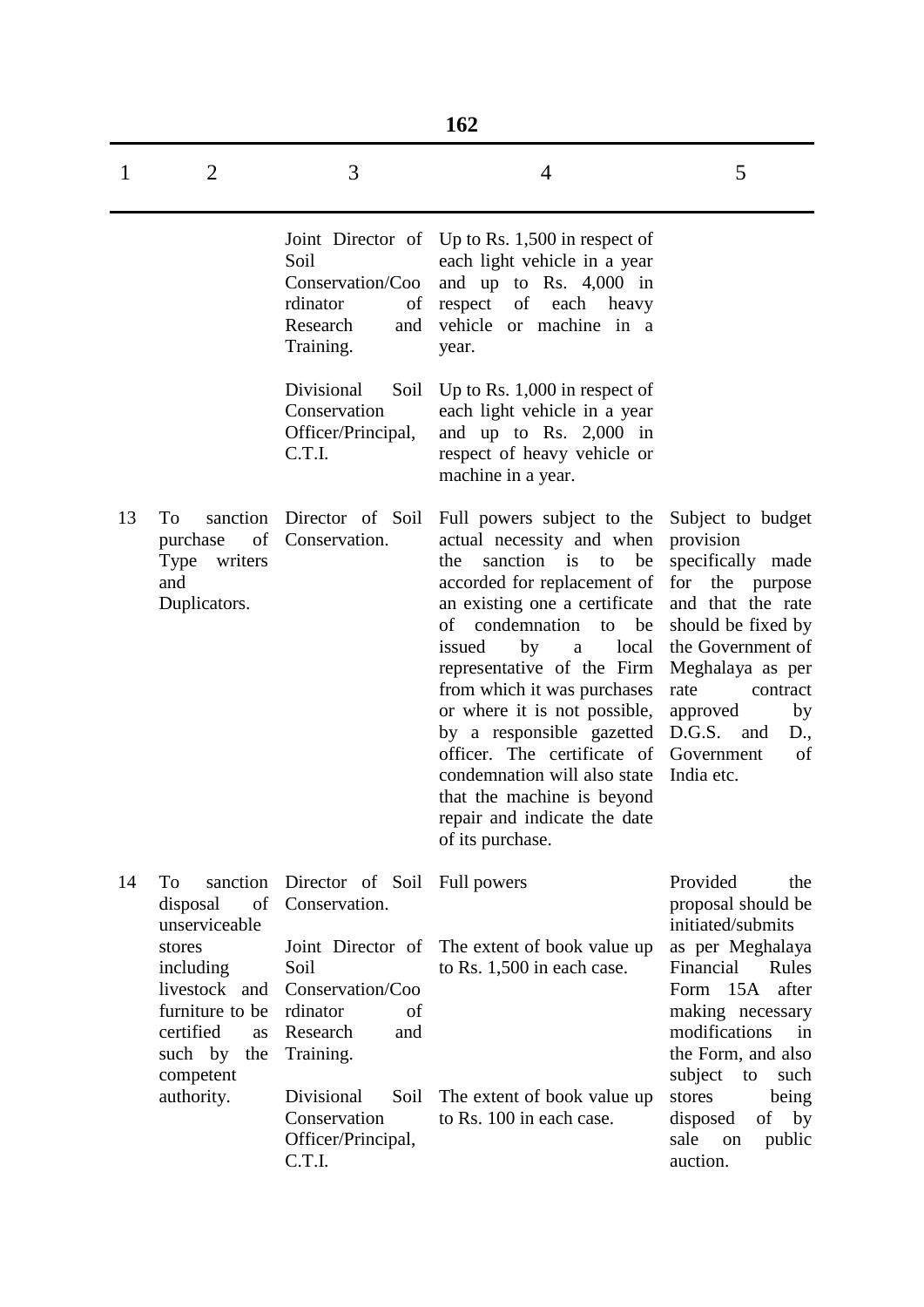| 1 | 2 | 3 | 4 | 5 |
|---|---|---|---|---|
| | | Joint Director of Soil Conservation/Coordinator of Research and Training. | Up to Rs. 1,500 in respect of each light vehicle in a year and up to Rs. 4,000 in respect of each heavy vehicle or machine in a year. | |
| | | Divisional Soil Conservation Officer/Principal, C.T.I. | Up to Rs. 1,000 in respect of each light vehicle in a year and up to Rs. 2,000 in respect of heavy vehicle or machine in a year. | |
| 13 | To sanction purchase of Type writers and Duplicators. | Director of Soil Conservation. | Full powers subject to the actual necessity and when the sanction is to be accorded for replacement of an existing one a certificate of condemnation to be issued by a local representative of the Firm from which it was purchases or where it is not possible, by a responsible gazetted officer. The certificate of condemnation will also state that the machine is beyond repair and indicate the date of its purchase. | Subject to budget provision specifically made for the purpose and that the rate should be fixed by the Government of Meghalaya as per rate contract approved by D.G.S. and D., Government of India etc. |
| 14 | To sanction disposal of unserviceable stores including livestock and furniture to be certified as such by the competent authority. | Director of Soil Conservation. | Full powers | Provided the proposal should be initiated/submits as per Meghalaya Financial Rules Form 15A after making necessary modifications in the Form, and also subject to such stores being disposed of by sale on public auction. |
| | | Joint Director of Soil Conservation/Coordinator of Research and Training. | The extent of book value up to Rs. 1,500 in each case. | |
| | | Divisional Soil Conservation Officer/Principal, C.T.I. | The extent of book value up to Rs. 100 in each case. | |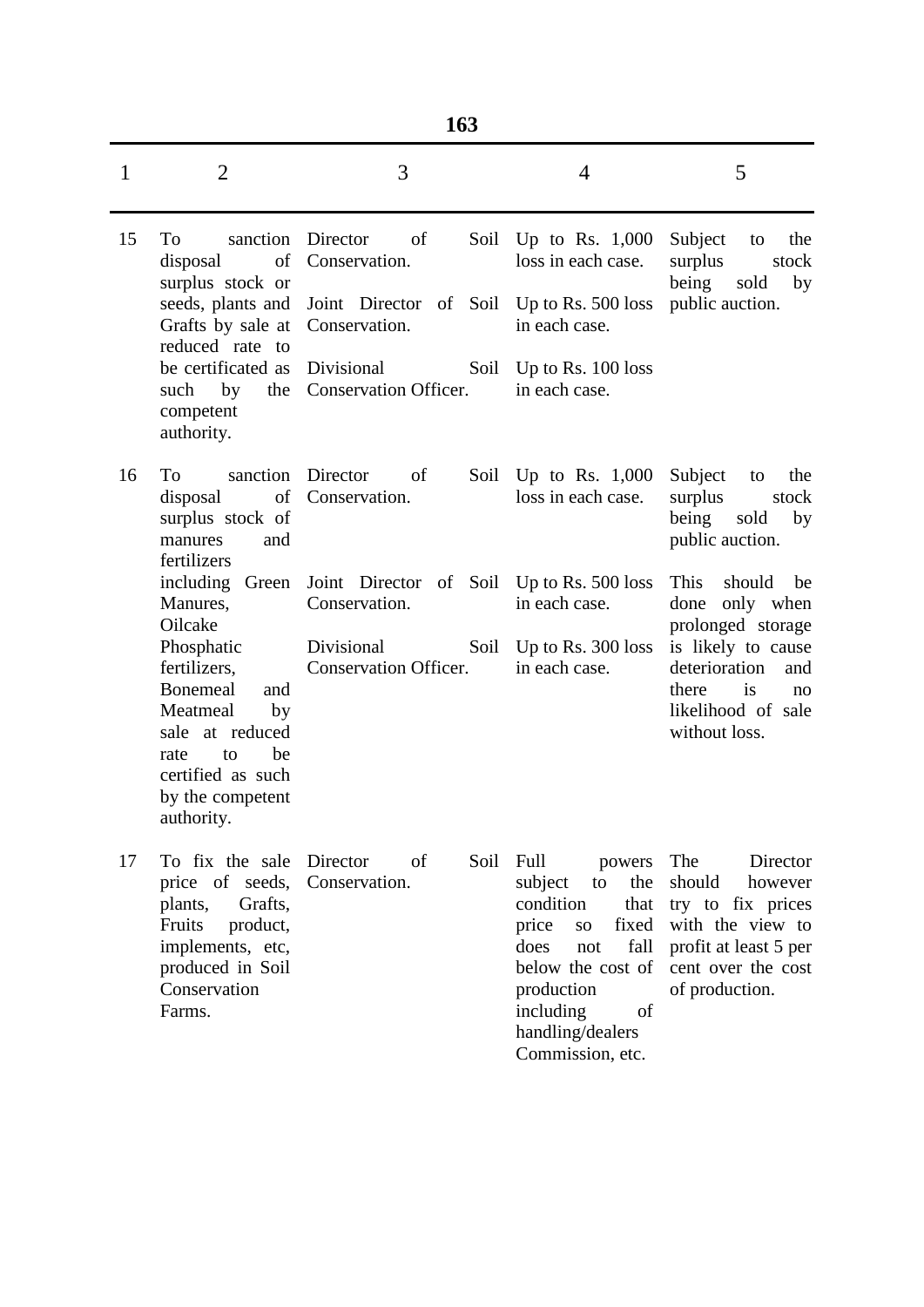| 1 | 2 | 3 | 4 | 5 |
|---|---|---|---|---|
| 15 | To sanction disposal of surplus stock or seeds, plants and Grafts by sale at reduced rate to be certificated as such by the competent authority. | Director of Soil Conservation. | Up to Rs. 1,000 loss in each case. | Subject to the surplus stock being sold by public auction. |
| | | Joint Director of Soil Conservation. | Up to Rs. 500 loss in each case. | |
| | | Divisional Soil Conservation Officer. | Up to Rs. 100 loss in each case. | |
| 16 | To sanction disposal of surplus stock of manures and fertilizers including Green Manures, Oilcake Phosphatic fertilizers, Bonemeal and Meatmeal by sale at reduced rate to be certified as such by the competent authority. | Director of Soil Conservation. | Up to Rs. 1,000 loss in each case. | Subject to the surplus stock being sold by public auction. |
| | | Joint Director of Soil Conservation. | Up to Rs. 500 loss in each case. | This should be done only when prolonged storage is likely to cause deterioration and there is no likelihood of sale without loss. |
| | | Divisional Soil Conservation Officer. | Up to Rs. 300 loss in each case. | |
| 17 | To fix the sale price of seeds, plants, Grafts, Fruits product, implements, etc, produced in Soil Conservation Farms. | Director of Soil Conservation. | Full powers subject to the condition that price so fixed does not fall below the cost of production including of handling/dealers Commission, etc. | The Director should however try to fix prices with the view to profit at least 5 per cent over the cost of production. |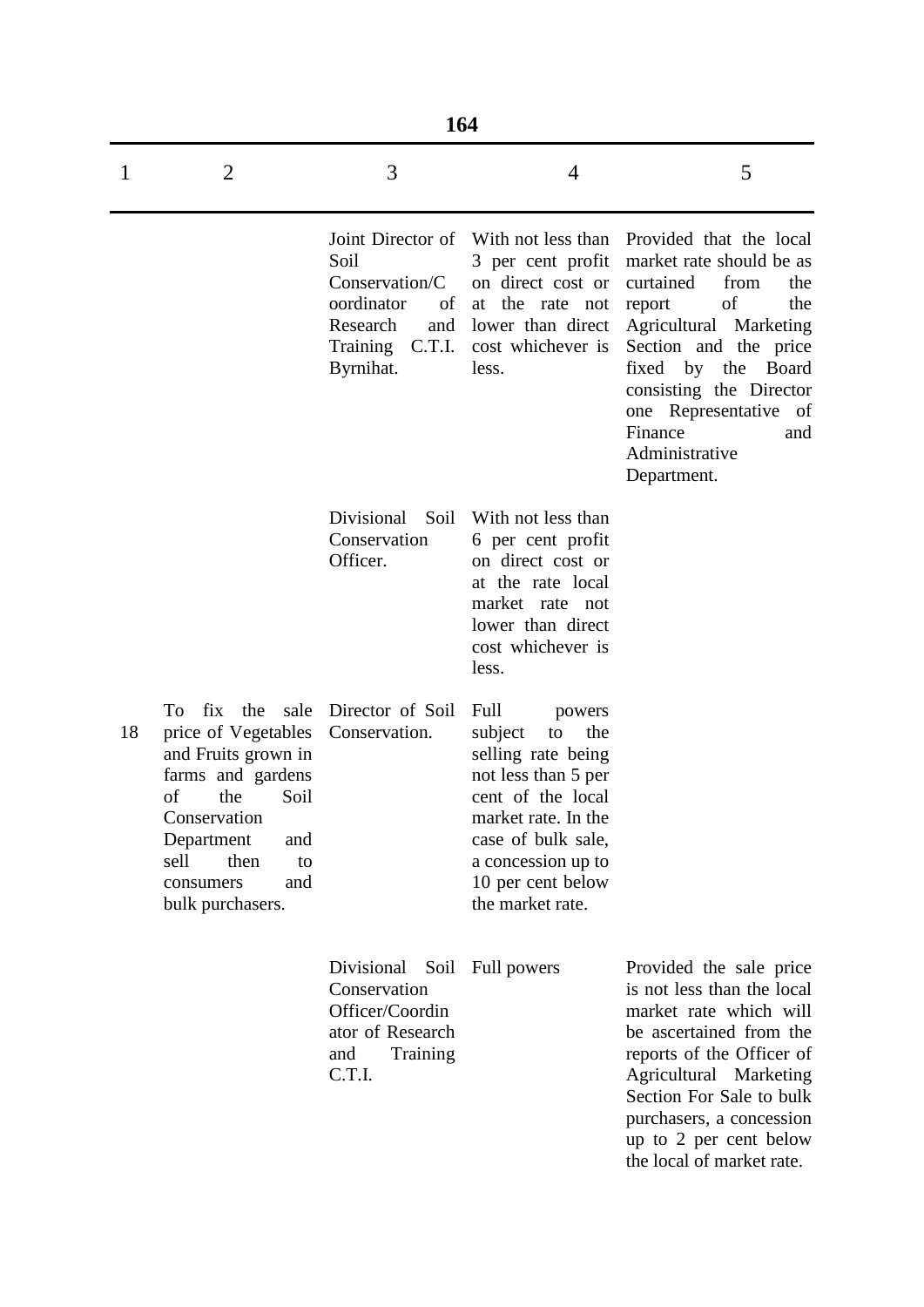| 1 | 2 | 3 | 4 | 5 |
|---|---|---|---|---|
| | | Joint Director of Soil Conservation/Coordinator of Research and Training C.T.I. Byrnihat. | With not less than 3 per cent profit on direct cost or at the rate not lower than direct cost whichever is less. | Provided that the local market rate should be as curtained from the report of the Agricultural Marketing Section and the price fixed by the Board consisting the Director one Representative of Finance and Administrative Department. |
| | | Divisional Soil Conservation Officer. | With not less than 6 per cent profit on direct cost or at the rate local market rate not lower than direct cost whichever is less. | |
| 18 | To fix the sale price of Vegetables and Fruits grown in farms and gardens of the Soil Conservation Department and sell then to consumers and bulk purchasers. | Director of Soil Conservation. | Full powers subject to the selling rate being not less than 5 per cent of the local market rate. In the case of bulk sale, a concession up to 10 per cent below the market rate. | |
| | | Divisional Soil Conservation Officer/Coordinator of Research and Training C.T.I. | Full powers | Provided the sale price is not less than the local market rate which will be ascertained from the reports of the Officer of Agricultural Marketing Section For Sale to bulk purchasers, a concession up to 2 per cent below the local of market rate. |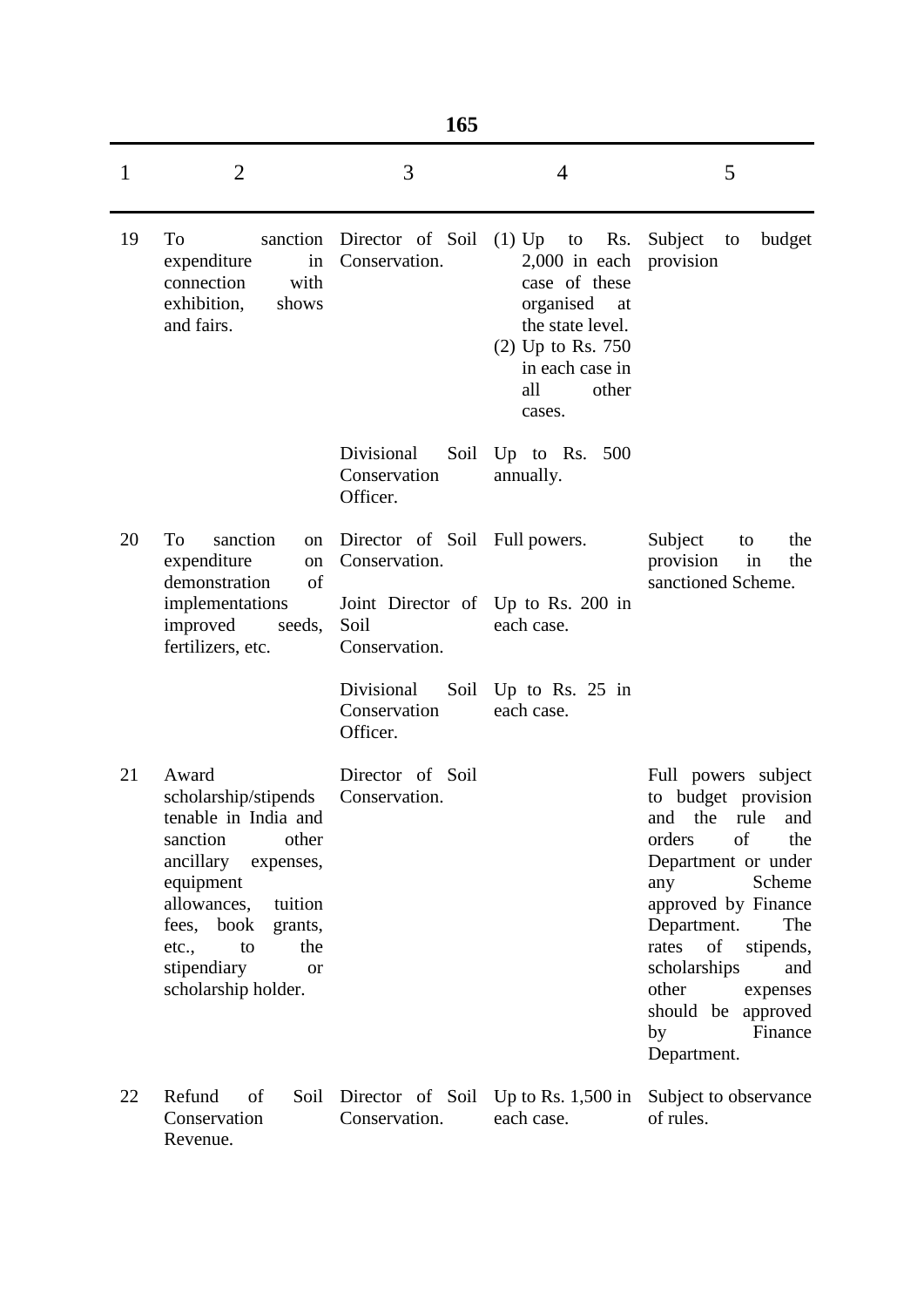| 1 | 2 | 3 | 4 | 5 |
|---|---|---|---|---|
| 19 | To sanction expenditure in connection with exhibition, shows and fairs. | Director of Soil Conservation. | (1) Up to Rs. 2,000 in each case of these organised at the state level. (2) Up to Rs. 750 in each case in all other cases. | Subject to budget provision |
| | | Divisional Soil Conservation Officer. | Up to Rs. 500 annually. | |
| 20 | To sanction on expenditure on demonstration of implementations improved seeds, fertilizers, etc. | Director of Soil Conservation. | Full powers. | Subject to the provision in the sanctioned Scheme. |
| | | Joint Director of Soil Conservation. | Up to Rs. 200 in each case. | |
| | | Divisional Soil Conservation Officer. | Up to Rs. 25 in each case. | |
| 21 | Award scholarship/stipends tenable in India and sanction other ancillary expenses, equipment allowances, tuition fees, book grants, etc., to the stipendiary or scholarship holder. | Director of Soil Conservation. | | Full powers subject to budget provision and the rule and orders of the Department or under any Scheme approved by Finance Department. The rates of stipends, scholarships and other expenses should be approved by Finance Department. |
| 22 | Refund of Soil Conservation Revenue. | Director of Soil Conservation. | Up to Rs. 1,500 in each case. | Subject to observance of rules. |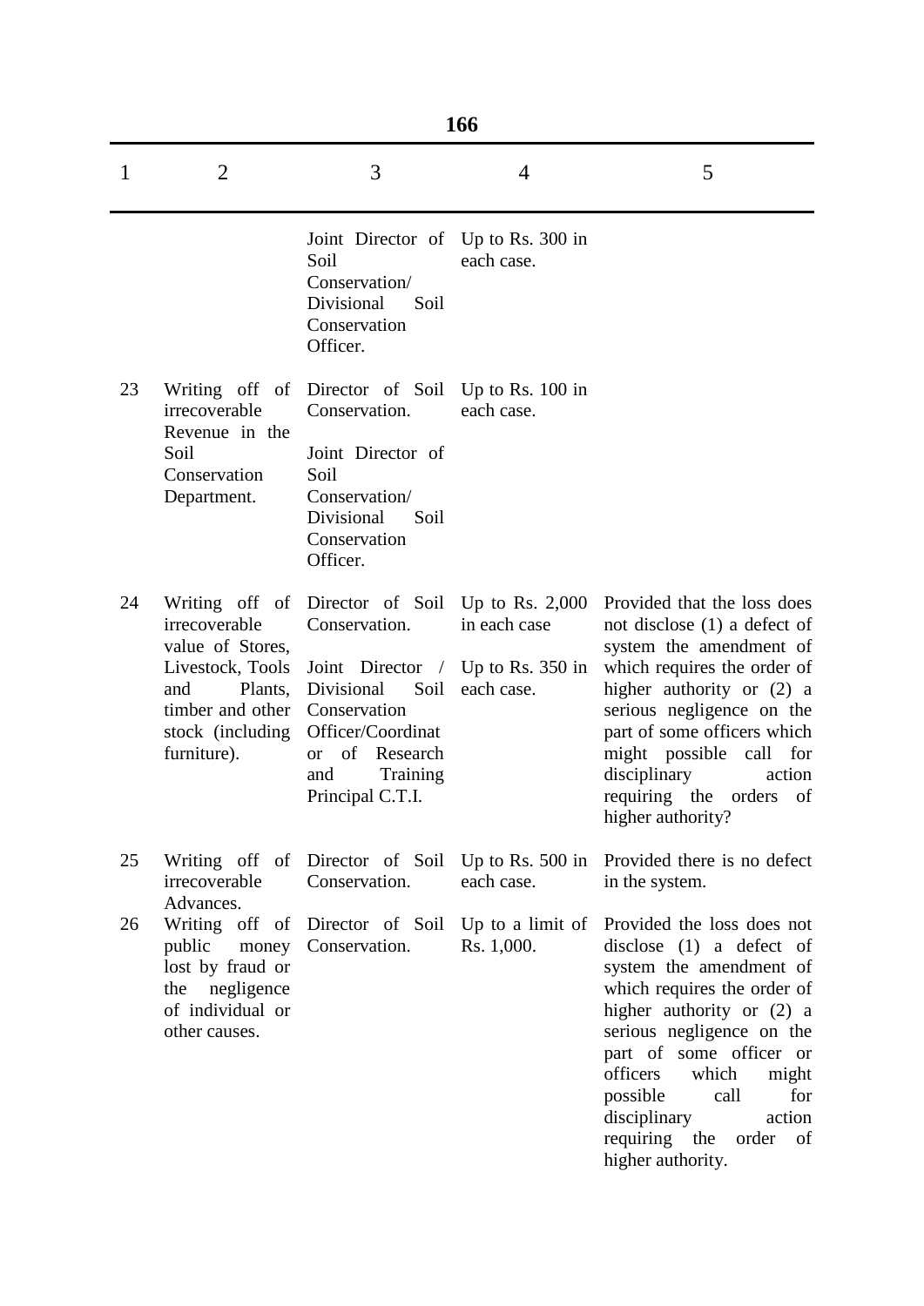| 1 | 2 | 3 | 4 | 5 |
|---|---|---|---|---|
| | | Joint Director of Soil Conservation/ Divisional Soil Conservation Officer. | Up to Rs. 300 in each case. | |
| 23 | Writing off of irrecoverable Revenue in the Soil Conservation Department. | Director of Soil Conservation. | Up to Rs. 100 in each case. | |
| | | Joint Director of Soil Conservation/ Divisional Soil Conservation Officer. | | |
| 24 | Writing off of irrecoverable value of Stores, Livestock, Tools and Plants, timber and other stock (including furniture). | Director of Soil Conservation. | Up to Rs. 2,000 in each case | Provided that the loss does not disclose (1) a defect of system the amendment of which requires the order of higher authority or (2) a serious negligence on the part of some officers which might possible call for disciplinary action requiring the orders of higher authority? |
| | | Joint Director / Divisional Soil Conservation Officer/Coordinat or of Research and Training Principal C.T.I. | Up to Rs. 350 in each case. | |
| 25 | Writing off of irrecoverable Advances. | Director of Soil Conservation. | Up to Rs. 500 in each case. | Provided there is no defect in the system. |
| 26 | Writing off of public money lost by fraud or the negligence of individual or other causes. | Director of Soil Conservation. | Up to a limit of Rs. 1,000. | Provided the loss does not disclose (1) a defect of system the amendment of which requires the order of higher authority or (2) a serious negligence on the part of some officer or officers which might possible call for disciplinary action requiring the order of higher authority. |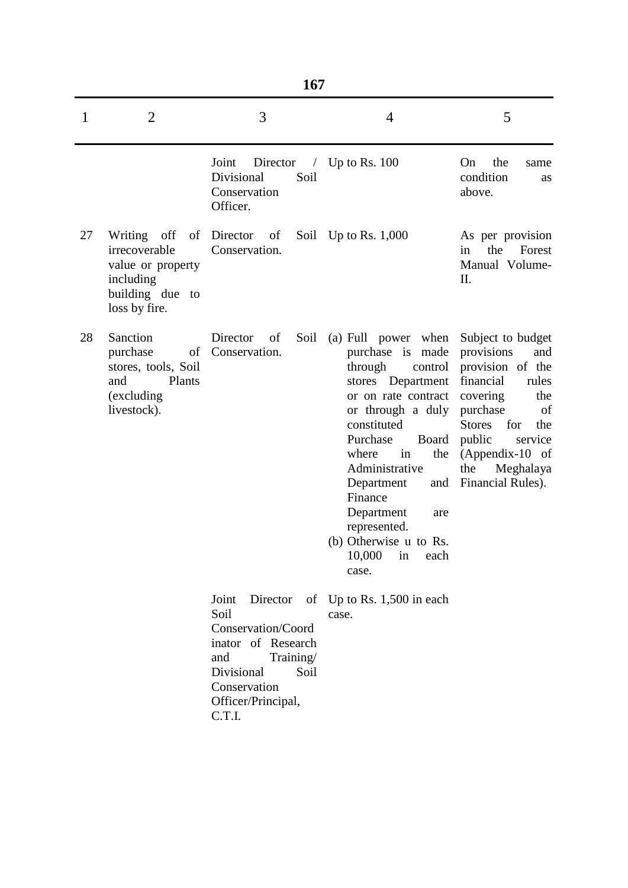| 1 | 2 | 3 | 4 | 5 |
|---|---|---|---|---|
| | | Joint Director / Divisional Soil Conservation Officer. | Up to Rs. 100 | On the same condition as above. |
| 27 | Writing off of irrecoverable value or property including building due to loss by fire. | Director of Soil Conservation. | Up to Rs. 1,000 | As per provision in the Forest Manual Volume-II. |
| 28 | Sanction purchase of stores, tools, Soil and Plants (excluding livestock). | Director of Soil Conservation. | (a) Full power when purchase is made through control stores Department or on rate contract or through a duly constituted Purchase Board where in the Administrative Department and Finance Department are represented.<br>(b) Otherwise u to Rs. 10,000 in each case. | Subject to budget provisions and provision of the financial rules covering the purchase of Stores for the public service (Appendix-10 of the Meghalaya Financial Rules). |
| | | Joint Director of Soil Conservation/Coordinator of Research and Training/ Divisional Soil Conservation Officer/Principal, C.T.I. | Up to Rs. 1,500 in each case. | |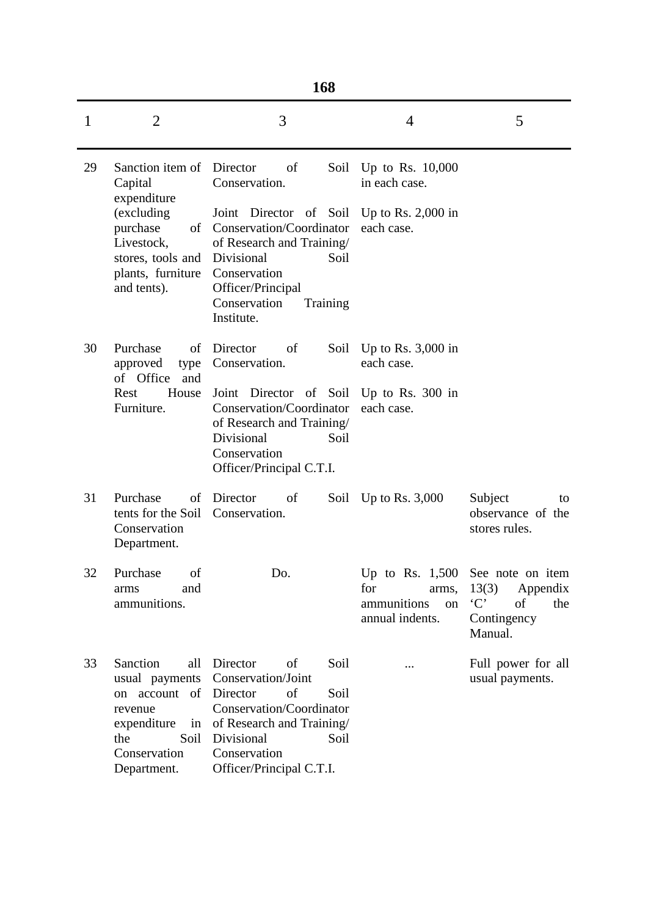| 1 | 2 | 3 | 4 | 5 |
|---|---|---|---|---|
| 29 | Sanction item of Capital expenditure (excluding purchase of Livestock, stores, tools and plants, furniture and tents). | Director of Soil Conservation. | Up to Rs. 10,000 in each case. | |
| | | Joint Director of Soil Conservation/Coordinator of Research and Training/ Divisional Soil Conservation Officer/Principal Conservation Training Institute. | Up to Rs. 2,000 in each case. | |
| 30 | Purchase of approved type of Office and Rest House Furniture. | Director of Soil Conservation. | Up to Rs. 3,000 in each case. | |
| | | Joint Director of Soil Conservation/Coordinator of Research and Training/ Divisional Soil Conservation Officer/Principal C.T.I. | Up to Rs. 300 in each case. | |
| 31 | Purchase of tents for the Soil Conservation Department. | Director of Soil Conservation. | Up to Rs. 3,000 | Subject to observance of the stores rules. |
| 32 | Purchase of arms and ammunitions. | Do. | Up to Rs. 1,500 for arms, ammunitions on annual indents. | See note on item 13(3) Appendix 'C' of the Contingency Manual. |
| 33 | Sanction all usual payments on account of revenue expenditure in the Soil Conservation Department. | Director of Soil Conservation/Joint Director of Soil Conservation/Coordinator of Research and Training/ Divisional Soil Conservation Officer/Principal C.T.I. | ... | Full power for all usual payments. |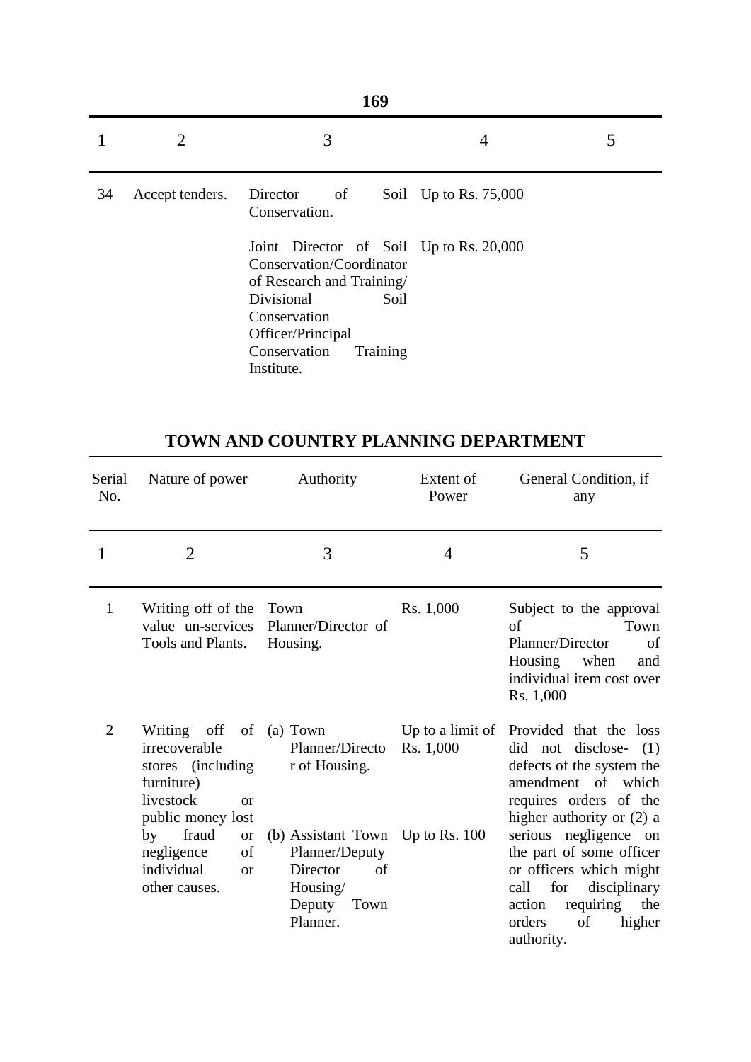| 1 | 2 | 3 | 4 | 5 |
|---|---|---|---|---|
| 34 | Accept tenders. | Director of Soil Conservation. | Up to Rs. 75,000 | |
| | | Joint Director of Soil Conservation/Coordinator of Research and Training/ Divisional Soil Conservation Officer/Principal Conservation Training Institute. | Up to Rs. 20,000 | |

## TOWN AND COUNTRY PLANNING DEPARTMENT

| Serial No. | Nature of power | Authority | Extent of Power | General Condition, if any |
|---|---|---|---|---|
| 1 | 2 | 3 | 4 | 5 |
| 1 | Writing off of the value un-services Tools and Plants. | Town Planner/Director of Housing. | Rs. 1,000 | Subject to the approval of Town Planner/Director of Housing when and individual item cost over Rs. 1,000 |
| 2 | Writing off of irrecoverable stores (including furniture) livestock or public money lost by fraud or negligence of individual or other causes. | (a) Town Planner/Director of Housing. | Up to a limit of Rs. 1,000 | Provided that the loss did not disclose- (1) defects of the system the amendment of which requires orders of the higher authority or (2) a serious negligence on the part of some officer or officers which might call for disciplinary action requiring the orders of higher authority. |
| | | (b) Assistant Town Planner/Deputy Director of Housing/ Deputy Town Planner. | Up to Rs. 100 | |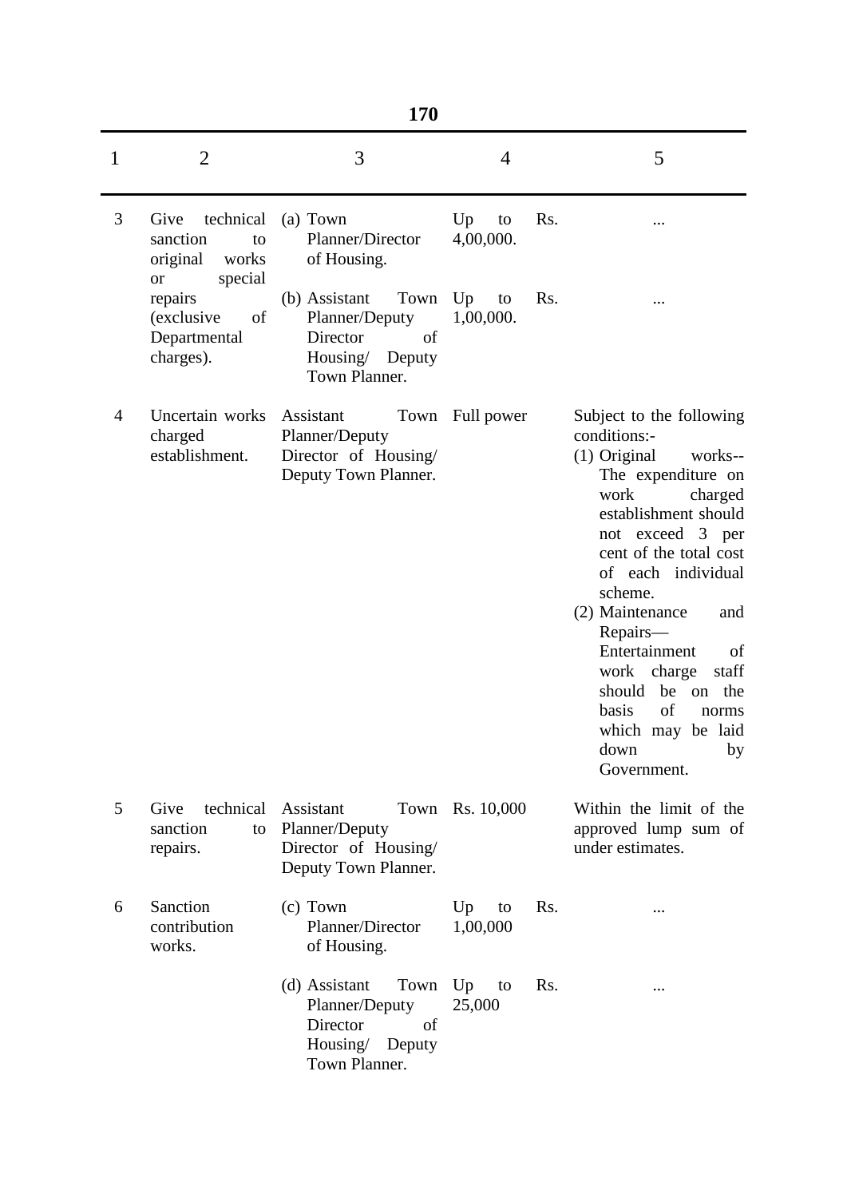| 1 | 2 | 3 | 4 | 5 |
|---|---|---|---|---|
| 3 | Give technical sanction to original works or special repairs (exclusive of Departmental charges). | (a) Town Planner/Director of Housing. | Up to Rs. 4,00,000. | ... |
| | | (b) Assistant Town Planner/Deputy Director of Housing/ Deputy Town Planner. | Up to Rs. 1,00,000. | ... |
| 4 | Uncertain works charged establishment. | Assistant Town Planner/Deputy Director of Housing/ Deputy Town Planner. | Full power | Subject to the following conditions:- (1) Original works-- The expenditure on work charged establishment should not exceed 3 per cent of the total cost of each individual scheme. (2) Maintenance and Repairs— Entertainment of work charge staff should be on the basis of norms which may be laid down by Government. |
| 5 | Give technical sanction to repairs. | Assistant Town Planner/Deputy Director of Housing/ Deputy Town Planner. | Rs. 10,000 | Within the limit of the approved lump sum of under estimates. |
| 6 | Sanction contribution works. | (c) Town Planner/Director of Housing. | Up to Rs. 1,00,000 | ... |
| | | (d) Assistant Town Planner/Deputy Director of Housing/ Deputy Town Planner. | Up to Rs. 25,000 | ... |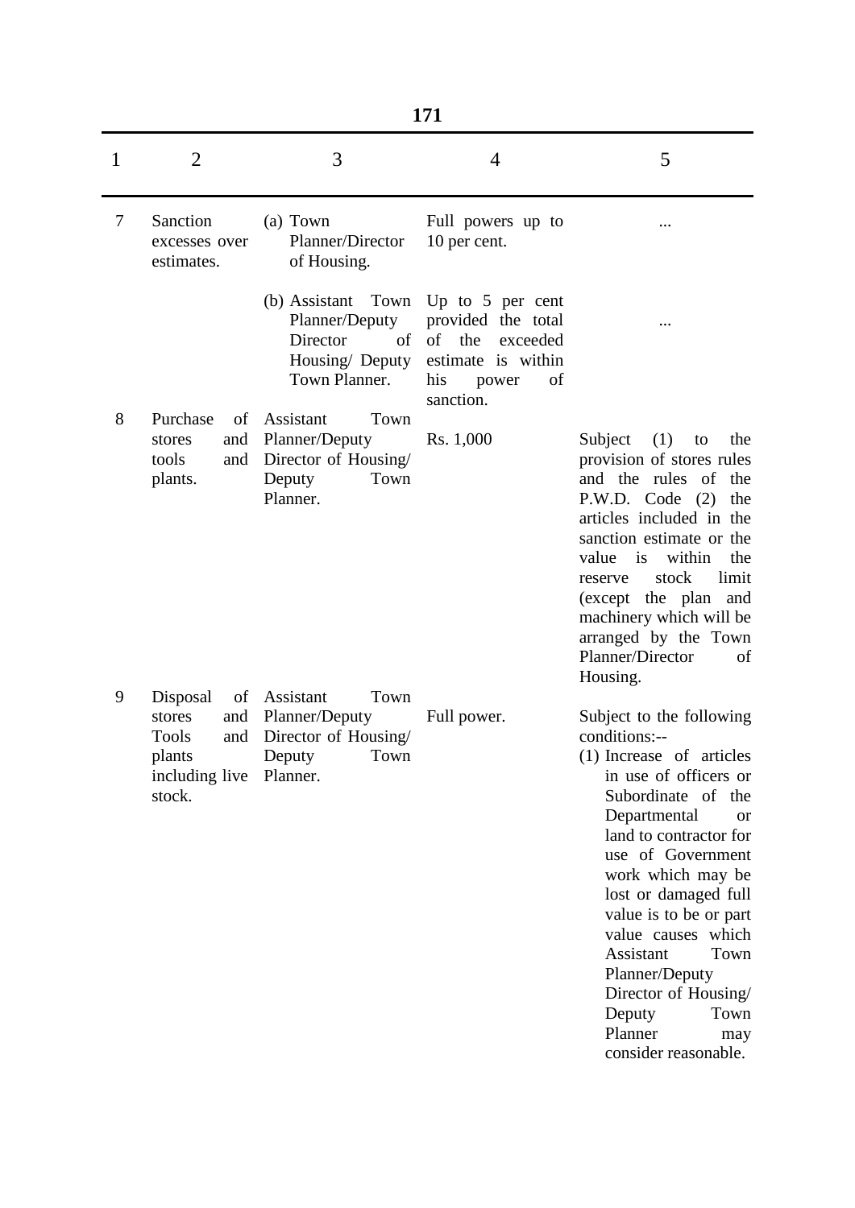| 1 | 2 | 3 | 4 | 5 |
|---|---|---|---|---|
| 7 | Sanction excesses over estimates. | (a) Town Planner/Director of Housing. | Full powers up to 10 per cent. | ... |
| | | (b) Assistant Town Planner/Deputy Director of Housing/ Deputy Town Planner. | Up to 5 per cent provided the total of the exceeded estimate is within his power of sanction. | ... |
| 8 | Purchase of stores and tools and plants. | Assistant Town Planner/Deputy Director of Housing/ Deputy Town Planner. | Rs. 1,000 | Subject (1) to the provision of stores rules and the rules of the P.W.D. Code (2) the articles included in the sanction estimate or the value is within the reserve stock limit (except the plan and machinery which will be arranged by the Town Planner/Director of Housing. |
| 9 | Disposal of stores and Tools and plants including live stock. | Assistant Town Planner/Deputy Director of Housing/ Deputy Town Planner. | Full power. | Subject to the following conditions:-- (1) Increase of articles in use of officers or Subordinate of the Departmental or land to contractor for use of Government work which may be lost or damaged full value is to be or part value causes which Assistant Town Planner/Deputy Director of Housing/ Deputy Town Planner may consider reasonable. |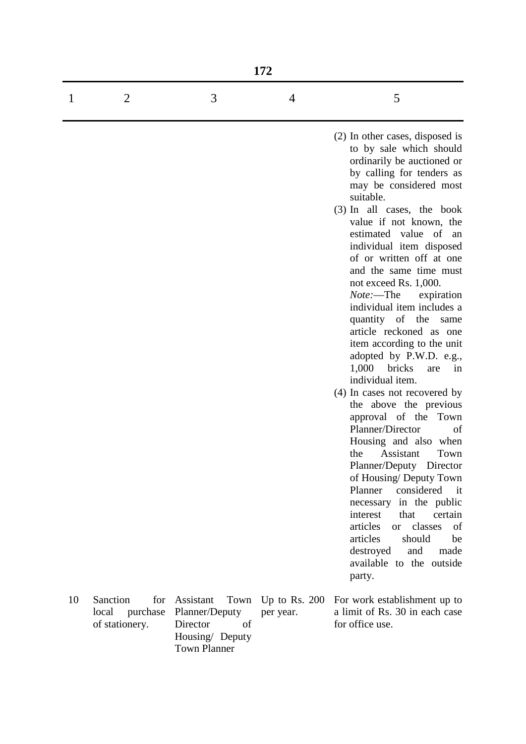| 1 | 2 | 3 | 4 | 5 |
|---|---|---|---|---|
| | | | | (2) In other cases, disposed is to by sale which should ordinarily be auctioned or by calling for tenders as may be considered most suitable.<br>(3) In all cases, the book value if not known, the estimated value of an individual item disposed of or written off at one and the same time must not exceed Rs. 1,000.<br>*Note:*—The expiration individual item includes a quantity of the same article reckoned as one item according to the unit adopted by P.W.D. e.g., 1,000 bricks are in individual item.<br>(4) In cases not recovered by the above the previous approval of the Town Planner/Director of Housing and also when the Assistant Town Planner/Deputy Director of Housing/ Deputy Town Planner considered it necessary in the public interest that certain articles or classes of articles should be destroyed and made available to the outside party. |
| 10 | Sanction for local purchase of stationery. | Assistant Town Planner/Deputy Director of Housing/ Deputy Town Planner | Up to Rs. 200 per year. | For work establishment up to a limit of Rs. 30 in each case for office use. |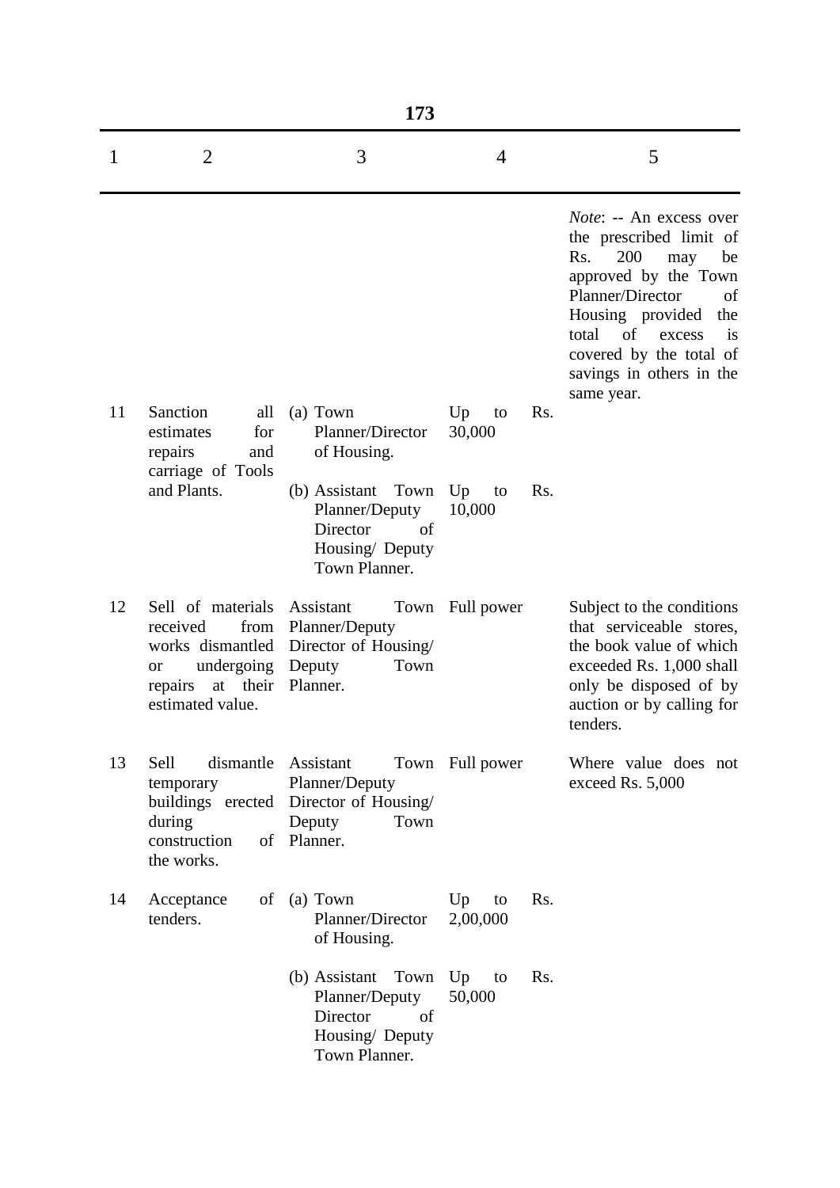| 1 | 2 | 3 | 4 | 5 |
|---|---|---|---|---|
| | | | | *Note*: -- An excess over the prescribed limit of Rs. 200 may be approved by the Town Planner/Director of Housing provided the total of excess is covered by the total of savings in others in the same year. |
| 11 | Sanction all estimates for repairs and carriage of Tools and Plants. | (a) Town Planner/Director of Housing. | Up to Rs. 30,000 | |
| | | (b) Assistant Town Planner/Deputy Director of Housing/ Deputy Town Planner. | Up to Rs. 10,000 | |
| 12 | Sell of materials received from works dismantled or undergoing repairs at their estimated value. | Assistant Town Planner/Deputy Director of Housing/ Deputy Town Planner. | Full power | Subject to the conditions that serviceable stores, the book value of which exceeded Rs. 1,000 shall only be disposed of by auction or by calling for tenders. |
| 13 | Sell dismantle temporary buildings erected during construction of the works. | Assistant Town Planner/Deputy Director of Housing/ Deputy Town Planner. | Full power | Where value does not exceed Rs. 5,000 |
| 14 | Acceptance of tenders. | (a) Town Planner/Director of Housing. | Up to Rs. 2,00,000 | |
| | | (b) Assistant Town Planner/Deputy Director of Housing/ Deputy Town Planner. | Up to Rs. 50,000 | |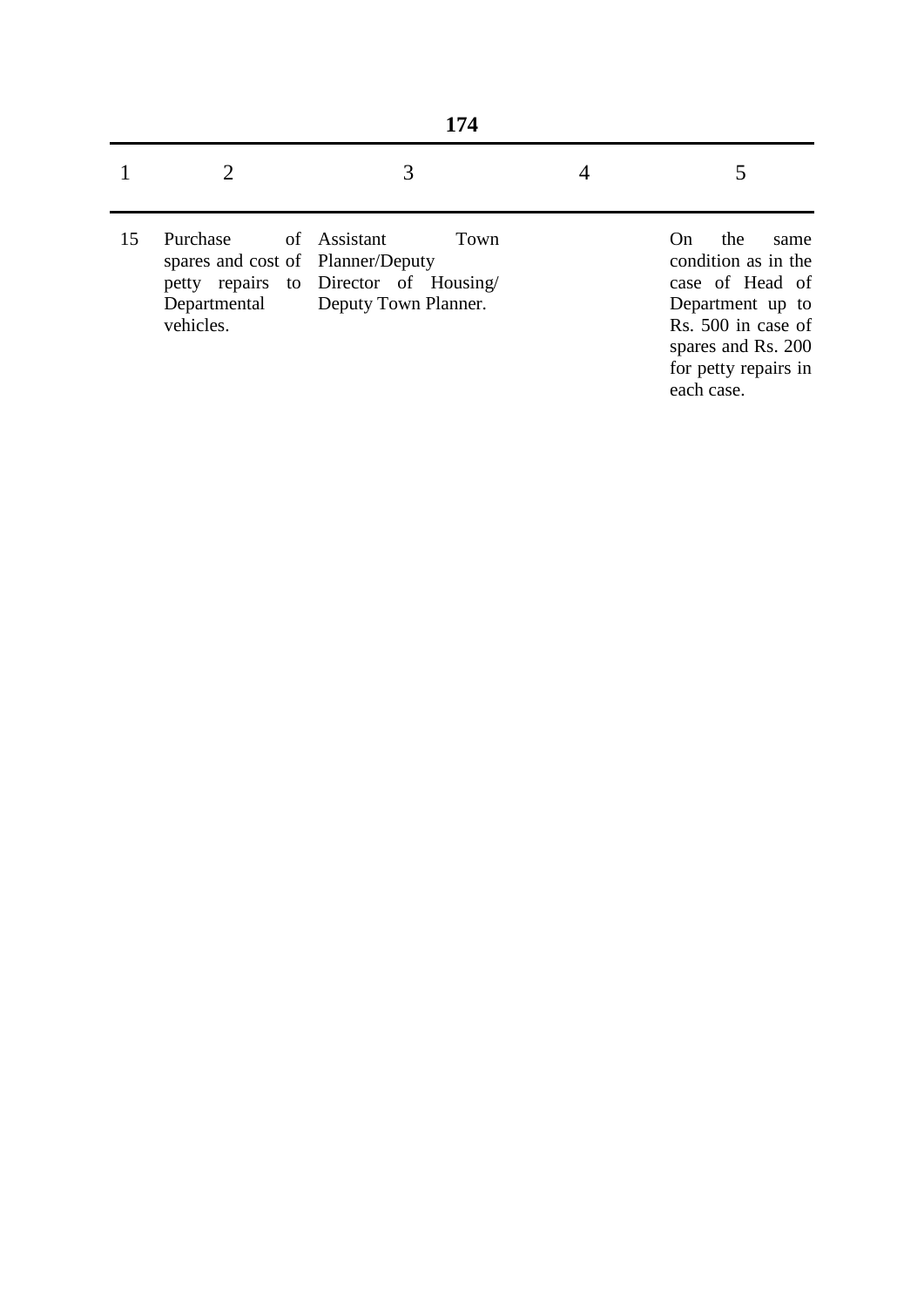| 1 | 2 | 3 | 4 | 5 |
|---|---|---|---|---|
| 15 | Purchase of spares and cost of petty repairs to Departmental vehicles. | Assistant Town Planner/Deputy Director of Housing/ Deputy Town Planner. | | On the same condition as in the case of Head of Department up to Rs. 500 in case of spares and Rs. 200 for petty repairs in each case. |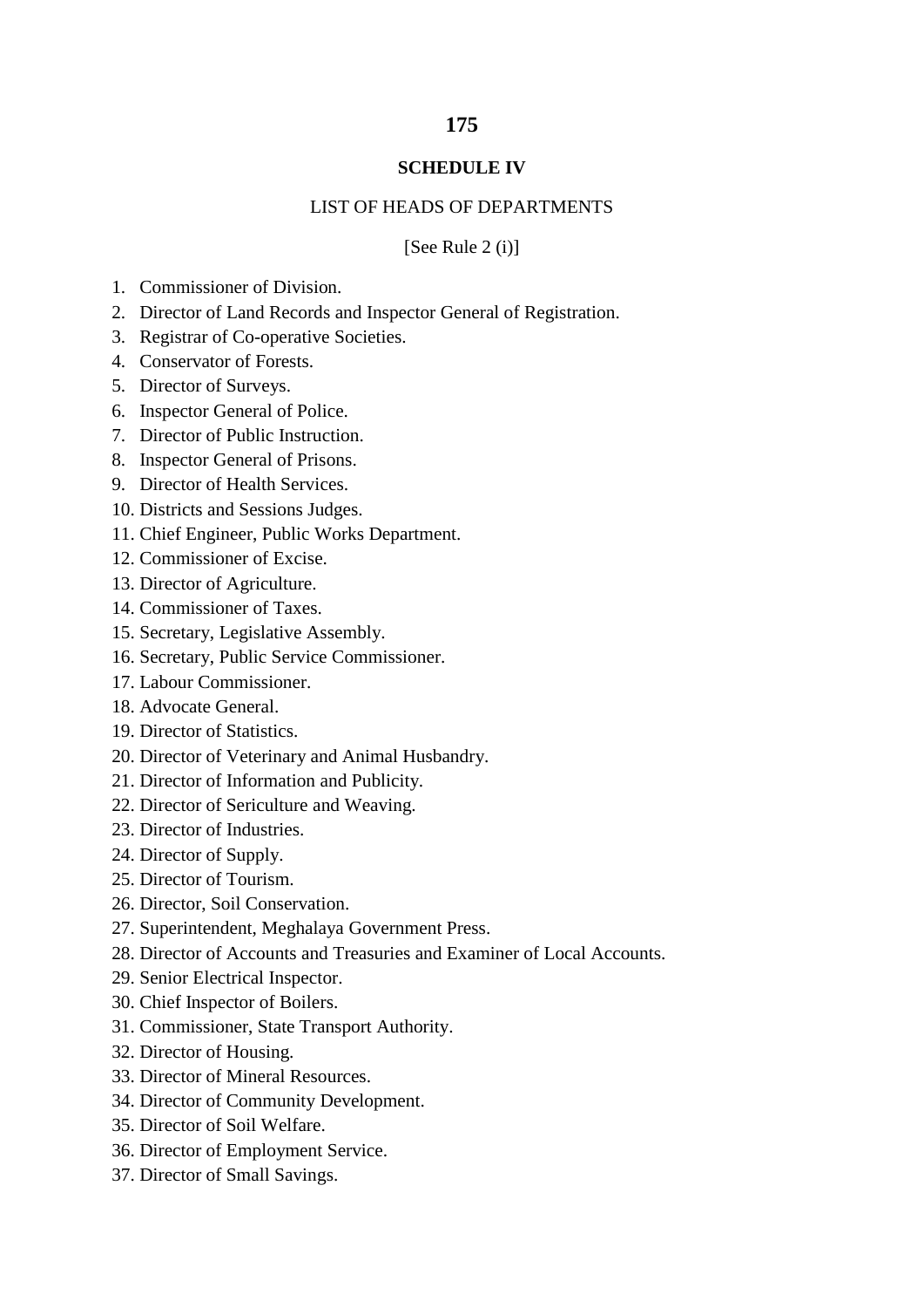## SCHEDULE IV

LIST OF HEADS OF DEPARTMENTS

[See Rule 2 (i)]

1. Commissioner of Division.
2. Director of Land Records and Inspector General of Registration.
3. Registrar of Co-operative Societies.
4. Conservator of Forests.
5. Director of Surveys.
6. Inspector General of Police.
7. Director of Public Instruction.
8. Inspector General of Prisons.
9. Director of Health Services.
10. Districts and Sessions Judges.
11. Chief Engineer, Public Works Department.
12. Commissioner of Excise.
13. Director of Agriculture.
14. Commissioner of Taxes.
15. Secretary, Legislative Assembly.
16. Secretary, Public Service Commissioner.
17. Labour Commissioner.
18. Advocate General.
19. Director of Statistics.
20. Director of Veterinary and Animal Husbandry.
21. Director of Information and Publicity.
22. Director of Sericulture and Weaving.
23. Director of Industries.
24. Director of Supply.
25. Director of Tourism.
26. Director, Soil Conservation.
27. Superintendent, Meghalaya Government Press.
28. Director of Accounts and Treasuries and Examiner of Local Accounts.
29. Senior Electrical Inspector.
30. Chief Inspector of Boilers.
31. Commissioner, State Transport Authority.
32. Director of Housing.
33. Director of Mineral Resources.
34. Director of Community Development.
35. Director of Soil Welfare.
36. Director of Employment Service.
37. Director of Small Savings.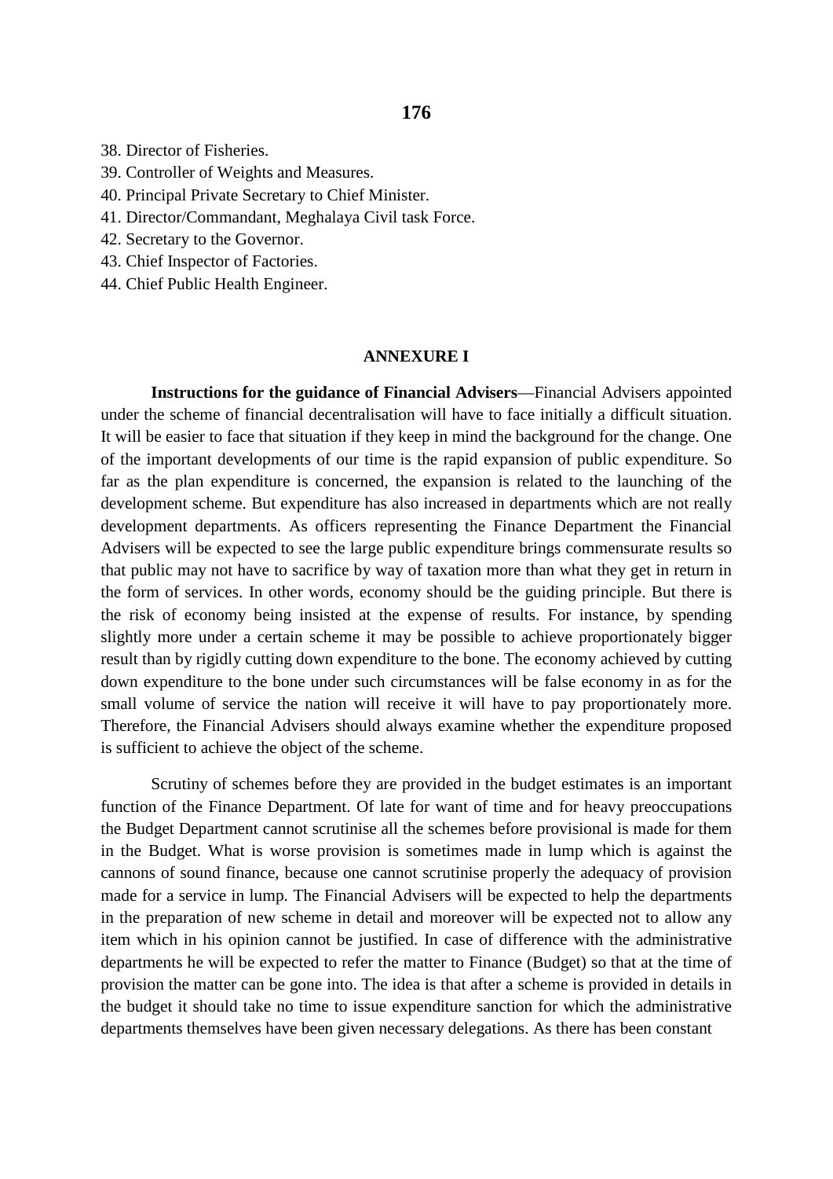38. Director of Fisheries.
39. Controller of Weights and Measures.
40. Principal Private Secretary to Chief Minister.
41. Director/Commandant, Meghalaya Civil task Force.
42. Secretary to the Governor.
43. Chief Inspector of Factories.
44. Chief Public Health Engineer.

## ANNEXURE I

**Instructions for the guidance of Financial Advisers**—Financial Advisers appointed under the scheme of financial decentralisation will have to face initially a difficult situation. It will be easier to face that situation if they keep in mind the background for the change. One of the important developments of our time is the rapid expansion of public expenditure. So far as the plan expenditure is concerned, the expansion is related to the launching of the development scheme. But expenditure has also increased in departments which are not really development departments. As officers representing the Finance Department the Financial Advisers will be expected to see the large public expenditure brings commensurate results so that public may not have to sacrifice by way of taxation more than what they get in return in the form of services. In other words, economy should be the guiding principle. But there is the risk of economy being insisted at the expense of results. For instance, by spending slightly more under a certain scheme it may be possible to achieve proportionately bigger result than by rigidly cutting down expenditure to the bone. The economy achieved by cutting down expenditure to the bone under such circumstances will be false economy in as for the small volume of service the nation will receive it will have to pay proportionately more. Therefore, the Financial Advisers should always examine whether the expenditure proposed is sufficient to achieve the object of the scheme.

Scrutiny of schemes before they are provided in the budget estimates is an important function of the Finance Department. Of late for want of time and for heavy preoccupations the Budget Department cannot scrutinise all the schemes before provisional is made for them in the Budget. What is worse provision is sometimes made in lump which is against the cannons of sound finance, because one cannot scrutinise properly the adequacy of provision made for a service in lump. The Financial Advisers will be expected to help the departments in the preparation of new scheme in detail and moreover will be expected not to allow any item which in his opinion cannot be justified. In case of difference with the administrative departments he will be expected to refer the matter to Finance (Budget) so that at the time of provision the matter can be gone into. The idea is that after a scheme is provided in details in the budget it should take no time to issue expenditure sanction for which the administrative departments themselves have been given necessary delegations. As there has been constant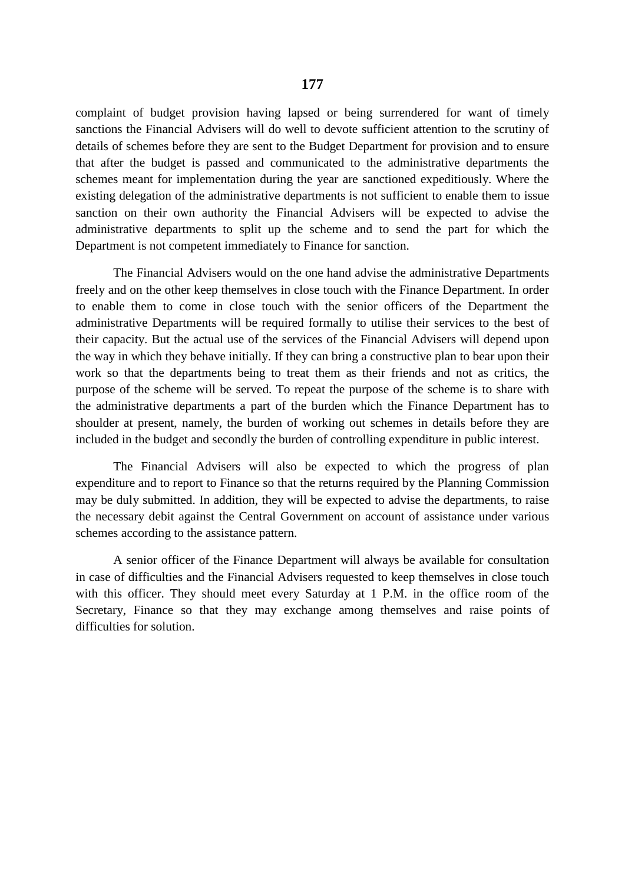complaint of budget provision having lapsed or being surrendered for want of timely sanctions the Financial Advisers will do well to devote sufficient attention to the scrutiny of details of schemes before they are sent to the Budget Department for provision and to ensure that after the budget is passed and communicated to the administrative departments the schemes meant for implementation during the year are sanctioned expeditiously. Where the existing delegation of the administrative departments is not sufficient to enable them to issue sanction on their own authority the Financial Advisers will be expected to advise the administrative departments to split up the scheme and to send the part for which the Department is not competent immediately to Finance for sanction.

The Financial Advisers would on the one hand advise the administrative Departments freely and on the other keep themselves in close touch with the Finance Department. In order to enable them to come in close touch with the senior officers of the Department the administrative Departments will be required formally to utilise their services to the best of their capacity. But the actual use of the services of the Financial Advisers will depend upon the way in which they behave initially. If they can bring a constructive plan to bear upon their work so that the departments being to treat them as their friends and not as critics, the purpose of the scheme will be served. To repeat the purpose of the scheme is to share with the administrative departments a part of the burden which the Finance Department has to shoulder at present, namely, the burden of working out schemes in details before they are included in the budget and secondly the burden of controlling expenditure in public interest.

The Financial Advisers will also be expected to which the progress of plan expenditure and to report to Finance so that the returns required by the Planning Commission may be duly submitted. In addition, they will be expected to advise the departments, to raise the necessary debit against the Central Government on account of assistance under various schemes according to the assistance pattern.

A senior officer of the Finance Department will always be available for consultation in case of difficulties and the Financial Advisers requested to keep themselves in close touch with this officer. They should meet every Saturday at 1 P.M. in the office room of the Secretary, Finance so that they may exchange among themselves and raise points of difficulties for solution.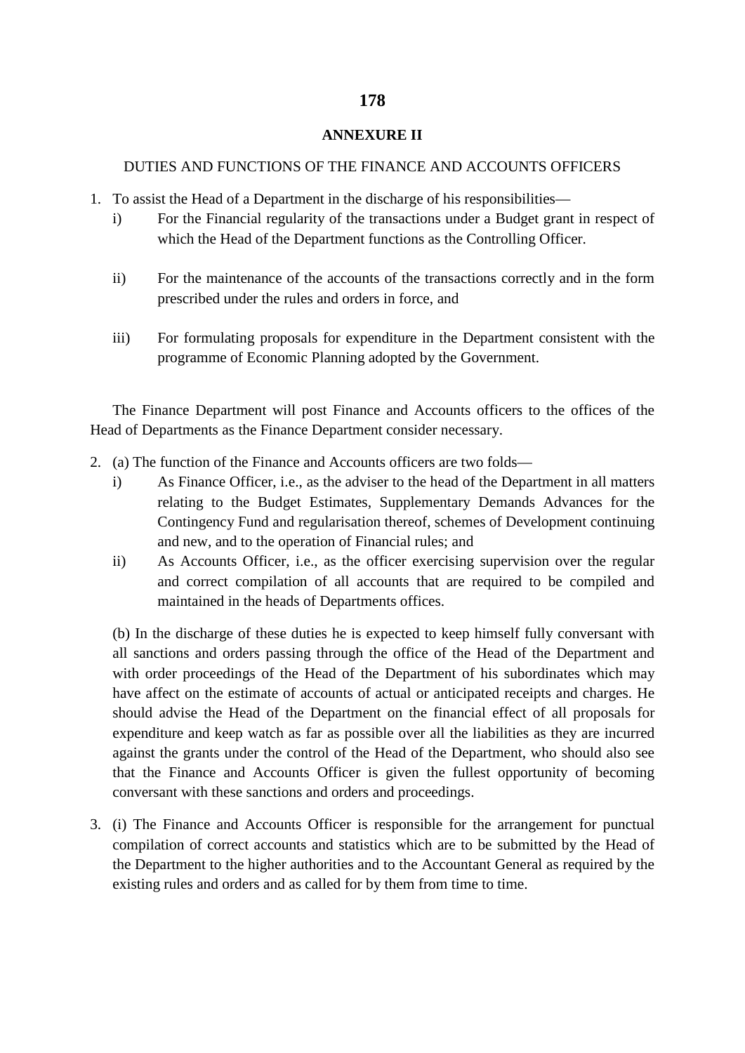## ANNEXURE II

DUTIES AND FUNCTIONS OF THE FINANCE AND ACCOUNTS OFFICERS

1. To assist the Head of a Department in the discharge of his responsibilities—
   i) For the Financial regularity of the transactions under a Budget grant in respect of which the Head of the Department functions as the Controlling Officer.

   ii) For the maintenance of the accounts of the transactions correctly and in the form prescribed under the rules and orders in force, and

   iii) For formulating proposals for expenditure in the Department consistent with the programme of Economic Planning adopted by the Government.

The Finance Department will post Finance and Accounts officers to the offices of the Head of Departments as the Finance Department consider necessary.

2. (a) The function of the Finance and Accounts officers are two folds—
   i) As Finance Officer, i.e., as the adviser to the head of the Department in all matters relating to the Budget Estimates, Supplementary Demands Advances for the Contingency Fund and regularisation thereof, schemes of Development continuing and new, and to the operation of Financial rules; and
   ii) As Accounts Officer, i.e., as the officer exercising supervision over the regular and correct compilation of all accounts that are required to be compiled and maintained in the heads of Departments offices.

   (b) In the discharge of these duties he is expected to keep himself fully conversant with all sanctions and orders passing through the office of the Head of the Department and with order proceedings of the Head of the Department of his subordinates which may have affect on the estimate of accounts of actual or anticipated receipts and charges. He should advise the Head of the Department on the financial effect of all proposals for expenditure and keep watch as far as possible over all the liabilities as they are incurred against the grants under the control of the Head of the Department, who should also see that the Finance and Accounts Officer is given the fullest opportunity of becoming conversant with these sanctions and orders and proceedings.

3. (i) The Finance and Accounts Officer is responsible for the arrangement for punctual compilation of correct accounts and statistics which are to be submitted by the Head of the Department to the higher authorities and to the Accountant General as required by the existing rules and orders and as called for by them from time to time.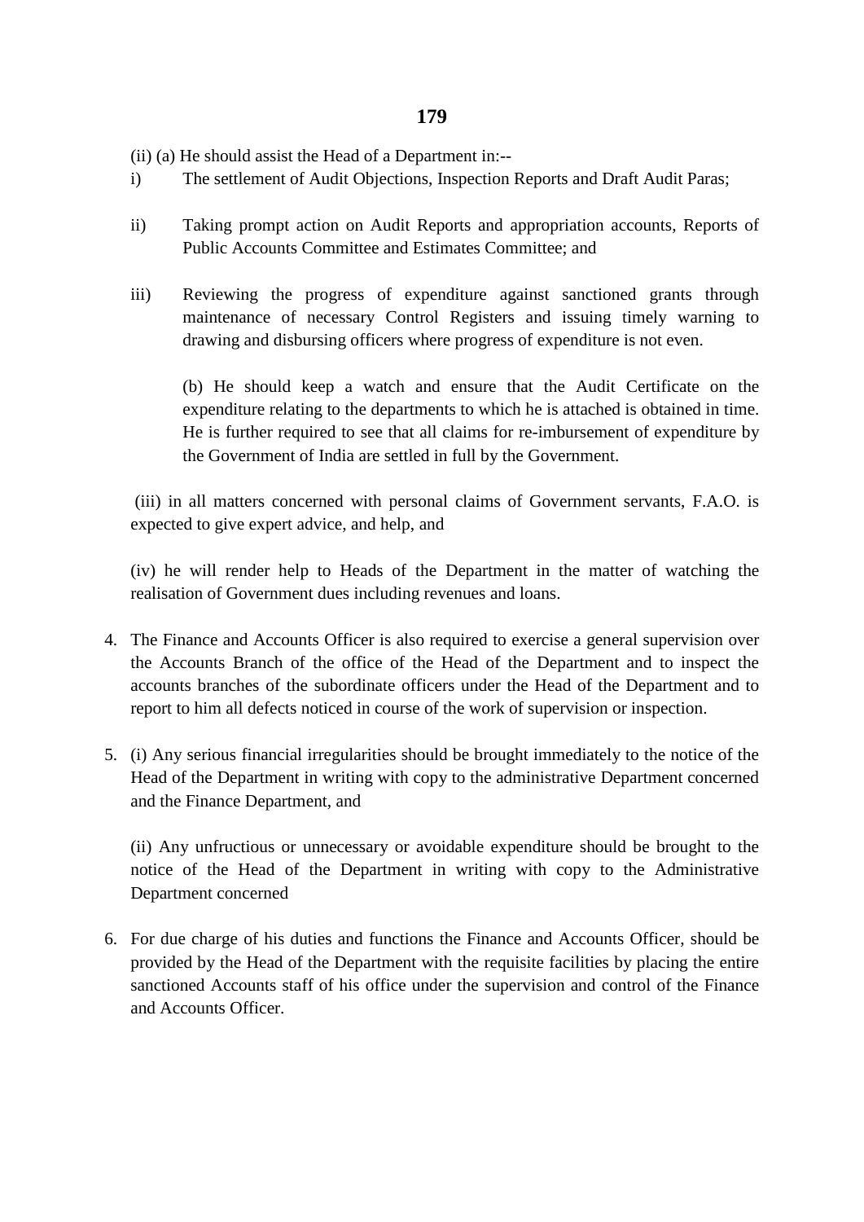(ii) (a) He should assist the Head of a Department in:--

i) The settlement of Audit Objections, Inspection Reports and Draft Audit Paras;

ii) Taking prompt action on Audit Reports and appropriation accounts, Reports of Public Accounts Committee and Estimates Committee; and

iii) Reviewing the progress of expenditure against sanctioned grants through maintenance of necessary Control Registers and issuing timely warning to drawing and disbursing officers where progress of expenditure is not even.

(b) He should keep a watch and ensure that the Audit Certificate on the expenditure relating to the departments to which he is attached is obtained in time. He is further required to see that all claims for re-imbursement of expenditure by the Government of India are settled in full by the Government.

(iii) in all matters concerned with personal claims of Government servants, F.A.O. is expected to give expert advice, and help, and

(iv) he will render help to Heads of the Department in the matter of watching the realisation of Government dues including revenues and loans.

4. The Finance and Accounts Officer is also required to exercise a general supervision over the Accounts Branch of the office of the Head of the Department and to inspect the accounts branches of the subordinate officers under the Head of the Department and to report to him all defects noticed in course of the work of supervision or inspection.

5. (i) Any serious financial irregularities should be brought immediately to the notice of the Head of the Department in writing with copy to the administrative Department concerned and the Finance Department, and

   (ii) Any unfructious or unnecessary or avoidable expenditure should be brought to the notice of the Head of the Department in writing with copy to the Administrative Department concerned

6. For due charge of his duties and functions the Finance and Accounts Officer, should be provided by the Head of the Department with the requisite facilities by placing the entire sanctioned Accounts staff of his office under the supervision and control of the Finance and Accounts Officer.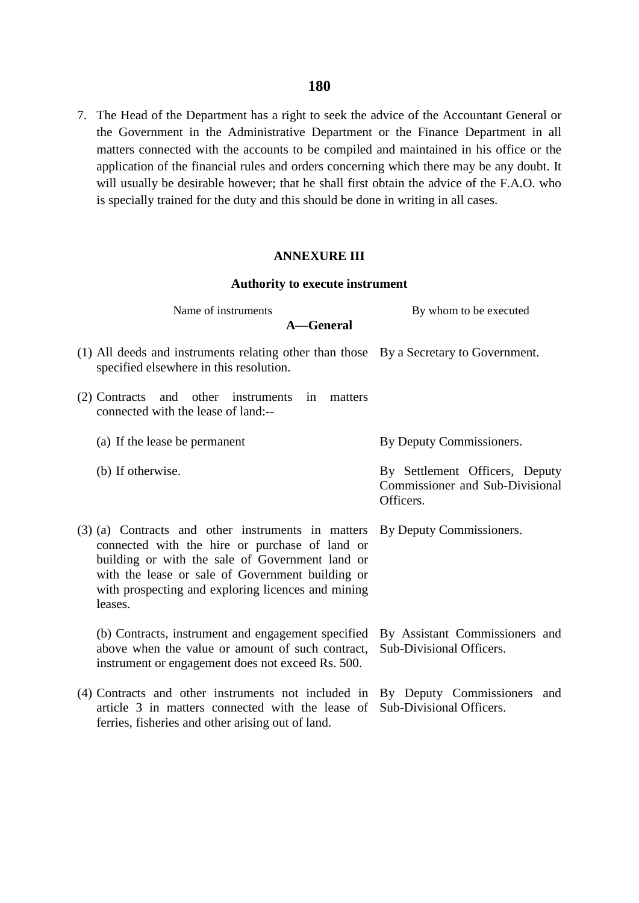7. The Head of the Department has a right to seek the advice of the Accountant General or the Government in the Administrative Department or the Finance Department in all matters connected with the accounts to be compiled and maintained in his office or the application of the financial rules and orders concerning which there may be any doubt. It will usually be desirable however; that he shall first obtain the advice of the F.A.O. who is specially trained for the duty and this should be done in writing in all cases.

## ANNEXURE III

### Authority to execute instrument

| Name of instruments | By whom to be executed |
|---|---|
| **A—General** | |
| (1) All deeds and instruments relating other than those specified elsewhere in this resolution. | By a Secretary to Government. |
| (2) Contracts and other instruments in matters connected with the lease of land:-- | |
| (a) If the lease be permanent | By Deputy Commissioners. |
| (b) If otherwise. | By Settlement Officers, Deputy Commissioner and Sub-Divisional Officers. |
| (3) (a) Contracts and other instruments in matters connected with the hire or purchase of land or building or with the sale of Government land or with the lease or sale of Government building or with prospecting and exploring licences and mining leases. | By Deputy Commissioners. |
| (b) Contracts, instrument and engagement specified above when the value or amount of such contract, instrument or engagement does not exceed Rs. 500. | By Assistant Commissioners and Sub-Divisional Officers. |
| (4) Contracts and other instruments not included in article 3 in matters connected with the lease of ferries, fisheries and other arising out of land. | By Deputy Commissioners and Sub-Divisional Officers. |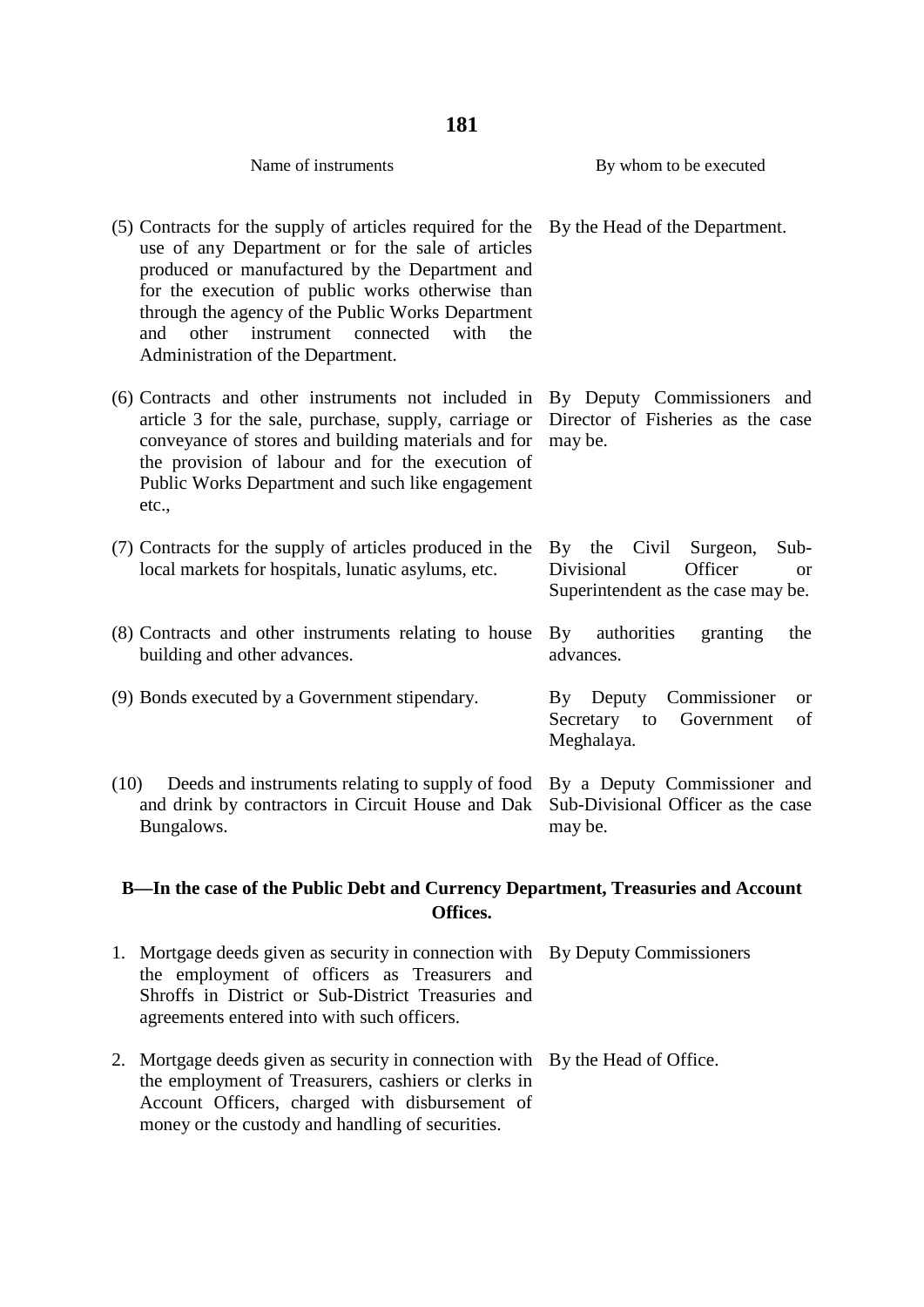| Name of instruments | By whom to be executed |
|---|---|
| (5) Contracts for the supply of articles required for the use of any Department or for the sale of articles produced or manufactured by the Department and for the execution of public works otherwise than through the agency of the Public Works Department and other instrument connected with the Administration of the Department. | By the Head of the Department. |
| (6) Contracts and other instruments not included in article 3 for the sale, purchase, supply, carriage or conveyance of stores and building materials and for the provision of labour and for the execution of Public Works Department and such like engagement etc., | By Deputy Commissioners and Director of Fisheries as the case may be. |
| (7) Contracts for the supply of articles produced in the local markets for hospitals, lunatic asylums, etc. | By the Civil Surgeon, Sub-Divisional Officer or Superintendent as the case may be. |
| (8) Contracts and other instruments relating to house building and other advances. | By authorities granting the advances. |
| (9) Bonds executed by a Government stipendary. | By Deputy Commissioner or Secretary to Government of Meghalaya. |
| (10) Deeds and instruments relating to supply of food and drink by contractors in Circuit House and Dak Bungalows. | By a Deputy Commissioner and Sub-Divisional Officer as the case may be. |

**B—In the case of the Public Debt and Currency Department, Treasuries and Account Offices.**

| Name of instruments | By whom to be executed |
|---|---|
| 1. Mortgage deeds given as security in connection with the employment of officers as Treasurers and Shroffs in District or Sub-District Treasuries and agreements entered into with such officers. | By Deputy Commissioners |
| 2. Mortgage deeds given as security in connection with the employment of Treasurers, cashiers or clerks in Account Officers, charged with disbursement of money or the custody and handling of securities. | By the Head of Office. |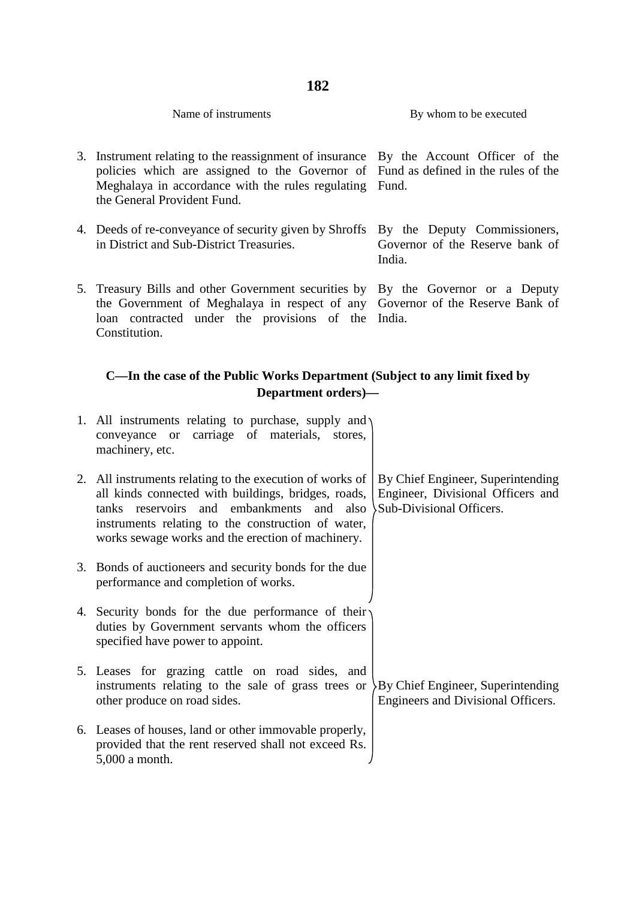| Name of instruments | By whom to be executed |
|---|---|
| 3. Instrument relating to the reassignment of insurance policies which are assigned to the Governor of Meghalaya in accordance with the rules regulating the General Provident Fund. | By the Account Officer of the Fund as defined in the rules of the Fund. |
| 4. Deeds of re-conveyance of security given by Shroffs in District and Sub-District Treasuries. | By the Deputy Commissioners, Governor of the Reserve bank of India. |
| 5. Treasury Bills and other Government securities by the Government of Meghalaya in respect of any loan contracted under the provisions of the Constitution. | By the Governor or a Deputy Governor of the Reserve Bank of India. |

**C—In the case of the Public Works Department (Subject to any limit fixed by Department orders)—**

| Name of instruments | By whom to be executed |
|---|---|
| 1. All instruments relating to purchase, supply and conveyance or carriage of materials, stores, machinery, etc. | By Chief Engineer, Superintending Engineer, Divisional Officers and Sub-Divisional Officers. |
| 2. All instruments relating to the execution of works of all kinds connected with buildings, bridges, roads, tanks reservoirs and embankments and also instruments relating to the construction of water, works sewage works and the erection of machinery. | |
| 3. Bonds of auctioneers and security bonds for the due performance and completion of works. | |
| 4. Security bonds for the due performance of their duties by Government servants whom the officers specified have power to appoint. | By Chief Engineer, Superintending Engineers and Divisional Officers. |
| 5. Leases for grazing cattle on road sides, and instruments relating to the sale of grass trees or other produce on road sides. | |
| 6. Leases of houses, land or other immovable properly, provided that the rent reserved shall not exceed Rs. 5,000 a month. | |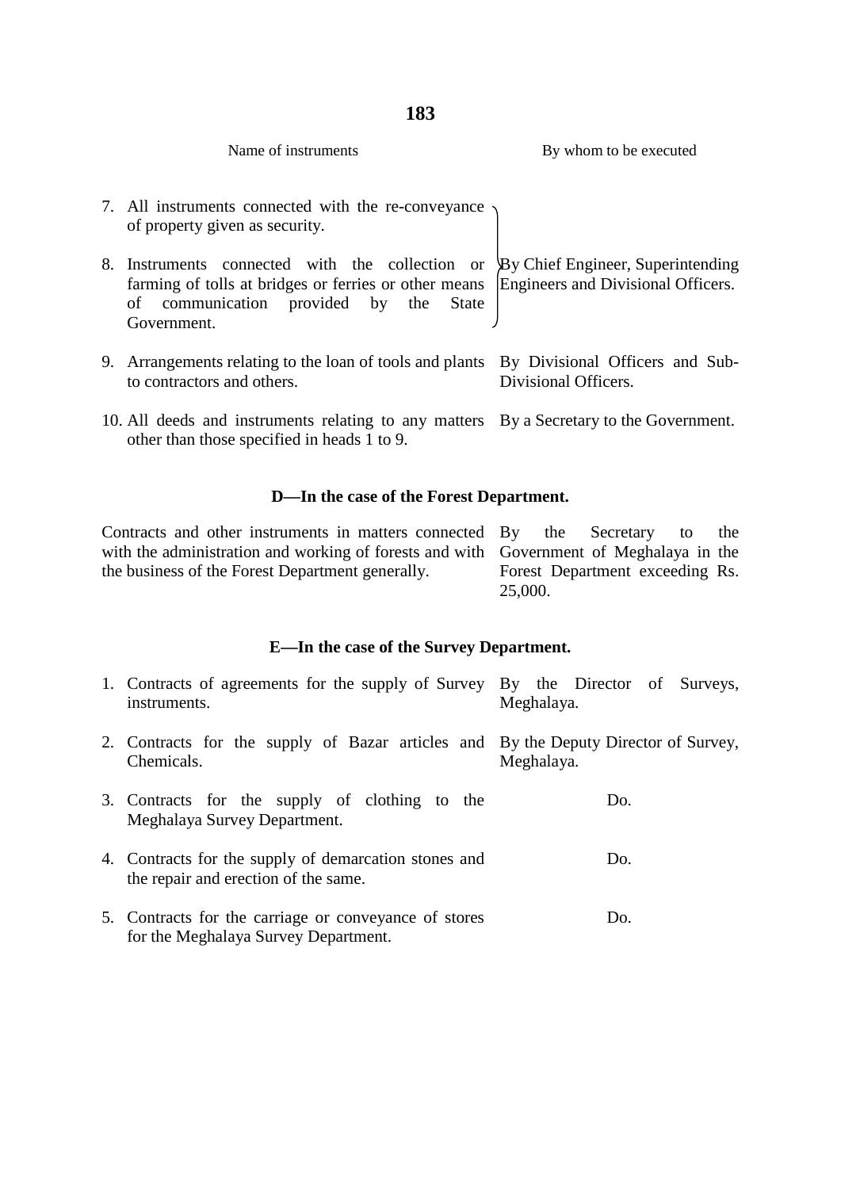| Name of instruments | By whom to be executed |
|---|---|
| 7. All instruments connected with the re-conveyance of property given as security. | By Chief Engineer, Superintending Engineers and Divisional Officers. |
| 8. Instruments connected with the collection or farming of tolls at bridges or ferries or other means of communication provided by the State Government. | By Chief Engineer, Superintending Engineers and Divisional Officers. |
| 9. Arrangements relating to the loan of tools and plants to contractors and others. | By Divisional Officers and Sub-Divisional Officers. |
| 10. All deeds and instruments relating to any matters other than those specified in heads 1 to 9. | By a Secretary to the Government. |

**D—In the case of the Forest Department.**

| | |
|---|---|
| Contracts and other instruments in matters connected with the administration and working of forests and with the business of the Forest Department generally. | By the Secretary to the Government of Meghalaya in the Forest Department exceeding Rs. 25,000. |

**E—In the case of the Survey Department.**

| | |
|---|---|
| 1. Contracts of agreements for the supply of Survey instruments. | By the Director of Surveys, Meghalaya. |
| 2. Contracts for the supply of Bazar articles and Chemicals. | By the Deputy Director of Survey, Meghalaya. |
| 3. Contracts for the supply of clothing to the Meghalaya Survey Department. | Do. |
| 4. Contracts for the supply of demarcation stones and the repair and erection of the same. | Do. |
| 5. Contracts for the carriage or conveyance of stores for the Meghalaya Survey Department. | Do. |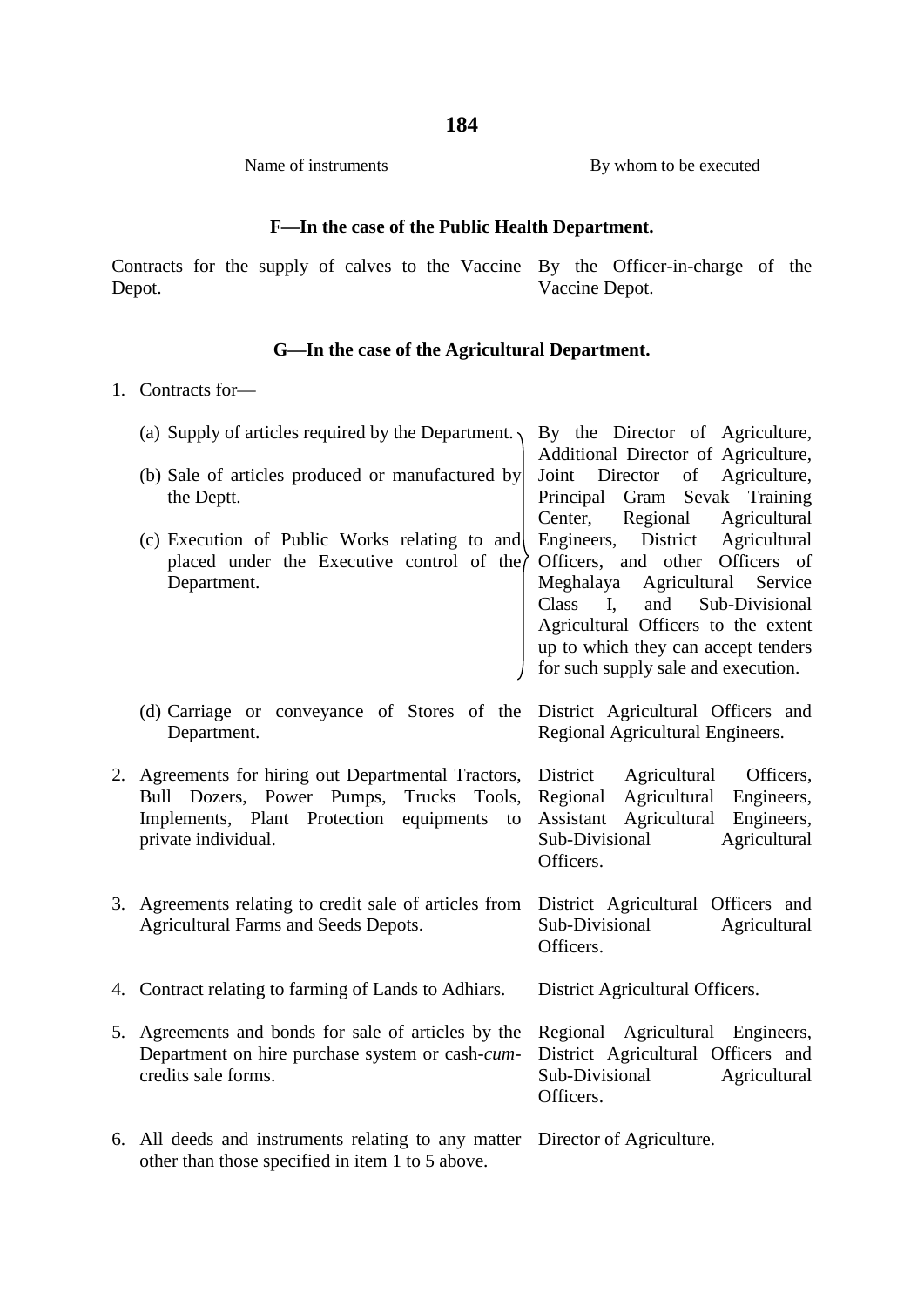| Name of instruments | By whom to be executed |
|---|---|
| **F—In the case of the Public Health Department.** | |
| Contracts for the supply of calves to the Vaccine Depot. | By the Officer-in-charge of the Vaccine Depot. |
| **G—In the case of the Agricultural Department.** | |
| 1. Contracts for— | |
| (a) Supply of articles required by the Department.<br>(b) Sale of articles produced or manufactured by the Deptt.<br>(c) Execution of Public Works relating to and placed under the Executive control of the Department. | By the Director of Agriculture, Additional Director of Agriculture, Joint Director of Agriculture, Principal Gram Sevak Training Center, Regional Agricultural Engineers, District Agricultural Officers, and other Officers of Meghalaya Agricultural Service Class I, and Sub-Divisional Agricultural Officers to the extent up to which they can accept tenders for such supply sale and execution. |
| (d) Carriage or conveyance of Stores of the Department. | District Agricultural Officers and Regional Agricultural Engineers. |
| 2. Agreements for hiring out Departmental Tractors, Bull Dozers, Power Pumps, Trucks Tools, Implements, Plant Protection equipments to private individual. | District Agricultural Officers, Regional Agricultural Engineers, Assistant Agricultural Engineers, Sub-Divisional Agricultural Officers. |
| 3. Agreements relating to credit sale of articles from Agricultural Farms and Seeds Depots. | District Agricultural Officers and Sub-Divisional Agricultural Officers. |
| 4. Contract relating to farming of Lands to Adhiars. | District Agricultural Officers. |
| 5. Agreements and bonds for sale of articles by the Department on hire purchase system or cash-*cum*-credits sale forms. | Regional Agricultural Engineers, District Agricultural Officers and Sub-Divisional Agricultural Officers. |
| 6. All deeds and instruments relating to any matter other than those specified in item 1 to 5 above. | Director of Agriculture. |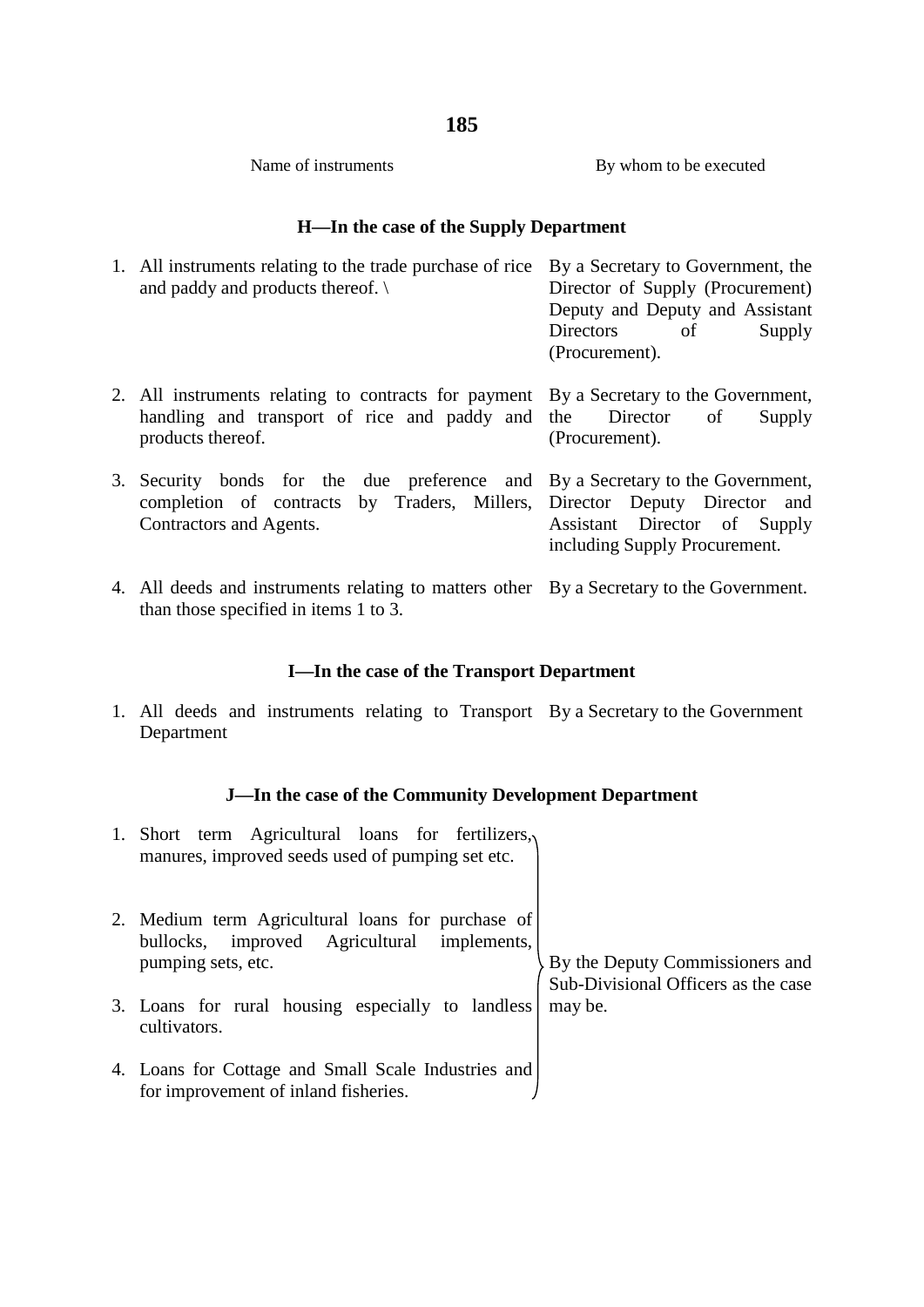| Name of instruments | By whom to be executed |
|---|---|

### H—In the case of the Supply Department

| | Name of instruments | By whom to be executed |
|---|---|---|
| 1. | All instruments relating to the trade purchase of rice and paddy and products thereof. \ | By a Secretary to Government, the Director of Supply (Procurement) Deputy and Deputy and Assistant Directors of Supply (Procurement). |
| 2. | All instruments relating to contracts for payment handling and transport of rice and paddy and products thereof. | By a Secretary to the Government, the Director of Supply (Procurement). |
| 3. | Security bonds for the due preference and completion of contracts by Traders, Millers, Contractors and Agents. | By a Secretary to the Government, Director Deputy Director and Assistant Director of Supply including Supply Procurement. |
| 4. | All deeds and instruments relating to matters other than those specified in items 1 to 3. | By a Secretary to the Government. |

### I—In the case of the Transport Department

| | Name of instruments | By whom to be executed |
|---|---|---|
| 1. | All deeds and instruments relating to Transport Department | By a Secretary to the Government |

### J—In the case of the Community Development Department

| | Name of instruments | By whom to be executed |
|---|---|---|
| 1. | Short term Agricultural loans for fertilizers, manures, improved seeds used of pumping set etc. | By the Deputy Commissioners and Sub-Divisional Officers as the case may be. |
| 2. | Medium term Agricultural loans for purchase of bullocks, improved Agricultural implements, pumping sets, etc. | |
| 3. | Loans for rural housing especially to landless cultivators. | |
| 4. | Loans for Cottage and Small Scale Industries and for improvement of inland fisheries. | |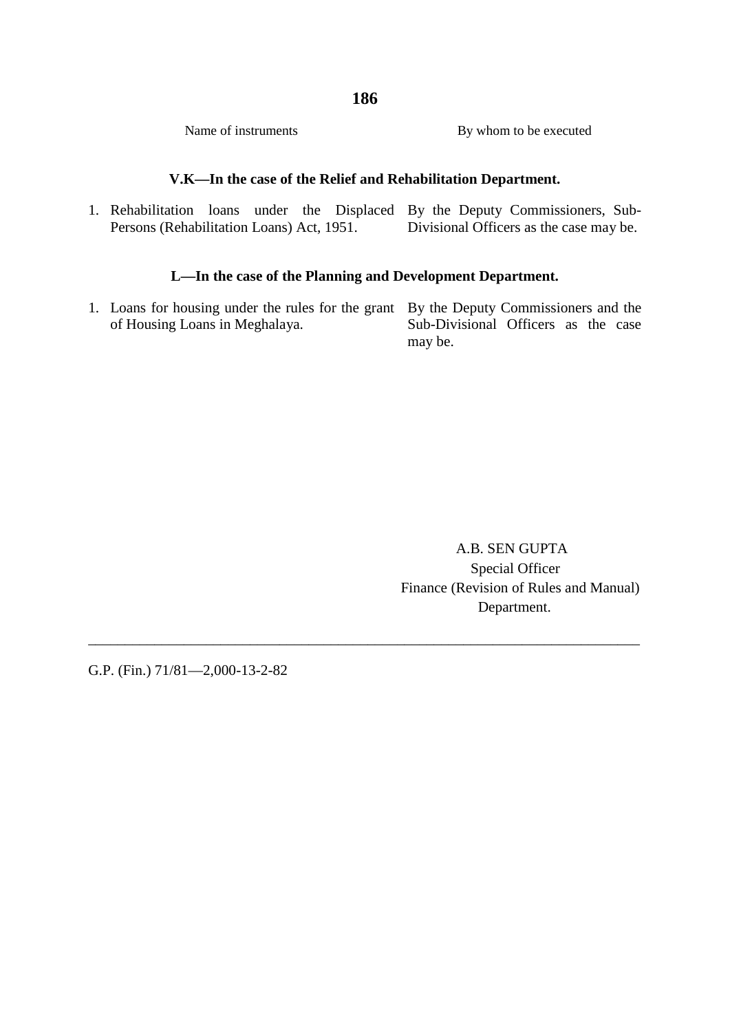| Name of instruments | By whom to be executed |
|---|---|

**V.K—In the case of the Relief and Rehabilitation Department.**

| | |
|---|---|
| 1. Rehabilitation loans under the Displaced Persons (Rehabilitation Loans) Act, 1951. | By the Deputy Commissioners, Sub-Divisional Officers as the case may be. |

**L—In the case of the Planning and Development Department.**

| | |
|---|---|
| 1. Loans for housing under the rules for the grant of Housing Loans in Meghalaya. | By the Deputy Commissioners and the Sub-Divisional Officers as the case may be. |

A.B. SEN GUPTA
Special Officer
Finance (Revision of Rules and Manual)
Department.

---

G.P. (Fin.) 71/81—2,000-13-2-82